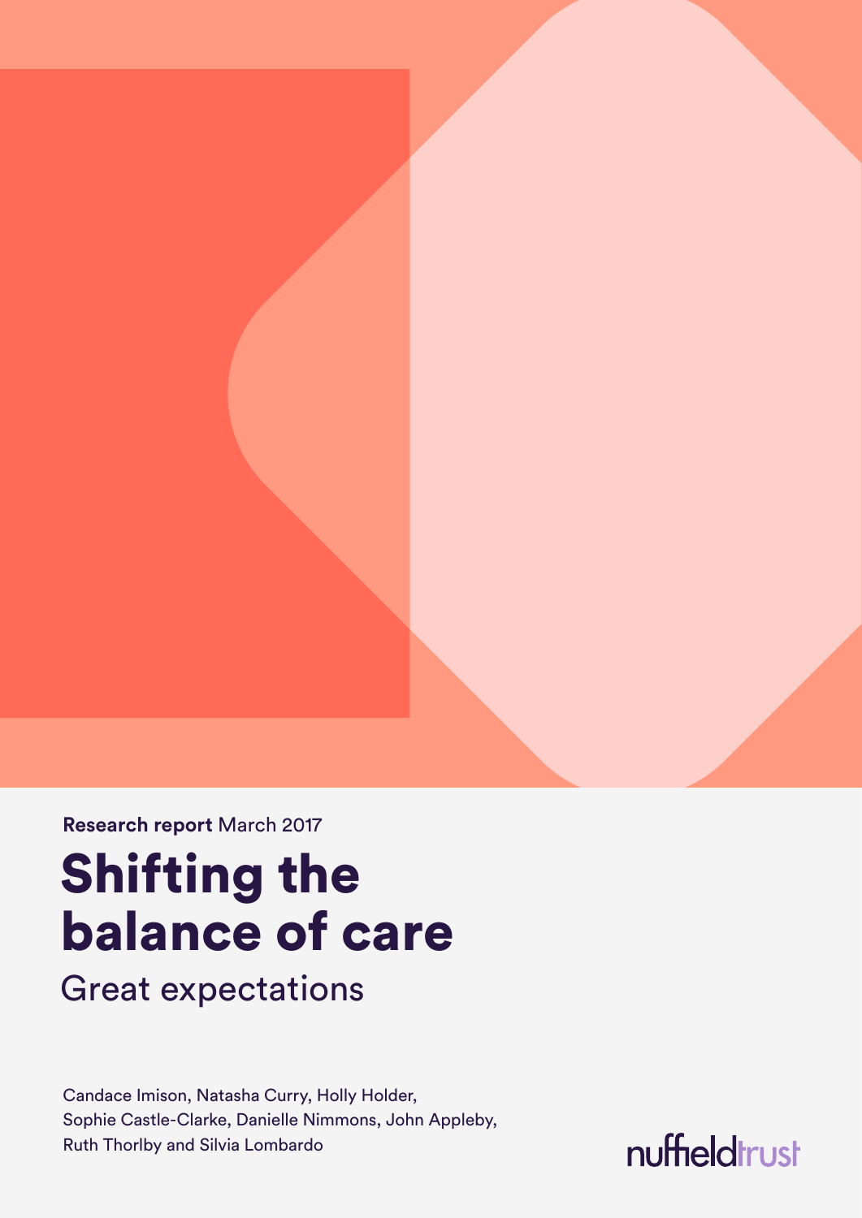**Research report** March 2017

# Shifting the balance of care

## Great expectations

Candace Imison, Natasha Curry, Holly Holder, Sophie Castle-Clarke, Danielle Nimmons, John Appleby, Ruth Thorlby and Silvia Lombardo

nuffieldtrust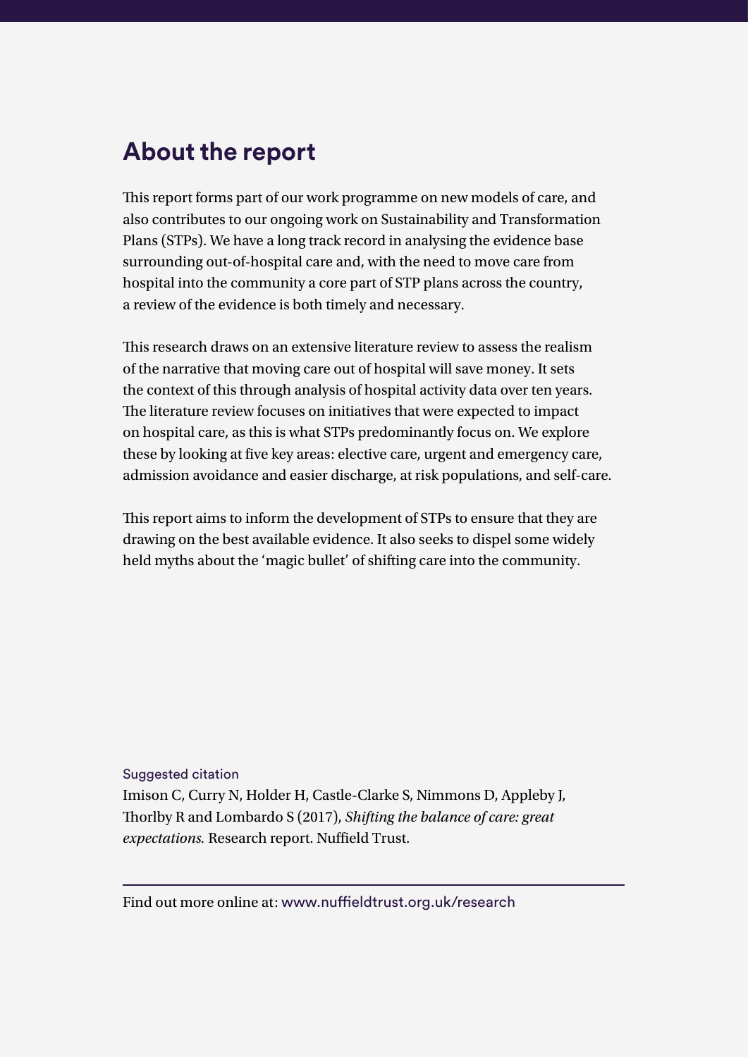## About the report

This report forms part of our work programme on new models of care, and also contributes to our ongoing work on Sustainability and Transformation Plans (STPs). We have a long track record in analysing the evidence base surrounding out-of-hospital care and, with the need to move care from hospital into the community a core part of STP plans across the country, a review of the evidence is both timely and necessary.

This research draws on an extensive literature review to assess the realism of the narrative that moving care out of hospital will save money. It sets the context of this through analysis of hospital activity data over ten years. The literature review focuses on initiatives that were expected to impact on hospital care, as this is what STPs predominantly focus on. We explore these by looking at five key areas: elective care, urgent and emergency care, admission avoidance and easier discharge, at risk populations, and self-care.

This report aims to inform the development of STPs to ensure that they are drawing on the best available evidence. It also seeks to dispel some widely held myths about the 'magic bullet' of shifting care into the community.

Suggested citation

Imison C, Curry N, Holder H, Castle-Clarke S, Nimmons D, Appleby J, Thorlby R and Lombardo S (2017), *Shifting the balance of care: great expectations.* Research report. Nuffield Trust.

---

Find out more online at: www.nuffieldtrust.org.uk/research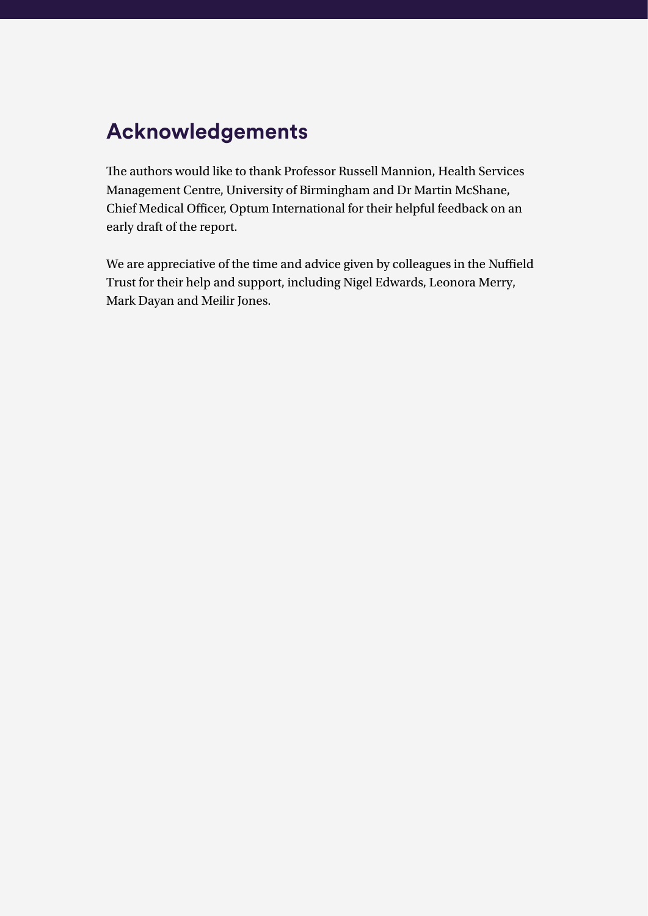# Acknowledgements

The authors would like to thank Professor Russell Mannion, Health Services Management Centre, University of Birmingham and Dr Martin McShane, Chief Medical Officer, Optum International for their helpful feedback on an early draft of the report.

We are appreciative of the time and advice given by colleagues in the Nuffield Trust for their help and support, including Nigel Edwards, Leonora Merry, Mark Dayan and Meilir Jones.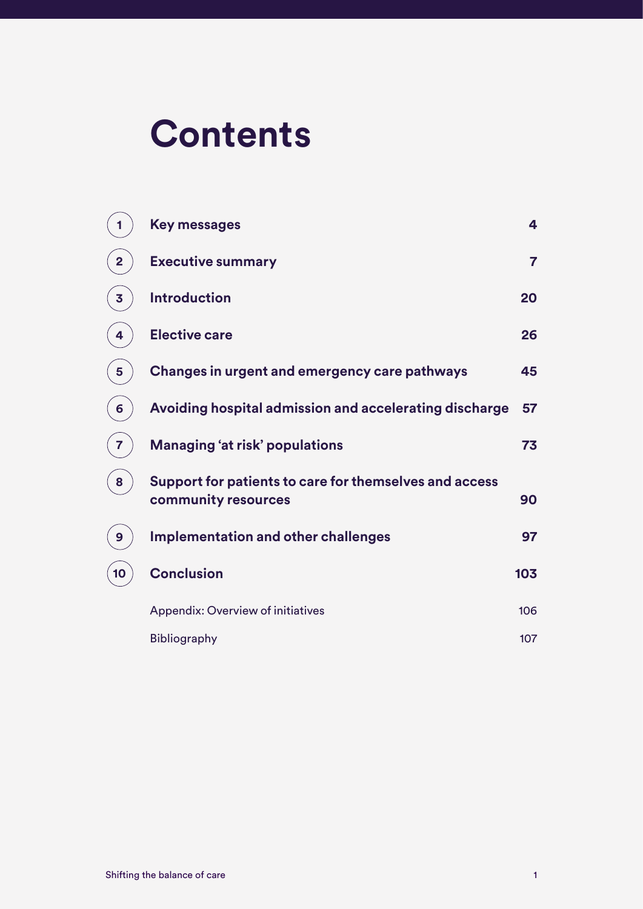# Contents

| | | |
|---|---|---|
| 1 | **Key messages** | **4** |
| 2 | **Executive summary** | **7** |
| 3 | **Introduction** | **20** |
| 4 | **Elective care** | **26** |
| 5 | **Changes in urgent and emergency care pathways** | **45** |
| 6 | **Avoiding hospital admission and accelerating discharge** | **57** |
| 7 | **Managing 'at risk' populations** | **73** |
| 8 | **Support for patients to care for themselves and access community resources** | **90** |
| 9 | **Implementation and other challenges** | **97** |
| 10 | **Conclusion** | **103** |
| | Appendix: Overview of initiatives | 106 |
| | Bibliography | 107 |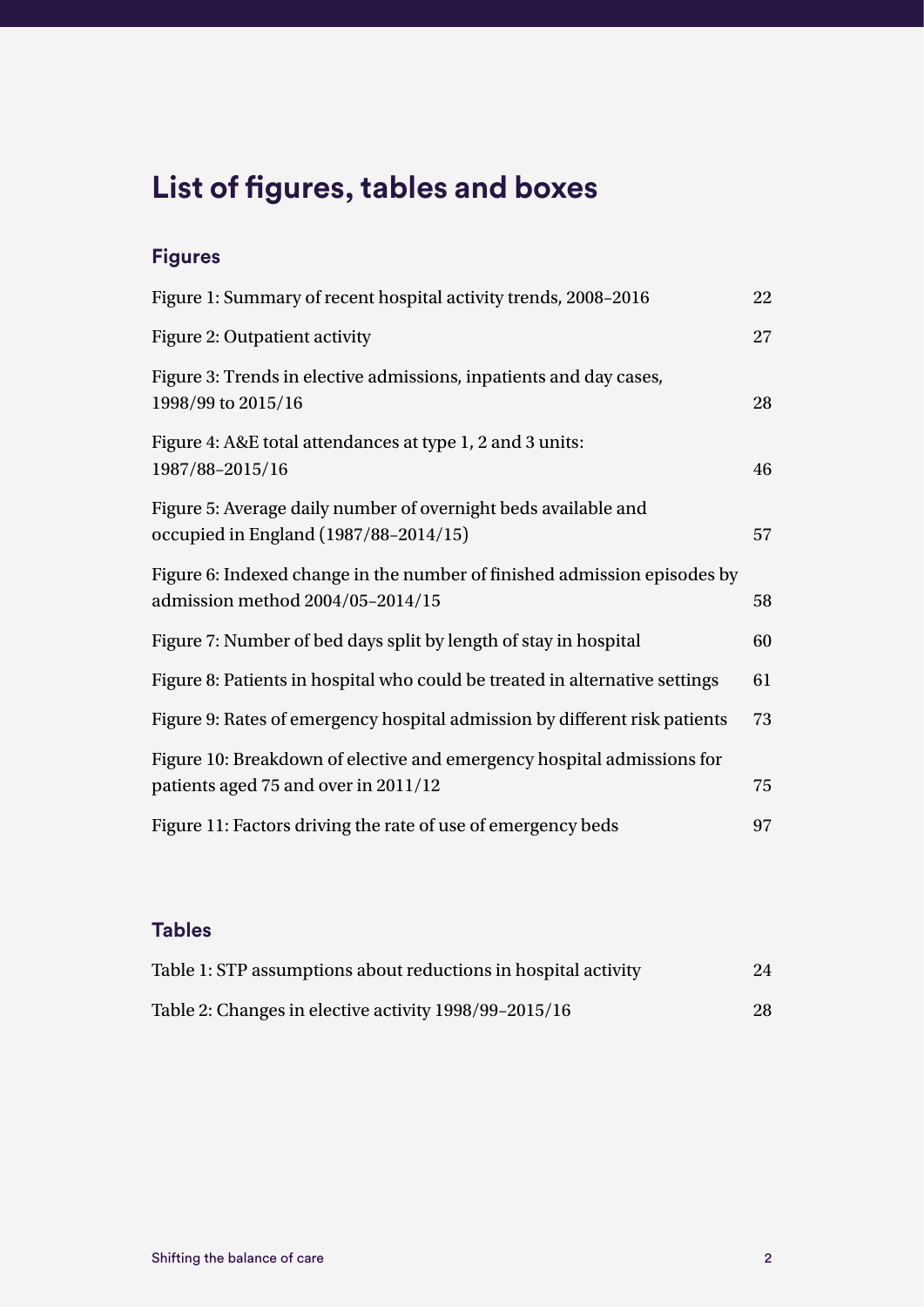# List of figures, tables and boxes

## Figures

| | |
|---|---|
| Figure 1: Summary of recent hospital activity trends, 2008–2016 | 22 |
| Figure 2: Outpatient activity | 27 |
| Figure 3: Trends in elective admissions, inpatients and day cases, 1998/99 to 2015/16 | 28 |
| Figure 4: A&E total attendances at type 1, 2 and 3 units: 1987/88–2015/16 | 46 |
| Figure 5: Average daily number of overnight beds available and occupied in England (1987/88–2014/15) | 57 |
| Figure 6: Indexed change in the number of finished admission episodes by admission method 2004/05–2014/15 | 58 |
| Figure 7: Number of bed days split by length of stay in hospital | 60 |
| Figure 8: Patients in hospital who could be treated in alternative settings | 61 |
| Figure 9: Rates of emergency hospital admission by different risk patients | 73 |
| Figure 10: Breakdown of elective and emergency hospital admissions for patients aged 75 and over in 2011/12 | 75 |
| Figure 11: Factors driving the rate of use of emergency beds | 97 |

## Tables

| | |
|---|---|
| Table 1: STP assumptions about reductions in hospital activity | 24 |
| Table 2: Changes in elective activity 1998/99–2015/16 | 28 |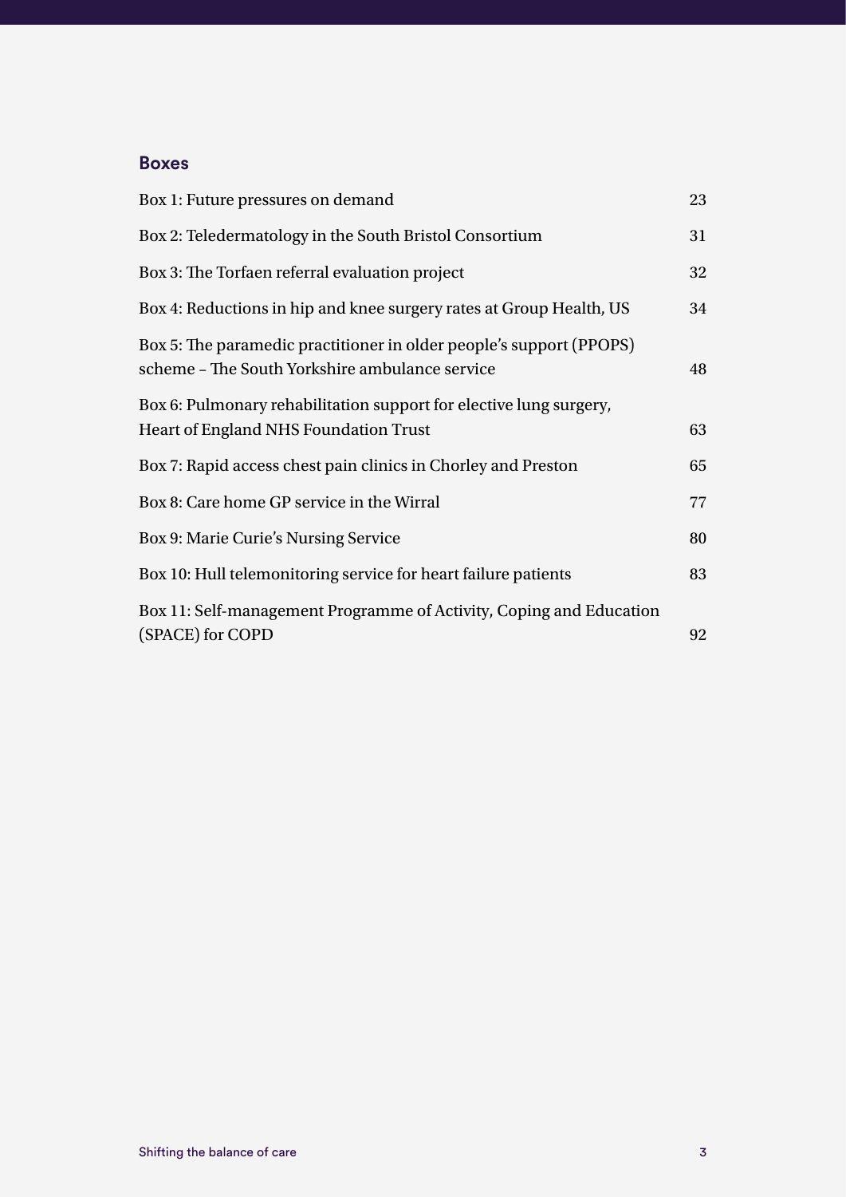## Boxes

Box 1: Future pressures on demand 23

Box 2: Teledermatology in the South Bristol Consortium 31

Box 3: The Torfaen referral evaluation project 32

Box 4: Reductions in hip and knee surgery rates at Group Health, US 34

Box 5: The paramedic practitioner in older people's support (PPOPS) scheme – The South Yorkshire ambulance service 48

Box 6: Pulmonary rehabilitation support for elective lung surgery, Heart of England NHS Foundation Trust 63

Box 7: Rapid access chest pain clinics in Chorley and Preston 65

Box 8: Care home GP service in the Wirral 77

Box 9: Marie Curie's Nursing Service 80

Box 10: Hull telemonitoring service for heart failure patients 83

Box 11: Self-management Programme of Activity, Coping and Education (SPACE) for COPD 92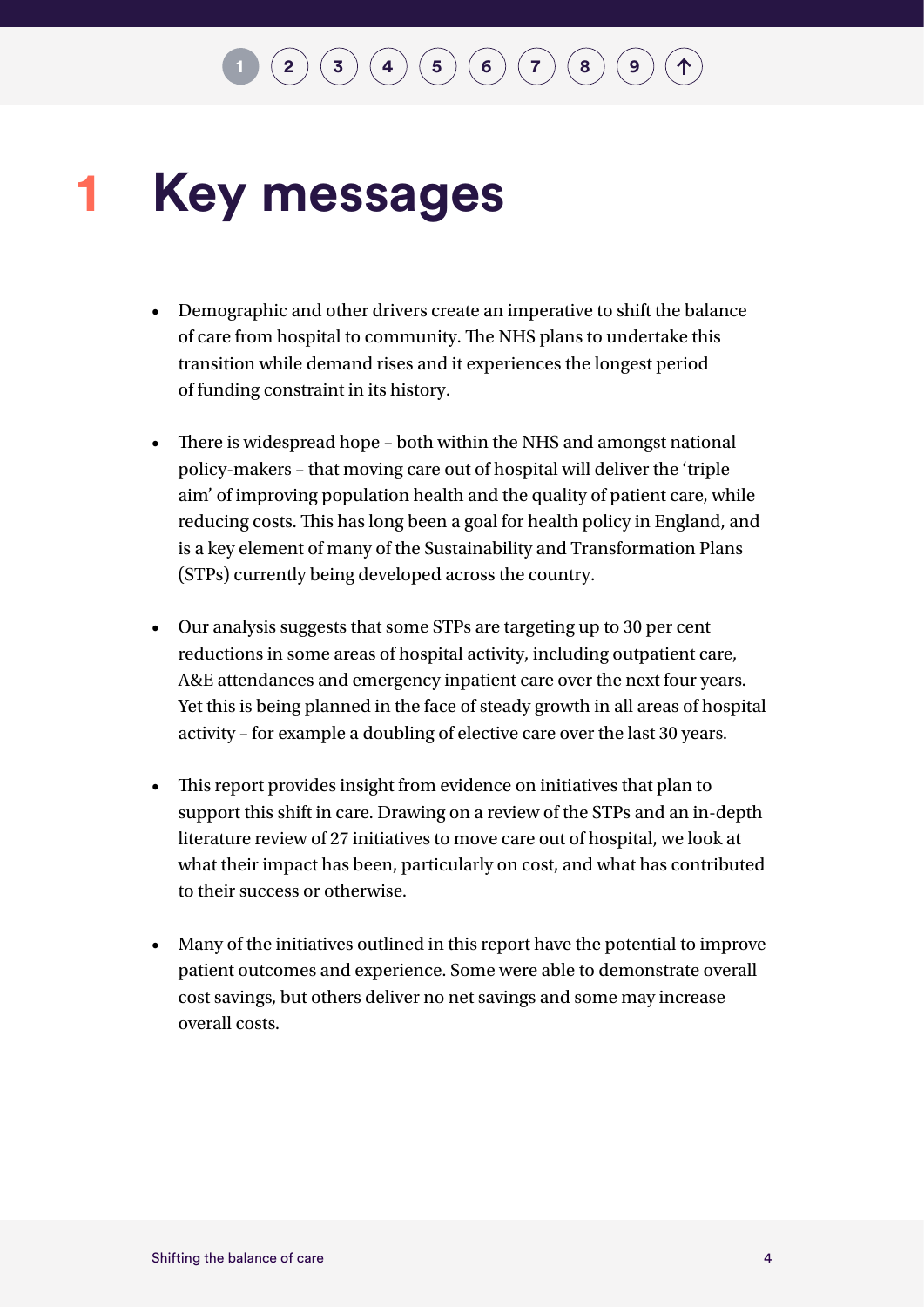# 1 Key messages

- Demographic and other drivers create an imperative to shift the balance of care from hospital to community. The NHS plans to undertake this transition while demand rises and it experiences the longest period of funding constraint in its history.

- There is widespread hope – both within the NHS and amongst national policy-makers – that moving care out of hospital will deliver the 'triple aim' of improving population health and the quality of patient care, while reducing costs. This has long been a goal for health policy in England, and is a key element of many of the Sustainability and Transformation Plans (STPs) currently being developed across the country.

- Our analysis suggests that some STPs are targeting up to 30 per cent reductions in some areas of hospital activity, including outpatient care, A&E attendances and emergency inpatient care over the next four years. Yet this is being planned in the face of steady growth in all areas of hospital activity – for example a doubling of elective care over the last 30 years.

- This report provides insight from evidence on initiatives that plan to support this shift in care. Drawing on a review of the STPs and an in-depth literature review of 27 initiatives to move care out of hospital, we look at what their impact has been, particularly on cost, and what has contributed to their success or otherwise.

- Many of the initiatives outlined in this report have the potential to improve patient outcomes and experience. Some were able to demonstrate overall cost savings, but others deliver no net savings and some may increase overall costs.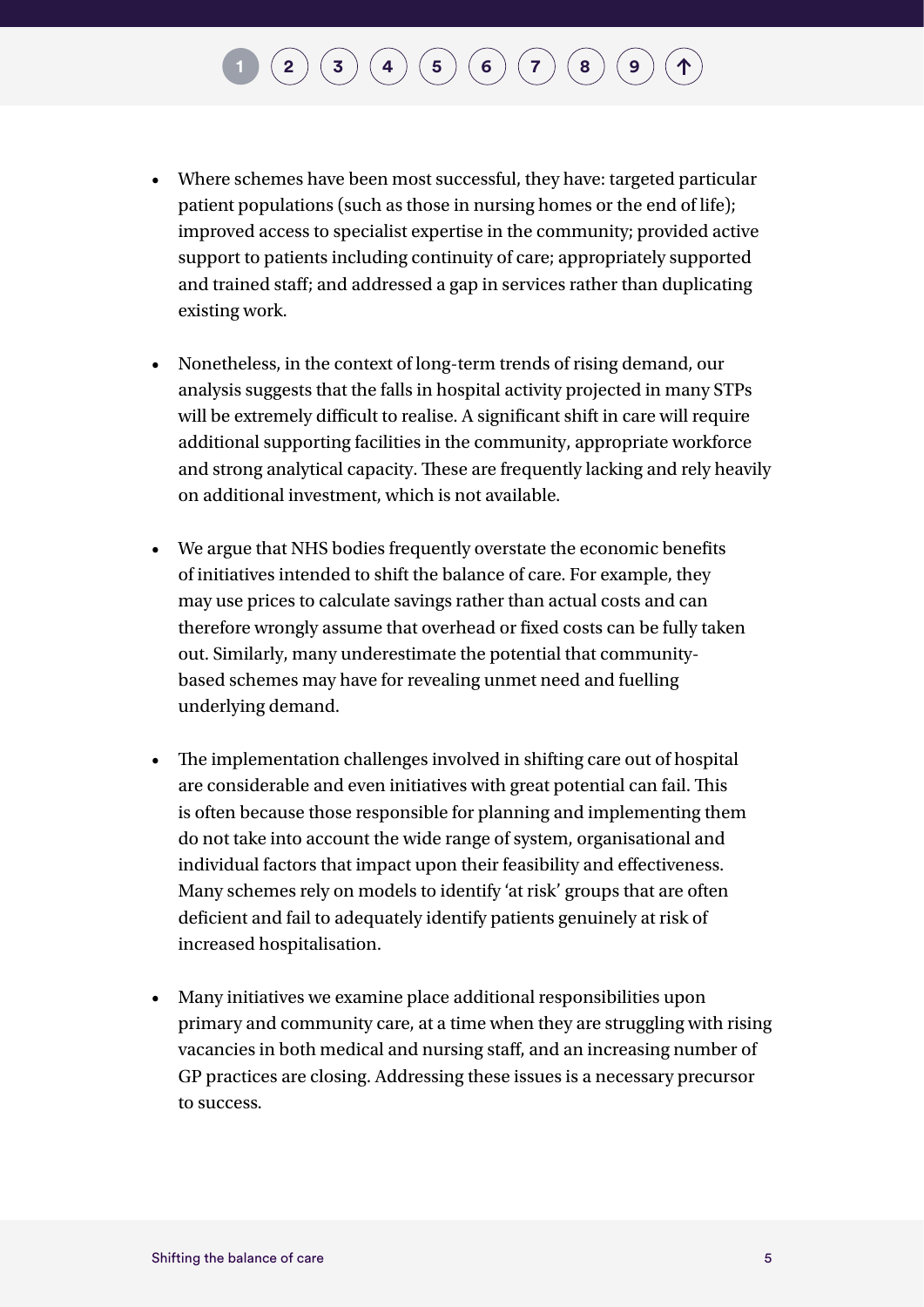- Where schemes have been most successful, they have: targeted particular patient populations (such as those in nursing homes or the end of life); improved access to specialist expertise in the community; provided active support to patients including continuity of care; appropriately supported and trained staff; and addressed a gap in services rather than duplicating existing work.

- Nonetheless, in the context of long-term trends of rising demand, our analysis suggests that the falls in hospital activity projected in many STPs will be extremely difficult to realise. A significant shift in care will require additional supporting facilities in the community, appropriate workforce and strong analytical capacity. These are frequently lacking and rely heavily on additional investment, which is not available.

- We argue that NHS bodies frequently overstate the economic benefits of initiatives intended to shift the balance of care. For example, they may use prices to calculate savings rather than actual costs and can therefore wrongly assume that overhead or fixed costs can be fully taken out. Similarly, many underestimate the potential that community-based schemes may have for revealing unmet need and fuelling underlying demand.

- The implementation challenges involved in shifting care out of hospital are considerable and even initiatives with great potential can fail. This is often because those responsible for planning and implementing them do not take into account the wide range of system, organisational and individual factors that impact upon their feasibility and effectiveness. Many schemes rely on models to identify 'at risk' groups that are often deficient and fail to adequately identify patients genuinely at risk of increased hospitalisation.

- Many initiatives we examine place additional responsibilities upon primary and community care, at a time when they are struggling with rising vacancies in both medical and nursing staff, and an increasing number of GP practices are closing. Addressing these issues is a necessary precursor to success.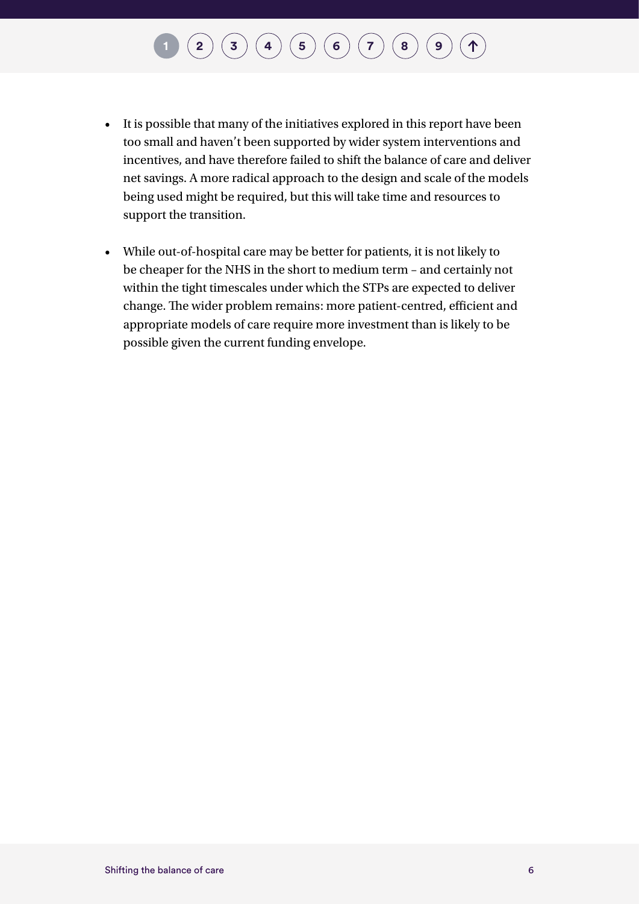- It is possible that many of the initiatives explored in this report have been too small and haven't been supported by wider system interventions and incentives, and have therefore failed to shift the balance of care and deliver net savings. A more radical approach to the design and scale of the models being used might be required, but this will take time and resources to support the transition.
- While out-of-hospital care may be better for patients, it is not likely to be cheaper for the NHS in the short to medium term – and certainly not within the tight timescales under which the STPs are expected to deliver change. The wider problem remains: more patient-centred, efficient and appropriate models of care require more investment than is likely to be possible given the current funding envelope.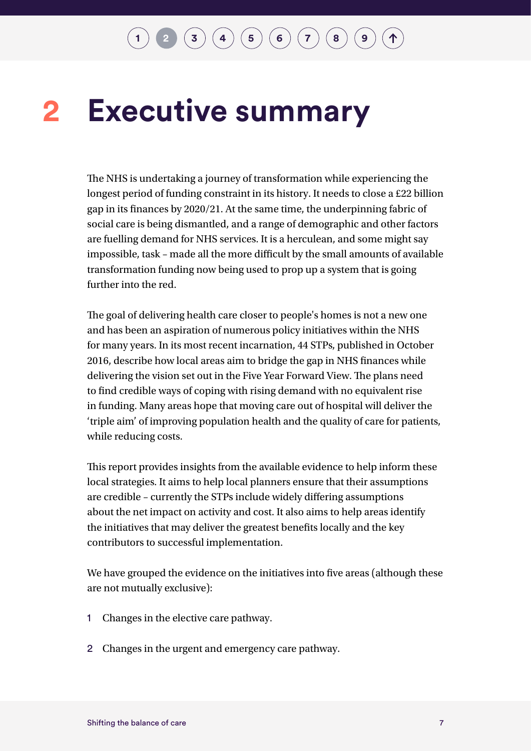# 2 Executive summary

The NHS is undertaking a journey of transformation while experiencing the longest period of funding constraint in its history. It needs to close a £22 billion gap in its finances by 2020/21. At the same time, the underpinning fabric of social care is being dismantled, and a range of demographic and other factors are fuelling demand for NHS services. It is a herculean, and some might say impossible, task – made all the more difficult by the small amounts of available transformation funding now being used to prop up a system that is going further into the red.

The goal of delivering health care closer to people's homes is not a new one and has been an aspiration of numerous policy initiatives within the NHS for many years. In its most recent incarnation, 44 STPs, published in October 2016, describe how local areas aim to bridge the gap in NHS finances while delivering the vision set out in the Five Year Forward View. The plans need to find credible ways of coping with rising demand with no equivalent rise in funding. Many areas hope that moving care out of hospital will deliver the 'triple aim' of improving population health and the quality of care for patients, while reducing costs.

This report provides insights from the available evidence to help inform these local strategies. It aims to help local planners ensure that their assumptions are credible – currently the STPs include widely differing assumptions about the net impact on activity and cost. It also aims to help areas identify the initiatives that may deliver the greatest benefits locally and the key contributors to successful implementation.

We have grouped the evidence on the initiatives into five areas (although these are not mutually exclusive):

1. Changes in the elective care pathway.
2. Changes in the urgent and emergency care pathway.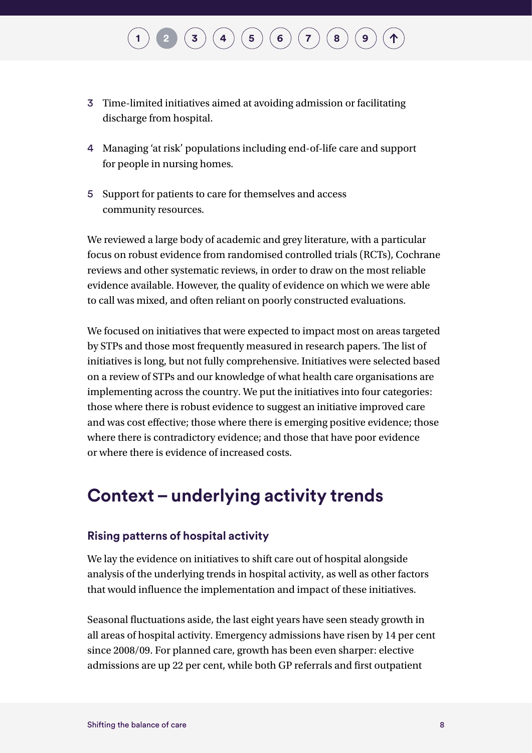3 Time-limited initiatives aimed at avoiding admission or facilitating discharge from hospital.

4 Managing 'at risk' populations including end-of-life care and support for people in nursing homes.

5 Support for patients to care for themselves and access community resources.

We reviewed a large body of academic and grey literature, with a particular focus on robust evidence from randomised controlled trials (RCTs), Cochrane reviews and other systematic reviews, in order to draw on the most reliable evidence available. However, the quality of evidence on which we were able to call was mixed, and often reliant on poorly constructed evaluations.

We focused on initiatives that were expected to impact most on areas targeted by STPs and those most frequently measured in research papers. The list of initiatives is long, but not fully comprehensive. Initiatives were selected based on a review of STPs and our knowledge of what health care organisations are implementing across the country. We put the initiatives into four categories: those where there is robust evidence to suggest an initiative improved care and was cost effective; those where there is emerging positive evidence; those where there is contradictory evidence; and those that have poor evidence or where there is evidence of increased costs.

## Context – underlying activity trends

### Rising patterns of hospital activity

We lay the evidence on initiatives to shift care out of hospital alongside analysis of the underlying trends in hospital activity, as well as other factors that would influence the implementation and impact of these initiatives.

Seasonal fluctuations aside, the last eight years have seen steady growth in all areas of hospital activity. Emergency admissions have risen by 14 per cent since 2008/09. For planned care, growth has been even sharper: elective admissions are up 22 per cent, while both GP referrals and first outpatient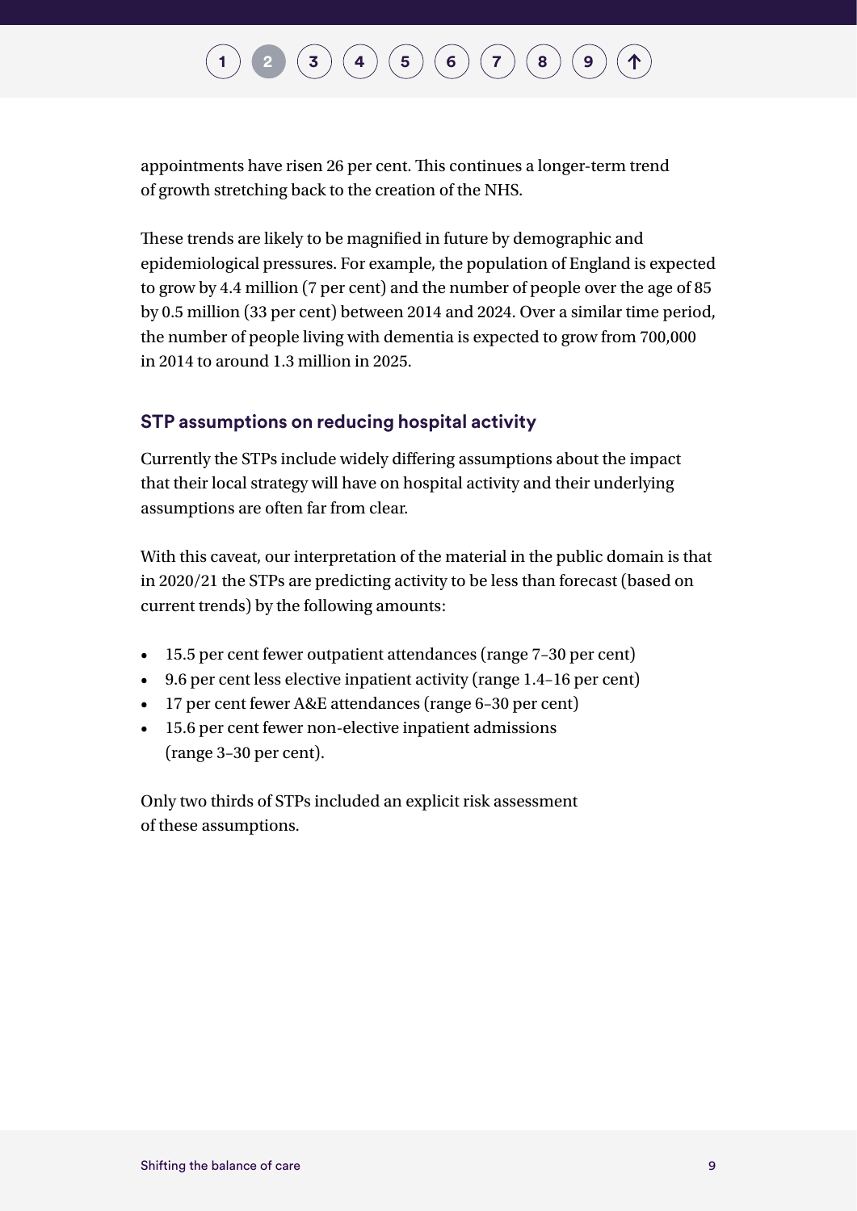appointments have risen 26 per cent. This continues a longer-term trend of growth stretching back to the creation of the NHS.

These trends are likely to be magnified in future by demographic and epidemiological pressures. For example, the population of England is expected to grow by 4.4 million (7 per cent) and the number of people over the age of 85 by 0.5 million (33 per cent) between 2014 and 2024. Over a similar time period, the number of people living with dementia is expected to grow from 700,000 in 2014 to around 1.3 million in 2025.

### STP assumptions on reducing hospital activity

Currently the STPs include widely differing assumptions about the impact that their local strategy will have on hospital activity and their underlying assumptions are often far from clear.

With this caveat, our interpretation of the material in the public domain is that in 2020/21 the STPs are predicting activity to be less than forecast (based on current trends) by the following amounts:

- 15.5 per cent fewer outpatient attendances (range 7–30 per cent)
- 9.6 per cent less elective inpatient activity (range 1.4–16 per cent)
- 17 per cent fewer A&E attendances (range 6–30 per cent)
- 15.6 per cent fewer non-elective inpatient admissions (range 3–30 per cent).

Only two thirds of STPs included an explicit risk assessment of these assumptions.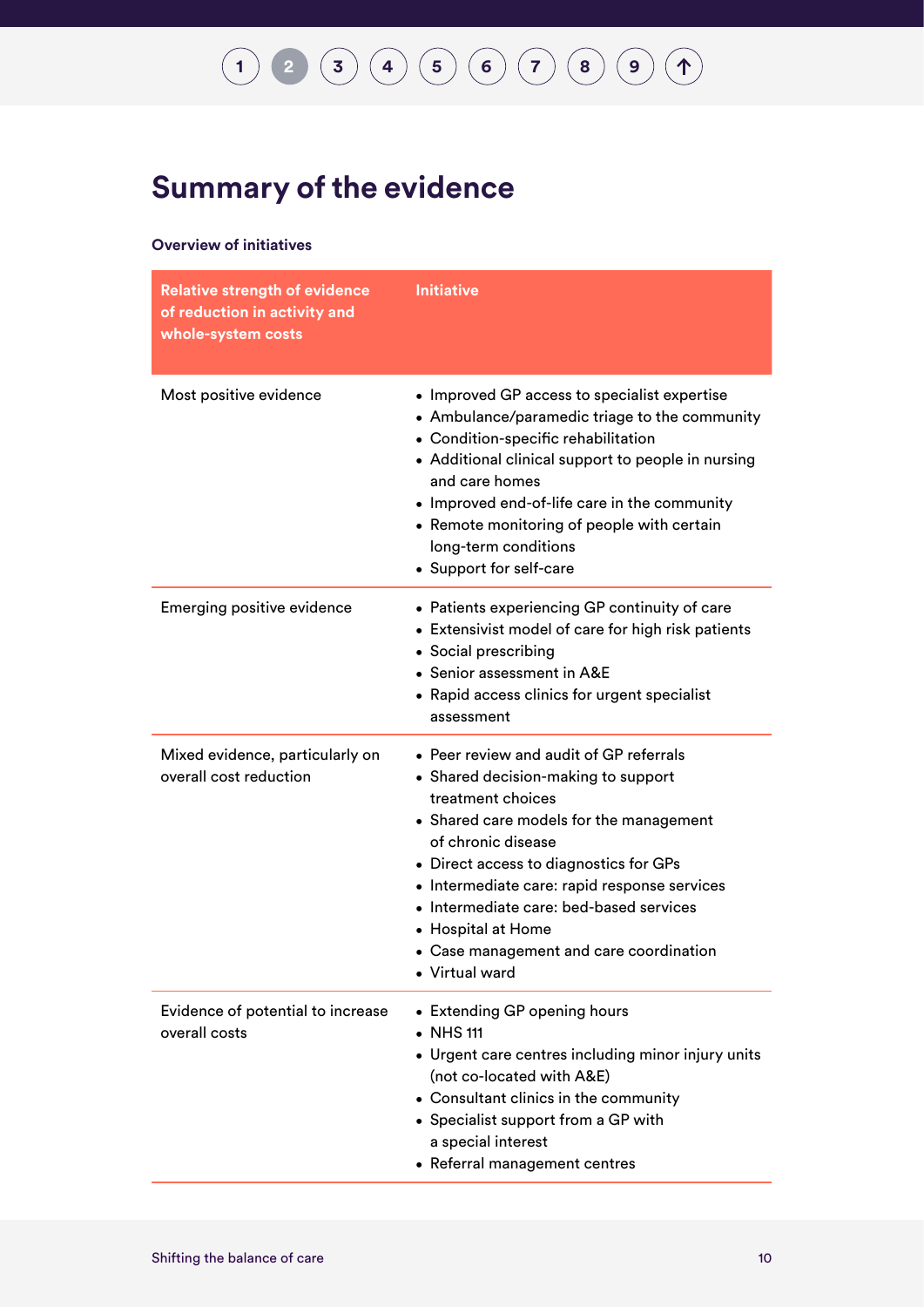# Summary of the evidence

**Overview of initiatives**

| Relative strength of evidence of reduction in activity and whole-system costs | Initiative |
|---|---|
| Most positive evidence | • Improved GP access to specialist expertise<br>• Ambulance/paramedic triage to the community<br>• Condition-specific rehabilitation<br>• Additional clinical support to people in nursing and care homes<br>• Improved end-of-life care in the community<br>• Remote monitoring of people with certain long-term conditions<br>• Support for self-care |
| Emerging positive evidence | • Patients experiencing GP continuity of care<br>• Extensivist model of care for high risk patients<br>• Social prescribing<br>• Senior assessment in A&E<br>• Rapid access clinics for urgent specialist assessment |
| Mixed evidence, particularly on overall cost reduction | • Peer review and audit of GP referrals<br>• Shared decision-making to support treatment choices<br>• Shared care models for the management of chronic disease<br>• Direct access to diagnostics for GPs<br>• Intermediate care: rapid response services<br>• Intermediate care: bed-based services<br>• Hospital at Home<br>• Case management and care coordination<br>• Virtual ward |
| Evidence of potential to increase overall costs | • Extending GP opening hours<br>• NHS 111<br>• Urgent care centres including minor injury units (not co-located with A&E)<br>• Consultant clinics in the community<br>• Specialist support from a GP with a special interest<br>• Referral management centres |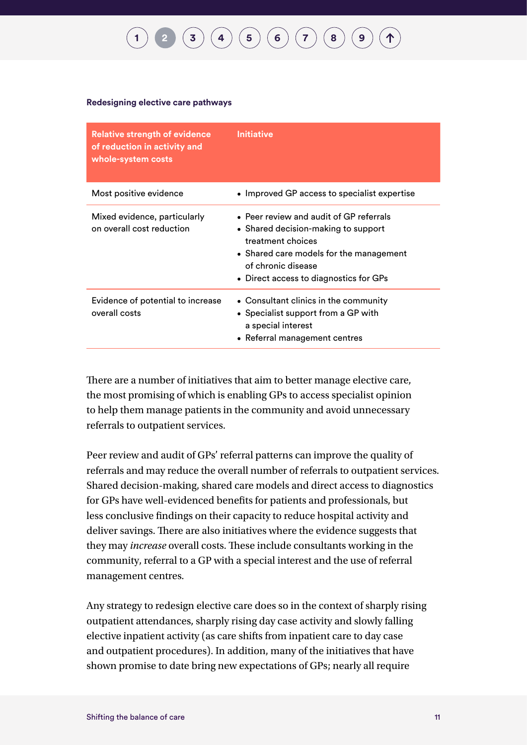**Redesigning elective care pathways**

| Relative strength of evidence of reduction in activity and whole-system costs | Initiative |
| --- | --- |
| Most positive evidence | • Improved GP access to specialist expertise |
| Mixed evidence, particularly on overall cost reduction | • Peer review and audit of GP referrals<br>• Shared decision-making to support treatment choices<br>• Shared care models for the management of chronic disease<br>• Direct access to diagnostics for GPs |
| Evidence of potential to increase overall costs | • Consultant clinics in the community<br>• Specialist support from a GP with a special interest<br>• Referral management centres |

There are a number of initiatives that aim to better manage elective care, the most promising of which is enabling GPs to access specialist opinion to help them manage patients in the community and avoid unnecessary referrals to outpatient services.

Peer review and audit of GPs' referral patterns can improve the quality of referrals and may reduce the overall number of referrals to outpatient services. Shared decision-making, shared care models and direct access to diagnostics for GPs have well-evidenced benefits for patients and professionals, but less conclusive findings on their capacity to reduce hospital activity and deliver savings. There are also initiatives where the evidence suggests that they may *increase* overall costs. These include consultants working in the community, referral to a GP with a special interest and the use of referral management centres.

Any strategy to redesign elective care does so in the context of sharply rising outpatient attendances, sharply rising day case activity and slowly falling elective inpatient activity (as care shifts from inpatient care to day case and outpatient procedures). In addition, many of the initiatives that have shown promise to date bring new expectations of GPs; nearly all require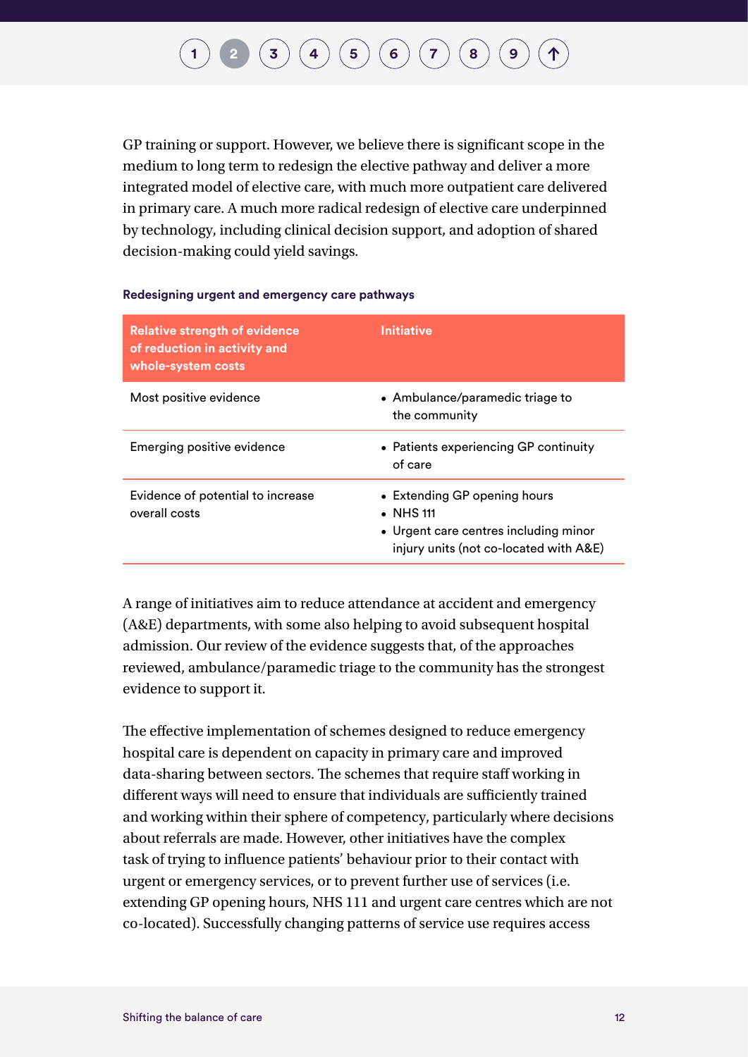GP training or support. However, we believe there is significant scope in the medium to long term to redesign the elective pathway and deliver a more integrated model of elective care, with much more outpatient care delivered in primary care. A much more radical redesign of elective care underpinned by technology, including clinical decision support, and adoption of shared decision-making could yield savings.

#### Redesigning urgent and emergency care pathways

| Relative strength of evidence of reduction in activity and whole-system costs | Initiative |
|---|---|
| Most positive evidence | • Ambulance/paramedic triage to the community |
| Emerging positive evidence | • Patients experiencing GP continuity of care |
| Evidence of potential to increase overall costs | • Extending GP opening hours<br>• NHS 111<br>• Urgent care centres including minor injury units (not co-located with A&E) |

A range of initiatives aim to reduce attendance at accident and emergency (A&E) departments, with some also helping to avoid subsequent hospital admission. Our review of the evidence suggests that, of the approaches reviewed, ambulance/paramedic triage to the community has the strongest evidence to support it.

The effective implementation of schemes designed to reduce emergency hospital care is dependent on capacity in primary care and improved data-sharing between sectors. The schemes that require staff working in different ways will need to ensure that individuals are sufficiently trained and working within their sphere of competency, particularly where decisions about referrals are made. However, other initiatives have the complex task of trying to influence patients' behaviour prior to their contact with urgent or emergency services, or to prevent further use of services (i.e. extending GP opening hours, NHS 111 and urgent care centres which are not co-located). Successfully changing patterns of service use requires access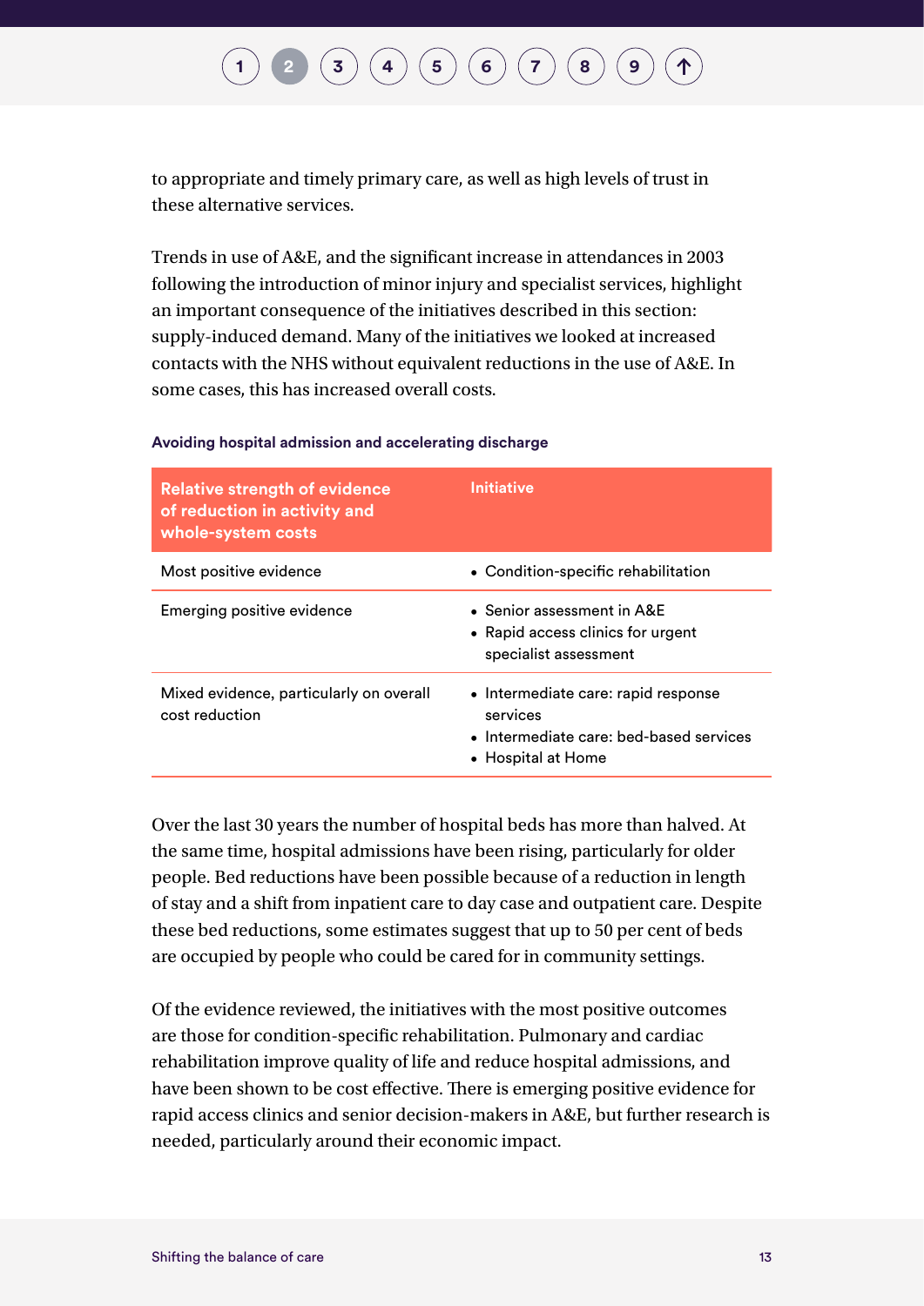to appropriate and timely primary care, as well as high levels of trust in these alternative services.

Trends in use of A&E, and the significant increase in attendances in 2003 following the introduction of minor injury and specialist services, highlight an important consequence of the initiatives described in this section: supply-induced demand. Many of the initiatives we looked at increased contacts with the NHS without equivalent reductions in the use of A&E. In some cases, this has increased overall costs.

**Avoiding hospital admission and accelerating discharge**

| Relative strength of evidence of reduction in activity and whole-system costs | Initiative |
|---|---|
| Most positive evidence | • Condition-specific rehabilitation |
| Emerging positive evidence | • Senior assessment in A&E<br>• Rapid access clinics for urgent specialist assessment |
| Mixed evidence, particularly on overall cost reduction | • Intermediate care: rapid response services<br>• Intermediate care: bed-based services<br>• Hospital at Home |

Over the last 30 years the number of hospital beds has more than halved. At the same time, hospital admissions have been rising, particularly for older people. Bed reductions have been possible because of a reduction in length of stay and a shift from inpatient care to day case and outpatient care. Despite these bed reductions, some estimates suggest that up to 50 per cent of beds are occupied by people who could be cared for in community settings.

Of the evidence reviewed, the initiatives with the most positive outcomes are those for condition-specific rehabilitation. Pulmonary and cardiac rehabilitation improve quality of life and reduce hospital admissions, and have been shown to be cost effective. There is emerging positive evidence for rapid access clinics and senior decision-makers in A&E, but further research is needed, particularly around their economic impact.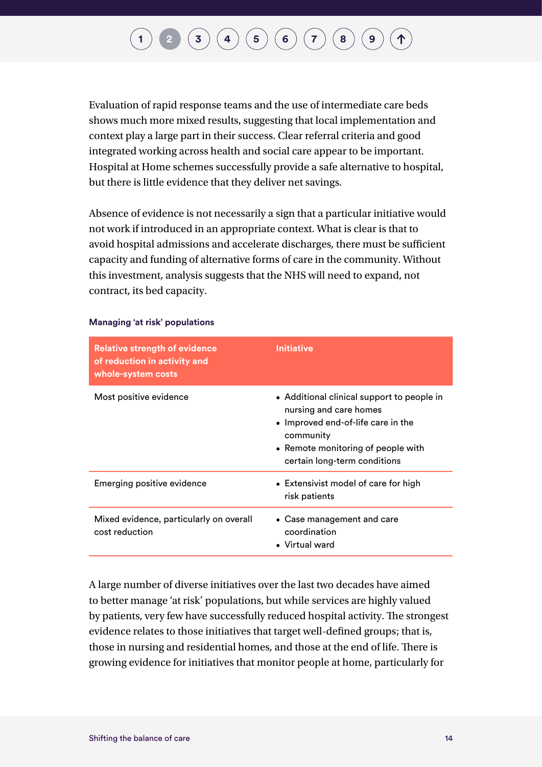Evaluation of rapid response teams and the use of intermediate care beds shows much more mixed results, suggesting that local implementation and context play a large part in their success. Clear referral criteria and good integrated working across health and social care appear to be important. Hospital at Home schemes successfully provide a safe alternative to hospital, but there is little evidence that they deliver net savings.

Absence of evidence is not necessarily a sign that a particular initiative would not work if introduced in an appropriate context. What is clear is that to avoid hospital admissions and accelerate discharges, there must be sufficient capacity and funding of alternative forms of care in the community. Without this investment, analysis suggests that the NHS will need to expand, not contract, its bed capacity.

**Managing 'at risk' populations**

| Relative strength of evidence of reduction in activity and whole-system costs | Initiative |
| --- | --- |
| Most positive evidence | • Additional clinical support to people in nursing and care homes<br>• Improved end-of-life care in the community<br>• Remote monitoring of people with certain long-term conditions |
| Emerging positive evidence | • Extensivist model of care for high risk patients |
| Mixed evidence, particularly on overall cost reduction | • Case management and care coordination<br>• Virtual ward |

A large number of diverse initiatives over the last two decades have aimed to better manage 'at risk' populations, but while services are highly valued by patients, very few have successfully reduced hospital activity. The strongest evidence relates to those initiatives that target well-defined groups; that is, those in nursing and residential homes, and those at the end of life. There is growing evidence for initiatives that monitor people at home, particularly for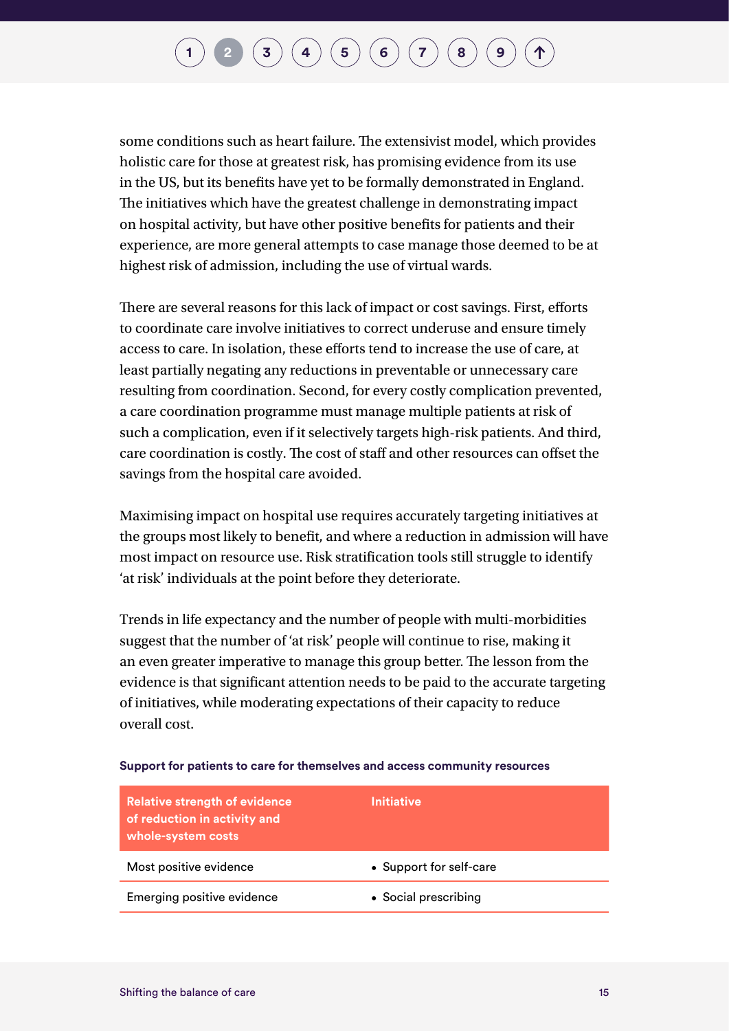some conditions such as heart failure. The extensivist model, which provides holistic care for those at greatest risk, has promising evidence from its use in the US, but its benefits have yet to be formally demonstrated in England. The initiatives which have the greatest challenge in demonstrating impact on hospital activity, but have other positive benefits for patients and their experience, are more general attempts to case manage those deemed to be at highest risk of admission, including the use of virtual wards.

There are several reasons for this lack of impact or cost savings. First, efforts to coordinate care involve initiatives to correct underuse and ensure timely access to care. In isolation, these efforts tend to increase the use of care, at least partially negating any reductions in preventable or unnecessary care resulting from coordination. Second, for every costly complication prevented, a care coordination programme must manage multiple patients at risk of such a complication, even if it selectively targets high-risk patients. And third, care coordination is costly. The cost of staff and other resources can offset the savings from the hospital care avoided.

Maximising impact on hospital use requires accurately targeting initiatives at the groups most likely to benefit, and where a reduction in admission will have most impact on resource use. Risk stratification tools still struggle to identify 'at risk' individuals at the point before they deteriorate.

Trends in life expectancy and the number of people with multi-morbidities suggest that the number of 'at risk' people will continue to rise, making it an even greater imperative to manage this group better. The lesson from the evidence is that significant attention needs to be paid to the accurate targeting of initiatives, while moderating expectations of their capacity to reduce overall cost.

**Support for patients to care for themselves and access community resources**

| Relative strength of evidence of reduction in activity and whole-system costs | Initiative |
|---|---|
| Most positive evidence | • Support for self-care |
| Emerging positive evidence | • Social prescribing |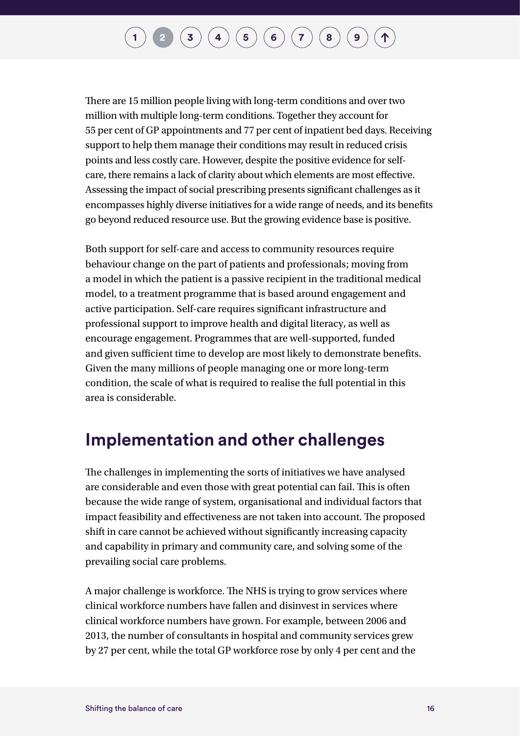There are 15 million people living with long-term conditions and over two million with multiple long-term conditions. Together they account for 55 per cent of GP appointments and 77 per cent of inpatient bed days. Receiving support to help them manage their conditions may result in reduced crisis points and less costly care. However, despite the positive evidence for self-care, there remains a lack of clarity about which elements are most effective. Assessing the impact of social prescribing presents significant challenges as it encompasses highly diverse initiatives for a wide range of needs, and its benefits go beyond reduced resource use. But the growing evidence base is positive.

Both support for self-care and access to community resources require behaviour change on the part of patients and professionals; moving from a model in which the patient is a passive recipient in the traditional medical model, to a treatment programme that is based around engagement and active participation. Self-care requires significant infrastructure and professional support to improve health and digital literacy, as well as encourage engagement. Programmes that are well-supported, funded and given sufficient time to develop are most likely to demonstrate benefits. Given the many millions of people managing one or more long-term condition, the scale of what is required to realise the full potential in this area is considerable.

## Implementation and other challenges

The challenges in implementing the sorts of initiatives we have analysed are considerable and even those with great potential can fail. This is often because the wide range of system, organisational and individual factors that impact feasibility and effectiveness are not taken into account. The proposed shift in care cannot be achieved without significantly increasing capacity and capability in primary and community care, and solving some of the prevailing social care problems.

A major challenge is workforce. The NHS is trying to grow services where clinical workforce numbers have fallen and disinvest in services where clinical workforce numbers have grown. For example, between 2006 and 2013, the number of consultants in hospital and community services grew by 27 per cent, while the total GP workforce rose by only 4 per cent and the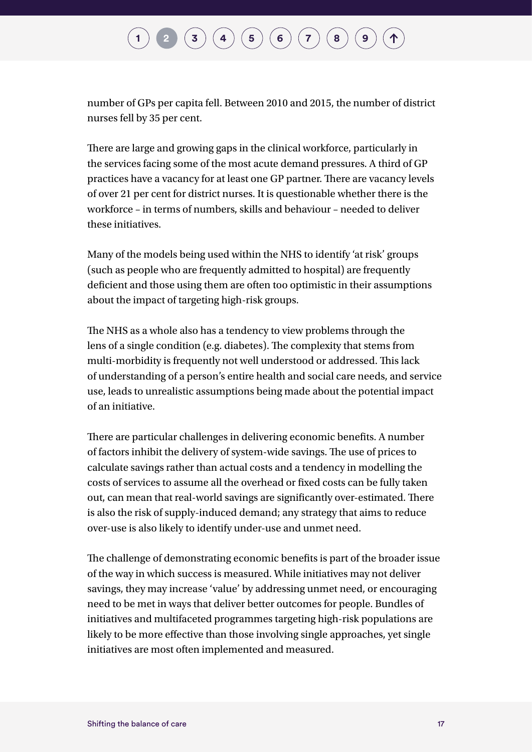number of GPs per capita fell. Between 2010 and 2015, the number of district nurses fell by 35 per cent.

There are large and growing gaps in the clinical workforce, particularly in the services facing some of the most acute demand pressures. A third of GP practices have a vacancy for at least one GP partner. There are vacancy levels of over 21 per cent for district nurses. It is questionable whether there is the workforce – in terms of numbers, skills and behaviour – needed to deliver these initiatives.

Many of the models being used within the NHS to identify 'at risk' groups (such as people who are frequently admitted to hospital) are frequently deficient and those using them are often too optimistic in their assumptions about the impact of targeting high-risk groups.

The NHS as a whole also has a tendency to view problems through the lens of a single condition (e.g. diabetes). The complexity that stems from multi-morbidity is frequently not well understood or addressed. This lack of understanding of a person's entire health and social care needs, and service use, leads to unrealistic assumptions being made about the potential impact of an initiative.

There are particular challenges in delivering economic benefits. A number of factors inhibit the delivery of system-wide savings. The use of prices to calculate savings rather than actual costs and a tendency in modelling the costs of services to assume all the overhead or fixed costs can be fully taken out, can mean that real-world savings are significantly over-estimated. There is also the risk of supply-induced demand; any strategy that aims to reduce over-use is also likely to identify under-use and unmet need.

The challenge of demonstrating economic benefits is part of the broader issue of the way in which success is measured. While initiatives may not deliver savings, they may increase 'value' by addressing unmet need, or encouraging need to be met in ways that deliver better outcomes for people. Bundles of initiatives and multifaceted programmes targeting high-risk populations are likely to be more effective than those involving single approaches, yet single initiatives are most often implemented and measured.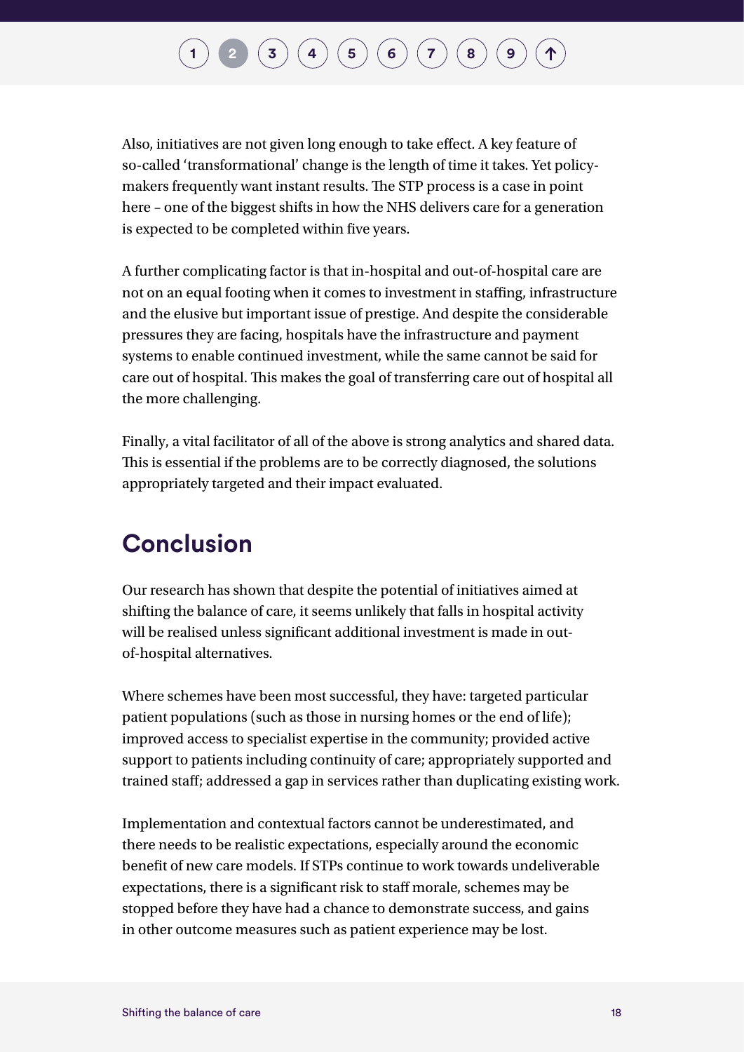Also, initiatives are not given long enough to take effect. A key feature of so-called 'transformational' change is the length of time it takes. Yet policy-makers frequently want instant results. The STP process is a case in point here – one of the biggest shifts in how the NHS delivers care for a generation is expected to be completed within five years.

A further complicating factor is that in-hospital and out-of-hospital care are not on an equal footing when it comes to investment in staffing, infrastructure and the elusive but important issue of prestige. And despite the considerable pressures they are facing, hospitals have the infrastructure and payment systems to enable continued investment, while the same cannot be said for care out of hospital. This makes the goal of transferring care out of hospital all the more challenging.

Finally, a vital facilitator of all of the above is strong analytics and shared data. This is essential if the problems are to be correctly diagnosed, the solutions appropriately targeted and their impact evaluated.

## Conclusion

Our research has shown that despite the potential of initiatives aimed at shifting the balance of care, it seems unlikely that falls in hospital activity will be realised unless significant additional investment is made in out-of-hospital alternatives.

Where schemes have been most successful, they have: targeted particular patient populations (such as those in nursing homes or the end of life); improved access to specialist expertise in the community; provided active support to patients including continuity of care; appropriately supported and trained staff; addressed a gap in services rather than duplicating existing work.

Implementation and contextual factors cannot be underestimated, and there needs to be realistic expectations, especially around the economic benefit of new care models. If STPs continue to work towards undeliverable expectations, there is a significant risk to staff morale, schemes may be stopped before they have had a chance to demonstrate success, and gains in other outcome measures such as patient experience may be lost.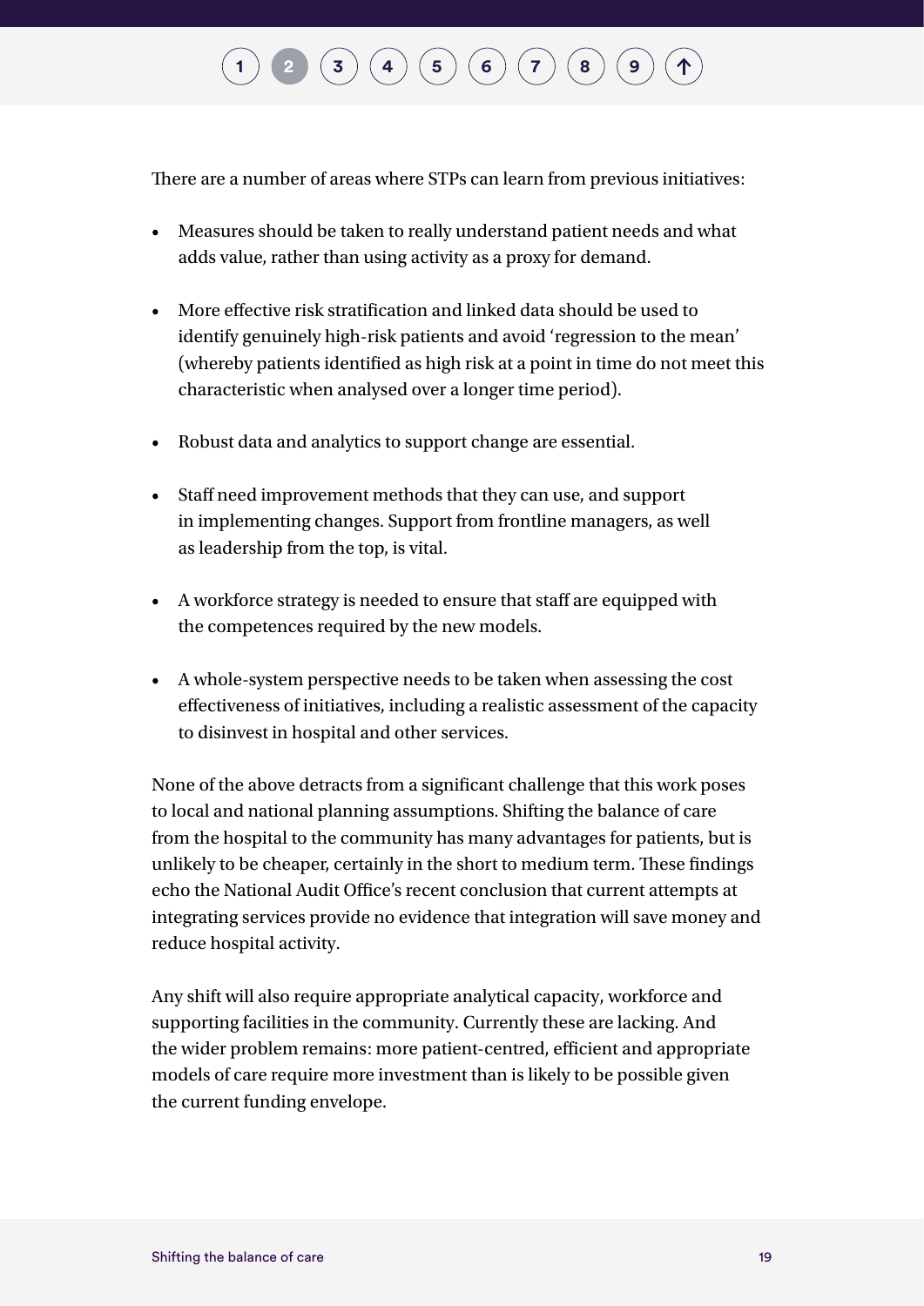There are a number of areas where STPs can learn from previous initiatives:

- Measures should be taken to really understand patient needs and what adds value, rather than using activity as a proxy for demand.
- More effective risk stratification and linked data should be used to identify genuinely high-risk patients and avoid 'regression to the mean' (whereby patients identified as high risk at a point in time do not meet this characteristic when analysed over a longer time period).
- Robust data and analytics to support change are essential.
- Staff need improvement methods that they can use, and support in implementing changes. Support from frontline managers, as well as leadership from the top, is vital.
- A workforce strategy is needed to ensure that staff are equipped with the competences required by the new models.
- A whole-system perspective needs to be taken when assessing the cost effectiveness of initiatives, including a realistic assessment of the capacity to disinvest in hospital and other services.

None of the above detracts from a significant challenge that this work poses to local and national planning assumptions. Shifting the balance of care from the hospital to the community has many advantages for patients, but is unlikely to be cheaper, certainly in the short to medium term. These findings echo the National Audit Office's recent conclusion that current attempts at integrating services provide no evidence that integration will save money and reduce hospital activity.

Any shift will also require appropriate analytical capacity, workforce and supporting facilities in the community. Currently these are lacking. And the wider problem remains: more patient-centred, efficient and appropriate models of care require more investment than is likely to be possible given the current funding envelope.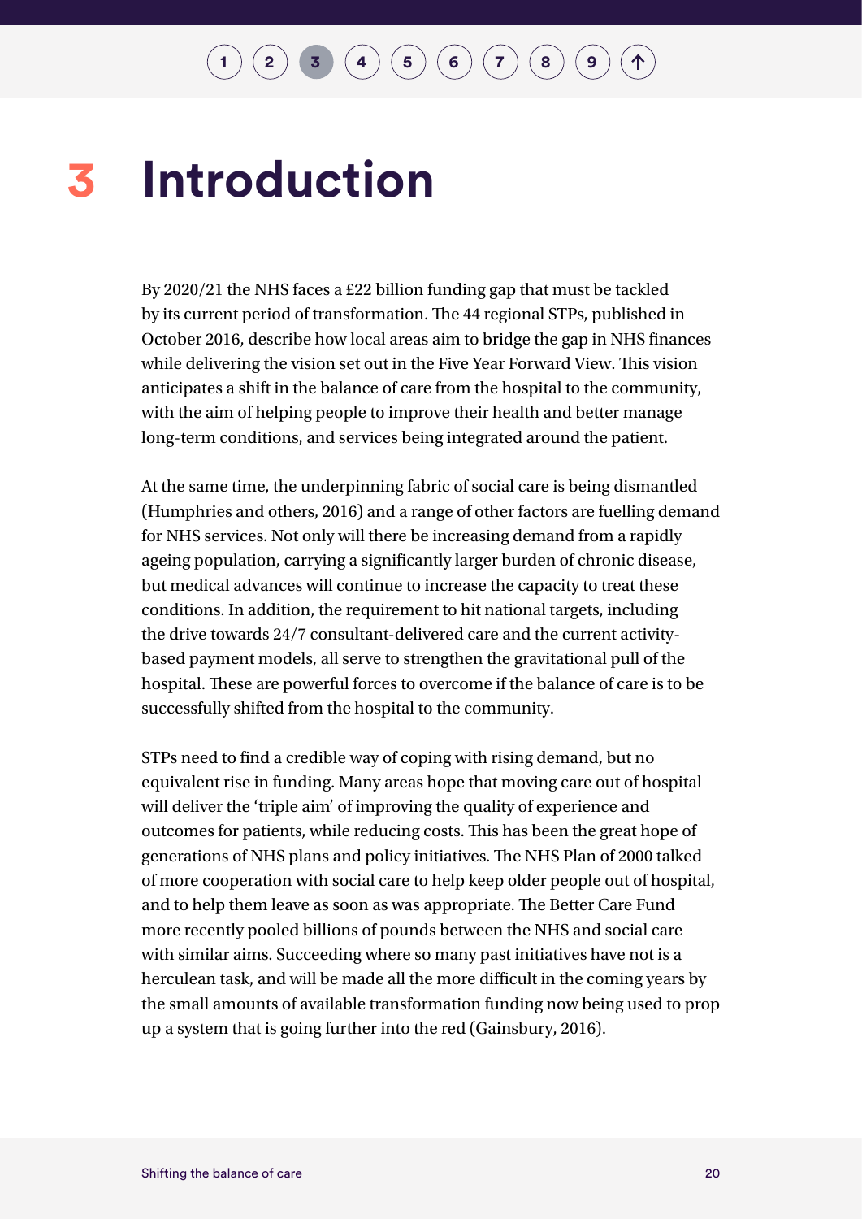# 3 Introduction

By 2020/21 the NHS faces a £22 billion funding gap that must be tackled by its current period of transformation. The 44 regional STPs, published in October 2016, describe how local areas aim to bridge the gap in NHS finances while delivering the vision set out in the Five Year Forward View. This vision anticipates a shift in the balance of care from the hospital to the community, with the aim of helping people to improve their health and better manage long-term conditions, and services being integrated around the patient.

At the same time, the underpinning fabric of social care is being dismantled (Humphries and others, 2016) and a range of other factors are fuelling demand for NHS services. Not only will there be increasing demand from a rapidly ageing population, carrying a significantly larger burden of chronic disease, but medical advances will continue to increase the capacity to treat these conditions. In addition, the requirement to hit national targets, including the drive towards 24/7 consultant-delivered care and the current activity-based payment models, all serve to strengthen the gravitational pull of the hospital. These are powerful forces to overcome if the balance of care is to be successfully shifted from the hospital to the community.

STPs need to find a credible way of coping with rising demand, but no equivalent rise in funding. Many areas hope that moving care out of hospital will deliver the 'triple aim' of improving the quality of experience and outcomes for patients, while reducing costs. This has been the great hope of generations of NHS plans and policy initiatives. The NHS Plan of 2000 talked of more cooperation with social care to help keep older people out of hospital, and to help them leave as soon as was appropriate. The Better Care Fund more recently pooled billions of pounds between the NHS and social care with similar aims. Succeeding where so many past initiatives have not is a herculean task, and will be made all the more difficult in the coming years by the small amounts of available transformation funding now being used to prop up a system that is going further into the red (Gainsbury, 2016).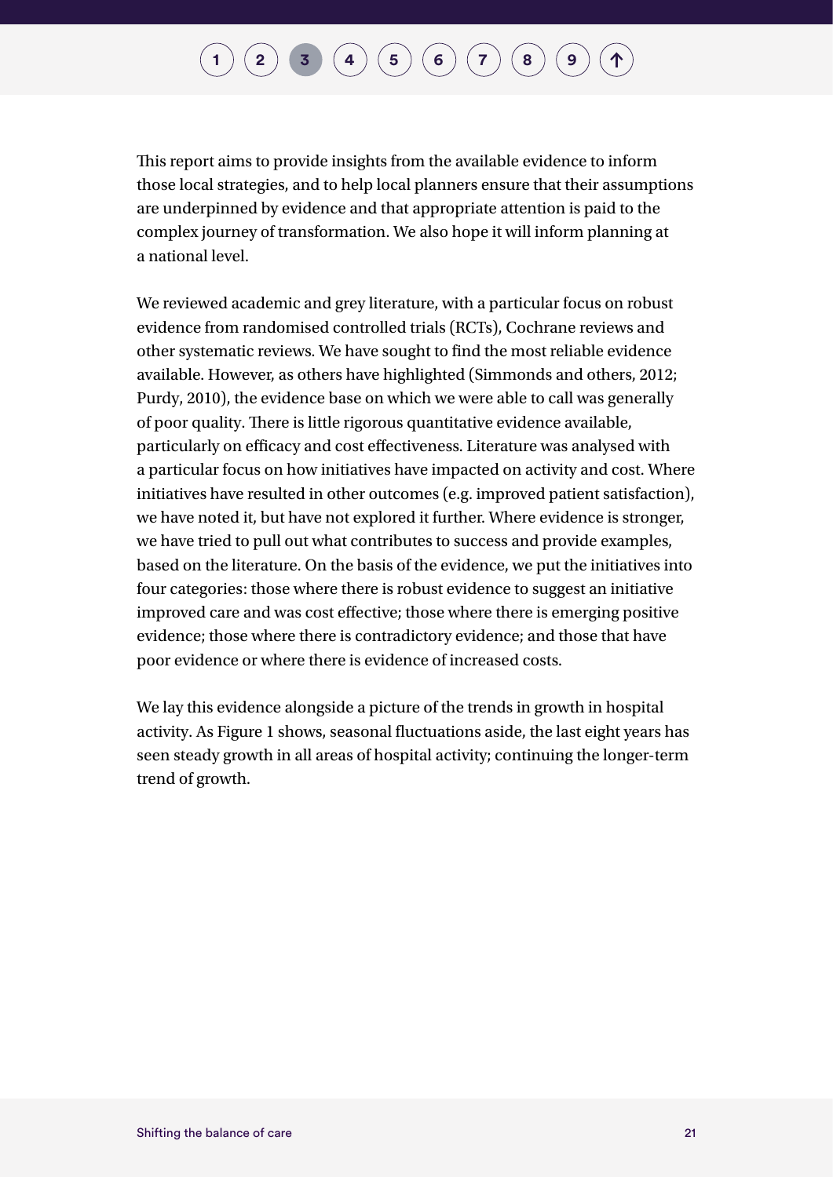This report aims to provide insights from the available evidence to inform those local strategies, and to help local planners ensure that their assumptions are underpinned by evidence and that appropriate attention is paid to the complex journey of transformation. We also hope it will inform planning at a national level.

We reviewed academic and grey literature, with a particular focus on robust evidence from randomised controlled trials (RCTs), Cochrane reviews and other systematic reviews. We have sought to find the most reliable evidence available. However, as others have highlighted (Simmonds and others, 2012; Purdy, 2010), the evidence base on which we were able to call was generally of poor quality. There is little rigorous quantitative evidence available, particularly on efficacy and cost effectiveness. Literature was analysed with a particular focus on how initiatives have impacted on activity and cost. Where initiatives have resulted in other outcomes (e.g. improved patient satisfaction), we have noted it, but have not explored it further. Where evidence is stronger, we have tried to pull out what contributes to success and provide examples, based on the literature. On the basis of the evidence, we put the initiatives into four categories: those where there is robust evidence to suggest an initiative improved care and was cost effective; those where there is emerging positive evidence; those where there is contradictory evidence; and those that have poor evidence or where there is evidence of increased costs.

We lay this evidence alongside a picture of the trends in growth in hospital activity. As Figure 1 shows, seasonal fluctuations aside, the last eight years has seen steady growth in all areas of hospital activity; continuing the longer-term trend of growth.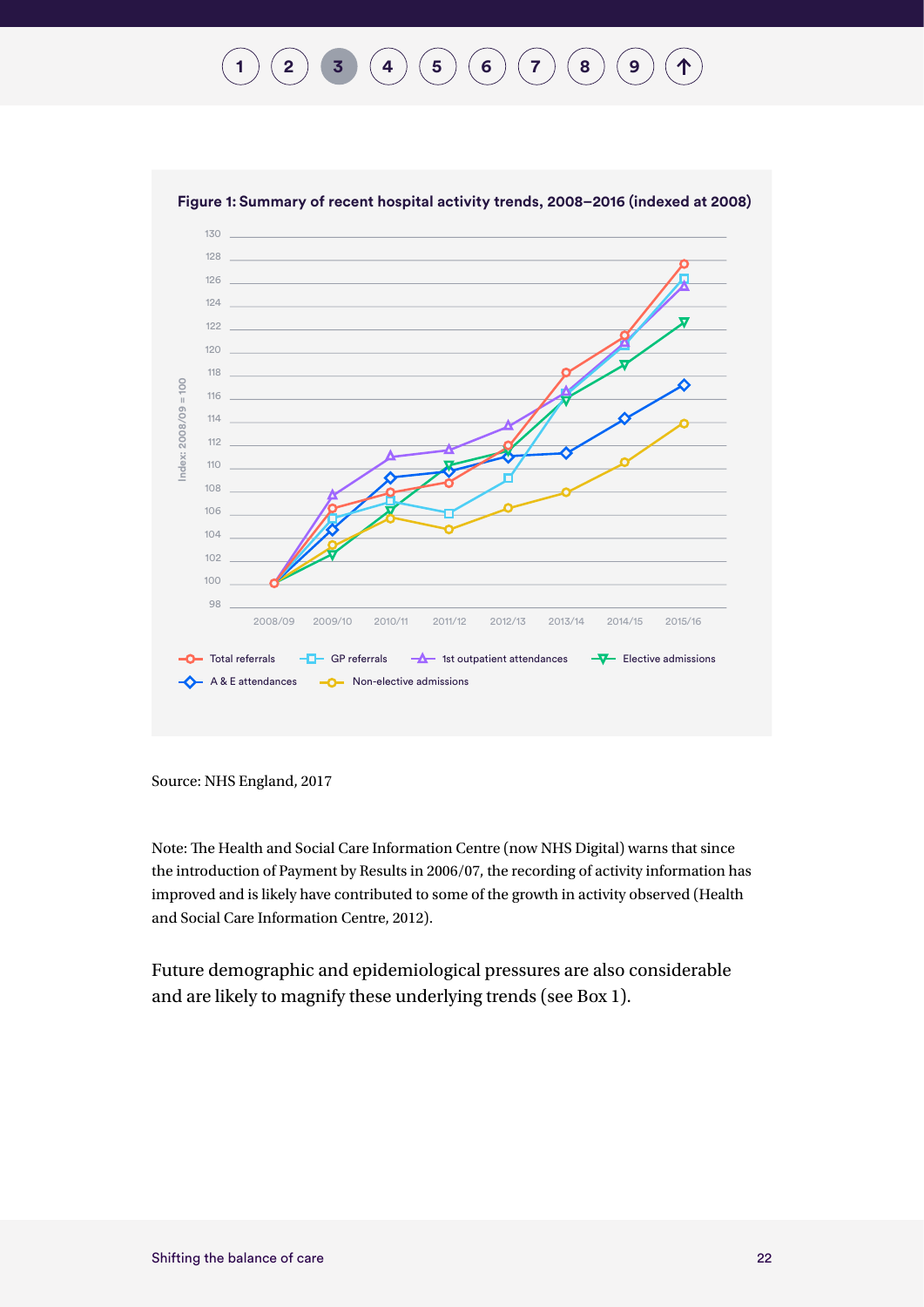**Figure 1: Summary of recent hospital activity trends, 2008–2016 (indexed at 2008)**

Source: NHS England, 2017

Note: The Health and Social Care Information Centre (now NHS Digital) warns that since the introduction of Payment by Results in 2006/07, the recording of activity information has improved and is likely have contributed to some of the growth in activity observed (Health and Social Care Information Centre, 2012).

Future demographic and epidemiological pressures are also considerable and are likely to magnify these underlying trends (see Box 1).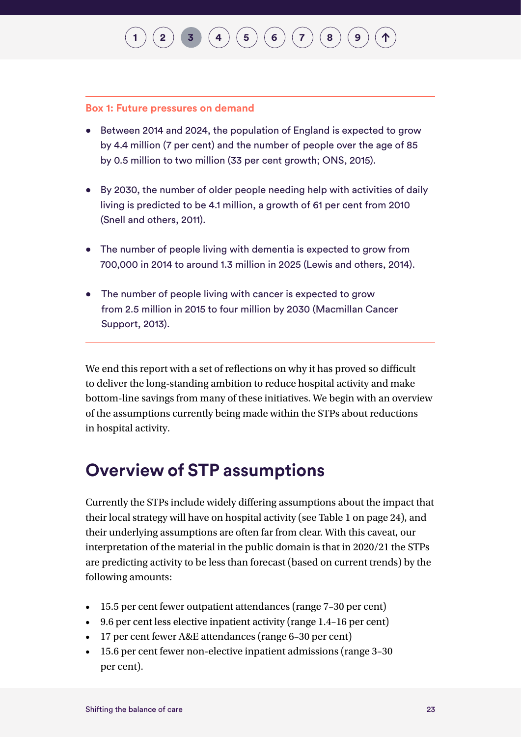**Box 1: Future pressures on demand**

- Between 2014 and 2024, the population of England is expected to grow by 4.4 million (7 per cent) and the number of people over the age of 85 by 0.5 million to two million (33 per cent growth; ONS, 2015).
- By 2030, the number of older people needing help with activities of daily living is predicted to be 4.1 million, a growth of 61 per cent from 2010 (Snell and others, 2011).
- The number of people living with dementia is expected to grow from 700,000 in 2014 to around 1.3 million in 2025 (Lewis and others, 2014).
- The number of people living with cancer is expected to grow from 2.5 million in 2015 to four million by 2030 (Macmillan Cancer Support, 2013).

We end this report with a set of reflections on why it has proved so difficult to deliver the long-standing ambition to reduce hospital activity and make bottom-line savings from many of these initiatives. We begin with an overview of the assumptions currently being made within the STPs about reductions in hospital activity.

## Overview of STP assumptions

Currently the STPs include widely differing assumptions about the impact that their local strategy will have on hospital activity (see Table 1 on page 24), and their underlying assumptions are often far from clear. With this caveat, our interpretation of the material in the public domain is that in 2020/21 the STPs are predicting activity to be less than forecast (based on current trends) by the following amounts:

- 15.5 per cent fewer outpatient attendances (range 7–30 per cent)
- 9.6 per cent less elective inpatient activity (range 1.4–16 per cent)
- 17 per cent fewer A&E attendances (range 6–30 per cent)
- 15.6 per cent fewer non-elective inpatient admissions (range 3–30 per cent).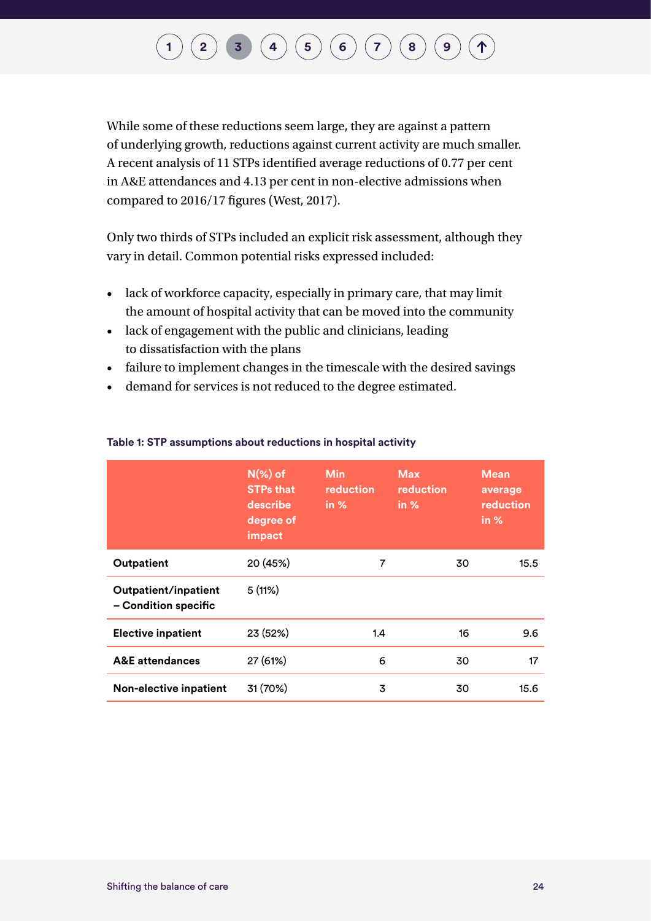While some of these reductions seem large, they are against a pattern of underlying growth, reductions against current activity are much smaller. A recent analysis of 11 STPs identified average reductions of 0.77 per cent in A&E attendances and 4.13 per cent in non-elective admissions when compared to 2016/17 figures (West, 2017).

Only two thirds of STPs included an explicit risk assessment, although they vary in detail. Common potential risks expressed included:

- lack of workforce capacity, especially in primary care, that may limit the amount of hospital activity that can be moved into the community
- lack of engagement with the public and clinicians, leading to dissatisfaction with the plans
- failure to implement changes in the timescale with the desired savings
- demand for services is not reduced to the degree estimated.

**Table 1: STP assumptions about reductions in hospital activity**

| | N(%) of STPs that describe degree of impact | Min reduction in % | Max reduction in % | Mean average reduction in % |
|---|---|---|---|---|
| **Outpatient** | 20 (45%) | 7 | 30 | 15.5 |
| **Outpatient/inpatient – Condition specific** | 5 (11%) | | | |
| **Elective inpatient** | 23 (52%) | 1.4 | 16 | 9.6 |
| **A&E attendances** | 27 (61%) | 6 | 30 | 17 |
| **Non-elective inpatient** | 31 (70%) | 3 | 30 | 15.6 |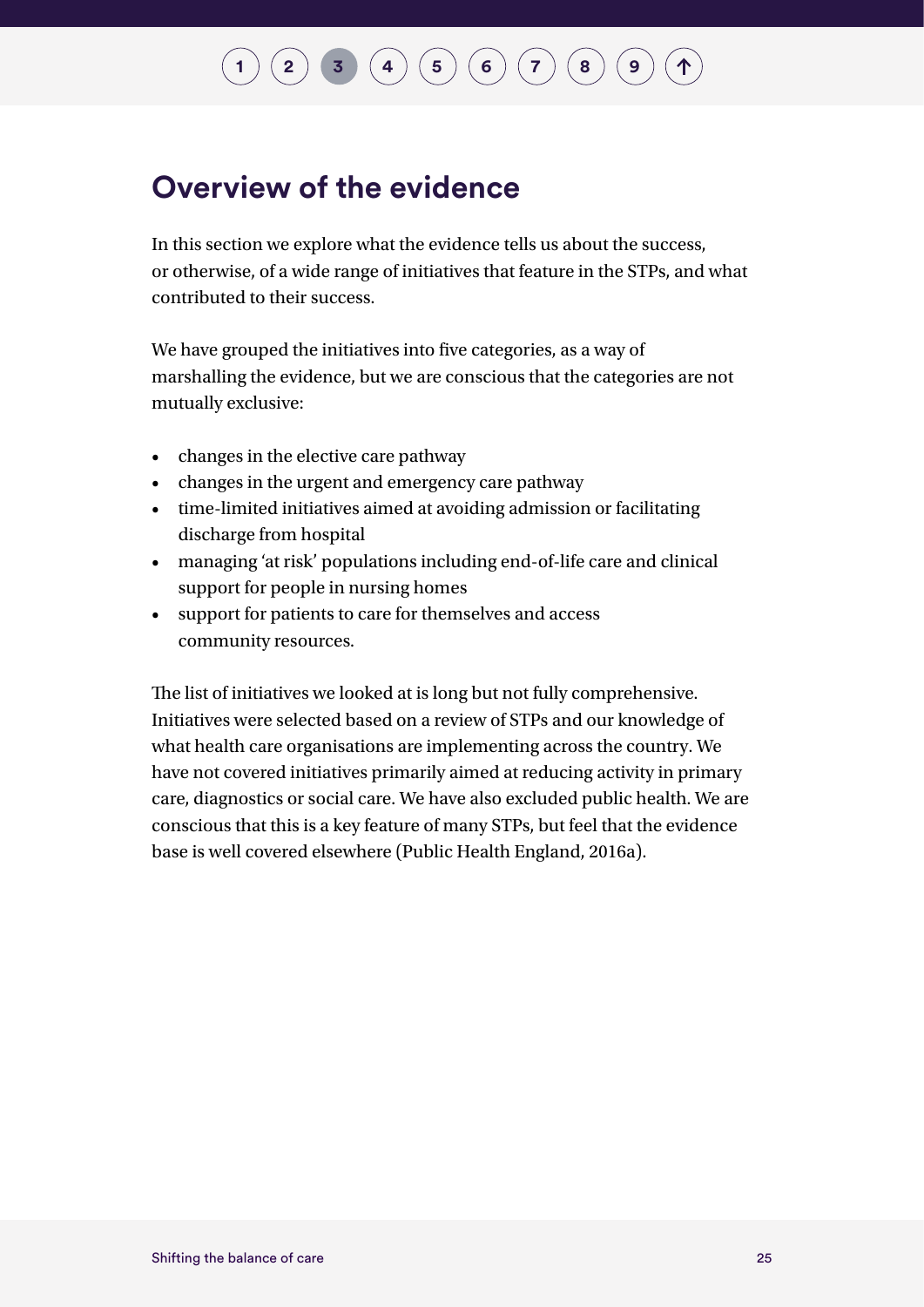## Overview of the evidence

In this section we explore what the evidence tells us about the success, or otherwise, of a wide range of initiatives that feature in the STPs, and what contributed to their success.

We have grouped the initiatives into five categories, as a way of marshalling the evidence, but we are conscious that the categories are not mutually exclusive:

- changes in the elective care pathway
- changes in the urgent and emergency care pathway
- time-limited initiatives aimed at avoiding admission or facilitating discharge from hospital
- managing 'at risk' populations including end-of-life care and clinical support for people in nursing homes
- support for patients to care for themselves and access community resources.

The list of initiatives we looked at is long but not fully comprehensive. Initiatives were selected based on a review of STPs and our knowledge of what health care organisations are implementing across the country. We have not covered initiatives primarily aimed at reducing activity in primary care, diagnostics or social care. We have also excluded public health. We are conscious that this is a key feature of many STPs, but feel that the evidence base is well covered elsewhere (Public Health England, 2016a).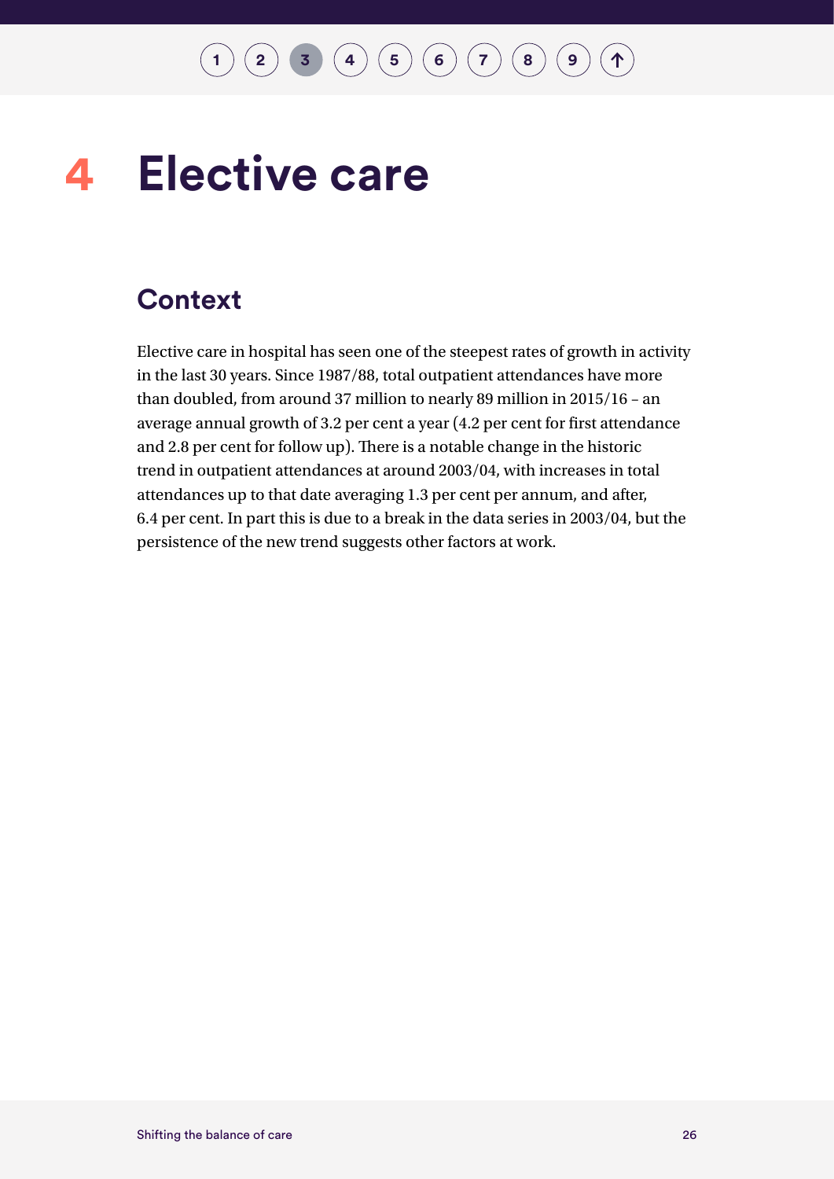# 4 Elective care

## Context

Elective care in hospital has seen one of the steepest rates of growth in activity in the last 30 years. Since 1987/88, total outpatient attendances have more than doubled, from around 37 million to nearly 89 million in 2015/16 – an average annual growth of 3.2 per cent a year (4.2 per cent for first attendance and 2.8 per cent for follow up). There is a notable change in the historic trend in outpatient attendances at around 2003/04, with increases in total attendances up to that date averaging 1.3 per cent per annum, and after, 6.4 per cent. In part this is due to a break in the data series in 2003/04, but the persistence of the new trend suggests other factors at work.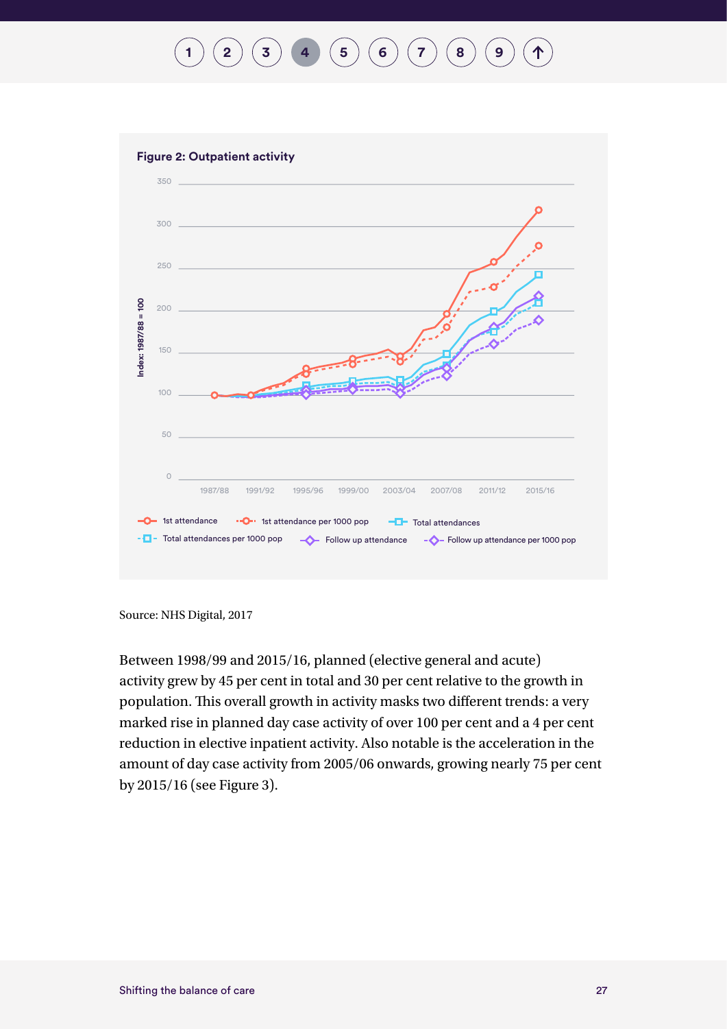**Figure 2: Outpatient activity**

Source: NHS Digital, 2017

Between 1998/99 and 2015/16, planned (elective general and acute) activity grew by 45 per cent in total and 30 per cent relative to the growth in population. This overall growth in activity masks two different trends: a very marked rise in planned day case activity of over 100 per cent and a 4 per cent reduction in elective inpatient activity. Also notable is the acceleration in the amount of day case activity from 2005/06 onwards, growing nearly 75 per cent by 2015/16 (see Figure 3).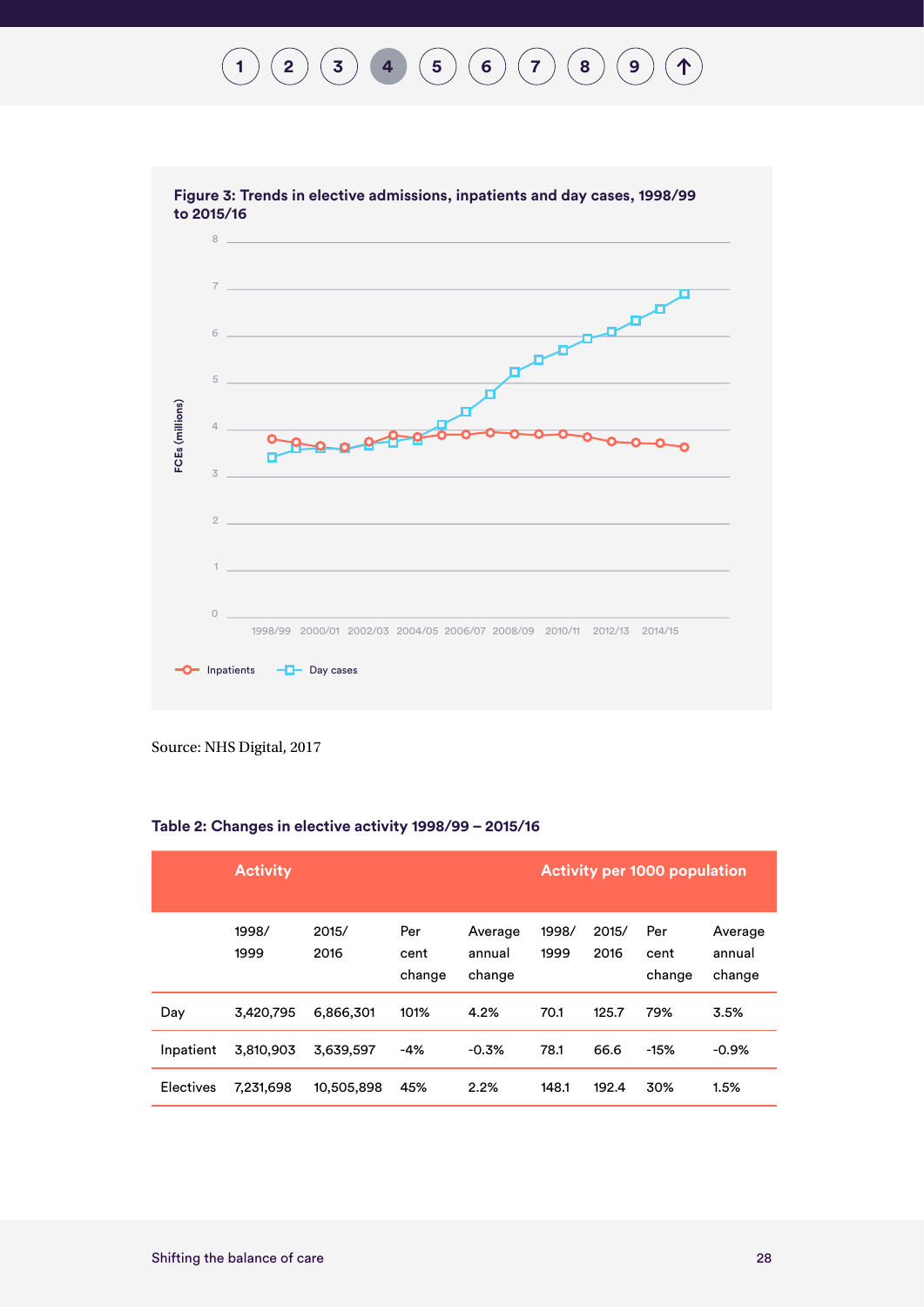**Figure 3: Trends in elective admissions, inpatients and day cases, 1998/99 to 2015/16**

Source: NHS Digital, 2017

**Table 2: Changes in elective activity 1998/99 – 2015/16**

| | Activity | | | | Activity per 1000 population | | | |
|---|---|---|---|---|---|---|---|---|
| | 1998/ 1999 | 2015/ 2016 | Per cent change | Average annual change | 1998/ 1999 | 2015/ 2016 | Per cent change | Average annual change |
| Day | 3,420,795 | 6,866,301 | 101% | 4.2% | 70.1 | 125.7 | 79% | 3.5% |
| Inpatient | 3,810,903 | 3,639,597 | -4% | -0.3% | 78.1 | 66.6 | -15% | -0.9% |
| Electives | 7,231,698 | 10,505,898 | 45% | 2.2% | 148.1 | 192.4 | 30% | 1.5% |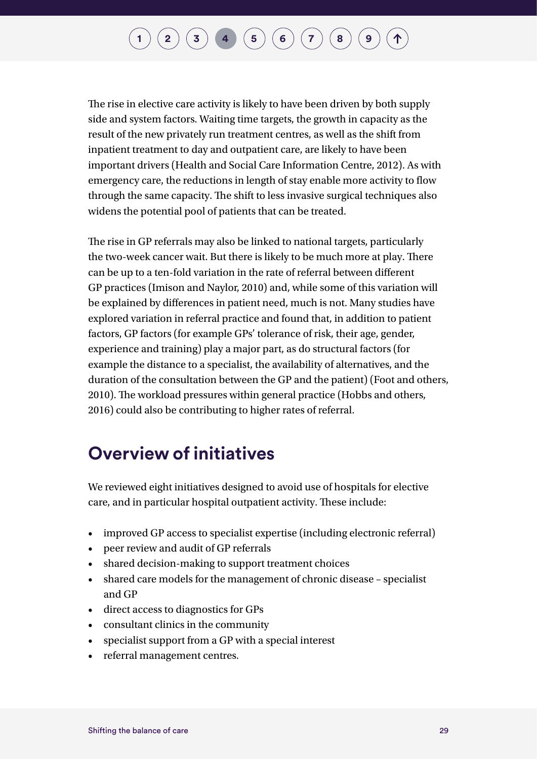The rise in elective care activity is likely to have been driven by both supply side and system factors. Waiting time targets, the growth in capacity as the result of the new privately run treatment centres, as well as the shift from inpatient treatment to day and outpatient care, are likely to have been important drivers (Health and Social Care Information Centre, 2012). As with emergency care, the reductions in length of stay enable more activity to flow through the same capacity. The shift to less invasive surgical techniques also widens the potential pool of patients that can be treated.

The rise in GP referrals may also be linked to national targets, particularly the two-week cancer wait. But there is likely to be much more at play. There can be up to a ten-fold variation in the rate of referral between different GP practices (Imison and Naylor, 2010) and, while some of this variation will be explained by differences in patient need, much is not. Many studies have explored variation in referral practice and found that, in addition to patient factors, GP factors (for example GPs' tolerance of risk, their age, gender, experience and training) play a major part, as do structural factors (for example the distance to a specialist, the availability of alternatives, and the duration of the consultation between the GP and the patient) (Foot and others, 2010). The workload pressures within general practice (Hobbs and others, 2016) could also be contributing to higher rates of referral.

## Overview of initiatives

We reviewed eight initiatives designed to avoid use of hospitals for elective care, and in particular hospital outpatient activity. These include:

- improved GP access to specialist expertise (including electronic referral)
- peer review and audit of GP referrals
- shared decision-making to support treatment choices
- shared care models for the management of chronic disease – specialist and GP
- direct access to diagnostics for GPs
- consultant clinics in the community
- specialist support from a GP with a special interest
- referral management centres.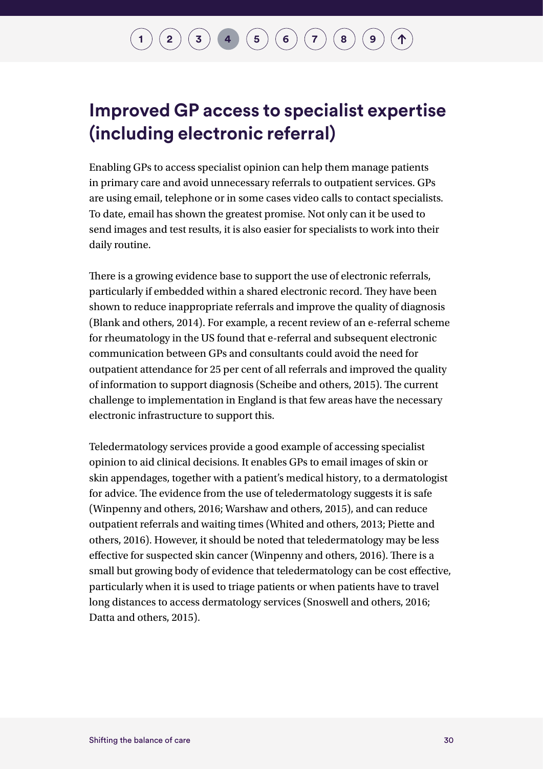## Improved GP access to specialist expertise (including electronic referral)

Enabling GPs to access specialist opinion can help them manage patients in primary care and avoid unnecessary referrals to outpatient services. GPs are using email, telephone or in some cases video calls to contact specialists. To date, email has shown the greatest promise. Not only can it be used to send images and test results, it is also easier for specialists to work into their daily routine.

There is a growing evidence base to support the use of electronic referrals, particularly if embedded within a shared electronic record. They have been shown to reduce inappropriate referrals and improve the quality of diagnosis (Blank and others, 2014). For example, a recent review of an e-referral scheme for rheumatology in the US found that e-referral and subsequent electronic communication between GPs and consultants could avoid the need for outpatient attendance for 25 per cent of all referrals and improved the quality of information to support diagnosis (Scheibe and others, 2015). The current challenge to implementation in England is that few areas have the necessary electronic infrastructure to support this.

Teledermatology services provide a good example of accessing specialist opinion to aid clinical decisions. It enables GPs to email images of skin or skin appendages, together with a patient's medical history, to a dermatologist for advice. The evidence from the use of teledermatology suggests it is safe (Winpenny and others, 2016; Warshaw and others, 2015), and can reduce outpatient referrals and waiting times (Whited and others, 2013; Piette and others, 2016). However, it should be noted that teledermatology may be less effective for suspected skin cancer (Winpenny and others, 2016). There is a small but growing body of evidence that teledermatology can be cost effective, particularly when it is used to triage patients or when patients have to travel long distances to access dermatology services (Snoswell and others, 2016; Datta and others, 2015).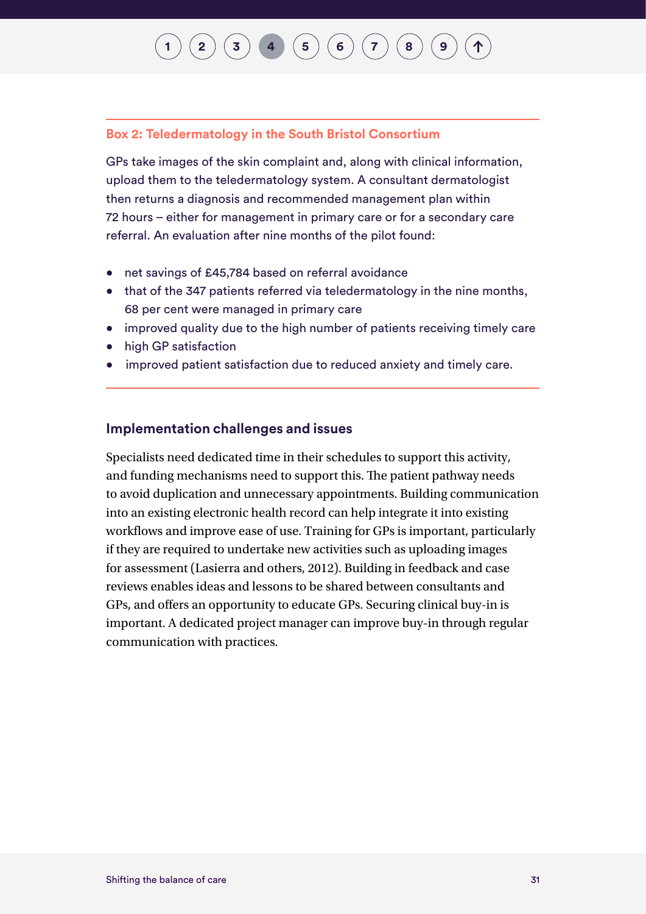**Box 2: Teledermatology in the South Bristol Consortium**

GPs take images of the skin complaint and, along with clinical information, upload them to the teledermatology system. A consultant dermatologist then returns a diagnosis and recommended management plan within 72 hours – either for management in primary care or for a secondary care referral. An evaluation after nine months of the pilot found:

- net savings of £45,784 based on referral avoidance
- that of the 347 patients referred via teledermatology in the nine months, 68 per cent were managed in primary care
- improved quality due to the high number of patients receiving timely care
- high GP satisfaction
- improved patient satisfaction due to reduced anxiety and timely care.

### Implementation challenges and issues

Specialists need dedicated time in their schedules to support this activity, and funding mechanisms need to support this. The patient pathway needs to avoid duplication and unnecessary appointments. Building communication into an existing electronic health record can help integrate it into existing workflows and improve ease of use. Training for GPs is important, particularly if they are required to undertake new activities such as uploading images for assessment (Lasierra and others, 2012). Building in feedback and case reviews enables ideas and lessons to be shared between consultants and GPs, and offers an opportunity to educate GPs. Securing clinical buy-in is important. A dedicated project manager can improve buy-in through regular communication with practices.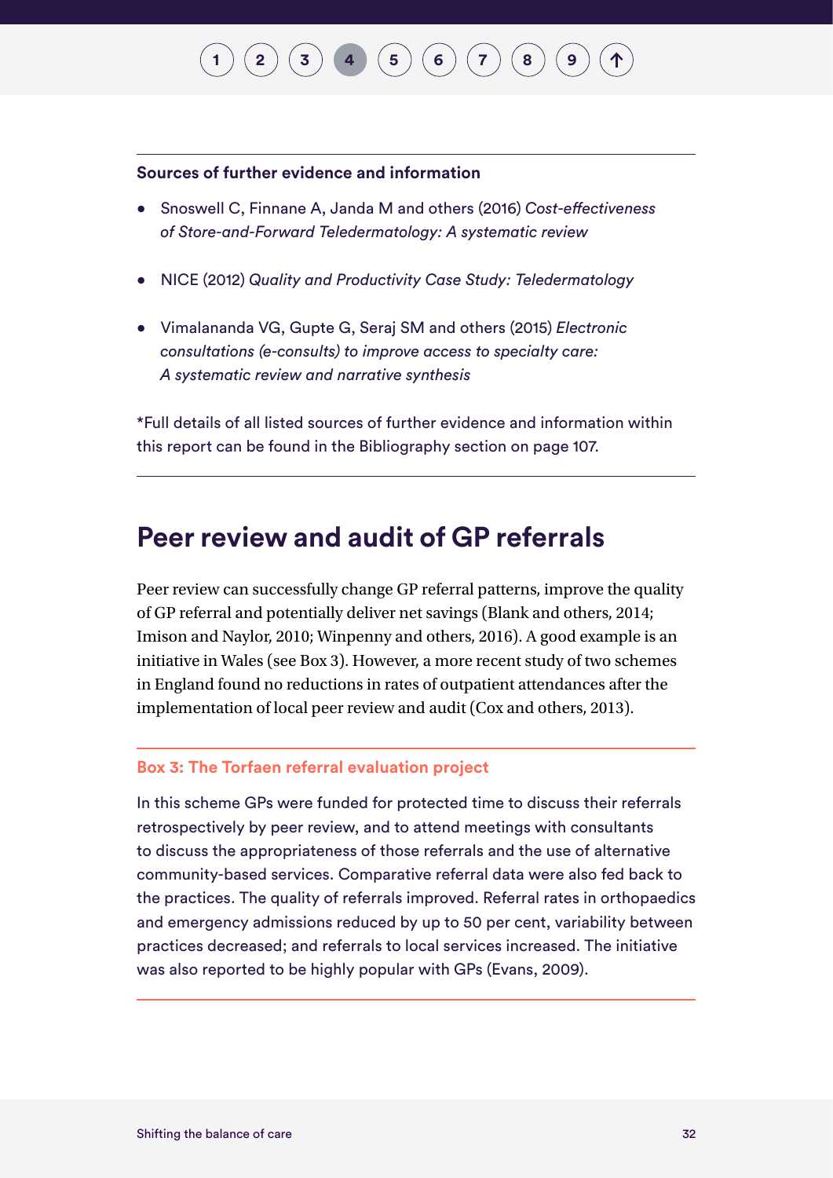**Sources of further evidence and information**

- Snoswell C, Finnane A, Janda M and others (2016) *Cost-effectiveness of Store-and-Forward Teledermatology: A systematic review*
- NICE (2012) *Quality and Productivity Case Study: Teledermatology*
- Vimalananda VG, Gupte G, Seraj SM and others (2015) *Electronic consultations (e-consults) to improve access to specialty care: A systematic review and narrative synthesis*

*Full details of all listed sources of further evidence and information within this report can be found in the Bibliography section on page 107.

## Peer review and audit of GP referrals

Peer review can successfully change GP referral patterns, improve the quality of GP referral and potentially deliver net savings (Blank and others, 2014; Imison and Naylor, 2010; Winpenny and others, 2016). A good example is an initiative in Wales (see Box 3). However, a more recent study of two schemes in England found no reductions in rates of outpatient attendances after the implementation of local peer review and audit (Cox and others, 2013).

**Box 3: The Torfaen referral evaluation project**

In this scheme GPs were funded for protected time to discuss their referrals retrospectively by peer review, and to attend meetings with consultants to discuss the appropriateness of those referrals and the use of alternative community-based services. Comparative referral data were also fed back to the practices. The quality of referrals improved. Referral rates in orthopaedics and emergency admissions reduced by up to 50 per cent, variability between practices decreased; and referrals to local services increased. The initiative was also reported to be highly popular with GPs (Evans, 2009).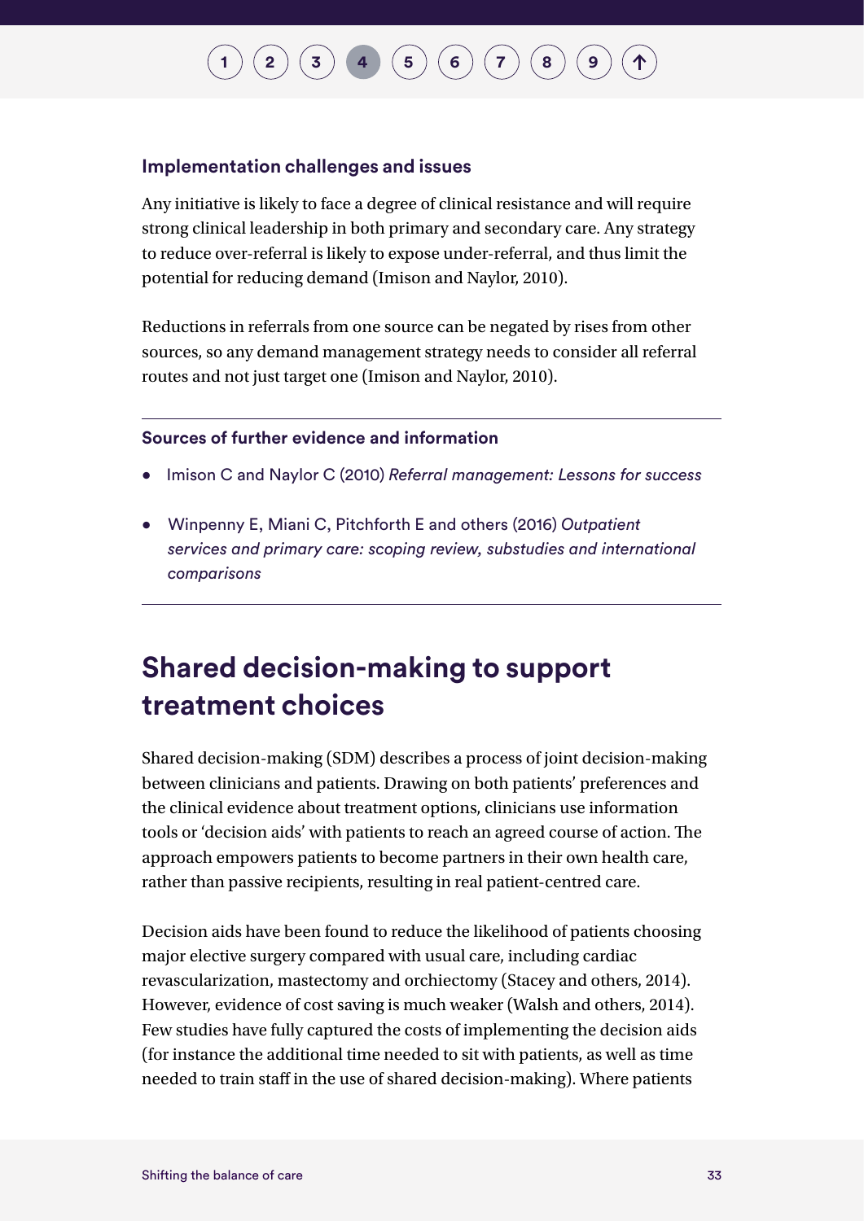### Implementation challenges and issues

Any initiative is likely to face a degree of clinical resistance and will require strong clinical leadership in both primary and secondary care. Any strategy to reduce over-referral is likely to expose under-referral, and thus limit the potential for reducing demand (Imison and Naylor, 2010).

Reductions in referrals from one source can be negated by rises from other sources, so any demand management strategy needs to consider all referral routes and not just target one (Imison and Naylor, 2010).

### Sources of further evidence and information

- Imison C and Naylor C (2010) *Referral management: Lessons for success*
- Winpenny E, Miani C, Pitchforth E and others (2016) *Outpatient services and primary care: scoping review, substudies and international comparisons*

## Shared decision-making to support treatment choices

Shared decision-making (SDM) describes a process of joint decision-making between clinicians and patients. Drawing on both patients' preferences and the clinical evidence about treatment options, clinicians use information tools or 'decision aids' with patients to reach an agreed course of action. The approach empowers patients to become partners in their own health care, rather than passive recipients, resulting in real patient-centred care.

Decision aids have been found to reduce the likelihood of patients choosing major elective surgery compared with usual care, including cardiac revascularization, mastectomy and orchiectomy (Stacey and others, 2014). However, evidence of cost saving is much weaker (Walsh and others, 2014). Few studies have fully captured the costs of implementing the decision aids (for instance the additional time needed to sit with patients, as well as time needed to train staff in the use of shared decision-making). Where patients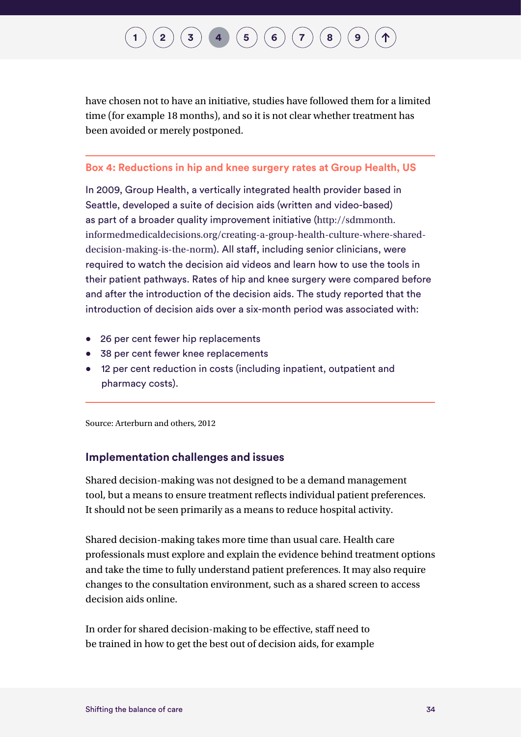have chosen not to have an initiative, studies have followed them for a limited time (for example 18 months), and so it is not clear whether treatment has been avoided or merely postponed.

---

**Box 4: Reductions in hip and knee surgery rates at Group Health, US**

In 2009, Group Health, a vertically integrated health provider based in Seattle, developed a suite of decision aids (written and video-based) as part of a broader quality improvement initiative (http://sdmmonth.informedmedicaldecisions.org/creating-a-group-health-culture-where-shared-decision-making-is-the-norm). All staff, including senior clinicians, were required to watch the decision aid videos and learn how to use the tools in their patient pathways. Rates of hip and knee surgery were compared before and after the introduction of the decision aids. The study reported that the introduction of decision aids over a six-month period was associated with:

- 26 per cent fewer hip replacements
- 38 per cent fewer knee replacements
- 12 per cent reduction in costs (including inpatient, outpatient and pharmacy costs).

---

Source: Arterburn and others, 2012

### Implementation challenges and issues

Shared decision-making was not designed to be a demand management tool, but a means to ensure treatment reflects individual patient preferences. It should not be seen primarily as a means to reduce hospital activity.

Shared decision-making takes more time than usual care. Health care professionals must explore and explain the evidence behind treatment options and take the time to fully understand patient preferences. It may also require changes to the consultation environment, such as a shared screen to access decision aids online.

In order for shared decision-making to be effective, staff need to be trained in how to get the best out of decision aids, for example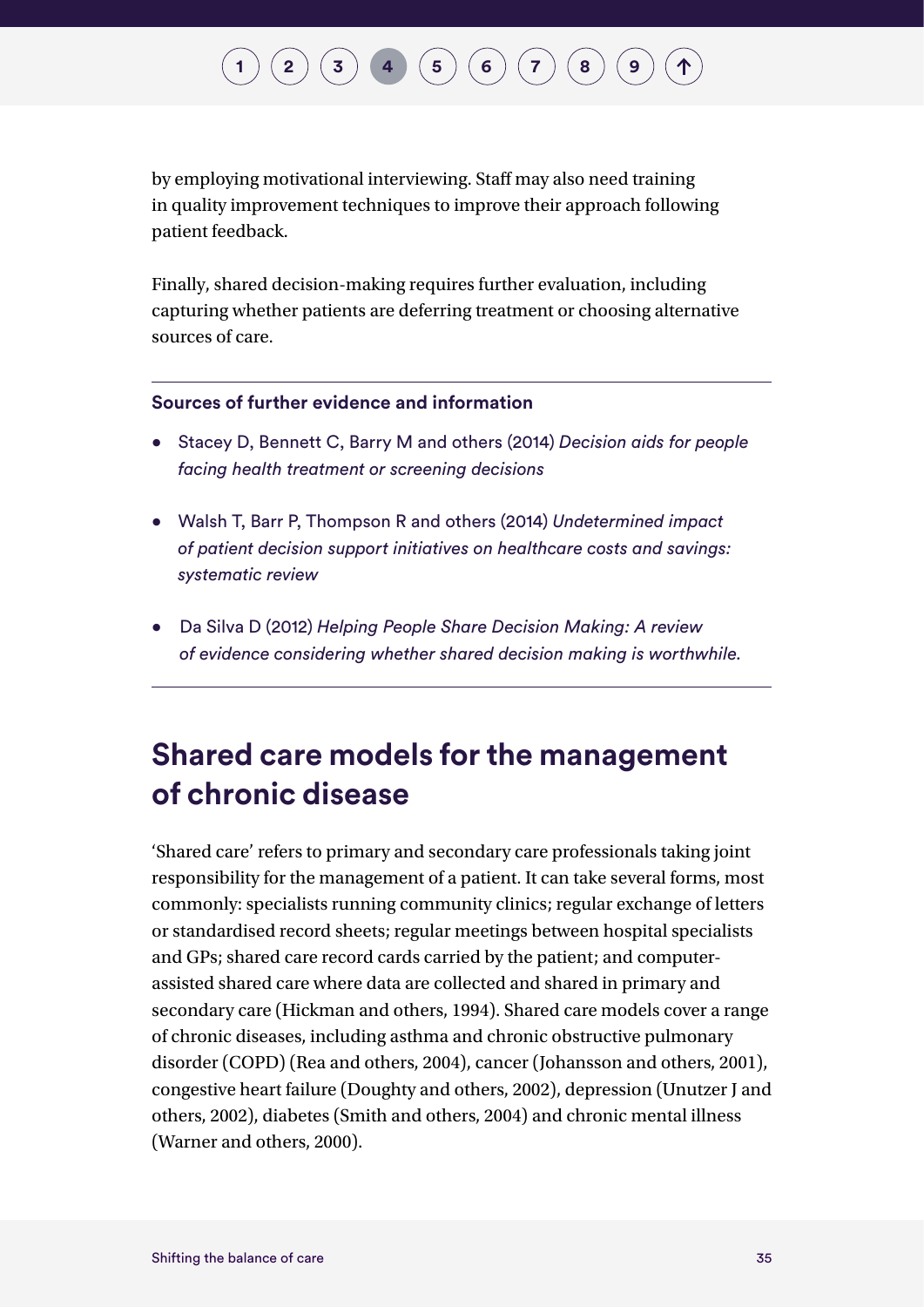by employing motivational interviewing. Staff may also need training in quality improvement techniques to improve their approach following patient feedback.

Finally, shared decision-making requires further evaluation, including capturing whether patients are deferring treatment or choosing alternative sources of care.

**Sources of further evidence and information**

- Stacey D, Bennett C, Barry M and others (2014) *Decision aids for people facing health treatment or screening decisions*
- Walsh T, Barr P, Thompson R and others (2014) *Undetermined impact of patient decision support initiatives on healthcare costs and savings: systematic review*
- Da Silva D (2012) *Helping People Share Decision Making: A review of evidence considering whether shared decision making is worthwhile.*

## Shared care models for the management of chronic disease

'Shared care' refers to primary and secondary care professionals taking joint responsibility for the management of a patient. It can take several forms, most commonly: specialists running community clinics; regular exchange of letters or standardised record sheets; regular meetings between hospital specialists and GPs; shared care record cards carried by the patient; and computer-assisted shared care where data are collected and shared in primary and secondary care (Hickman and others, 1994). Shared care models cover a range of chronic diseases, including asthma and chronic obstructive pulmonary disorder (COPD) (Rea and others, 2004), cancer (Johansson and others, 2001), congestive heart failure (Doughty and others, 2002), depression (Unutzer J and others, 2002), diabetes (Smith and others, 2004) and chronic mental illness (Warner and others, 2000).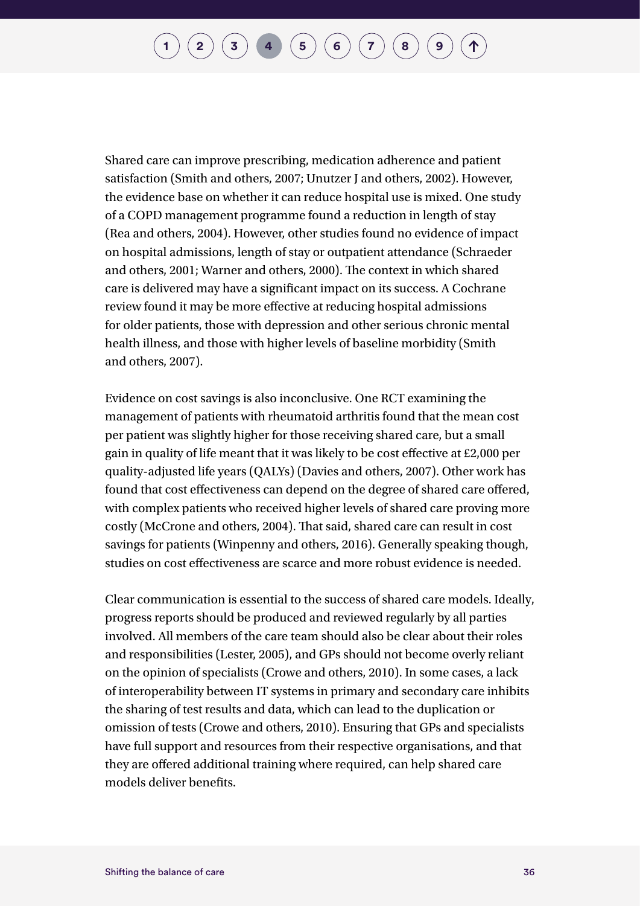Shared care can improve prescribing, medication adherence and patient satisfaction (Smith and others, 2007; Unutzer J and others, 2002). However, the evidence base on whether it can reduce hospital use is mixed. One study of a COPD management programme found a reduction in length of stay (Rea and others, 2004). However, other studies found no evidence of impact on hospital admissions, length of stay or outpatient attendance (Schraeder and others, 2001; Warner and others, 2000). The context in which shared care is delivered may have a significant impact on its success. A Cochrane review found it may be more effective at reducing hospital admissions for older patients, those with depression and other serious chronic mental health illness, and those with higher levels of baseline morbidity (Smith and others, 2007).

Evidence on cost savings is also inconclusive. One RCT examining the management of patients with rheumatoid arthritis found that the mean cost per patient was slightly higher for those receiving shared care, but a small gain in quality of life meant that it was likely to be cost effective at £2,000 per quality-adjusted life years (QALYs) (Davies and others, 2007). Other work has found that cost effectiveness can depend on the degree of shared care offered, with complex patients who received higher levels of shared care proving more costly (McCrone and others, 2004). That said, shared care can result in cost savings for patients (Winpenny and others, 2016). Generally speaking though, studies on cost effectiveness are scarce and more robust evidence is needed.

Clear communication is essential to the success of shared care models. Ideally, progress reports should be produced and reviewed regularly by all parties involved. All members of the care team should also be clear about their roles and responsibilities (Lester, 2005), and GPs should not become overly reliant on the opinion of specialists (Crowe and others, 2010). In some cases, a lack of interoperability between IT systems in primary and secondary care inhibits the sharing of test results and data, which can lead to the duplication or omission of tests (Crowe and others, 2010). Ensuring that GPs and specialists have full support and resources from their respective organisations, and that they are offered additional training where required, can help shared care models deliver benefits.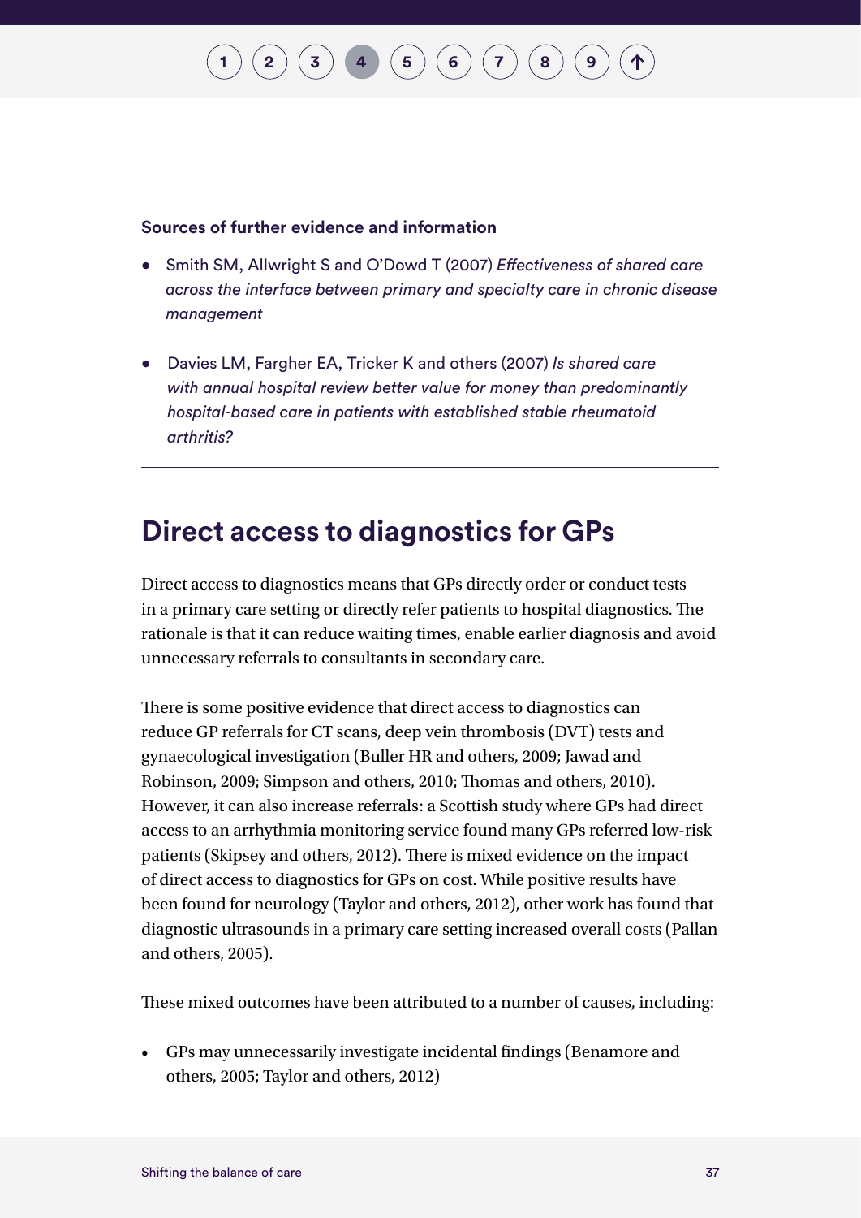**Sources of further evidence and information**

- Smith SM, Allwright S and O'Dowd T (2007) *Effectiveness of shared care across the interface between primary and specialty care in chronic disease management*
- Davies LM, Fargher EA, Tricker K and others (2007) *Is shared care with annual hospital review better value for money than predominantly hospital-based care in patients with established stable rheumatoid arthritis?*

## Direct access to diagnostics for GPs

Direct access to diagnostics means that GPs directly order or conduct tests in a primary care setting or directly refer patients to hospital diagnostics. The rationale is that it can reduce waiting times, enable earlier diagnosis and avoid unnecessary referrals to consultants in secondary care.

There is some positive evidence that direct access to diagnostics can reduce GP referrals for CT scans, deep vein thrombosis (DVT) tests and gynaecological investigation (Buller HR and others, 2009; Jawad and Robinson, 2009; Simpson and others, 2010; Thomas and others, 2010). However, it can also increase referrals: a Scottish study where GPs had direct access to an arrhythmia monitoring service found many GPs referred low-risk patients (Skipsey and others, 2012). There is mixed evidence on the impact of direct access to diagnostics for GPs on cost. While positive results have been found for neurology (Taylor and others, 2012), other work has found that diagnostic ultrasounds in a primary care setting increased overall costs (Pallan and others, 2005).

These mixed outcomes have been attributed to a number of causes, including:

- GPs may unnecessarily investigate incidental findings (Benamore and others, 2005; Taylor and others, 2012)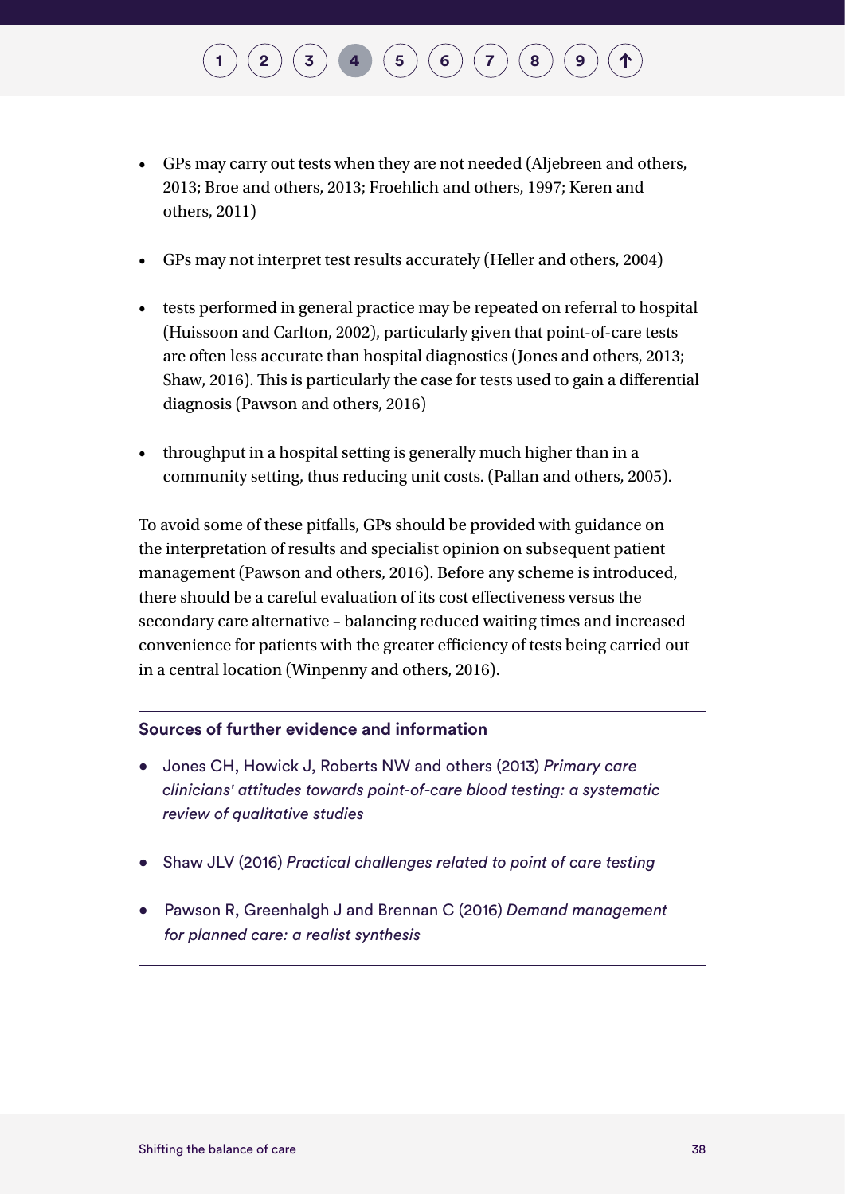- GPs may carry out tests when they are not needed (Aljebreen and others, 2013; Broe and others, 2013; Froehlich and others, 1997; Keren and others, 2011)

- GPs may not interpret test results accurately (Heller and others, 2004)

- tests performed in general practice may be repeated on referral to hospital (Huissoon and Carlton, 2002), particularly given that point-of-care tests are often less accurate than hospital diagnostics (Jones and others, 2013; Shaw, 2016). This is particularly the case for tests used to gain a differential diagnosis (Pawson and others, 2016)

- throughput in a hospital setting is generally much higher than in a community setting, thus reducing unit costs. (Pallan and others, 2005).

To avoid some of these pitfalls, GPs should be provided with guidance on the interpretation of results and specialist opinion on subsequent patient management (Pawson and others, 2016). Before any scheme is introduced, there should be a careful evaluation of its cost effectiveness versus the secondary care alternative – balancing reduced waiting times and increased convenience for patients with the greater efficiency of tests being carried out in a central location (Winpenny and others, 2016).

**Sources of further evidence and information**

- Jones CH, Howick J, Roberts NW and others (2013) *Primary care clinicians' attitudes towards point-of-care blood testing: a systematic review of qualitative studies*

- Shaw JLV (2016) *Practical challenges related to point of care testing*

- Pawson R, Greenhalgh J and Brennan C (2016) *Demand management for planned care: a realist synthesis*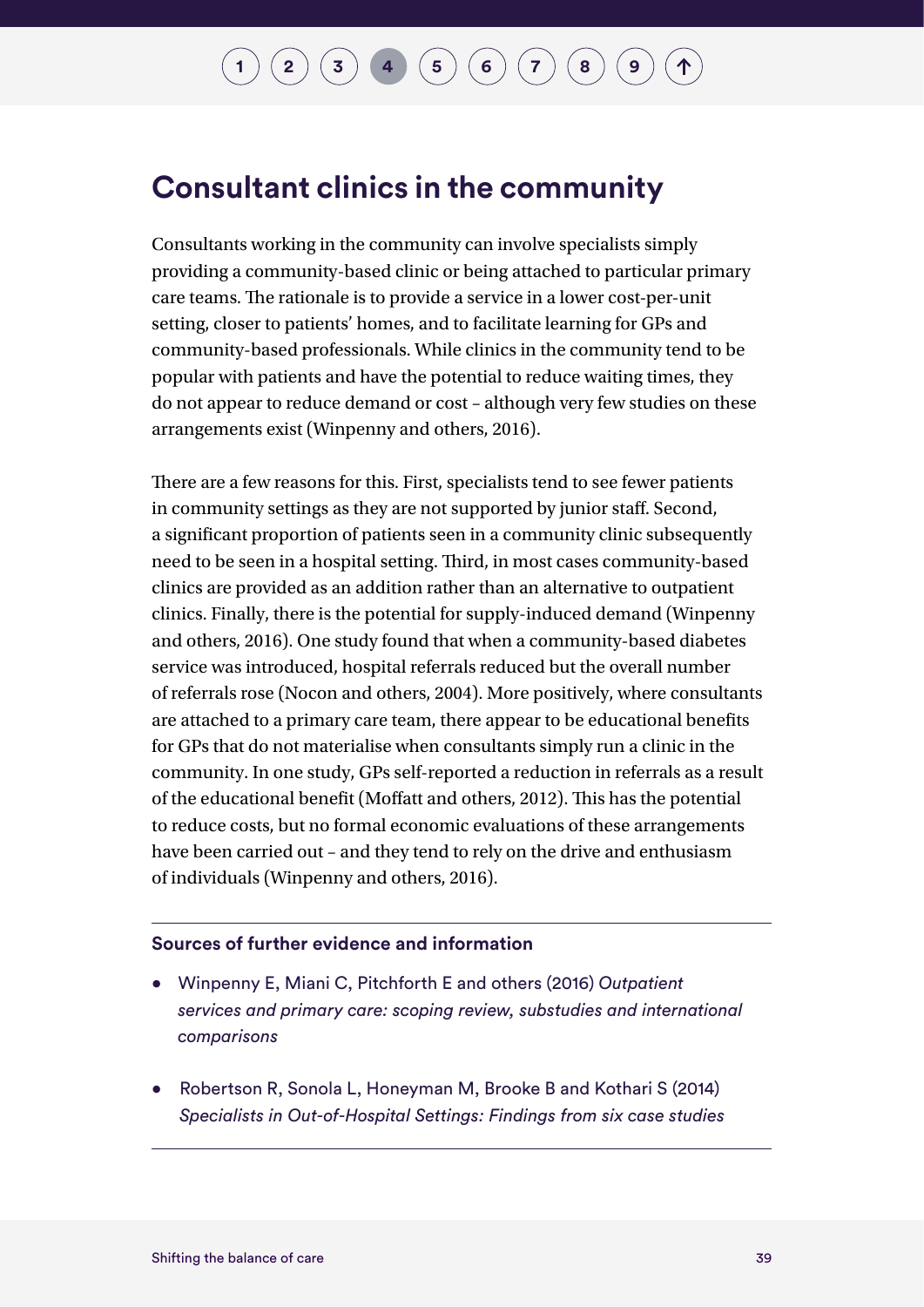## Consultant clinics in the community

Consultants working in the community can involve specialists simply providing a community-based clinic or being attached to particular primary care teams. The rationale is to provide a service in a lower cost-per-unit setting, closer to patients' homes, and to facilitate learning for GPs and community-based professionals. While clinics in the community tend to be popular with patients and have the potential to reduce waiting times, they do not appear to reduce demand or cost – although very few studies on these arrangements exist (Winpenny and others, 2016).

There are a few reasons for this. First, specialists tend to see fewer patients in community settings as they are not supported by junior staff. Second, a significant proportion of patients seen in a community clinic subsequently need to be seen in a hospital setting. Third, in most cases community-based clinics are provided as an addition rather than an alternative to outpatient clinics. Finally, there is the potential for supply-induced demand (Winpenny and others, 2016). One study found that when a community-based diabetes service was introduced, hospital referrals reduced but the overall number of referrals rose (Nocon and others, 2004). More positively, where consultants are attached to a primary care team, there appear to be educational benefits for GPs that do not materialise when consultants simply run a clinic in the community. In one study, GPs self-reported a reduction in referrals as a result of the educational benefit (Moffatt and others, 2012). This has the potential to reduce costs, but no formal economic evaluations of these arrangements have been carried out – and they tend to rely on the drive and enthusiasm of individuals (Winpenny and others, 2016).

---

**Sources of further evidence and information**

- Winpenny E, Miani C, Pitchforth E and others (2016) *Outpatient services and primary care: scoping review, substudies and international comparisons*
- Robertson R, Sonola L, Honeyman M, Brooke B and Kothari S (2014) *Specialists in Out-of-Hospital Settings: Findings from six case studies*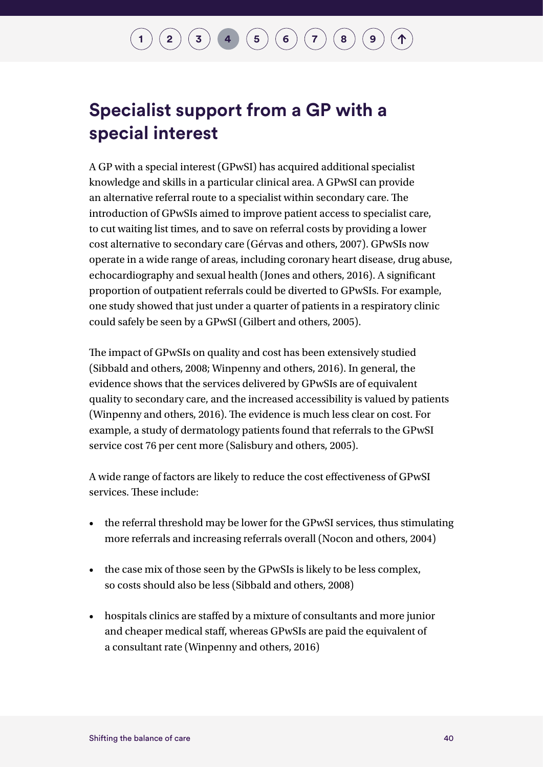## Specialist support from a GP with a special interest

A GP with a special interest (GPwSI) has acquired additional specialist knowledge and skills in a particular clinical area. A GPwSI can provide an alternative referral route to a specialist within secondary care. The introduction of GPwSIs aimed to improve patient access to specialist care, to cut waiting list times, and to save on referral costs by providing a lower cost alternative to secondary care (Gérvas and others, 2007). GPwSIs now operate in a wide range of areas, including coronary heart disease, drug abuse, echocardiography and sexual health (Jones and others, 2016). A significant proportion of outpatient referrals could be diverted to GPwSIs. For example, one study showed that just under a quarter of patients in a respiratory clinic could safely be seen by a GPwSI (Gilbert and others, 2005).

The impact of GPwSIs on quality and cost has been extensively studied (Sibbald and others, 2008; Winpenny and others, 2016). In general, the evidence shows that the services delivered by GPwSIs are of equivalent quality to secondary care, and the increased accessibility is valued by patients (Winpenny and others, 2016). The evidence is much less clear on cost. For example, a study of dermatology patients found that referrals to the GPwSI service cost 76 per cent more (Salisbury and others, 2005).

A wide range of factors are likely to reduce the cost effectiveness of GPwSI services. These include:

- the referral threshold may be lower for the GPwSI services, thus stimulating more referrals and increasing referrals overall (Nocon and others, 2004)
- the case mix of those seen by the GPwSIs is likely to be less complex, so costs should also be less (Sibbald and others, 2008)
- hospitals clinics are staffed by a mixture of consultants and more junior and cheaper medical staff, whereas GPwSIs are paid the equivalent of a consultant rate (Winpenny and others, 2016)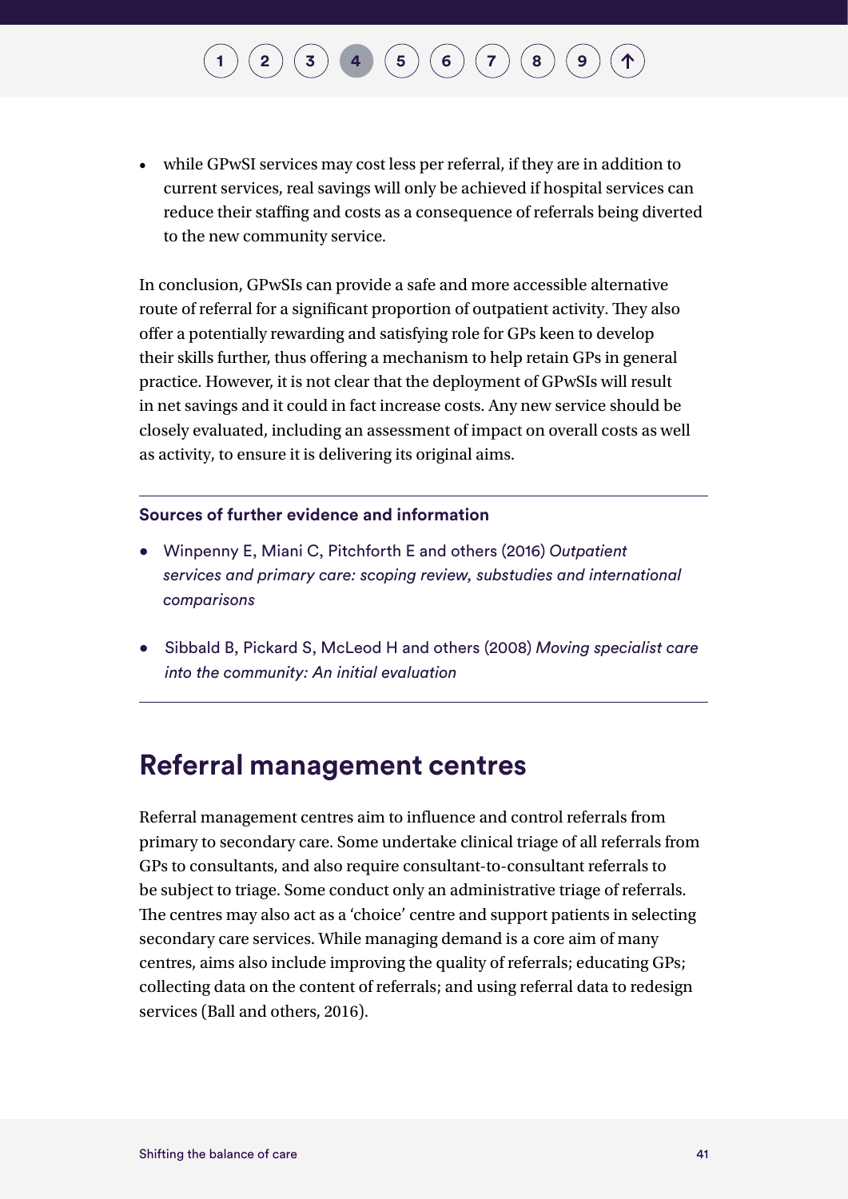- while GPwSI services may cost less per referral, if they are in addition to current services, real savings will only be achieved if hospital services can reduce their staffing and costs as a consequence of referrals being diverted to the new community service.

In conclusion, GPwSIs can provide a safe and more accessible alternative route of referral for a significant proportion of outpatient activity. They also offer a potentially rewarding and satisfying role for GPs keen to develop their skills further, thus offering a mechanism to help retain GPs in general practice. However, it is not clear that the deployment of GPwSIs will result in net savings and it could in fact increase costs. Any new service should be closely evaluated, including an assessment of impact on overall costs as well as activity, to ensure it is delivering its original aims.

**Sources of further evidence and information**

- Winpenny E, Miani C, Pitchforth E and others (2016) *Outpatient services and primary care: scoping review, substudies and international comparisons*
- Sibbald B, Pickard S, McLeod H and others (2008) *Moving specialist care into the community: An initial evaluation*

## Referral management centres

Referral management centres aim to influence and control referrals from primary to secondary care. Some undertake clinical triage of all referrals from GPs to consultants, and also require consultant-to-consultant referrals to be subject to triage. Some conduct only an administrative triage of referrals. The centres may also act as a 'choice' centre and support patients in selecting secondary care services. While managing demand is a core aim of many centres, aims also include improving the quality of referrals; educating GPs; collecting data on the content of referrals; and using referral data to redesign services (Ball and others, 2016).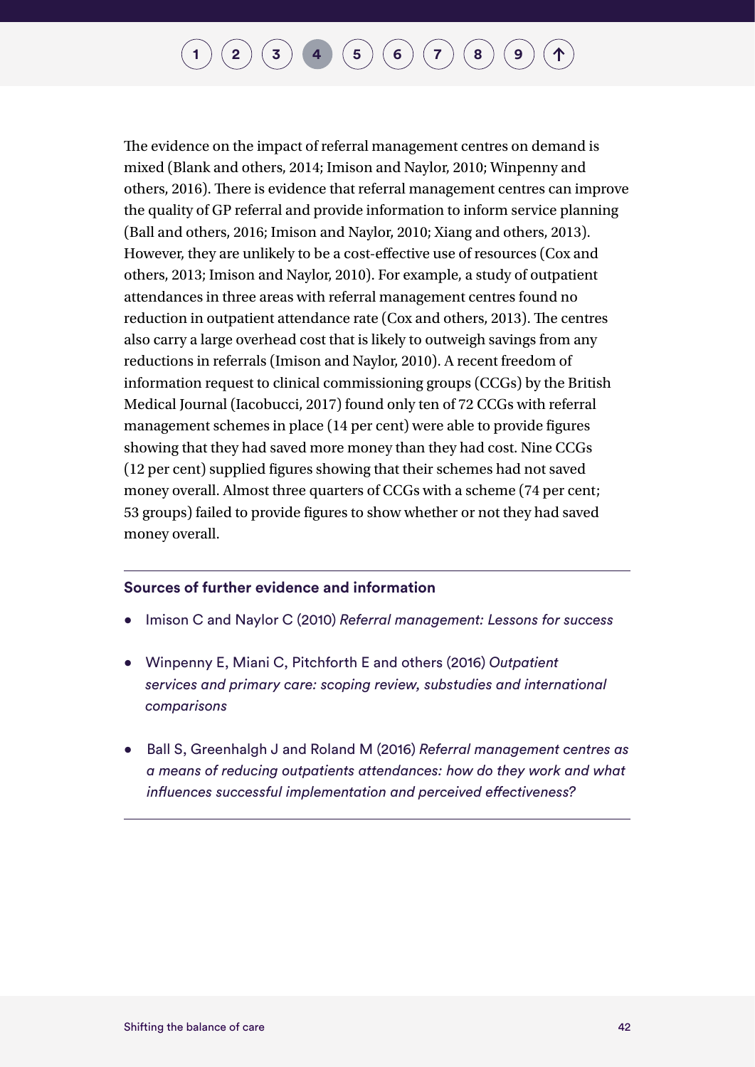The evidence on the impact of referral management centres on demand is mixed (Blank and others, 2014; Imison and Naylor, 2010; Winpenny and others, 2016). There is evidence that referral management centres can improve the quality of GP referral and provide information to inform service planning (Ball and others, 2016; Imison and Naylor, 2010; Xiang and others, 2013). However, they are unlikely to be a cost-effective use of resources (Cox and others, 2013; Imison and Naylor, 2010). For example, a study of outpatient attendances in three areas with referral management centres found no reduction in outpatient attendance rate (Cox and others, 2013). The centres also carry a large overhead cost that is likely to outweigh savings from any reductions in referrals (Imison and Naylor, 2010). A recent freedom of information request to clinical commissioning groups (CCGs) by the British Medical Journal (Iacobucci, 2017) found only ten of 72 CCGs with referral management schemes in place (14 per cent) were able to provide figures showing that they had saved more money than they had cost. Nine CCGs (12 per cent) supplied figures showing that their schemes had not saved money overall. Almost three quarters of CCGs with a scheme (74 per cent; 53 groups) failed to provide figures to show whether or not they had saved money overall.

**Sources of further evidence and information**

- Imison C and Naylor C (2010) *Referral management: Lessons for success*
- Winpenny E, Miani C, Pitchforth E and others (2016) *Outpatient services and primary care: scoping review, substudies and international comparisons*
- Ball S, Greenhalgh J and Roland M (2016) *Referral management centres as a means of reducing outpatients attendances: how do they work and what influences successful implementation and perceived effectiveness?*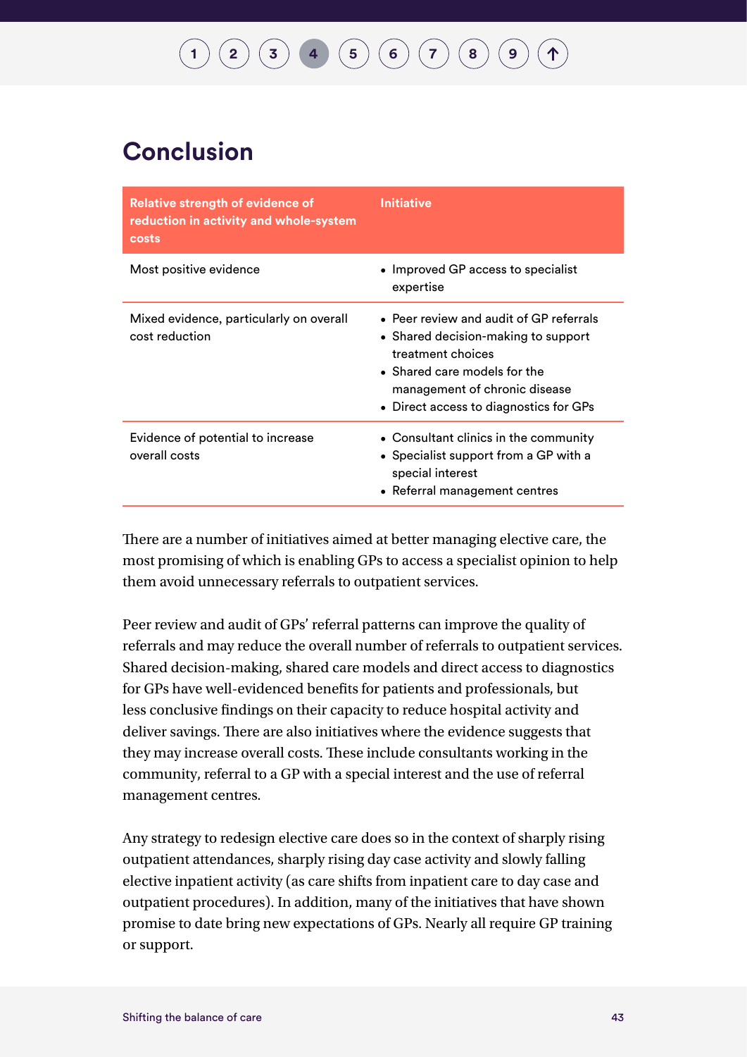# Conclusion

| Relative strength of evidence of reduction in activity and whole-system costs | Initiative |
|---|---|
| Most positive evidence | • Improved GP access to specialist expertise |
| Mixed evidence, particularly on overall cost reduction | • Peer review and audit of GP referrals<br>• Shared decision-making to support treatment choices<br>• Shared care models for the management of chronic disease<br>• Direct access to diagnostics for GPs |
| Evidence of potential to increase overall costs | • Consultant clinics in the community<br>• Specialist support from a GP with a special interest<br>• Referral management centres |

There are a number of initiatives aimed at better managing elective care, the most promising of which is enabling GPs to access a specialist opinion to help them avoid unnecessary referrals to outpatient services.

Peer review and audit of GPs' referral patterns can improve the quality of referrals and may reduce the overall number of referrals to outpatient services. Shared decision-making, shared care models and direct access to diagnostics for GPs have well-evidenced benefits for patients and professionals, but less conclusive findings on their capacity to reduce hospital activity and deliver savings. There are also initiatives where the evidence suggests that they may increase overall costs. These include consultants working in the community, referral to a GP with a special interest and the use of referral management centres.

Any strategy to redesign elective care does so in the context of sharply rising outpatient attendances, sharply rising day case activity and slowly falling elective inpatient activity (as care shifts from inpatient care to day case and outpatient procedures). In addition, many of the initiatives that have shown promise to date bring new expectations of GPs. Nearly all require GP training or support.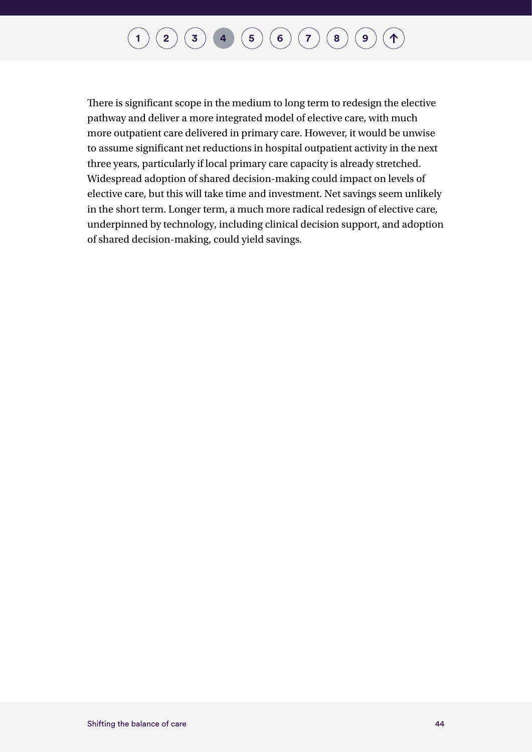There is significant scope in the medium to long term to redesign the elective pathway and deliver a more integrated model of elective care, with much more outpatient care delivered in primary care. However, it would be unwise to assume significant net reductions in hospital outpatient activity in the next three years, particularly if local primary care capacity is already stretched. Widespread adoption of shared decision-making could impact on levels of elective care, but this will take time and investment. Net savings seem unlikely in the short term. Longer term, a much more radical redesign of elective care, underpinned by technology, including clinical decision support, and adoption of shared decision-making, could yield savings.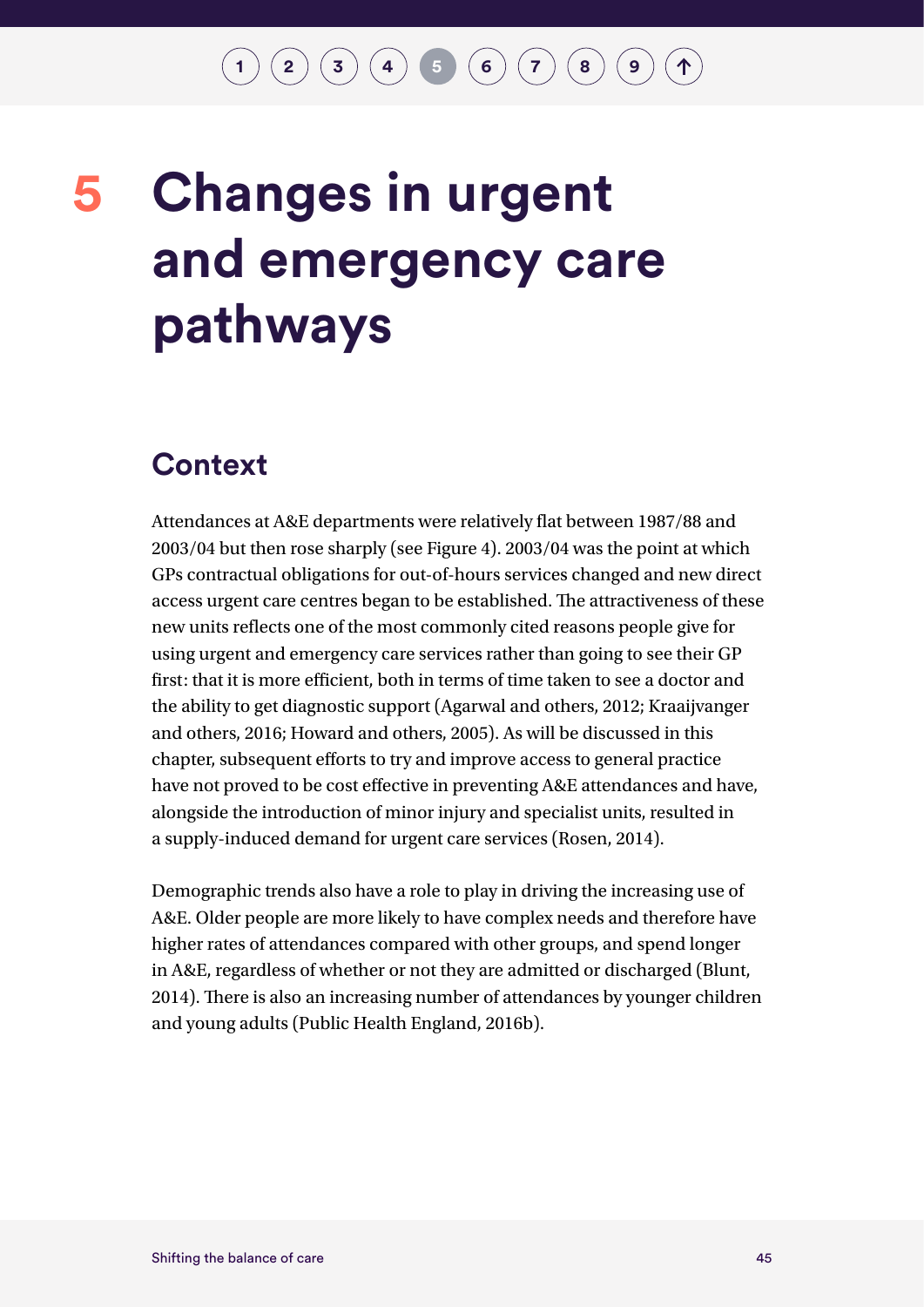# 5 Changes in urgent and emergency care pathways

## Context

Attendances at A&E departments were relatively flat between 1987/88 and 2003/04 but then rose sharply (see Figure 4). 2003/04 was the point at which GPs contractual obligations for out-of-hours services changed and new direct access urgent care centres began to be established. The attractiveness of these new units reflects one of the most commonly cited reasons people give for using urgent and emergency care services rather than going to see their GP first: that it is more efficient, both in terms of time taken to see a doctor and the ability to get diagnostic support (Agarwal and others, 2012; Kraaijvanger and others, 2016; Howard and others, 2005). As will be discussed in this chapter, subsequent efforts to try and improve access to general practice have not proved to be cost effective in preventing A&E attendances and have, alongside the introduction of minor injury and specialist units, resulted in a supply-induced demand for urgent care services (Rosen, 2014).

Demographic trends also have a role to play in driving the increasing use of A&E. Older people are more likely to have complex needs and therefore have higher rates of attendances compared with other groups, and spend longer in A&E, regardless of whether or not they are admitted or discharged (Blunt, 2014). There is also an increasing number of attendances by younger children and young adults (Public Health England, 2016b).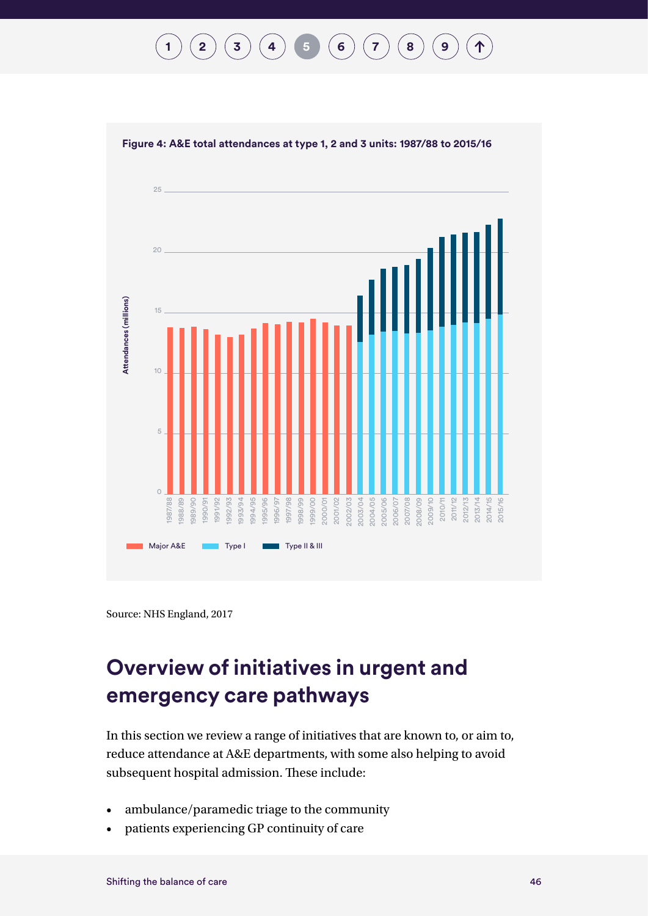**Figure 4: A&E total attendances at type 1, 2 and 3 units: 1987/88 to 2015/16**

Source: NHS England, 2017

## Overview of initiatives in urgent and emergency care pathways

In this section we review a range of initiatives that are known to, or aim to, reduce attendance at A&E departments, with some also helping to avoid subsequent hospital admission. These include:

- ambulance/paramedic triage to the community
- patients experiencing GP continuity of care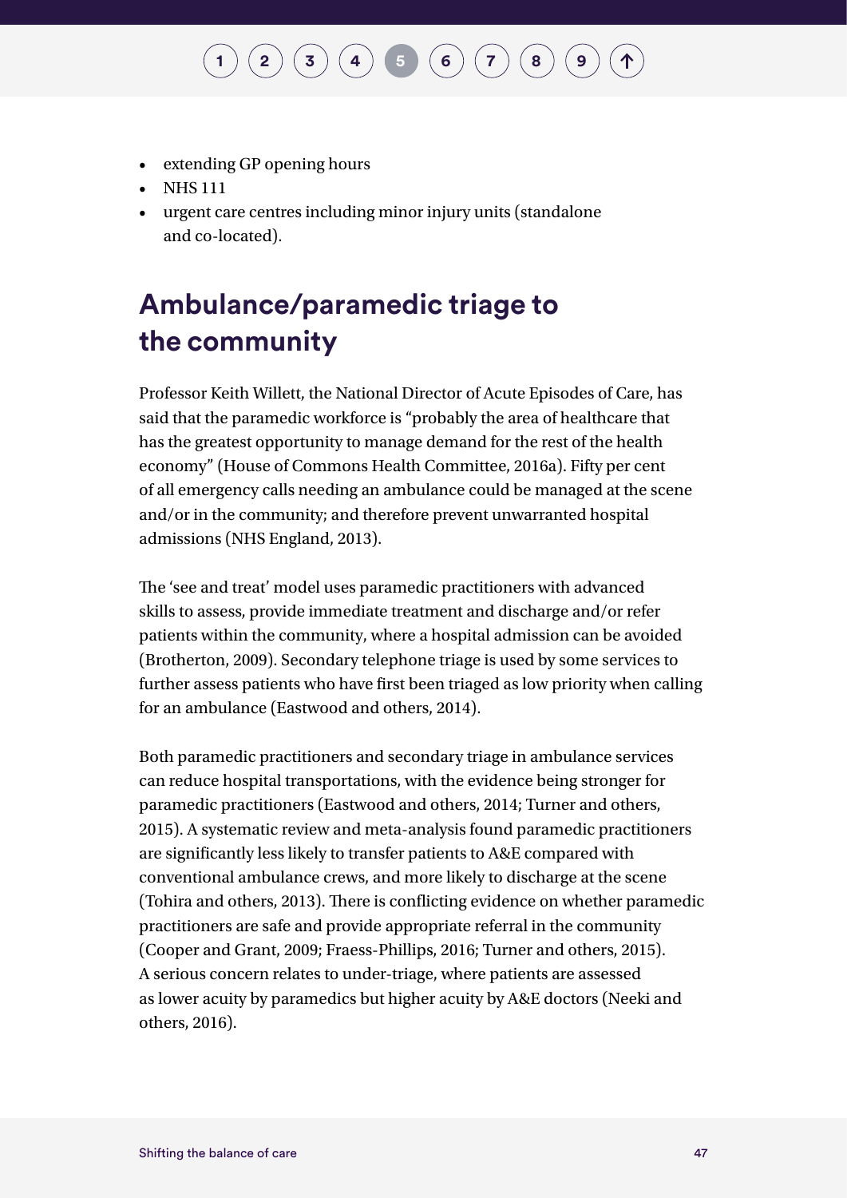- extending GP opening hours
- NHS 111
- urgent care centres including minor injury units (standalone and co-located).

## Ambulance/paramedic triage to the community

Professor Keith Willett, the National Director of Acute Episodes of Care, has said that the paramedic workforce is "probably the area of healthcare that has the greatest opportunity to manage demand for the rest of the health economy" (House of Commons Health Committee, 2016a). Fifty per cent of all emergency calls needing an ambulance could be managed at the scene and/or in the community; and therefore prevent unwarranted hospital admissions (NHS England, 2013).

The 'see and treat' model uses paramedic practitioners with advanced skills to assess, provide immediate treatment and discharge and/or refer patients within the community, where a hospital admission can be avoided (Brotherton, 2009). Secondary telephone triage is used by some services to further assess patients who have first been triaged as low priority when calling for an ambulance (Eastwood and others, 2014).

Both paramedic practitioners and secondary triage in ambulance services can reduce hospital transportations, with the evidence being stronger for paramedic practitioners (Eastwood and others, 2014; Turner and others, 2015). A systematic review and meta-analysis found paramedic practitioners are significantly less likely to transfer patients to A&E compared with conventional ambulance crews, and more likely to discharge at the scene (Tohira and others, 2013). There is conflicting evidence on whether paramedic practitioners are safe and provide appropriate referral in the community (Cooper and Grant, 2009; Fraess-Phillips, 2016; Turner and others, 2015). A serious concern relates to under-triage, where patients are assessed as lower acuity by paramedics but higher acuity by A&E doctors (Neeki and others, 2016).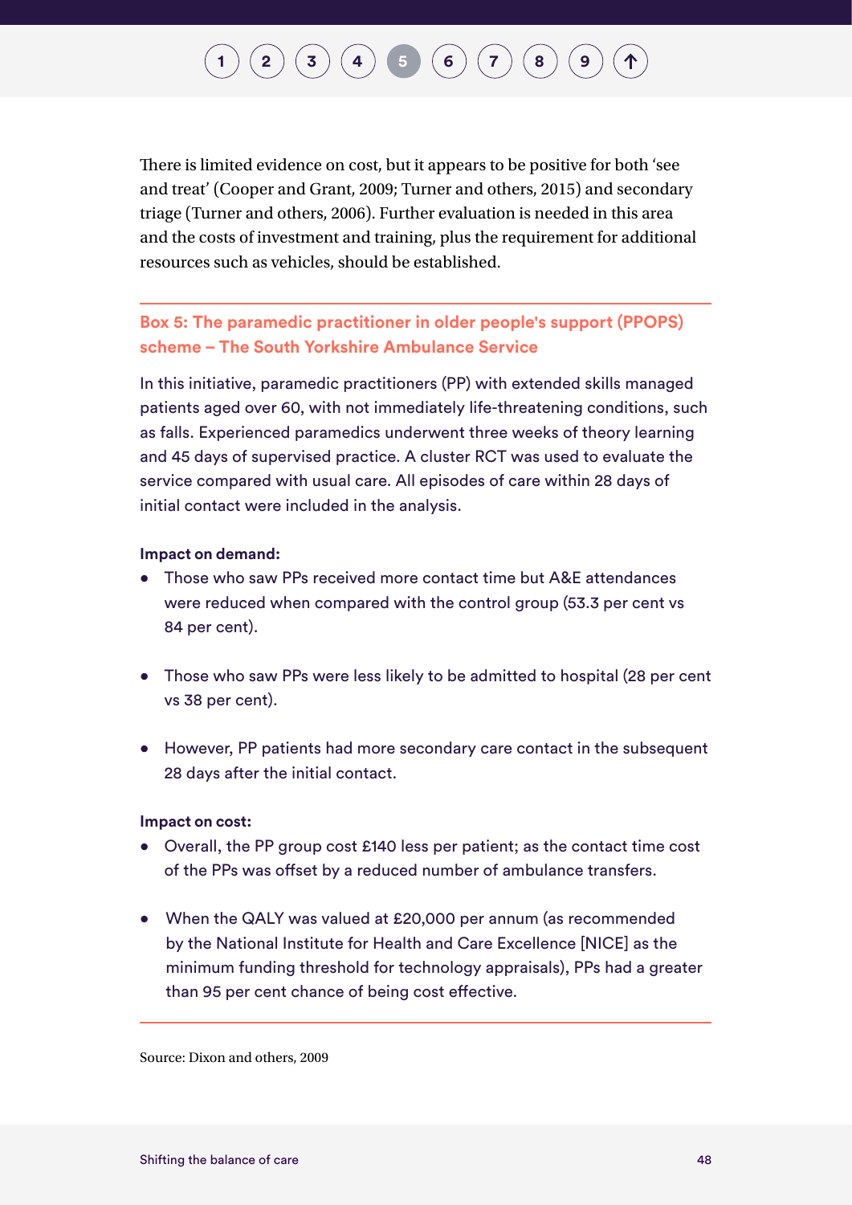There is limited evidence on cost, but it appears to be positive for both 'see and treat' (Cooper and Grant, 2009; Turner and others, 2015) and secondary triage (Turner and others, 2006). Further evaluation is needed in this area and the costs of investment and training, plus the requirement for additional resources such as vehicles, should be established.

---

### Box 5: The paramedic practitioner in older people's support (PPOPS) scheme – The South Yorkshire Ambulance Service

In this initiative, paramedic practitioners (PP) with extended skills managed patients aged over 60, with not immediately life-threatening conditions, such as falls. Experienced paramedics underwent three weeks of theory learning and 45 days of supervised practice. A cluster RCT was used to evaluate the service compared with usual care. All episodes of care within 28 days of initial contact were included in the analysis.

**Impact on demand:**

- Those who saw PPs received more contact time but A&E attendances were reduced when compared with the control group (53.3 per cent vs 84 per cent).
- Those who saw PPs were less likely to be admitted to hospital (28 per cent vs 38 per cent).
- However, PP patients had more secondary care contact in the subsequent 28 days after the initial contact.

**Impact on cost:**

- Overall, the PP group cost £140 less per patient; as the contact time cost of the PPs was offset by a reduced number of ambulance transfers.
- When the QALY was valued at £20,000 per annum (as recommended by the National Institute for Health and Care Excellence [NICE] as the minimum funding threshold for technology appraisals), PPs had a greater than 95 per cent chance of being cost effective.

---

Source: Dixon and others, 2009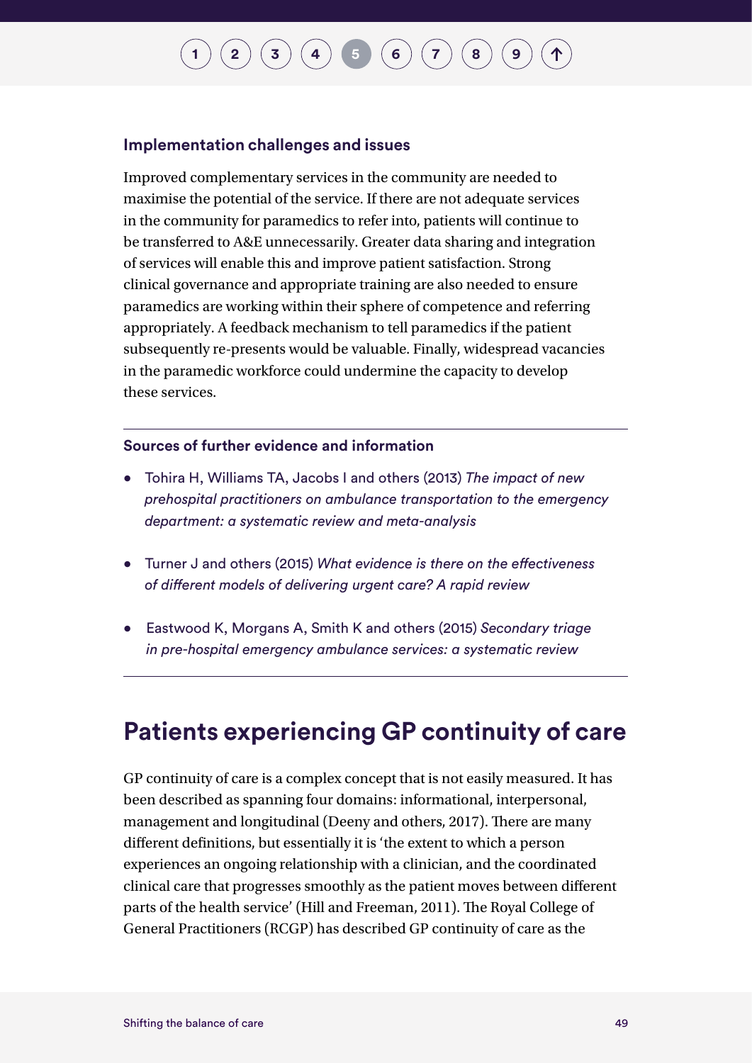### Implementation challenges and issues

Improved complementary services in the community are needed to maximise the potential of the service. If there are not adequate services in the community for paramedics to refer into, patients will continue to be transferred to A&E unnecessarily. Greater data sharing and integration of services will enable this and improve patient satisfaction. Strong clinical governance and appropriate training are also needed to ensure paramedics are working within their sphere of competence and referring appropriately. A feedback mechanism to tell paramedics if the patient subsequently re-presents would be valuable. Finally, widespread vacancies in the paramedic workforce could undermine the capacity to develop these services.

### Sources of further evidence and information

- Tohira H, Williams TA, Jacobs I and others (2013) *The impact of new prehospital practitioners on ambulance transportation to the emergency department: a systematic review and meta-analysis*
- Turner J and others (2015) *What evidence is there on the effectiveness of different models of delivering urgent care? A rapid review*
- Eastwood K, Morgans A, Smith K and others (2015) *Secondary triage in pre-hospital emergency ambulance services: a systematic review*

## Patients experiencing GP continuity of care

GP continuity of care is a complex concept that is not easily measured. It has been described as spanning four domains: informational, interpersonal, management and longitudinal (Deeny and others, 2017). There are many different definitions, but essentially it is 'the extent to which a person experiences an ongoing relationship with a clinician, and the coordinated clinical care that progresses smoothly as the patient moves between different parts of the health service' (Hill and Freeman, 2011). The Royal College of General Practitioners (RCGP) has described GP continuity of care as the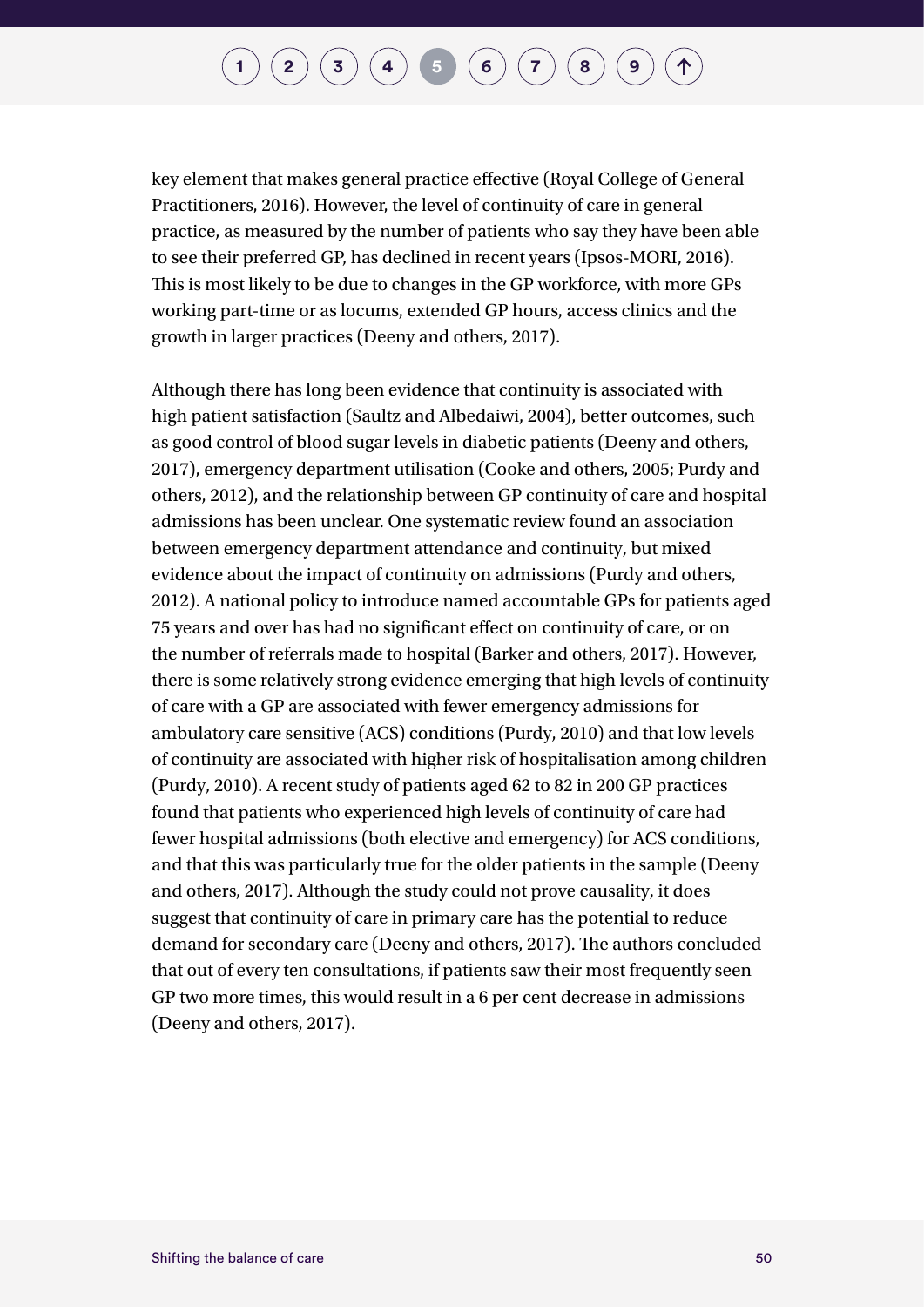key element that makes general practice effective (Royal College of General Practitioners, 2016). However, the level of continuity of care in general practice, as measured by the number of patients who say they have been able to see their preferred GP, has declined in recent years (Ipsos-MORI, 2016). This is most likely to be due to changes in the GP workforce, with more GPs working part-time or as locums, extended GP hours, access clinics and the growth in larger practices (Deeny and others, 2017).

Although there has long been evidence that continuity is associated with high patient satisfaction (Saultz and Albedaiwi, 2004), better outcomes, such as good control of blood sugar levels in diabetic patients (Deeny and others, 2017), emergency department utilisation (Cooke and others, 2005; Purdy and others, 2012), and the relationship between GP continuity of care and hospital admissions has been unclear. One systematic review found an association between emergency department attendance and continuity, but mixed evidence about the impact of continuity on admissions (Purdy and others, 2012). A national policy to introduce named accountable GPs for patients aged 75 years and over has had no significant effect on continuity of care, or on the number of referrals made to hospital (Barker and others, 2017). However, there is some relatively strong evidence emerging that high levels of continuity of care with a GP are associated with fewer emergency admissions for ambulatory care sensitive (ACS) conditions (Purdy, 2010) and that low levels of continuity are associated with higher risk of hospitalisation among children (Purdy, 2010). A recent study of patients aged 62 to 82 in 200 GP practices found that patients who experienced high levels of continuity of care had fewer hospital admissions (both elective and emergency) for ACS conditions, and that this was particularly true for the older patients in the sample (Deeny and others, 2017). Although the study could not prove causality, it does suggest that continuity of care in primary care has the potential to reduce demand for secondary care (Deeny and others, 2017). The authors concluded that out of every ten consultations, if patients saw their most frequently seen GP two more times, this would result in a 6 per cent decrease in admissions (Deeny and others, 2017).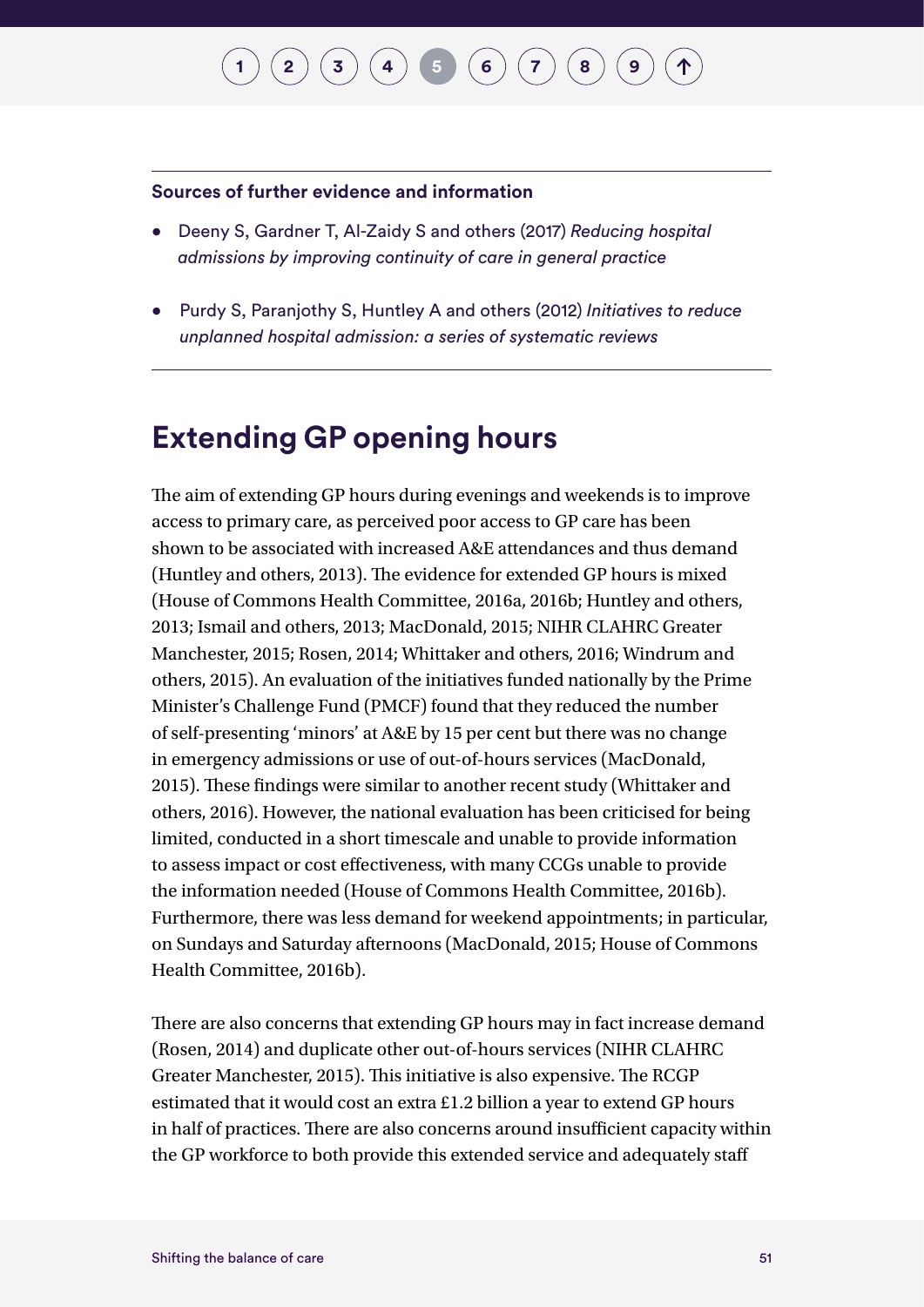**Sources of further evidence and information**

- Deeny S, Gardner T, Al-Zaidy S and others (2017) *Reducing hospital admissions by improving continuity of care in general practice*
- Purdy S, Paranjothy S, Huntley A and others (2012) *Initiatives to reduce unplanned hospital admission: a series of systematic reviews*

## Extending GP opening hours

The aim of extending GP hours during evenings and weekends is to improve access to primary care, as perceived poor access to GP care has been shown to be associated with increased A&E attendances and thus demand (Huntley and others, 2013). The evidence for extended GP hours is mixed (House of Commons Health Committee, 2016a, 2016b; Huntley and others, 2013; Ismail and others, 2013; MacDonald, 2015; NIHR CLAHRC Greater Manchester, 2015; Rosen, 2014; Whittaker and others, 2016; Windrum and others, 2015). An evaluation of the initiatives funded nationally by the Prime Minister's Challenge Fund (PMCF) found that they reduced the number of self-presenting 'minors' at A&E by 15 per cent but there was no change in emergency admissions or use of out-of-hours services (MacDonald, 2015). These findings were similar to another recent study (Whittaker and others, 2016). However, the national evaluation has been criticised for being limited, conducted in a short timescale and unable to provide information to assess impact or cost effectiveness, with many CCGs unable to provide the information needed (House of Commons Health Committee, 2016b). Furthermore, there was less demand for weekend appointments; in particular, on Sundays and Saturday afternoons (MacDonald, 2015; House of Commons Health Committee, 2016b).

There are also concerns that extending GP hours may in fact increase demand (Rosen, 2014) and duplicate other out-of-hours services (NIHR CLAHRC Greater Manchester, 2015). This initiative is also expensive. The RCGP estimated that it would cost an extra £1.2 billion a year to extend GP hours in half of practices. There are also concerns around insufficient capacity within the GP workforce to both provide this extended service and adequately staff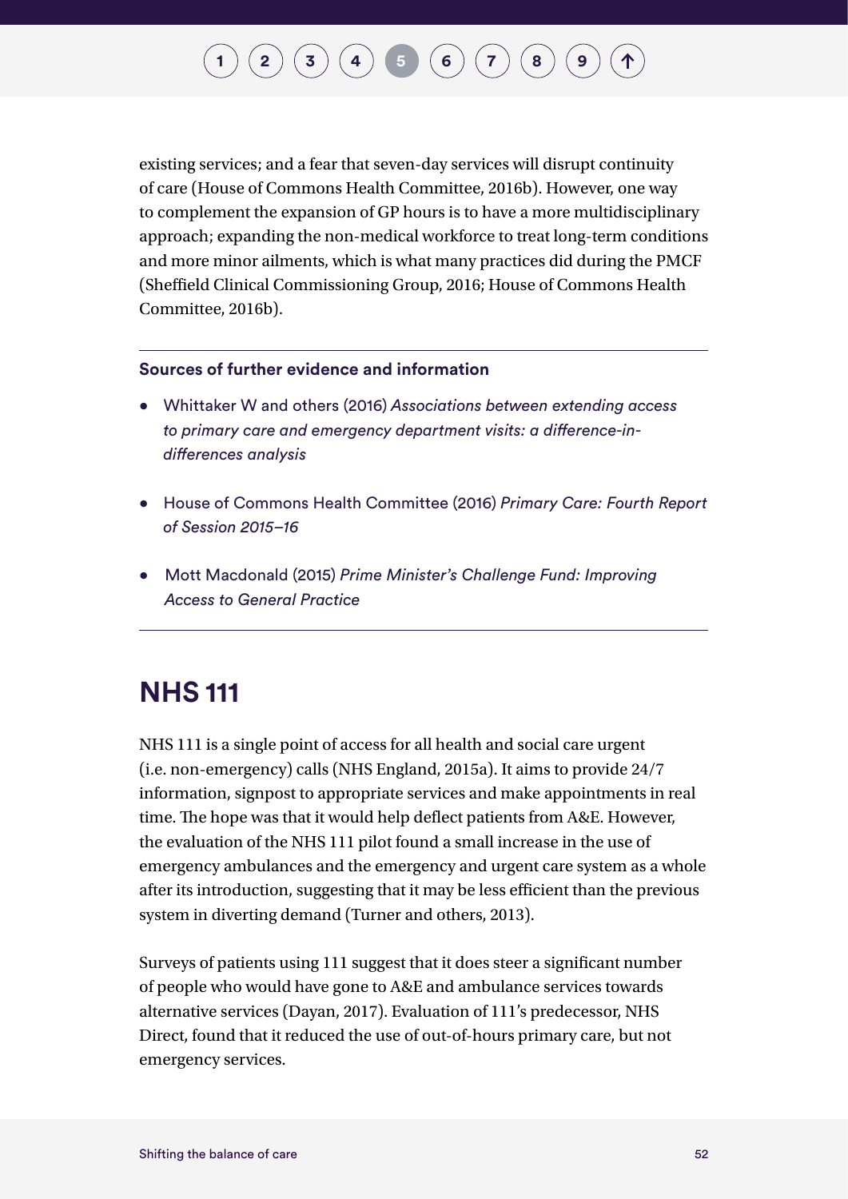existing services; and a fear that seven-day services will disrupt continuity of care (House of Commons Health Committee, 2016b). However, one way to complement the expansion of GP hours is to have a more multidisciplinary approach; expanding the non-medical workforce to treat long-term conditions and more minor ailments, which is what many practices did during the PMCF (Sheffield Clinical Commissioning Group, 2016; House of Commons Health Committee, 2016b).

**Sources of further evidence and information**

- Whittaker W and others (2016) *Associations between extending access to primary care and emergency department visits: a difference-in-differences analysis*
- House of Commons Health Committee (2016) *Primary Care: Fourth Report of Session 2015–16*
- Mott Macdonald (2015) *Prime Minister's Challenge Fund: Improving Access to General Practice*

## NHS 111

NHS 111 is a single point of access for all health and social care urgent (i.e. non-emergency) calls (NHS England, 2015a). It aims to provide 24/7 information, signpost to appropriate services and make appointments in real time. The hope was that it would help deflect patients from A&E. However, the evaluation of the NHS 111 pilot found a small increase in the use of emergency ambulances and the emergency and urgent care system as a whole after its introduction, suggesting that it may be less efficient than the previous system in diverting demand (Turner and others, 2013).

Surveys of patients using 111 suggest that it does steer a significant number of people who would have gone to A&E and ambulance services towards alternative services (Dayan, 2017). Evaluation of 111's predecessor, NHS Direct, found that it reduced the use of out-of-hours primary care, but not emergency services.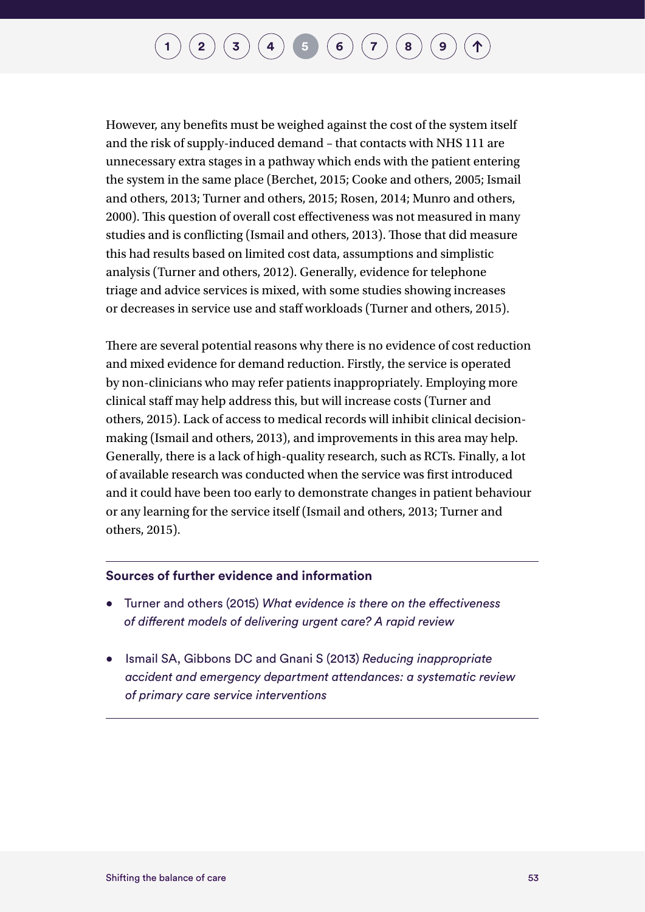However, any benefits must be weighed against the cost of the system itself and the risk of supply-induced demand – that contacts with NHS 111 are unnecessary extra stages in a pathway which ends with the patient entering the system in the same place (Berchet, 2015; Cooke and others, 2005; Ismail and others, 2013; Turner and others, 2015; Rosen, 2014; Munro and others, 2000). This question of overall cost effectiveness was not measured in many studies and is conflicting (Ismail and others, 2013). Those that did measure this had results based on limited cost data, assumptions and simplistic analysis (Turner and others, 2012). Generally, evidence for telephone triage and advice services is mixed, with some studies showing increases or decreases in service use and staff workloads (Turner and others, 2015).

There are several potential reasons why there is no evidence of cost reduction and mixed evidence for demand reduction. Firstly, the service is operated by non-clinicians who may refer patients inappropriately. Employing more clinical staff may help address this, but will increase costs (Turner and others, 2015). Lack of access to medical records will inhibit clinical decision-making (Ismail and others, 2013), and improvements in this area may help. Generally, there is a lack of high-quality research, such as RCTs. Finally, a lot of available research was conducted when the service was first introduced and it could have been too early to demonstrate changes in patient behaviour or any learning for the service itself (Ismail and others, 2013; Turner and others, 2015).

**Sources of further evidence and information**

- Turner and others (2015) *What evidence is there on the effectiveness of different models of delivering urgent care? A rapid review*
- Ismail SA, Gibbons DC and Gnani S (2013) *Reducing inappropriate accident and emergency department attendances: a systematic review of primary care service interventions*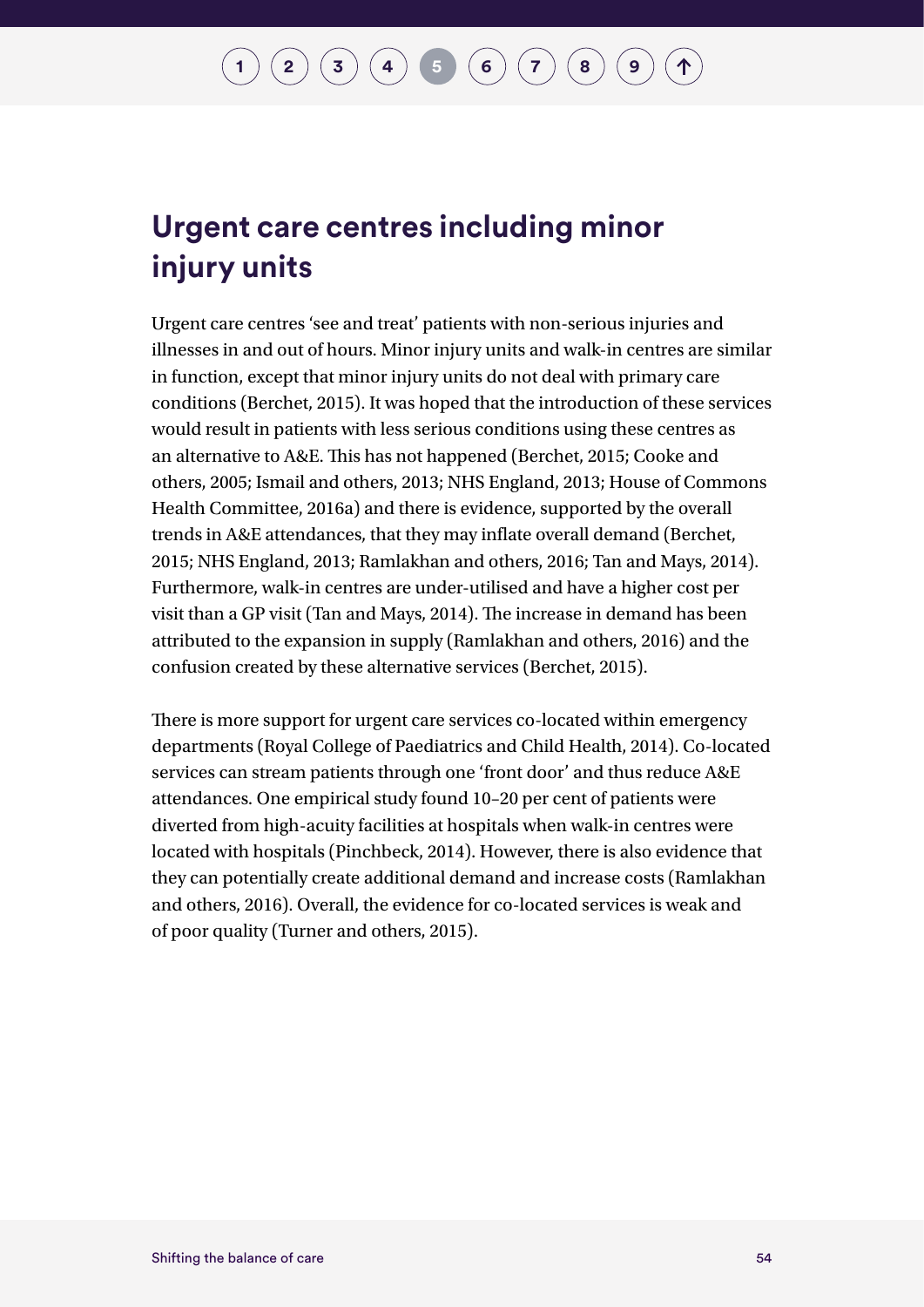## Urgent care centres including minor injury units

Urgent care centres 'see and treat' patients with non-serious injuries and illnesses in and out of hours. Minor injury units and walk-in centres are similar in function, except that minor injury units do not deal with primary care conditions (Berchet, 2015). It was hoped that the introduction of these services would result in patients with less serious conditions using these centres as an alternative to A&E. This has not happened (Berchet, 2015; Cooke and others, 2005; Ismail and others, 2013; NHS England, 2013; House of Commons Health Committee, 2016a) and there is evidence, supported by the overall trends in A&E attendances, that they may inflate overall demand (Berchet, 2015; NHS England, 2013; Ramlakhan and others, 2016; Tan and Mays, 2014). Furthermore, walk-in centres are under-utilised and have a higher cost per visit than a GP visit (Tan and Mays, 2014). The increase in demand has been attributed to the expansion in supply (Ramlakhan and others, 2016) and the confusion created by these alternative services (Berchet, 2015).

There is more support for urgent care services co-located within emergency departments (Royal College of Paediatrics and Child Health, 2014). Co-located services can stream patients through one 'front door' and thus reduce A&E attendances. One empirical study found 10–20 per cent of patients were diverted from high-acuity facilities at hospitals when walk-in centres were located with hospitals (Pinchbeck, 2014). However, there is also evidence that they can potentially create additional demand and increase costs (Ramlakhan and others, 2016). Overall, the evidence for co-located services is weak and of poor quality (Turner and others, 2015).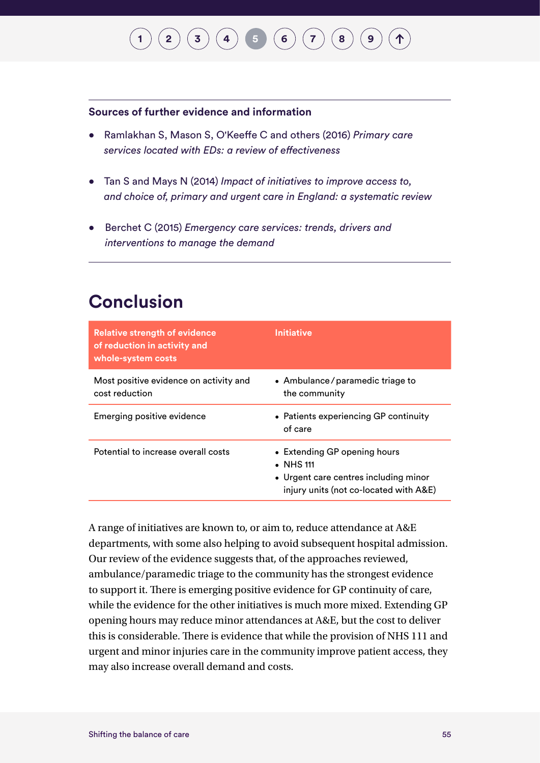**Sources of further evidence and information**

- Ramlakhan S, Mason S, O'Keeffe C and others (2016) *Primary care services located with EDs: a review of effectiveness*
- Tan S and Mays N (2014) *Impact of initiatives to improve access to, and choice of, primary and urgent care in England: a systematic review*
- Berchet C (2015) *Emergency care services: trends, drivers and interventions to manage the demand*

## Conclusion

| Relative strength of evidence of reduction in activity and whole-system costs | Initiative |
| --- | --- |
| Most positive evidence on activity and cost reduction | • Ambulance/paramedic triage to the community |
| Emerging positive evidence | • Patients experiencing GP continuity of care |
| Potential to increase overall costs | • Extending GP opening hours<br>• NHS 111<br>• Urgent care centres including minor injury units (not co-located with A&E) |

A range of initiatives are known to, or aim to, reduce attendance at A&E departments, with some also helping to avoid subsequent hospital admission. Our review of the evidence suggests that, of the approaches reviewed, ambulance/paramedic triage to the community has the strongest evidence to support it. There is emerging positive evidence for GP continuity of care, while the evidence for the other initiatives is much more mixed. Extending GP opening hours may reduce minor attendances at A&E, but the cost to deliver this is considerable. There is evidence that while the provision of NHS 111 and urgent and minor injuries care in the community improve patient access, they may also increase overall demand and costs.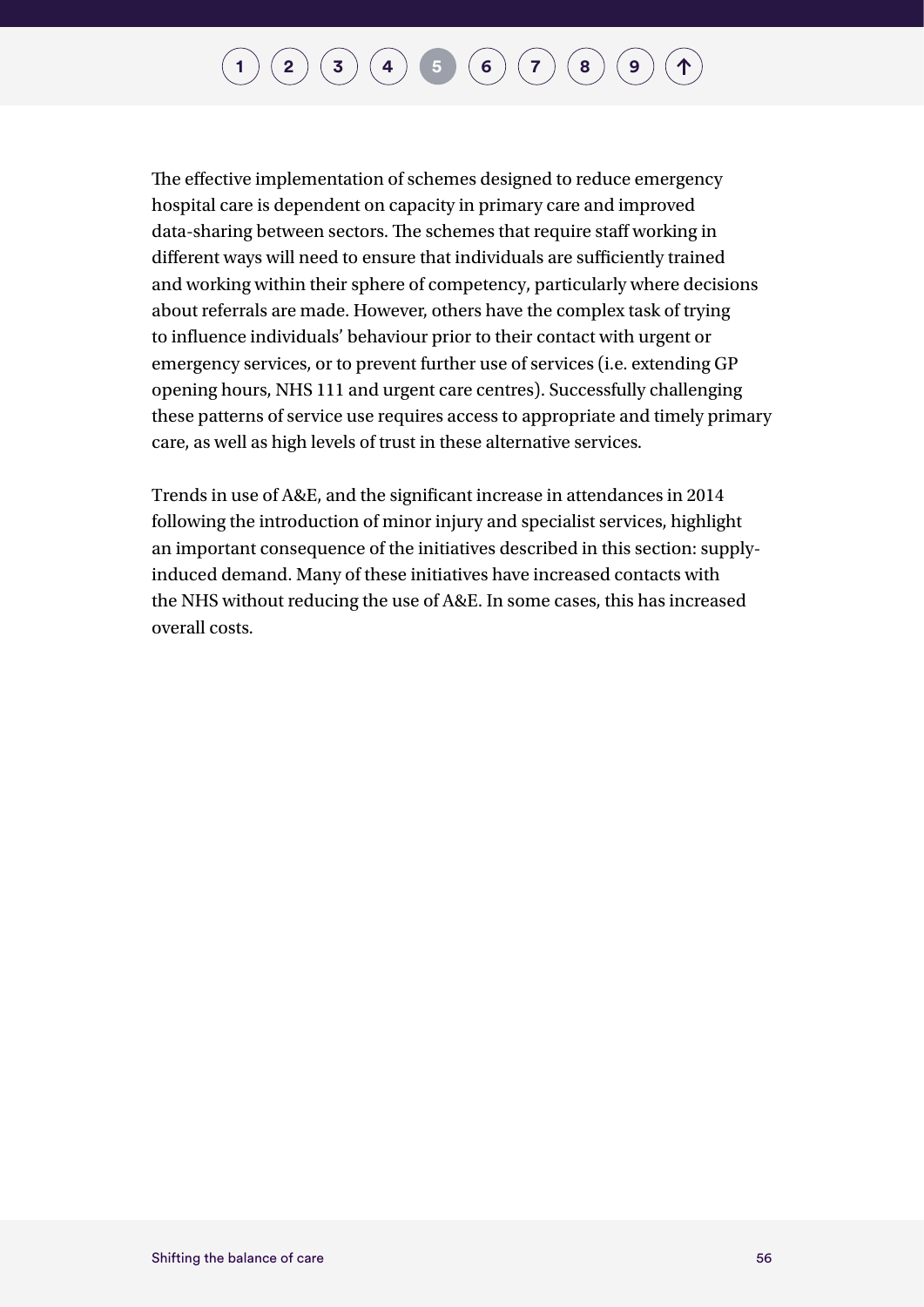The effective implementation of schemes designed to reduce emergency hospital care is dependent on capacity in primary care and improved data-sharing between sectors. The schemes that require staff working in different ways will need to ensure that individuals are sufficiently trained and working within their sphere of competency, particularly where decisions about referrals are made. However, others have the complex task of trying to influence individuals' behaviour prior to their contact with urgent or emergency services, or to prevent further use of services (i.e. extending GP opening hours, NHS 111 and urgent care centres). Successfully challenging these patterns of service use requires access to appropriate and timely primary care, as well as high levels of trust in these alternative services.

Trends in use of A&E, and the significant increase in attendances in 2014 following the introduction of minor injury and specialist services, highlight an important consequence of the initiatives described in this section: supply-induced demand. Many of these initiatives have increased contacts with the NHS without reducing the use of A&E. In some cases, this has increased overall costs.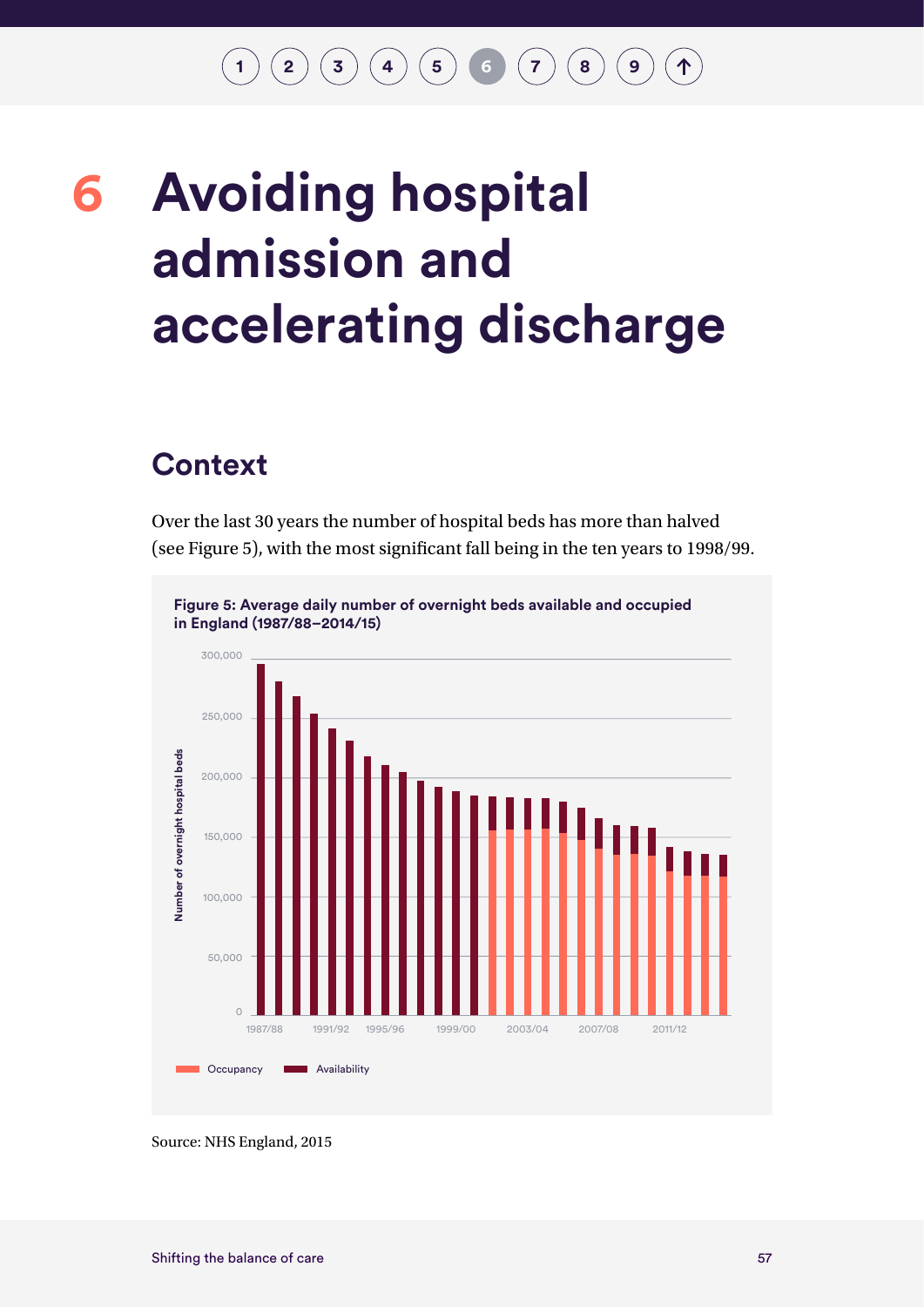# 6 Avoiding hospital admission and accelerating discharge

## Context

Over the last 30 years the number of hospital beds has more than halved (see Figure 5), with the most significant fall being in the ten years to 1998/99.

**Figure 5: Average daily number of overnight beds available and occupied in England (1987/88–2014/15)**

Source: NHS England, 2015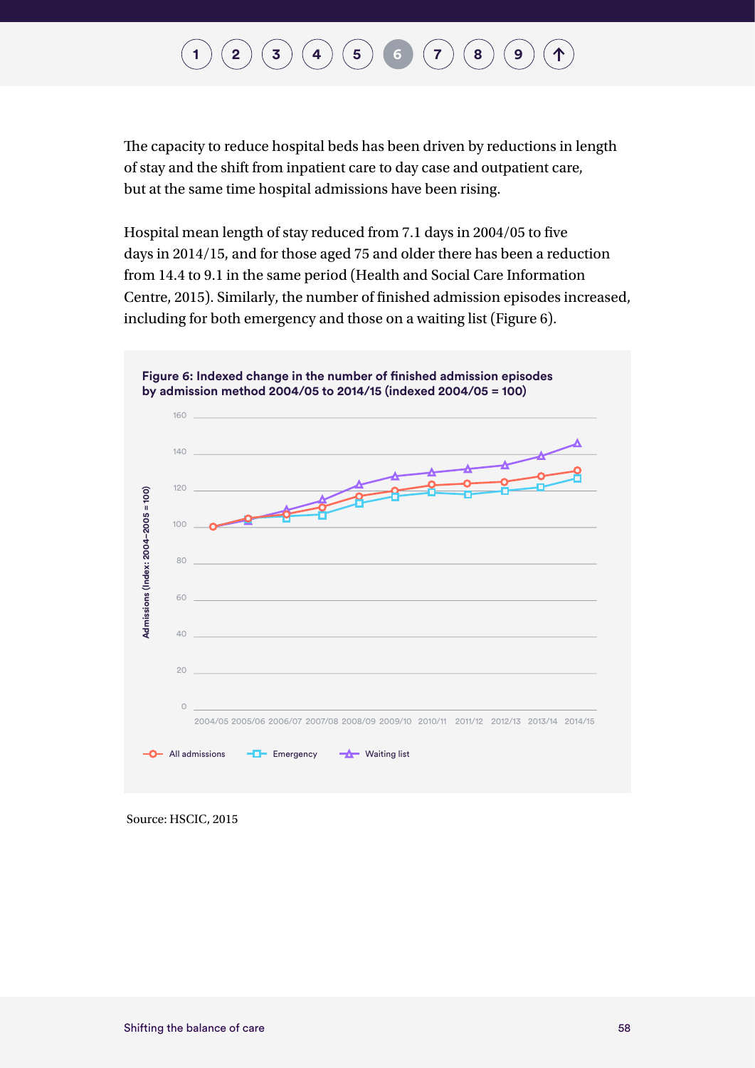The capacity to reduce hospital beds has been driven by reductions in length of stay and the shift from inpatient care to day case and outpatient care, but at the same time hospital admissions have been rising.

Hospital mean length of stay reduced from 7.1 days in 2004/05 to five days in 2014/15, and for those aged 75 and older there has been a reduction from 14.4 to 9.1 in the same period (Health and Social Care Information Centre, 2015). Similarly, the number of finished admission episodes increased, including for both emergency and those on a waiting list (Figure 6).

**Figure 6: Indexed change in the number of finished admission episodes by admission method 2004/05 to 2014/15 (indexed 2004/05 = 100)**

Source: HSCIC, 2015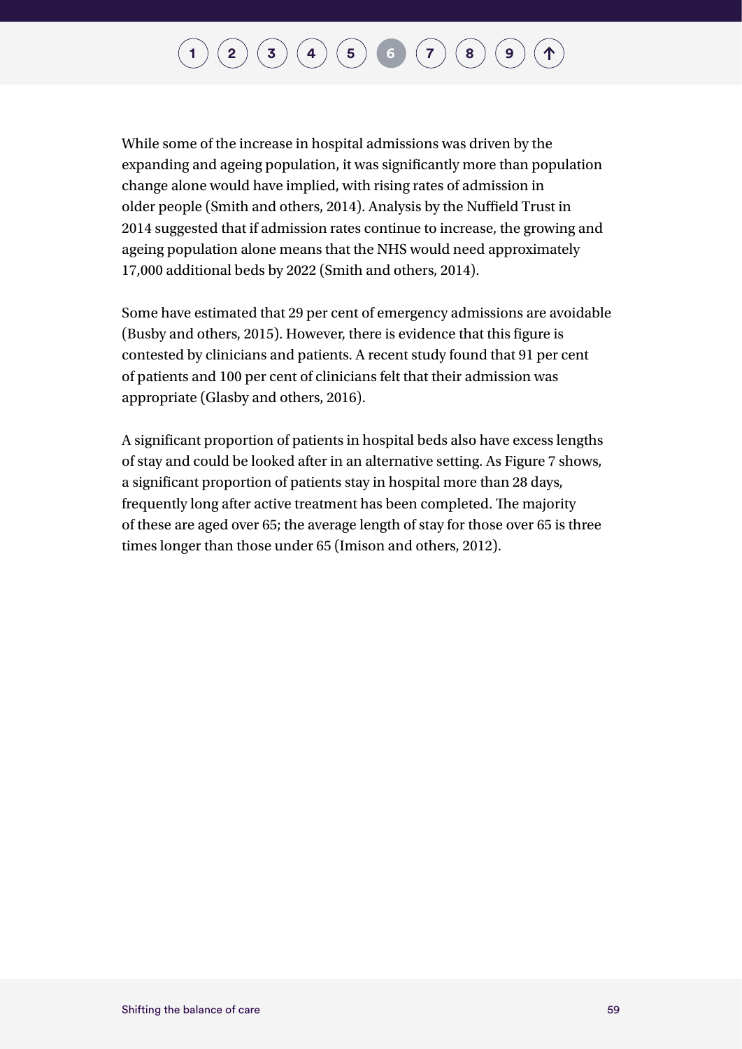While some of the increase in hospital admissions was driven by the expanding and ageing population, it was significantly more than population change alone would have implied, with rising rates of admission in older people (Smith and others, 2014). Analysis by the Nuffield Trust in 2014 suggested that if admission rates continue to increase, the growing and ageing population alone means that the NHS would need approximately 17,000 additional beds by 2022 (Smith and others, 2014).

Some have estimated that 29 per cent of emergency admissions are avoidable (Busby and others, 2015). However, there is evidence that this figure is contested by clinicians and patients. A recent study found that 91 per cent of patients and 100 per cent of clinicians felt that their admission was appropriate (Glasby and others, 2016).

A significant proportion of patients in hospital beds also have excess lengths of stay and could be looked after in an alternative setting. As Figure 7 shows, a significant proportion of patients stay in hospital more than 28 days, frequently long after active treatment has been completed. The majority of these are aged over 65; the average length of stay for those over 65 is three times longer than those under 65 (Imison and others, 2012).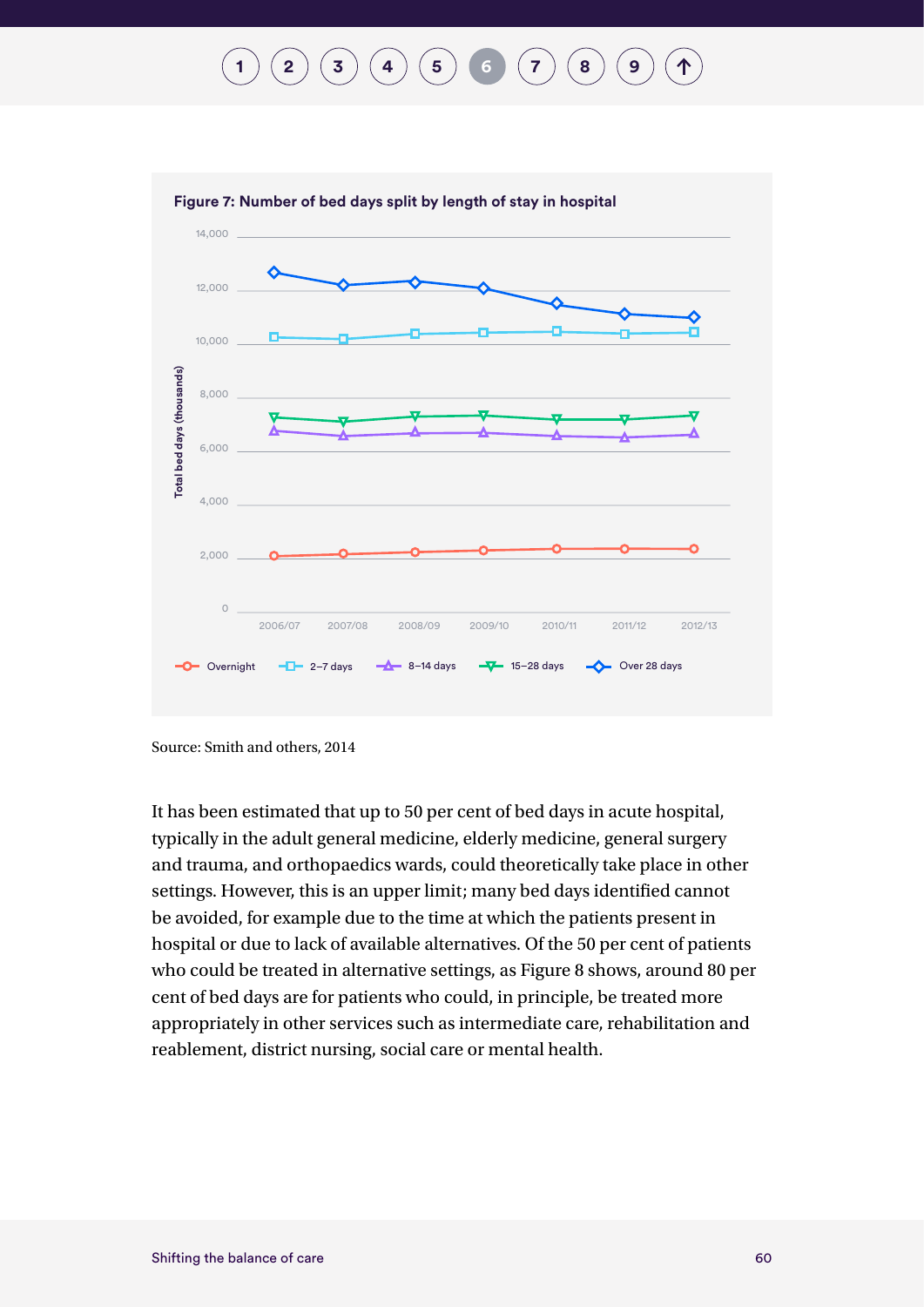**Figure 7: Number of bed days split by length of stay in hospital**

Source: Smith and others, 2014

It has been estimated that up to 50 per cent of bed days in acute hospital, typically in the adult general medicine, elderly medicine, general surgery and trauma, and orthopaedics wards, could theoretically take place in other settings. However, this is an upper limit; many bed days identified cannot be avoided, for example due to the time at which the patients present in hospital or due to lack of available alternatives. Of the 50 per cent of patients who could be treated in alternative settings, as Figure 8 shows, around 80 per cent of bed days are for patients who could, in principle, be treated more appropriately in other services such as intermediate care, rehabilitation and reablement, district nursing, social care or mental health.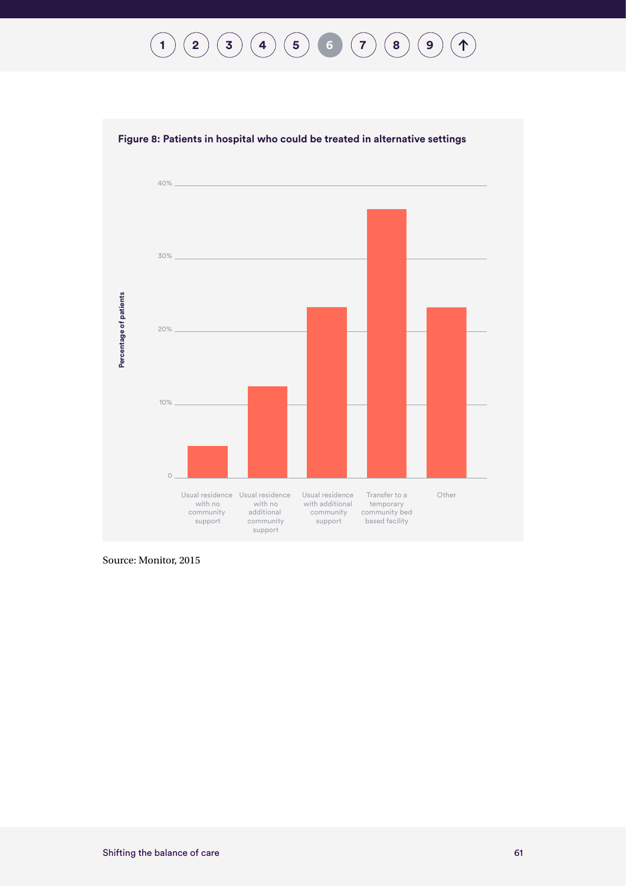**Figure 8: Patients in hospital who could be treated in alternative settings**

Source: Monitor, 2015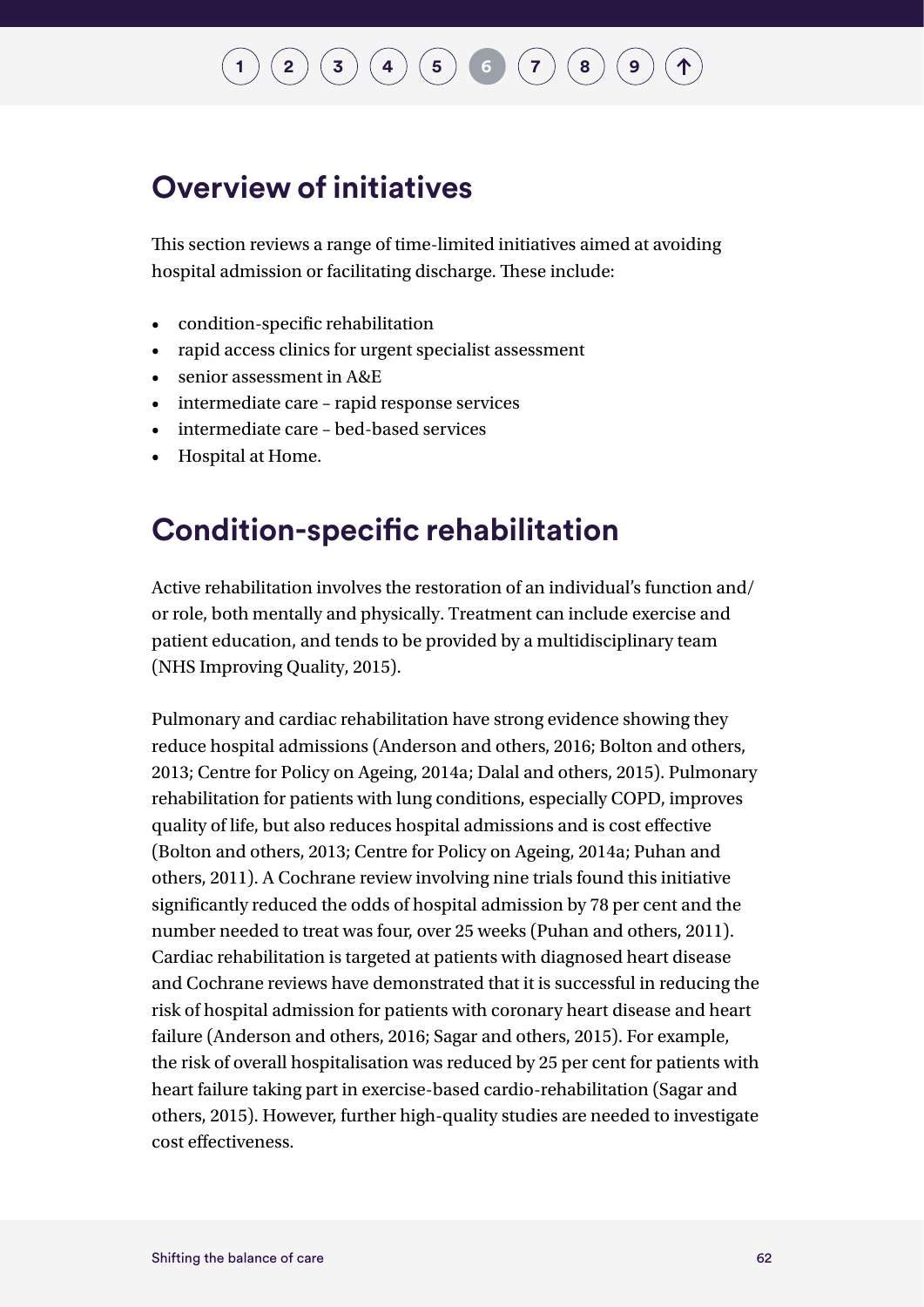## Overview of initiatives

This section reviews a range of time-limited initiatives aimed at avoiding hospital admission or facilitating discharge. These include:

- condition-specific rehabilitation
- rapid access clinics for urgent specialist assessment
- senior assessment in A&E
- intermediate care – rapid response services
- intermediate care – bed-based services
- Hospital at Home.

## Condition-specific rehabilitation

Active rehabilitation involves the restoration of an individual's function and/or role, both mentally and physically. Treatment can include exercise and patient education, and tends to be provided by a multidisciplinary team (NHS Improving Quality, 2015).

Pulmonary and cardiac rehabilitation have strong evidence showing they reduce hospital admissions (Anderson and others, 2016; Bolton and others, 2013; Centre for Policy on Ageing, 2014a; Dalal and others, 2015). Pulmonary rehabilitation for patients with lung conditions, especially COPD, improves quality of life, but also reduces hospital admissions and is cost effective (Bolton and others, 2013; Centre for Policy on Ageing, 2014a; Puhan and others, 2011). A Cochrane review involving nine trials found this initiative significantly reduced the odds of hospital admission by 78 per cent and the number needed to treat was four, over 25 weeks (Puhan and others, 2011). Cardiac rehabilitation is targeted at patients with diagnosed heart disease and Cochrane reviews have demonstrated that it is successful in reducing the risk of hospital admission for patients with coronary heart disease and heart failure (Anderson and others, 2016; Sagar and others, 2015). For example, the risk of overall hospitalisation was reduced by 25 per cent for patients with heart failure taking part in exercise-based cardio-rehabilitation (Sagar and others, 2015). However, further high-quality studies are needed to investigate cost effectiveness.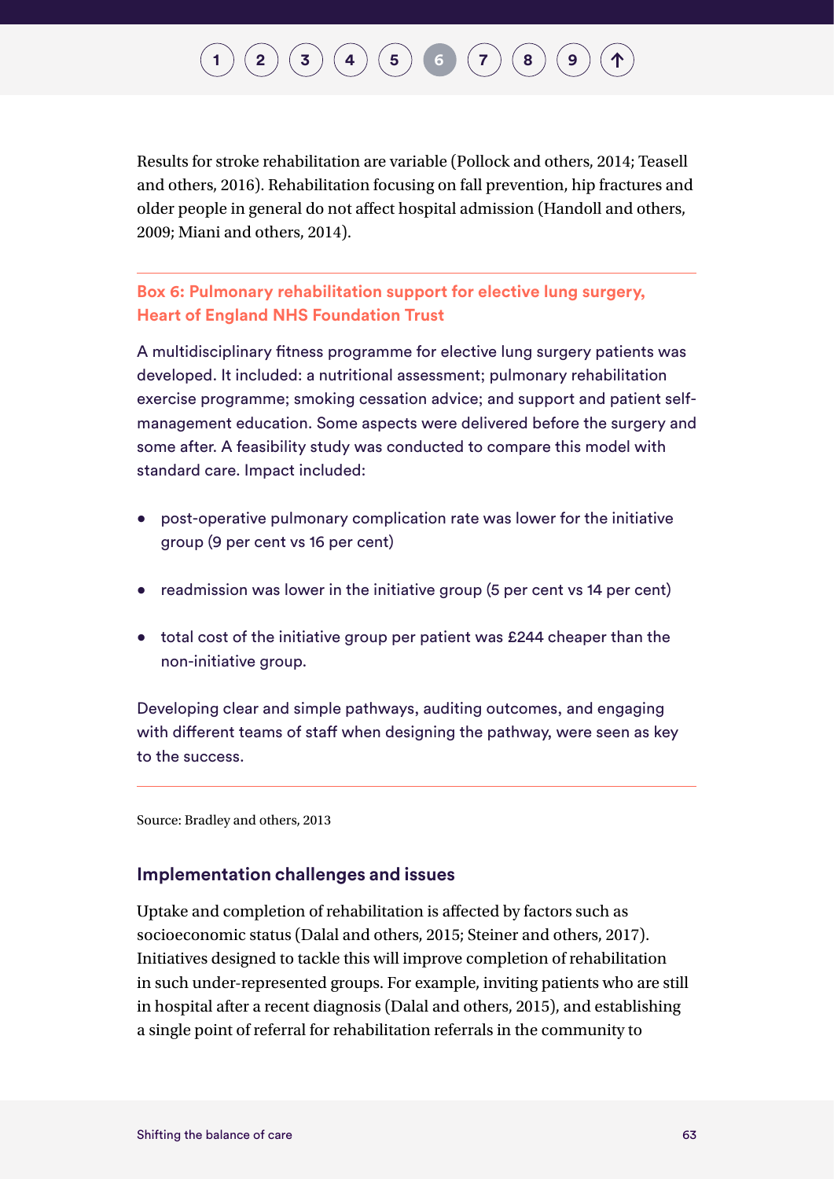Results for stroke rehabilitation are variable (Pollock and others, 2014; Teasell and others, 2016). Rehabilitation focusing on fall prevention, hip fractures and older people in general do not affect hospital admission (Handoll and others, 2009; Miani and others, 2014).

---

**Box 6: Pulmonary rehabilitation support for elective lung surgery, Heart of England NHS Foundation Trust**

A multidisciplinary fitness programme for elective lung surgery patients was developed. It included: a nutritional assessment; pulmonary rehabilitation exercise programme; smoking cessation advice; and support and patient self-management education. Some aspects were delivered before the surgery and some after. A feasibility study was conducted to compare this model with standard care. Impact included:

- post-operative pulmonary complication rate was lower for the initiative group (9 per cent vs 16 per cent)
- readmission was lower in the initiative group (5 per cent vs 14 per cent)
- total cost of the initiative group per patient was £244 cheaper than the non-initiative group.

Developing clear and simple pathways, auditing outcomes, and engaging with different teams of staff when designing the pathway, were seen as key to the success.

---

Source: Bradley and others, 2013

### Implementation challenges and issues

Uptake and completion of rehabilitation is affected by factors such as socioeconomic status (Dalal and others, 2015; Steiner and others, 2017). Initiatives designed to tackle this will improve completion of rehabilitation in such under-represented groups. For example, inviting patients who are still in hospital after a recent diagnosis (Dalal and others, 2015), and establishing a single point of referral for rehabilitation referrals in the community to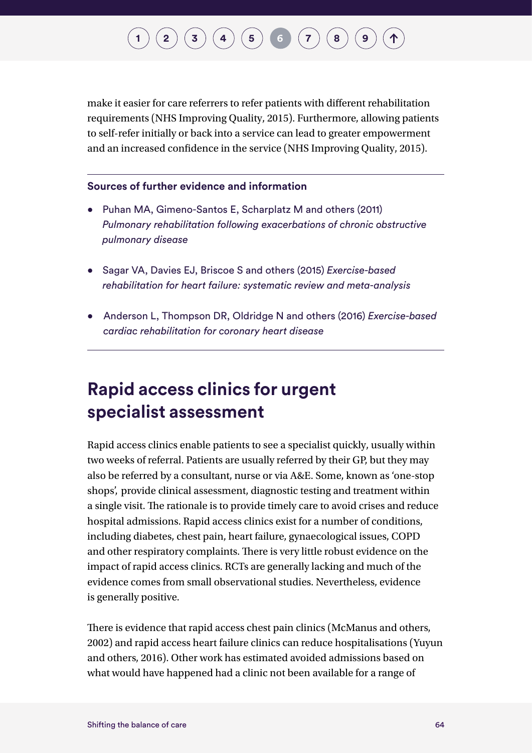make it easier for care referrers to refer patients with different rehabilitation requirements (NHS Improving Quality, 2015). Furthermore, allowing patients to self-refer initially or back into a service can lead to greater empowerment and an increased confidence in the service (NHS Improving Quality, 2015).

**Sources of further evidence and information**

- Puhan MA, Gimeno-Santos E, Scharplatz M and others (2011) *Pulmonary rehabilitation following exacerbations of chronic obstructive pulmonary disease*
- Sagar VA, Davies EJ, Briscoe S and others (2015) *Exercise-based rehabilitation for heart failure: systematic review and meta-analysis*
- Anderson L, Thompson DR, Oldridge N and others (2016) *Exercise-based cardiac rehabilitation for coronary heart disease*

## Rapid access clinics for urgent specialist assessment

Rapid access clinics enable patients to see a specialist quickly, usually within two weeks of referral. Patients are usually referred by their GP, but they may also be referred by a consultant, nurse or via A&E. Some, known as 'one-stop shops', provide clinical assessment, diagnostic testing and treatment within a single visit. The rationale is to provide timely care to avoid crises and reduce hospital admissions. Rapid access clinics exist for a number of conditions, including diabetes, chest pain, heart failure, gynaecological issues, COPD and other respiratory complaints. There is very little robust evidence on the impact of rapid access clinics. RCTs are generally lacking and much of the evidence comes from small observational studies. Nevertheless, evidence is generally positive.

There is evidence that rapid access chest pain clinics (McManus and others, 2002) and rapid access heart failure clinics can reduce hospitalisations (Yuyun and others, 2016). Other work has estimated avoided admissions based on what would have happened had a clinic not been available for a range of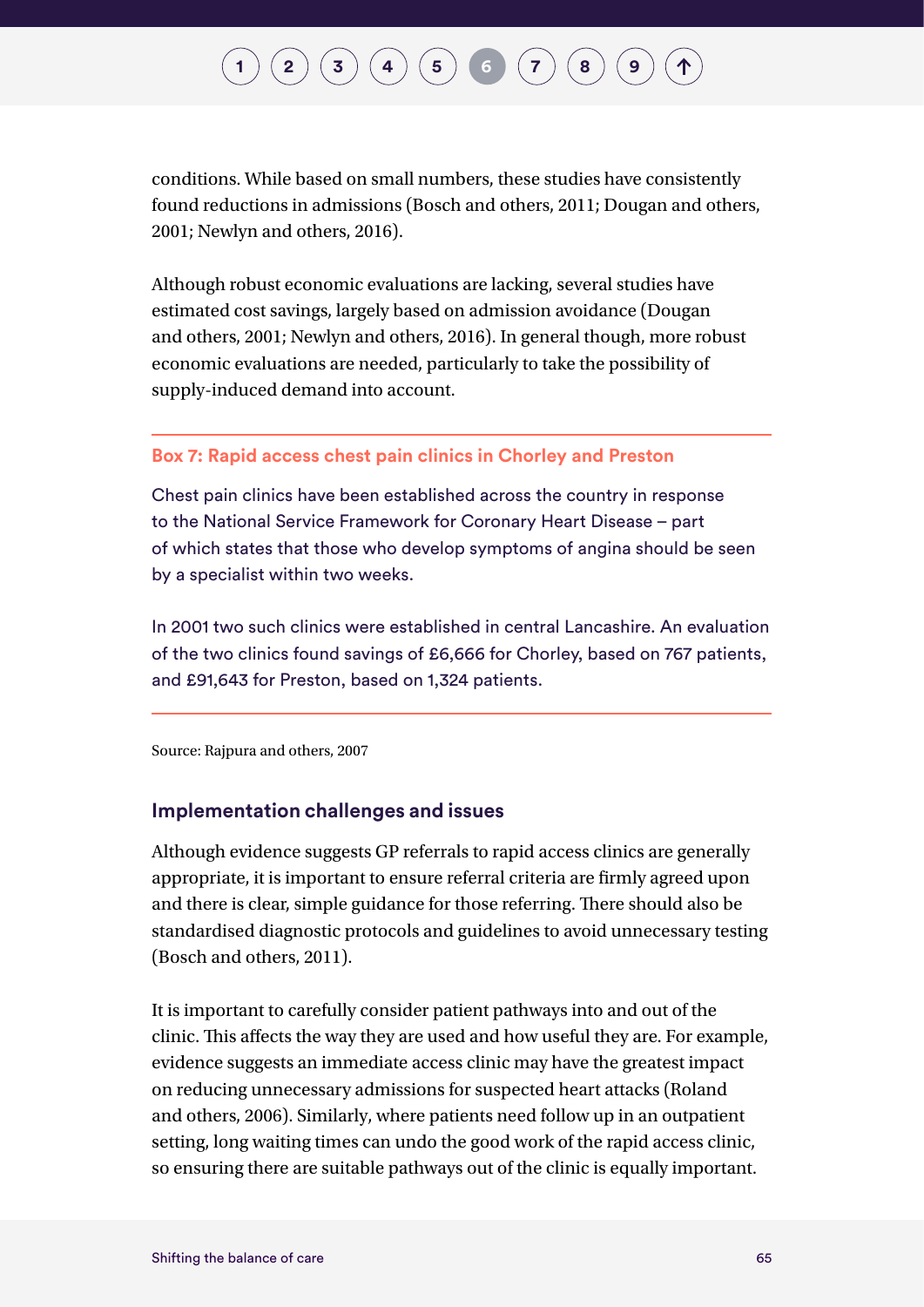conditions. While based on small numbers, these studies have consistently found reductions in admissions (Bosch and others, 2011; Dougan and others, 2001; Newlyn and others, 2016).

Although robust economic evaluations are lacking, several studies have estimated cost savings, largely based on admission avoidance (Dougan and others, 2001; Newlyn and others, 2016). In general though, more robust economic evaluations are needed, particularly to take the possibility of supply-induced demand into account.

**Box 7: Rapid access chest pain clinics in Chorley and Preston**

Chest pain clinics have been established across the country in response to the National Service Framework for Coronary Heart Disease – part of which states that those who develop symptoms of angina should be seen by a specialist within two weeks.

In 2001 two such clinics were established in central Lancashire. An evaluation of the two clinics found savings of £6,666 for Chorley, based on 767 patients, and £91,643 for Preston, based on 1,324 patients.

Source: Rajpura and others, 2007

### Implementation challenges and issues

Although evidence suggests GP referrals to rapid access clinics are generally appropriate, it is important to ensure referral criteria are firmly agreed upon and there is clear, simple guidance for those referring. There should also be standardised diagnostic protocols and guidelines to avoid unnecessary testing (Bosch and others, 2011).

It is important to carefully consider patient pathways into and out of the clinic. This affects the way they are used and how useful they are. For example, evidence suggests an immediate access clinic may have the greatest impact on reducing unnecessary admissions for suspected heart attacks (Roland and others, 2006). Similarly, where patients need follow up in an outpatient setting, long waiting times can undo the good work of the rapid access clinic, so ensuring there are suitable pathways out of the clinic is equally important.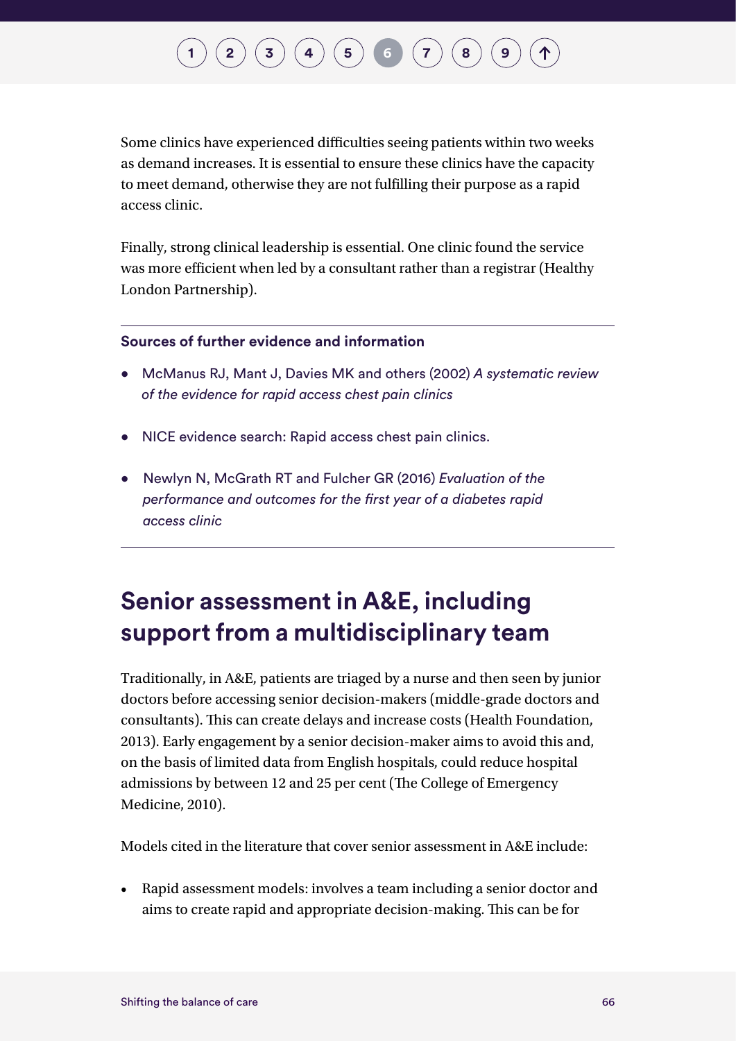Some clinics have experienced difficulties seeing patients within two weeks as demand increases. It is essential to ensure these clinics have the capacity to meet demand, otherwise they are not fulfilling their purpose as a rapid access clinic.

Finally, strong clinical leadership is essential. One clinic found the service was more efficient when led by a consultant rather than a registrar (Healthy London Partnership).

**Sources of further evidence and information**

- McManus RJ, Mant J, Davies MK and others (2002) *A systematic review of the evidence for rapid access chest pain clinics*
- NICE evidence search: Rapid access chest pain clinics.
- Newlyn N, McGrath RT and Fulcher GR (2016) *Evaluation of the performance and outcomes for the first year of a diabetes rapid access clinic*

## Senior assessment in A&E, including support from a multidisciplinary team

Traditionally, in A&E, patients are triaged by a nurse and then seen by junior doctors before accessing senior decision-makers (middle-grade doctors and consultants). This can create delays and increase costs (Health Foundation, 2013). Early engagement by a senior decision-maker aims to avoid this and, on the basis of limited data from English hospitals, could reduce hospital admissions by between 12 and 25 per cent (The College of Emergency Medicine, 2010).

Models cited in the literature that cover senior assessment in A&E include:

- Rapid assessment models: involves a team including a senior doctor and aims to create rapid and appropriate decision-making. This can be for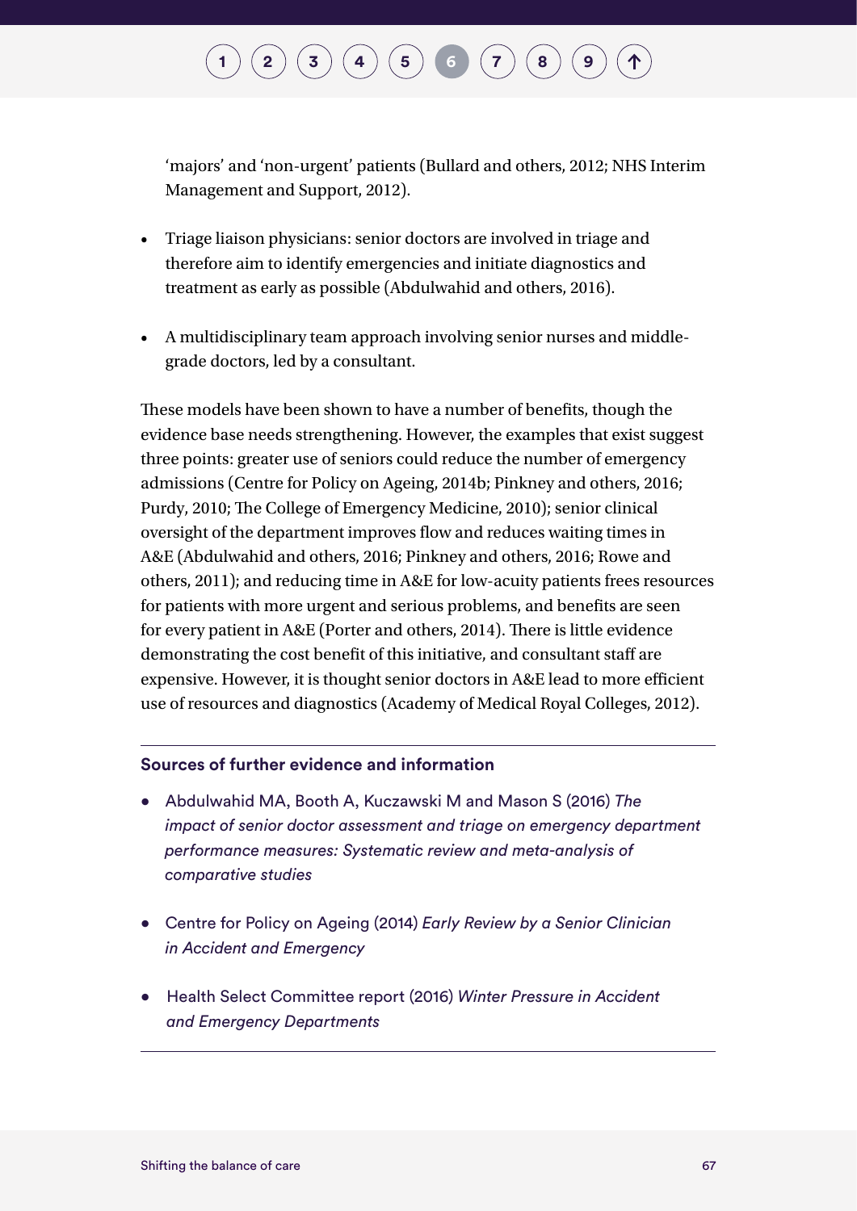'majors' and 'non-urgent' patients (Bullard and others, 2012; NHS Interim Management and Support, 2012).

- Triage liaison physicians: senior doctors are involved in triage and therefore aim to identify emergencies and initiate diagnostics and treatment as early as possible (Abdulwahid and others, 2016).

- A multidisciplinary team approach involving senior nurses and middle-grade doctors, led by a consultant.

These models have been shown to have a number of benefits, though the evidence base needs strengthening. However, the examples that exist suggest three points: greater use of seniors could reduce the number of emergency admissions (Centre for Policy on Ageing, 2014b; Pinkney and others, 2016; Purdy, 2010; The College of Emergency Medicine, 2010); senior clinical oversight of the department improves flow and reduces waiting times in A&E (Abdulwahid and others, 2016; Pinkney and others, 2016; Rowe and others, 2011); and reducing time in A&E for low-acuity patients frees resources for patients with more urgent and serious problems, and benefits are seen for every patient in A&E (Porter and others, 2014). There is little evidence demonstrating the cost benefit of this initiative, and consultant staff are expensive. However, it is thought senior doctors in A&E lead to more efficient use of resources and diagnostics (Academy of Medical Royal Colleges, 2012).

**Sources of further evidence and information**

- Abdulwahid MA, Booth A, Kuczawski M and Mason S (2016) *The impact of senior doctor assessment and triage on emergency department performance measures: Systematic review and meta-analysis of comparative studies*

- Centre for Policy on Ageing (2014) *Early Review by a Senior Clinician in Accident and Emergency*

- Health Select Committee report (2016) *Winter Pressure in Accident and Emergency Departments*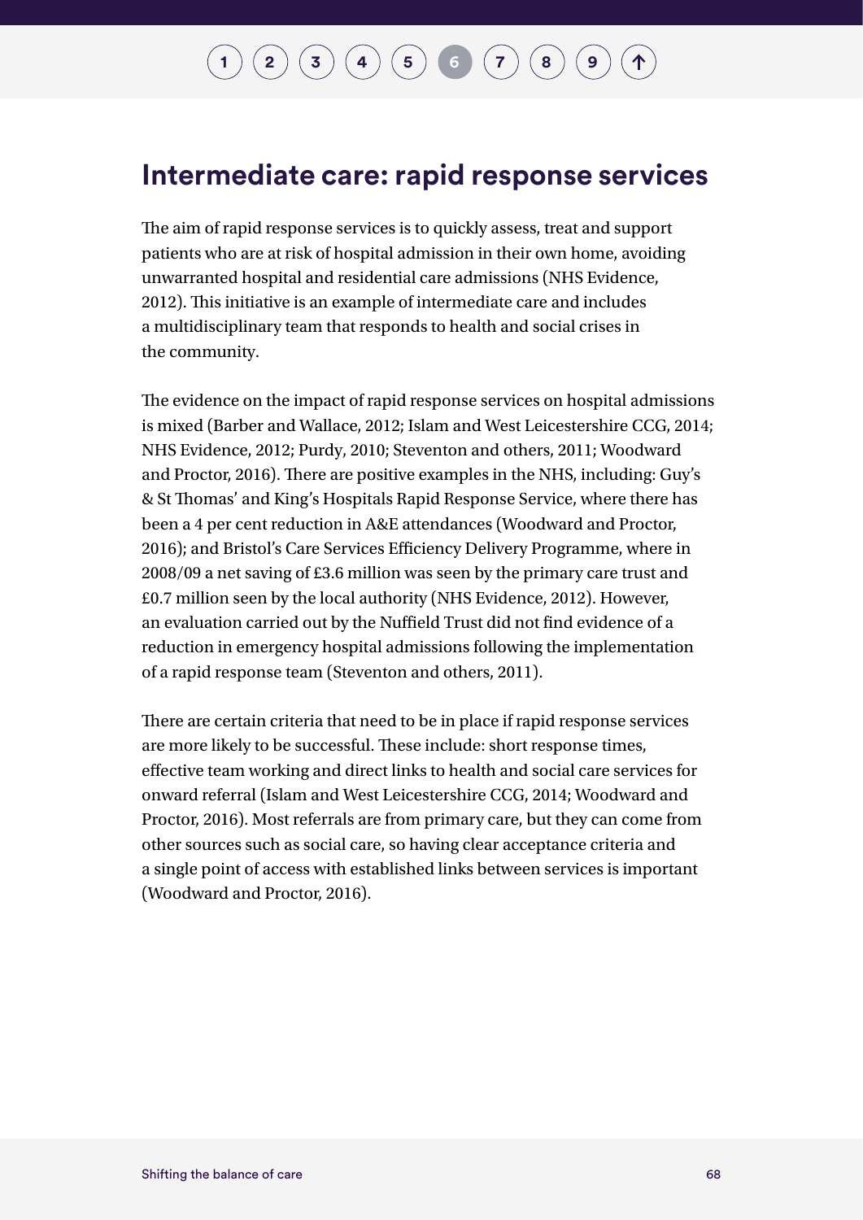## Intermediate care: rapid response services

The aim of rapid response services is to quickly assess, treat and support patients who are at risk of hospital admission in their own home, avoiding unwarranted hospital and residential care admissions (NHS Evidence, 2012). This initiative is an example of intermediate care and includes a multidisciplinary team that responds to health and social crises in the community.

The evidence on the impact of rapid response services on hospital admissions is mixed (Barber and Wallace, 2012; Islam and West Leicestershire CCG, 2014; NHS Evidence, 2012; Purdy, 2010; Steventon and others, 2011; Woodward and Proctor, 2016). There are positive examples in the NHS, including: Guy's & St Thomas' and King's Hospitals Rapid Response Service, where there has been a 4 per cent reduction in A&E attendances (Woodward and Proctor, 2016); and Bristol's Care Services Efficiency Delivery Programme, where in 2008/09 a net saving of £3.6 million was seen by the primary care trust and £0.7 million seen by the local authority (NHS Evidence, 2012). However, an evaluation carried out by the Nuffield Trust did not find evidence of a reduction in emergency hospital admissions following the implementation of a rapid response team (Steventon and others, 2011).

There are certain criteria that need to be in place if rapid response services are more likely to be successful. These include: short response times, effective team working and direct links to health and social care services for onward referral (Islam and West Leicestershire CCG, 2014; Woodward and Proctor, 2016). Most referrals are from primary care, but they can come from other sources such as social care, so having clear acceptance criteria and a single point of access with established links between services is important (Woodward and Proctor, 2016).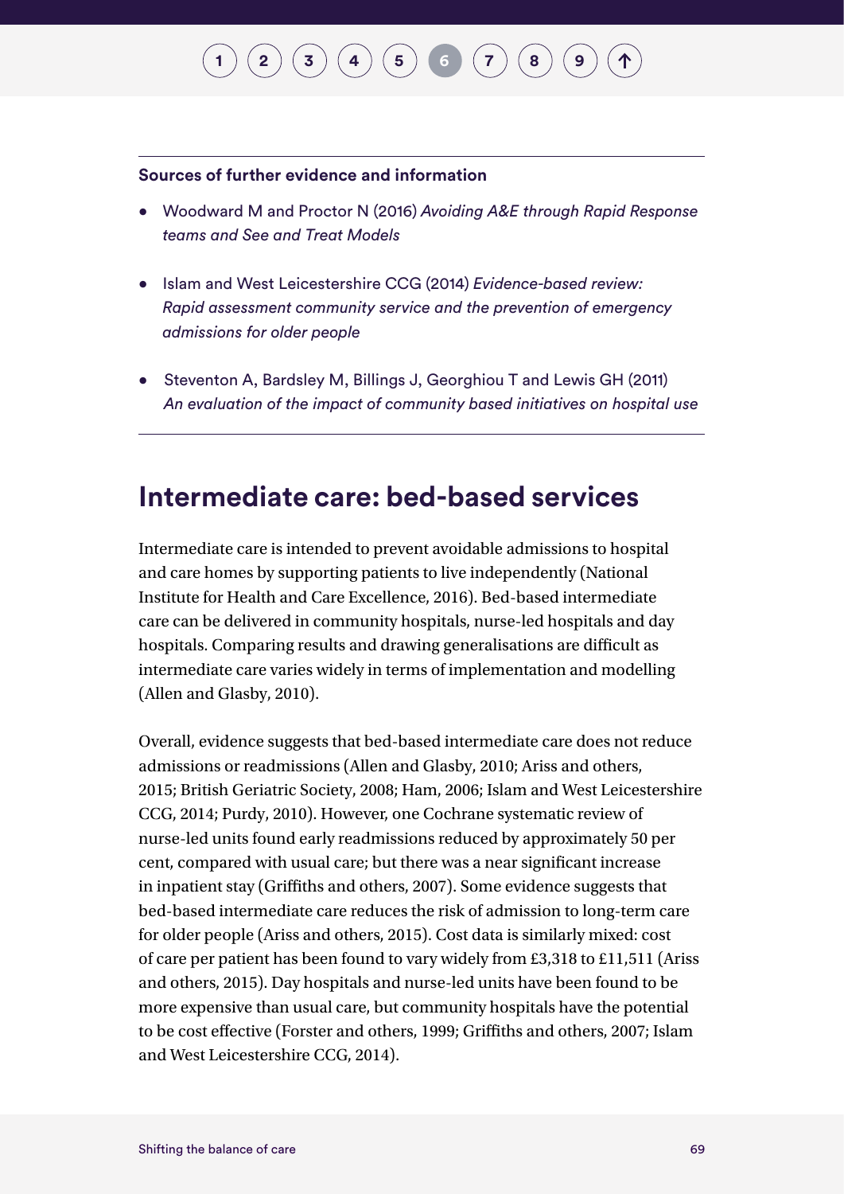**Sources of further evidence and information**

- Woodward M and Proctor N (2016) *Avoiding A&E through Rapid Response teams and See and Treat Models*
- Islam and West Leicestershire CCG (2014) *Evidence-based review: Rapid assessment community service and the prevention of emergency admissions for older people*
- Steventon A, Bardsley M, Billings J, Georghiou T and Lewis GH (2011) *An evaluation of the impact of community based initiatives on hospital use*

## Intermediate care: bed-based services

Intermediate care is intended to prevent avoidable admissions to hospital and care homes by supporting patients to live independently (National Institute for Health and Care Excellence, 2016). Bed-based intermediate care can be delivered in community hospitals, nurse-led hospitals and day hospitals. Comparing results and drawing generalisations are difficult as intermediate care varies widely in terms of implementation and modelling (Allen and Glasby, 2010).

Overall, evidence suggests that bed-based intermediate care does not reduce admissions or readmissions (Allen and Glasby, 2010; Ariss and others, 2015; British Geriatric Society, 2008; Ham, 2006; Islam and West Leicestershire CCG, 2014; Purdy, 2010). However, one Cochrane systematic review of nurse-led units found early readmissions reduced by approximately 50 per cent, compared with usual care; but there was a near significant increase in inpatient stay (Griffiths and others, 2007). Some evidence suggests that bed-based intermediate care reduces the risk of admission to long-term care for older people (Ariss and others, 2015). Cost data is similarly mixed: cost of care per patient has been found to vary widely from £3,318 to £11,511 (Ariss and others, 2015). Day hospitals and nurse-led units have been found to be more expensive than usual care, but community hospitals have the potential to be cost effective (Forster and others, 1999; Griffiths and others, 2007; Islam and West Leicestershire CCG, 2014).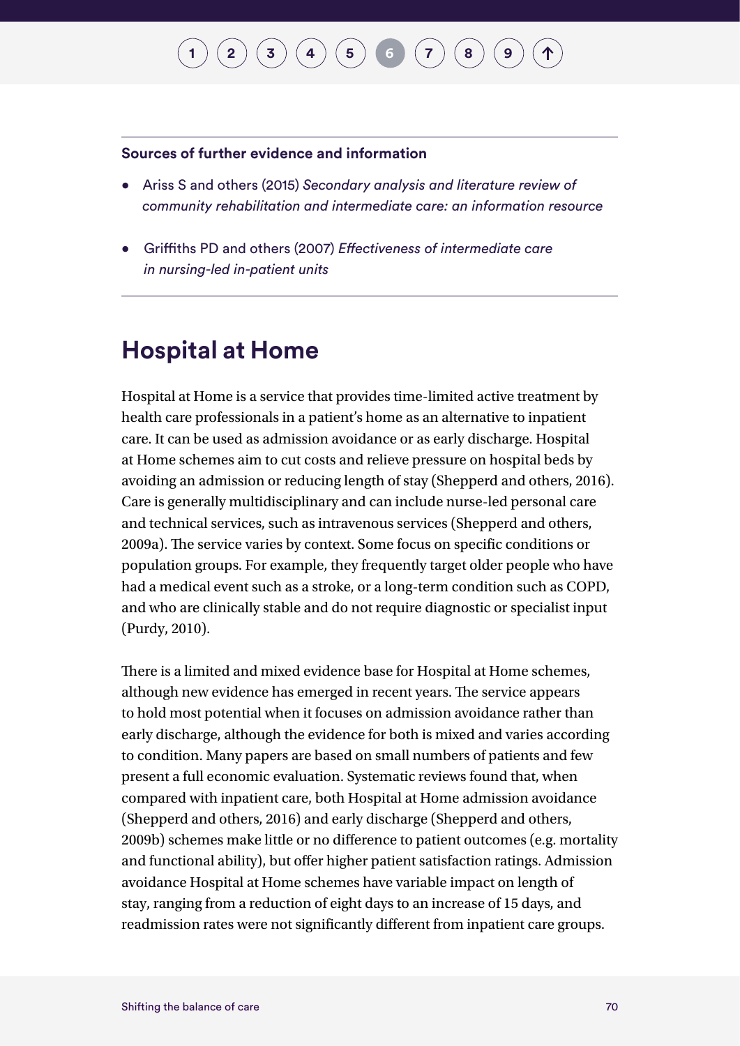**Sources of further evidence and information**

- Ariss S and others (2015) *Secondary analysis and literature review of community rehabilitation and intermediate care: an information resource*
- Griffiths PD and others (2007) *Effectiveness of intermediate care in nursing-led in-patient units*

## Hospital at Home

Hospital at Home is a service that provides time-limited active treatment by health care professionals in a patient's home as an alternative to inpatient care. It can be used as admission avoidance or as early discharge. Hospital at Home schemes aim to cut costs and relieve pressure on hospital beds by avoiding an admission or reducing length of stay (Shepperd and others, 2016). Care is generally multidisciplinary and can include nurse-led personal care and technical services, such as intravenous services (Shepperd and others, 2009a). The service varies by context. Some focus on specific conditions or population groups. For example, they frequently target older people who have had a medical event such as a stroke, or a long-term condition such as COPD, and who are clinically stable and do not require diagnostic or specialist input (Purdy, 2010).

There is a limited and mixed evidence base for Hospital at Home schemes, although new evidence has emerged in recent years. The service appears to hold most potential when it focuses on admission avoidance rather than early discharge, although the evidence for both is mixed and varies according to condition. Many papers are based on small numbers of patients and few present a full economic evaluation. Systematic reviews found that, when compared with inpatient care, both Hospital at Home admission avoidance (Shepperd and others, 2016) and early discharge (Shepperd and others, 2009b) schemes make little or no difference to patient outcomes (e.g. mortality and functional ability), but offer higher patient satisfaction ratings. Admission avoidance Hospital at Home schemes have variable impact on length of stay, ranging from a reduction of eight days to an increase of 15 days, and readmission rates were not significantly different from inpatient care groups.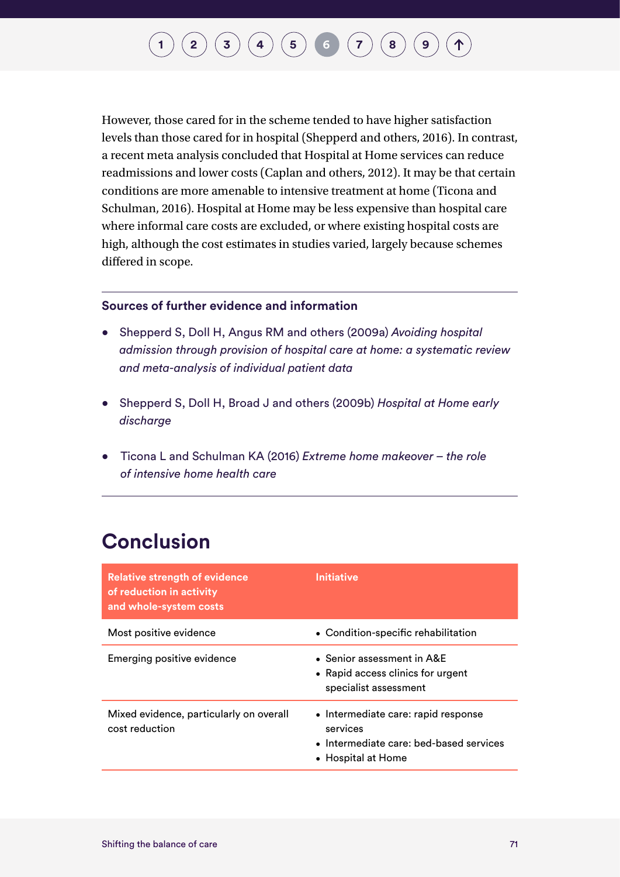However, those cared for in the scheme tended to have higher satisfaction levels than those cared for in hospital (Shepperd and others, 2016). In contrast, a recent meta analysis concluded that Hospital at Home services can reduce readmissions and lower costs (Caplan and others, 2012). It may be that certain conditions are more amenable to intensive treatment at home (Ticona and Schulman, 2016). Hospital at Home may be less expensive than hospital care where informal care costs are excluded, or where existing hospital costs are high, although the cost estimates in studies varied, largely because schemes differed in scope.

**Sources of further evidence and information**

- Shepperd S, Doll H, Angus RM and others (2009a) *Avoiding hospital admission through provision of hospital care at home: a systematic review and meta-analysis of individual patient data*
- Shepperd S, Doll H, Broad J and others (2009b) *Hospital at Home early discharge*
- Ticona L and Schulman KA (2016) *Extreme home makeover – the role of intensive home health care*

## Conclusion

| Relative strength of evidence of reduction in activity and whole-system costs | Initiative |
|---|---|
| Most positive evidence | • Condition-specific rehabilitation |
| Emerging positive evidence | • Senior assessment in A&E<br>• Rapid access clinics for urgent specialist assessment |
| Mixed evidence, particularly on overall cost reduction | • Intermediate care: rapid response services<br>• Intermediate care: bed-based services<br>• Hospital at Home |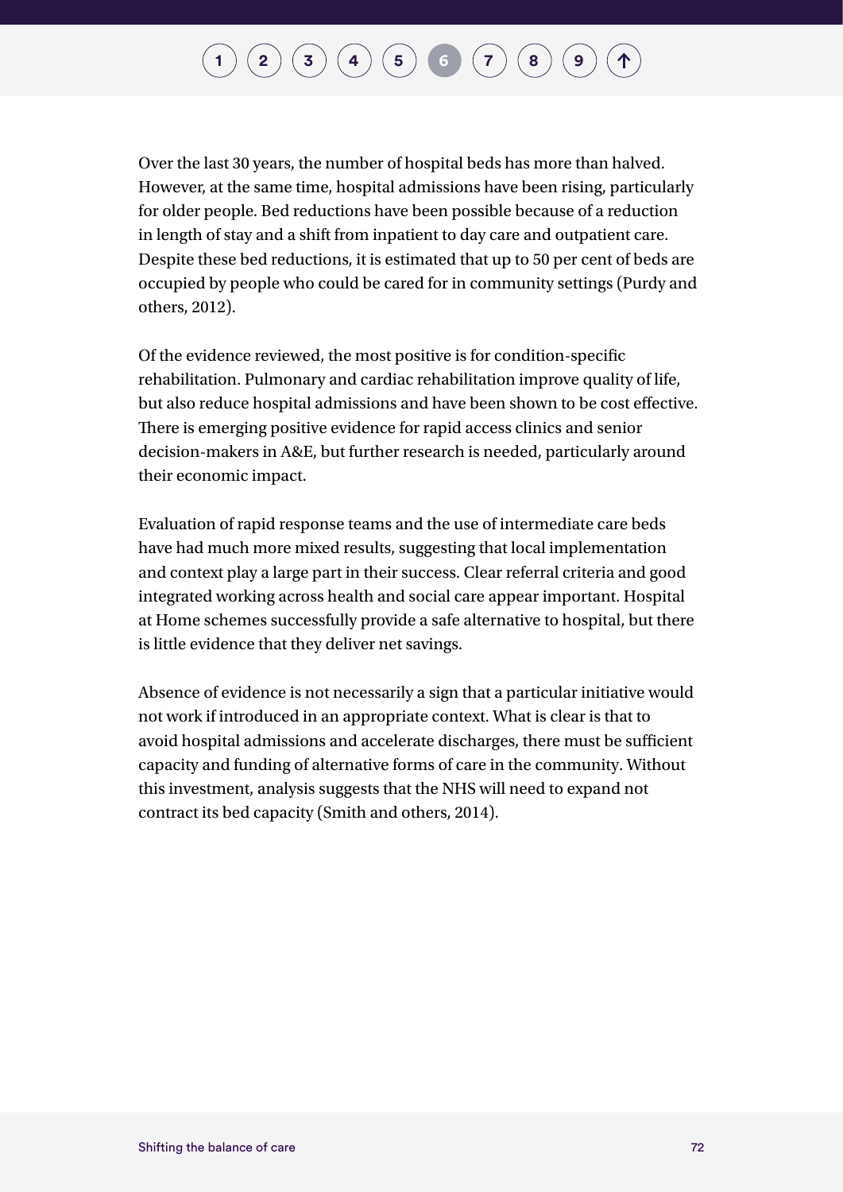Over the last 30 years, the number of hospital beds has more than halved. However, at the same time, hospital admissions have been rising, particularly for older people. Bed reductions have been possible because of a reduction in length of stay and a shift from inpatient to day care and outpatient care. Despite these bed reductions, it is estimated that up to 50 per cent of beds are occupied by people who could be cared for in community settings (Purdy and others, 2012).

Of the evidence reviewed, the most positive is for condition-specific rehabilitation. Pulmonary and cardiac rehabilitation improve quality of life, but also reduce hospital admissions and have been shown to be cost effective. There is emerging positive evidence for rapid access clinics and senior decision-makers in A&E, but further research is needed, particularly around their economic impact.

Evaluation of rapid response teams and the use of intermediate care beds have had much more mixed results, suggesting that local implementation and context play a large part in their success. Clear referral criteria and good integrated working across health and social care appear important. Hospital at Home schemes successfully provide a safe alternative to hospital, but there is little evidence that they deliver net savings.

Absence of evidence is not necessarily a sign that a particular initiative would not work if introduced in an appropriate context. What is clear is that to avoid hospital admissions and accelerate discharges, there must be sufficient capacity and funding of alternative forms of care in the community. Without this investment, analysis suggests that the NHS will need to expand not contract its bed capacity (Smith and others, 2014).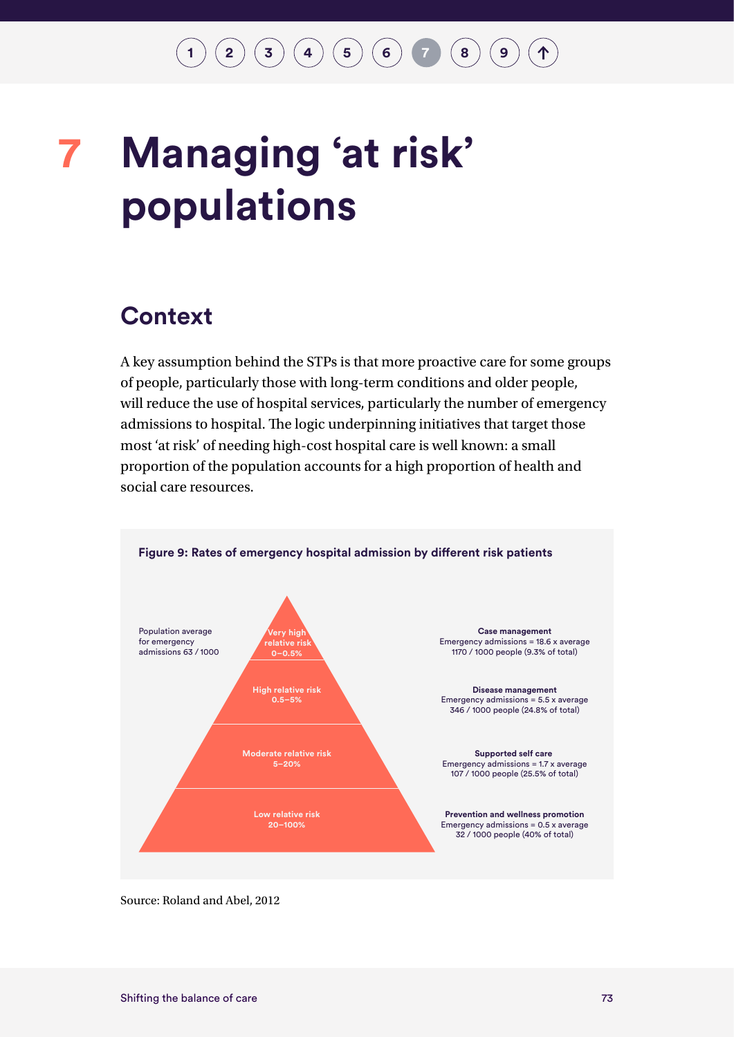# 7 Managing 'at risk' populations

## Context

A key assumption behind the STPs is that more proactive care for some groups of people, particularly those with long-term conditions and older people, will reduce the use of hospital services, particularly the number of emergency admissions to hospital. The logic underpinning initiatives that target those most 'at risk' of needing high-cost hospital care is well known: a small proportion of the population accounts for a high proportion of health and social care resources.

**Figure 9: Rates of emergency hospital admission by different risk patients**

Population average for emergency admissions 63 / 1000

| Risk level | Intervention | Emergency admissions |
| --- | --- | --- |
| Very high relative risk 0–0.5% | **Case management** | Emergency admissions = 18.6 x average 1170 / 1000 people (9.3% of total) |
| High relative risk 0.5–5% | **Disease management** | Emergency admissions = 5.5 x average 346 / 1000 people (24.8% of total) |
| Moderate relative risk 5–20% | **Supported self care** | Emergency admissions = 1.7 x average 107 / 1000 people (25.5% of total) |
| Low relative risk 20–100% | **Prevention and wellness promotion** | Emergency admissions = 0.5 x average 32 / 1000 people (40% of total) |

Source: Roland and Abel, 2012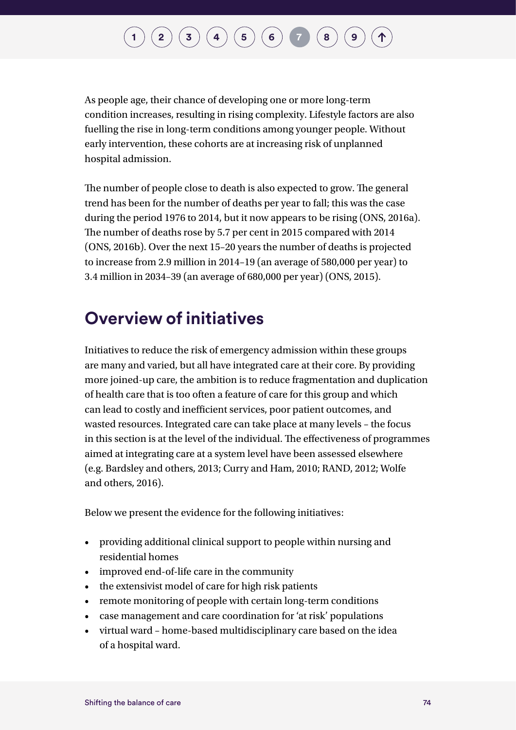As people age, their chance of developing one or more long-term condition increases, resulting in rising complexity. Lifestyle factors are also fuelling the rise in long-term conditions among younger people. Without early intervention, these cohorts are at increasing risk of unplanned hospital admission.

The number of people close to death is also expected to grow. The general trend has been for the number of deaths per year to fall; this was the case during the period 1976 to 2014, but it now appears to be rising (ONS, 2016a). The number of deaths rose by 5.7 per cent in 2015 compared with 2014 (ONS, 2016b). Over the next 15–20 years the number of deaths is projected to increase from 2.9 million in 2014–19 (an average of 580,000 per year) to 3.4 million in 2034–39 (an average of 680,000 per year) (ONS, 2015).

## Overview of initiatives

Initiatives to reduce the risk of emergency admission within these groups are many and varied, but all have integrated care at their core. By providing more joined-up care, the ambition is to reduce fragmentation and duplication of health care that is too often a feature of care for this group and which can lead to costly and inefficient services, poor patient outcomes, and wasted resources. Integrated care can take place at many levels – the focus in this section is at the level of the individual. The effectiveness of programmes aimed at integrating care at a system level have been assessed elsewhere (e.g. Bardsley and others, 2013; Curry and Ham, 2010; RAND, 2012; Wolfe and others, 2016).

Below we present the evidence for the following initiatives:

- providing additional clinical support to people within nursing and residential homes
- improved end-of-life care in the community
- the extensivist model of care for high risk patients
- remote monitoring of people with certain long-term conditions
- case management and care coordination for 'at risk' populations
- virtual ward – home-based multidisciplinary care based on the idea of a hospital ward.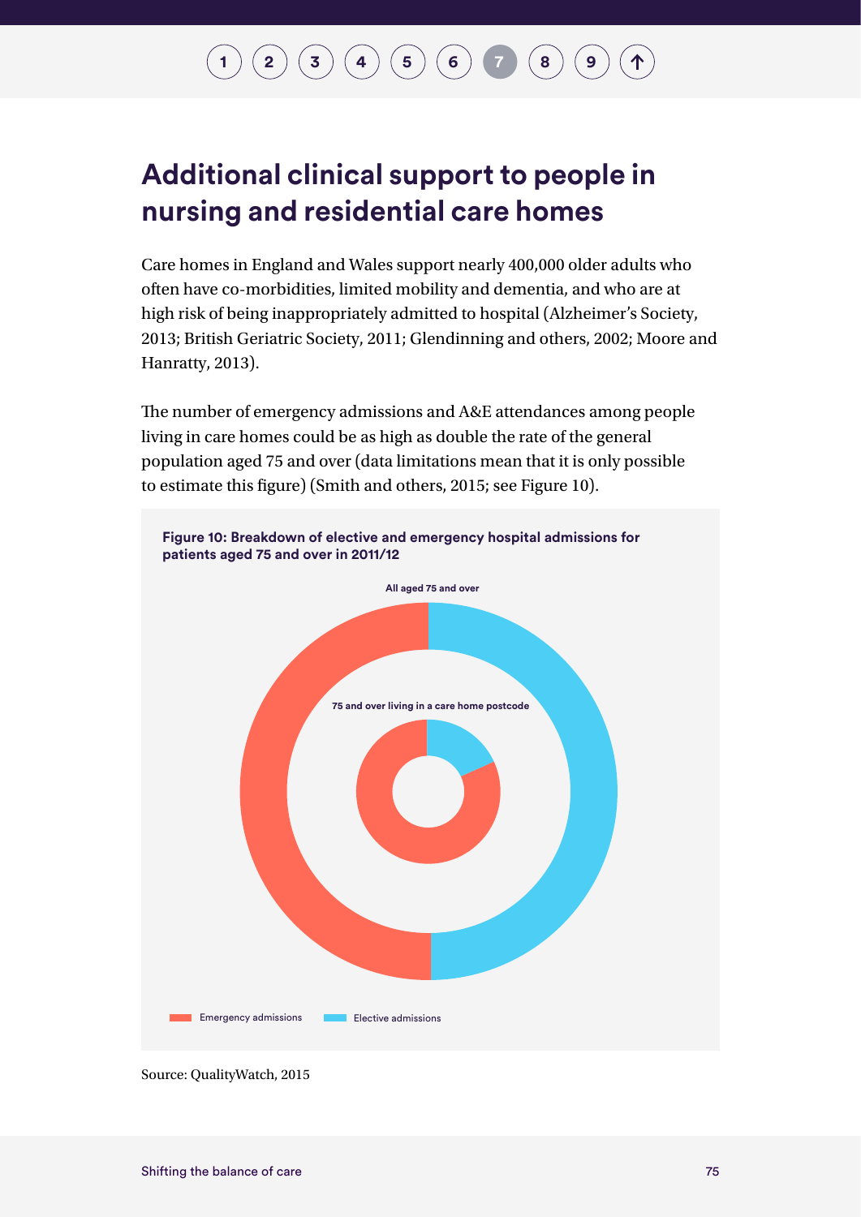## Additional clinical support to people in nursing and residential care homes

Care homes in England and Wales support nearly 400,000 older adults who often have co-morbidities, limited mobility and dementia, and who are at high risk of being inappropriately admitted to hospital (Alzheimer's Society, 2013; British Geriatric Society, 2011; Glendinning and others, 2002; Moore and Hanratty, 2013).

The number of emergency admissions and A&E attendances among people living in care homes could be as high as double the rate of the general population aged 75 and over (data limitations mean that it is only possible to estimate this figure) (Smith and others, 2015; see Figure 10).

**Figure 10: Breakdown of elective and emergency hospital admissions for patients aged 75 and over in 2011/12**

All aged 75 and over

75 and over living in a care home postcode

Emergency admissions | Elective admissions

Source: QualityWatch, 2015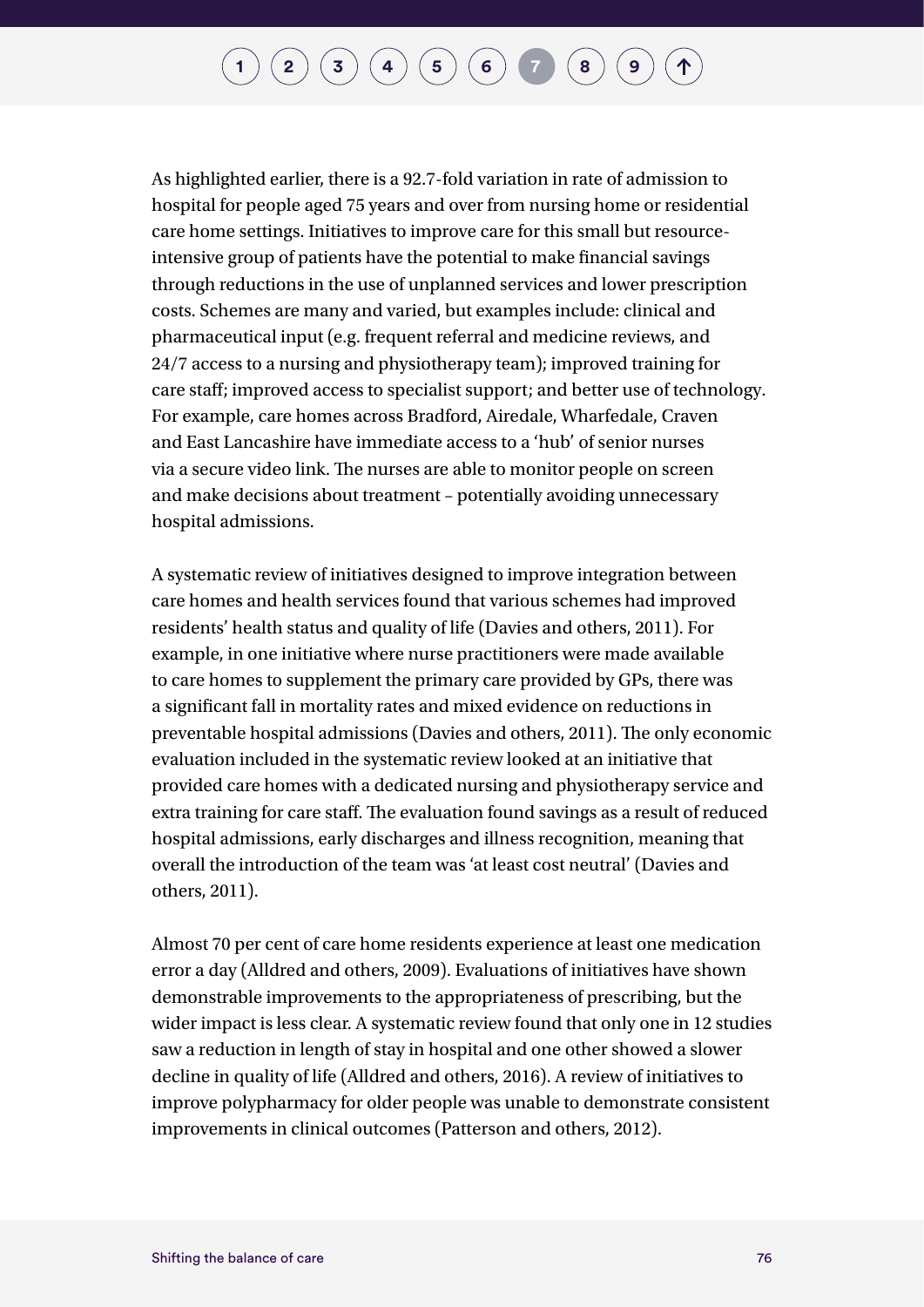As highlighted earlier, there is a 92.7-fold variation in rate of admission to hospital for people aged 75 years and over from nursing home or residential care home settings. Initiatives to improve care for this small but resource-intensive group of patients have the potential to make financial savings through reductions in the use of unplanned services and lower prescription costs. Schemes are many and varied, but examples include: clinical and pharmaceutical input (e.g. frequent referral and medicine reviews, and 24/7 access to a nursing and physiotherapy team); improved training for care staff; improved access to specialist support; and better use of technology. For example, care homes across Bradford, Airedale, Wharfedale, Craven and East Lancashire have immediate access to a 'hub' of senior nurses via a secure video link. The nurses are able to monitor people on screen and make decisions about treatment – potentially avoiding unnecessary hospital admissions.

A systematic review of initiatives designed to improve integration between care homes and health services found that various schemes had improved residents' health status and quality of life (Davies and others, 2011). For example, in one initiative where nurse practitioners were made available to care homes to supplement the primary care provided by GPs, there was a significant fall in mortality rates and mixed evidence on reductions in preventable hospital admissions (Davies and others, 2011). The only economic evaluation included in the systematic review looked at an initiative that provided care homes with a dedicated nursing and physiotherapy service and extra training for care staff. The evaluation found savings as a result of reduced hospital admissions, early discharges and illness recognition, meaning that overall the introduction of the team was 'at least cost neutral' (Davies and others, 2011).

Almost 70 per cent of care home residents experience at least one medication error a day (Alldred and others, 2009). Evaluations of initiatives have shown demonstrable improvements to the appropriateness of prescribing, but the wider impact is less clear. A systematic review found that only one in 12 studies saw a reduction in length of stay in hospital and one other showed a slower decline in quality of life (Alldred and others, 2016). A review of initiatives to improve polypharmacy for older people was unable to demonstrate consistent improvements in clinical outcomes (Patterson and others, 2012).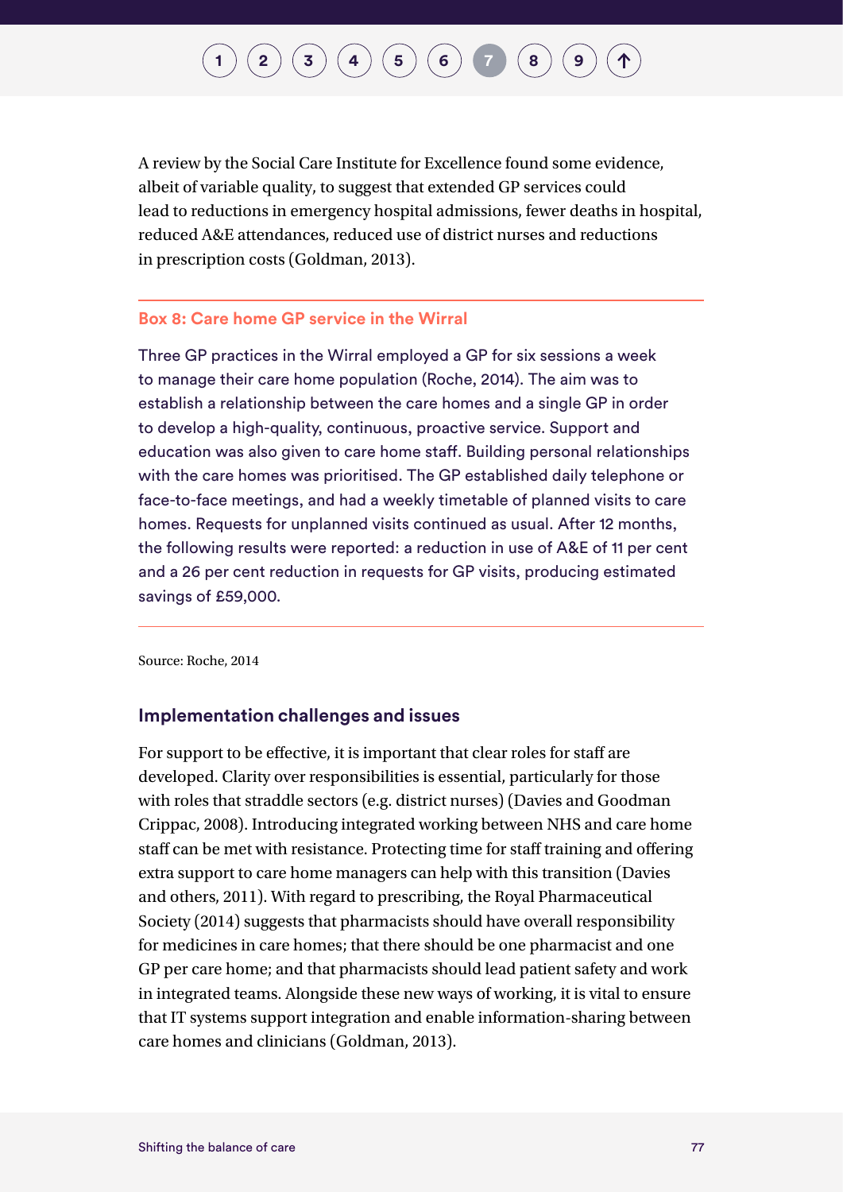A review by the Social Care Institute for Excellence found some evidence, albeit of variable quality, to suggest that extended GP services could lead to reductions in emergency hospital admissions, fewer deaths in hospital, reduced A&E attendances, reduced use of district nurses and reductions in prescription costs (Goldman, 2013).

---

**Box 8: Care home GP service in the Wirral**

Three GP practices in the Wirral employed a GP for six sessions a week to manage their care home population (Roche, 2014). The aim was to establish a relationship between the care homes and a single GP in order to develop a high-quality, continuous, proactive service. Support and education was also given to care home staff. Building personal relationships with the care homes was prioritised. The GP established daily telephone or face-to-face meetings, and had a weekly timetable of planned visits to care homes. Requests for unplanned visits continued as usual. After 12 months, the following results were reported: a reduction in use of A&E of 11 per cent and a 26 per cent reduction in requests for GP visits, producing estimated savings of £59,000.

---

Source: Roche, 2014

### Implementation challenges and issues

For support to be effective, it is important that clear roles for staff are developed. Clarity over responsibilities is essential, particularly for those with roles that straddle sectors (e.g. district nurses) (Davies and Goodman Crippac, 2008). Introducing integrated working between NHS and care home staff can be met with resistance. Protecting time for staff training and offering extra support to care home managers can help with this transition (Davies and others, 2011). With regard to prescribing, the Royal Pharmaceutical Society (2014) suggests that pharmacists should have overall responsibility for medicines in care homes; that there should be one pharmacist and one GP per care home; and that pharmacists should lead patient safety and work in integrated teams. Alongside these new ways of working, it is vital to ensure that IT systems support integration and enable information-sharing between care homes and clinicians (Goldman, 2013).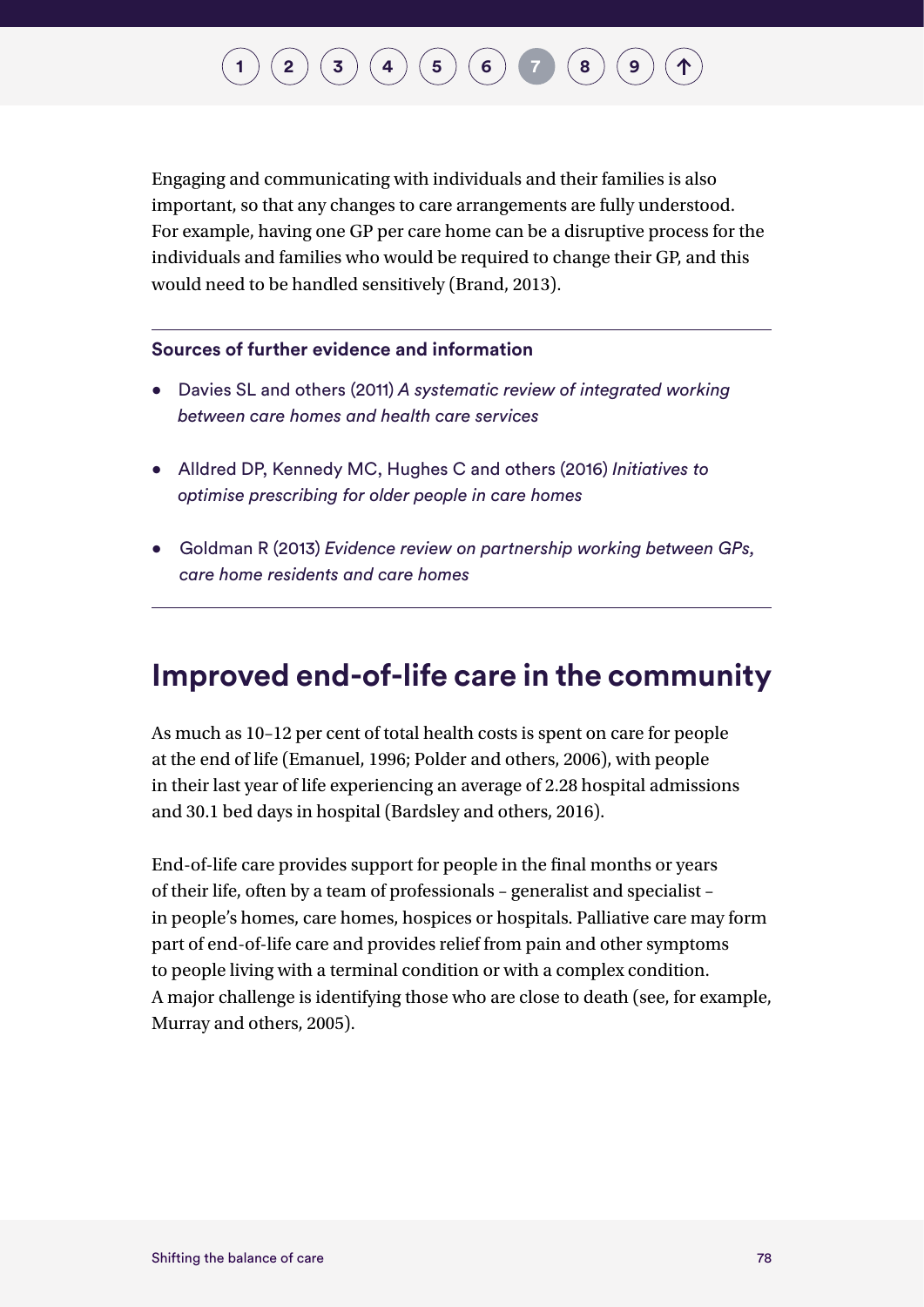Engaging and communicating with individuals and their families is also important, so that any changes to care arrangements are fully understood. For example, having one GP per care home can be a disruptive process for the individuals and families who would be required to change their GP, and this would need to be handled sensitively (Brand, 2013).

**Sources of further evidence and information**

- Davies SL and others (2011) *A systematic review of integrated working between care homes and health care services*
- Alldred DP, Kennedy MC, Hughes C and others (2016) *Initiatives to optimise prescribing for older people in care homes*
- Goldman R (2013) *Evidence review on partnership working between GPs, care home residents and care homes*

## Improved end-of-life care in the community

As much as 10–12 per cent of total health costs is spent on care for people at the end of life (Emanuel, 1996; Polder and others, 2006), with people in their last year of life experiencing an average of 2.28 hospital admissions and 30.1 bed days in hospital (Bardsley and others, 2016).

End-of-life care provides support for people in the final months or years of their life, often by a team of professionals – generalist and specialist – in people's homes, care homes, hospices or hospitals. Palliative care may form part of end-of-life care and provides relief from pain and other symptoms to people living with a terminal condition or with a complex condition. A major challenge is identifying those who are close to death (see, for example, Murray and others, 2005).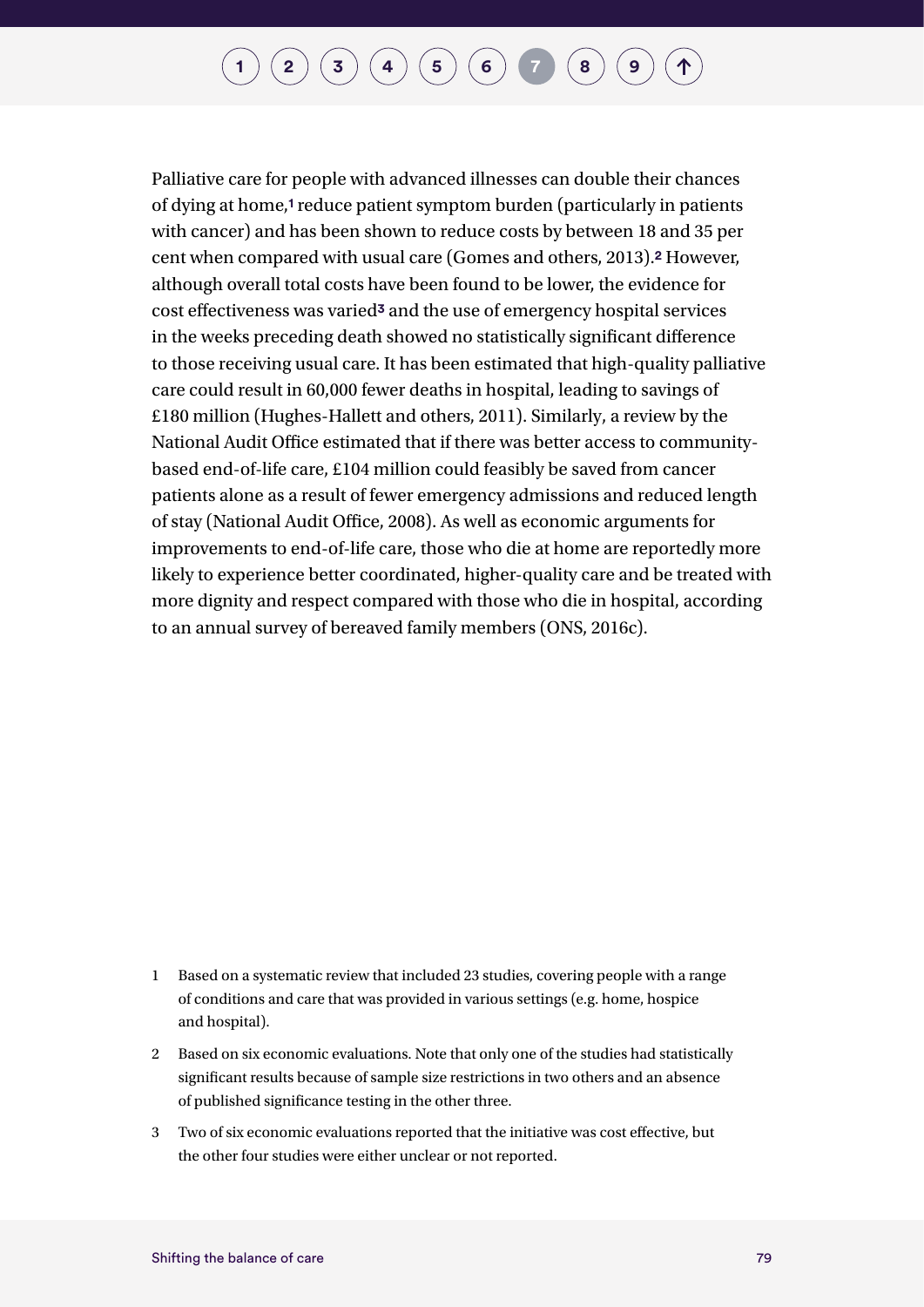Palliative care for people with advanced illnesses can double their chances of dying at home,[1] reduce patient symptom burden (particularly in patients with cancer) and has been shown to reduce costs by between 18 and 35 per cent when compared with usual care (Gomes and others, 2013).[2] However, although overall total costs have been found to be lower, the evidence for cost effectiveness was varied[3] and the use of emergency hospital services in the weeks preceding death showed no statistically significant difference to those receiving usual care. It has been estimated that high-quality palliative care could result in 60,000 fewer deaths in hospital, leading to savings of £180 million (Hughes-Hallett and others, 2011). Similarly, a review by the National Audit Office estimated that if there was better access to community-based end-of-life care, £104 million could feasibly be saved from cancer patients alone as a result of fewer emergency admissions and reduced length of stay (National Audit Office, 2008). As well as economic arguments for improvements to end-of-life care, those who die at home are reportedly more likely to experience better coordinated, higher-quality care and be treated with more dignity and respect compared with those who die in hospital, according to an annual survey of bereaved family members (ONS, 2016c).

1 Based on a systematic review that included 23 studies, covering people with a range of conditions and care that was provided in various settings (e.g. home, hospice and hospital).

2 Based on six economic evaluations. Note that only one of the studies had statistically significant results because of sample size restrictions in two others and an absence of published significance testing in the other three.

3 Two of six economic evaluations reported that the initiative was cost effective, but the other four studies were either unclear or not reported.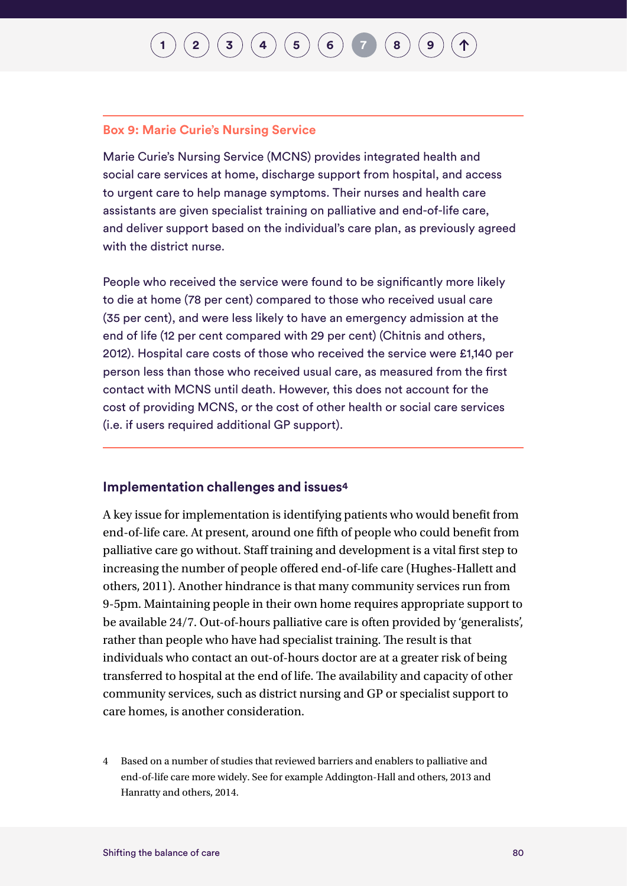### Box 9: Marie Curie's Nursing Service

Marie Curie's Nursing Service (MCNS) provides integrated health and social care services at home, discharge support from hospital, and access to urgent care to help manage symptoms. Their nurses and health care assistants are given specialist training on palliative and end-of-life care, and deliver support based on the individual's care plan, as previously agreed with the district nurse.

People who received the service were found to be significantly more likely to die at home (78 per cent) compared to those who received usual care (35 per cent), and were less likely to have an emergency admission at the end of life (12 per cent compared with 29 per cent) (Chitnis and others, 2012). Hospital care costs of those who received the service were £1,140 per person less than those who received usual care, as measured from the first contact with MCNS until death. However, this does not account for the cost of providing MCNS, or the cost of other health or social care services (i.e. if users required additional GP support).

## Implementation challenges and issues[4]

A key issue for implementation is identifying patients who would benefit from end-of-life care. At present, around one fifth of people who could benefit from palliative care go without. Staff training and development is a vital first step to increasing the number of people offered end-of-life care (Hughes-Hallett and others, 2011). Another hindrance is that many community services run from 9-5pm. Maintaining people in their own home requires appropriate support to be available 24/7. Out-of-hours palliative care is often provided by 'generalists', rather than people who have had specialist training. The result is that individuals who contact an out-of-hours doctor are at a greater risk of being transferred to hospital at the end of life. The availability and capacity of other community services, such as district nursing and GP or specialist support to care homes, is another consideration.

4 Based on a number of studies that reviewed barriers and enablers to palliative and end-of-life care more widely. See for example Addington-Hall and others, 2013 and Hanratty and others, 2014.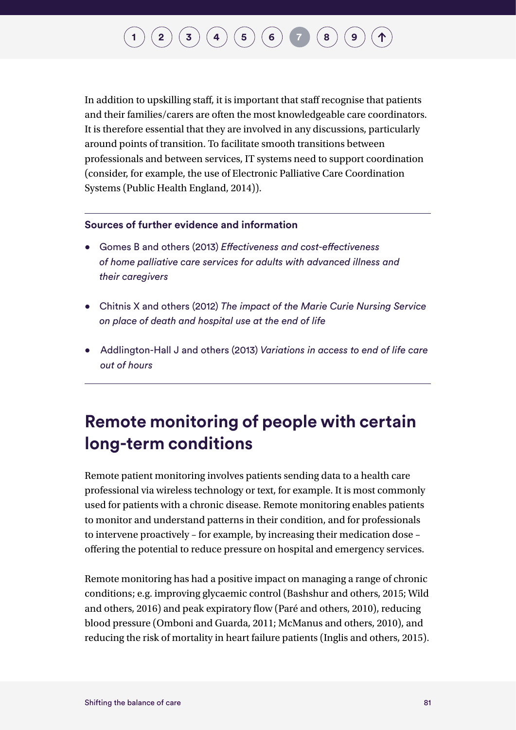In addition to upskilling staff, it is important that staff recognise that patients and their families/carers are often the most knowledgeable care coordinators. It is therefore essential that they are involved in any discussions, particularly around points of transition. To facilitate smooth transitions between professionals and between services, IT systems need to support coordination (consider, for example, the use of Electronic Palliative Care Coordination Systems (Public Health England, 2014)).

**Sources of further evidence and information**

- Gomes B and others (2013) *Effectiveness and cost-effectiveness of home palliative care services for adults with advanced illness and their caregivers*
- Chitnis X and others (2012) *The impact of the Marie Curie Nursing Service on place of death and hospital use at the end of life*
- Addlington-Hall J and others (2013) *Variations in access to end of life care out of hours*

## Remote monitoring of people with certain long-term conditions

Remote patient monitoring involves patients sending data to a health care professional via wireless technology or text, for example. It is most commonly used for patients with a chronic disease. Remote monitoring enables patients to monitor and understand patterns in their condition, and for professionals to intervene proactively – for example, by increasing their medication dose – offering the potential to reduce pressure on hospital and emergency services.

Remote monitoring has had a positive impact on managing a range of chronic conditions; e.g. improving glycaemic control (Bashshur and others, 2015; Wild and others, 2016) and peak expiratory flow (Paré and others, 2010), reducing blood pressure (Omboni and Guarda, 2011; McManus and others, 2010), and reducing the risk of mortality in heart failure patients (Inglis and others, 2015).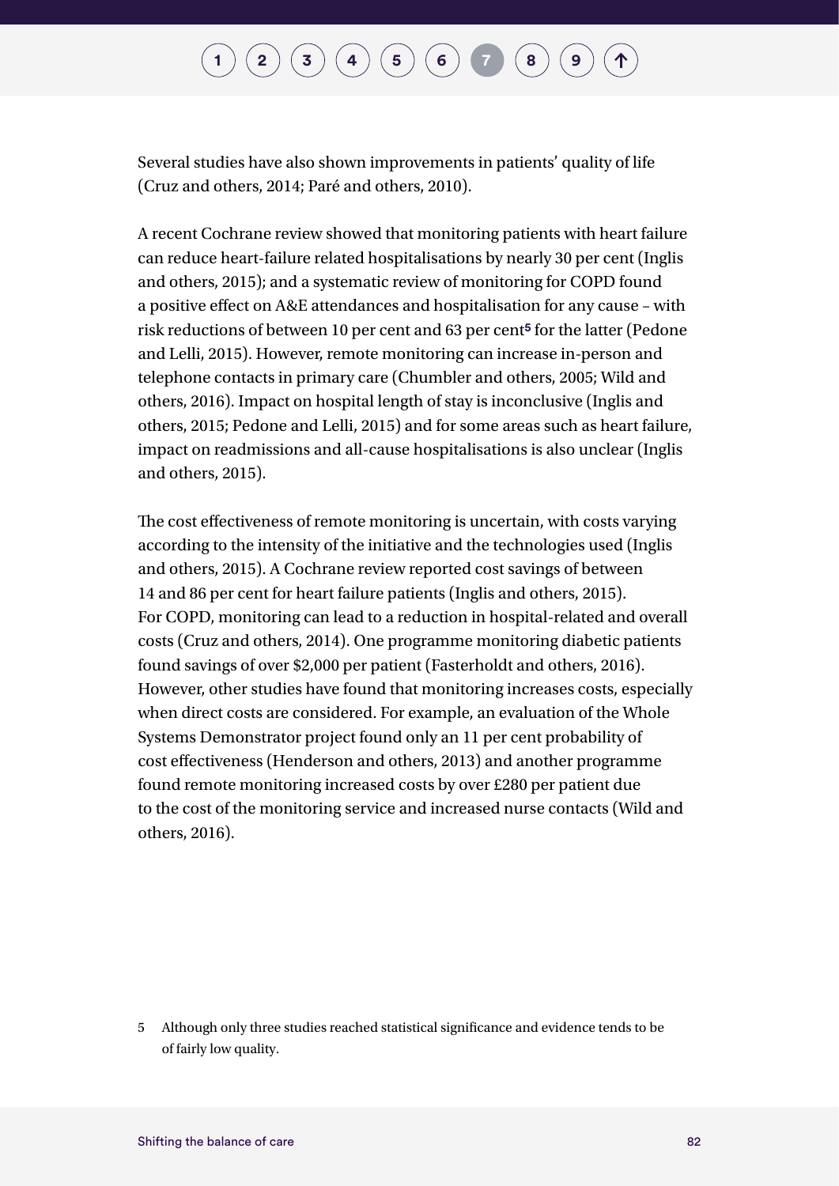Several studies have also shown improvements in patients' quality of life (Cruz and others, 2014; Paré and others, 2010).

A recent Cochrane review showed that monitoring patients with heart failure can reduce heart-failure related hospitalisations by nearly 30 per cent (Inglis and others, 2015); and a systematic review of monitoring for COPD found a positive effect on A&E attendances and hospitalisation for any cause – with risk reductions of between 10 per cent and 63 per cent[5] for the latter (Pedone and Lelli, 2015). However, remote monitoring can increase in-person and telephone contacts in primary care (Chumbler and others, 2005; Wild and others, 2016). Impact on hospital length of stay is inconclusive (Inglis and others, 2015; Pedone and Lelli, 2015) and for some areas such as heart failure, impact on readmissions and all-cause hospitalisations is also unclear (Inglis and others, 2015).

The cost effectiveness of remote monitoring is uncertain, with costs varying according to the intensity of the initiative and the technologies used (Inglis and others, 2015). A Cochrane review reported cost savings of between 14 and 86 per cent for heart failure patients (Inglis and others, 2015). For COPD, monitoring can lead to a reduction in hospital-related and overall costs (Cruz and others, 2014). One programme monitoring diabetic patients found savings of over $2,000 per patient (Fasterholdt and others, 2016). However, other studies have found that monitoring increases costs, especially when direct costs are considered. For example, an evaluation of the Whole Systems Demonstrator project found only an 11 per cent probability of cost effectiveness (Henderson and others, 2013) and another programme found remote monitoring increased costs by over £280 per patient due to the cost of the monitoring service and increased nurse contacts (Wild and others, 2016).

5 Although only three studies reached statistical significance and evidence tends to be of fairly low quality.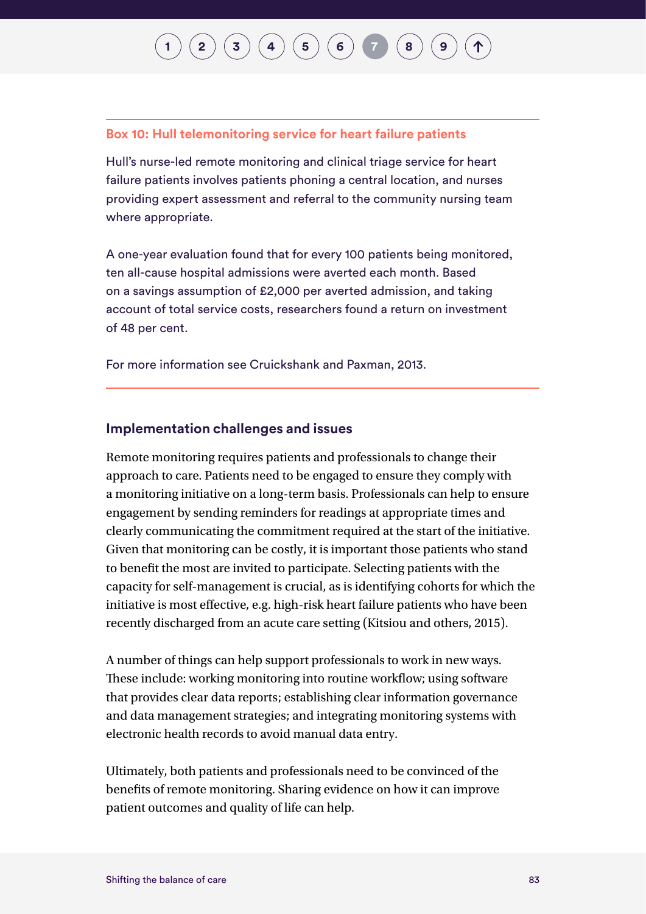**Box 10: Hull telemonitoring service for heart failure patients**

Hull's nurse-led remote monitoring and clinical triage service for heart failure patients involves patients phoning a central location, and nurses providing expert assessment and referral to the community nursing team where appropriate.

A one-year evaluation found that for every 100 patients being monitored, ten all-cause hospital admissions were averted each month. Based on a savings assumption of £2,000 per averted admission, and taking account of total service costs, researchers found a return on investment of 48 per cent.

For more information see Cruickshank and Paxman, 2013.

### Implementation challenges and issues

Remote monitoring requires patients and professionals to change their approach to care. Patients need to be engaged to ensure they comply with a monitoring initiative on a long-term basis. Professionals can help to ensure engagement by sending reminders for readings at appropriate times and clearly communicating the commitment required at the start of the initiative. Given that monitoring can be costly, it is important those patients who stand to benefit the most are invited to participate. Selecting patients with the capacity for self-management is crucial, as is identifying cohorts for which the initiative is most effective, e.g. high-risk heart failure patients who have been recently discharged from an acute care setting (Kitsiou and others, 2015).

A number of things can help support professionals to work in new ways. These include: working monitoring into routine workflow; using software that provides clear data reports; establishing clear information governance and data management strategies; and integrating monitoring systems with electronic health records to avoid manual data entry.

Ultimately, both patients and professionals need to be convinced of the benefits of remote monitoring. Sharing evidence on how it can improve patient outcomes and quality of life can help.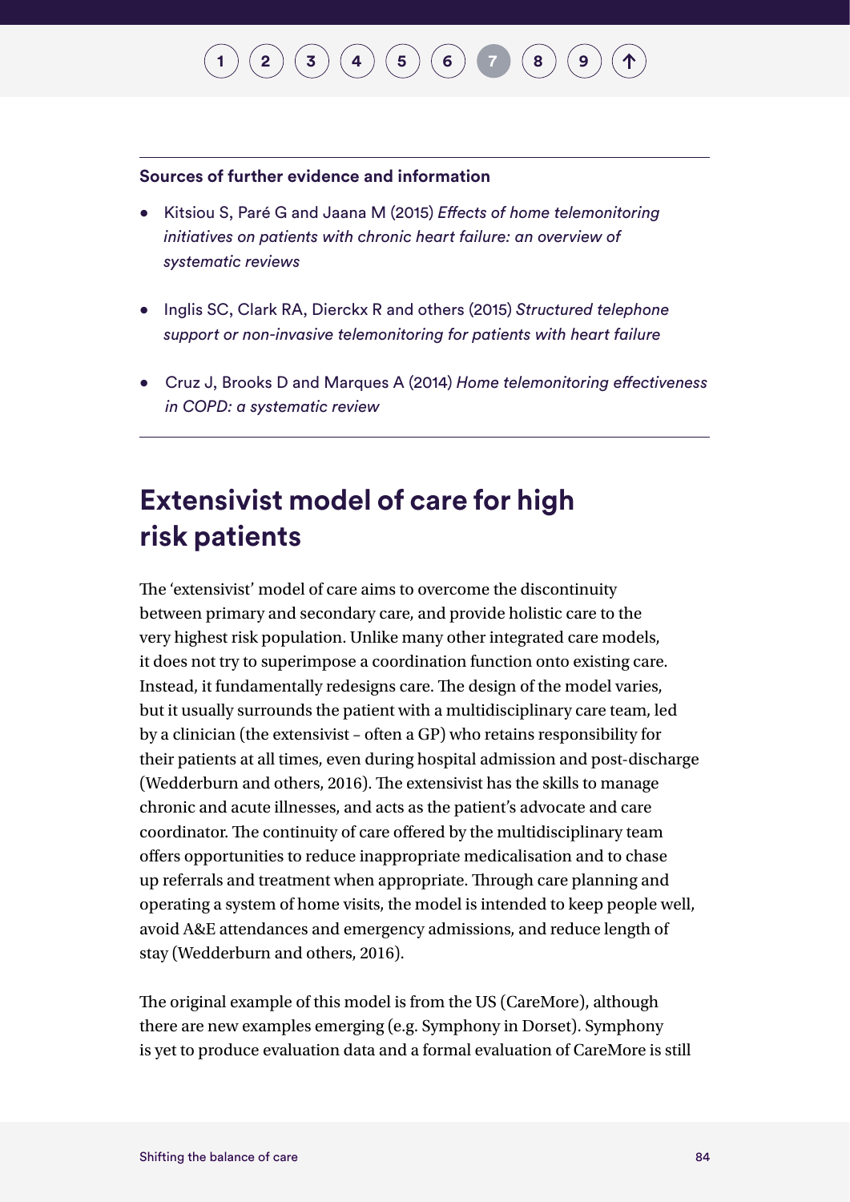**Sources of further evidence and information**

- Kitsiou S, Paré G and Jaana M (2015) *Effects of home telemonitoring initiatives on patients with chronic heart failure: an overview of systematic reviews*
- Inglis SC, Clark RA, Dierckx R and others (2015) *Structured telephone support or non-invasive telemonitoring for patients with heart failure*
- Cruz J, Brooks D and Marques A (2014) *Home telemonitoring effectiveness in COPD: a systematic review*

## Extensivist model of care for high risk patients

The 'extensivist' model of care aims to overcome the discontinuity between primary and secondary care, and provide holistic care to the very highest risk population. Unlike many other integrated care models, it does not try to superimpose a coordination function onto existing care. Instead, it fundamentally redesigns care. The design of the model varies, but it usually surrounds the patient with a multidisciplinary care team, led by a clinician (the extensivist – often a GP) who retains responsibility for their patients at all times, even during hospital admission and post-discharge (Wedderburn and others, 2016). The extensivist has the skills to manage chronic and acute illnesses, and acts as the patient's advocate and care coordinator. The continuity of care offered by the multidisciplinary team offers opportunities to reduce inappropriate medicalisation and to chase up referrals and treatment when appropriate. Through care planning and operating a system of home visits, the model is intended to keep people well, avoid A&E attendances and emergency admissions, and reduce length of stay (Wedderburn and others, 2016).

The original example of this model is from the US (CareMore), although there are new examples emerging (e.g. Symphony in Dorset). Symphony is yet to produce evaluation data and a formal evaluation of CareMore is still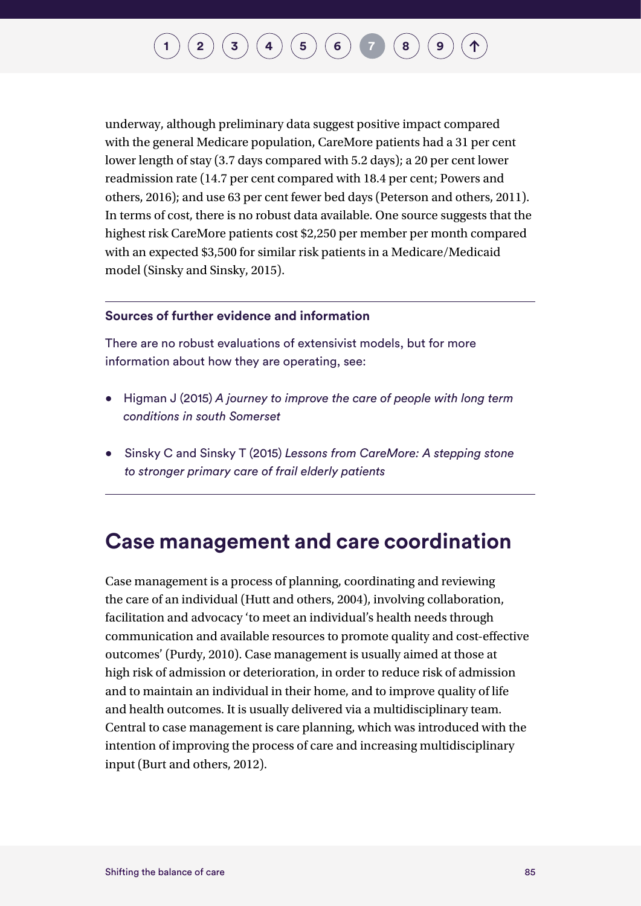underway, although preliminary data suggest positive impact compared with the general Medicare population, CareMore patients had a 31 per cent lower length of stay (3.7 days compared with 5.2 days); a 20 per cent lower readmission rate (14.7 per cent compared with 18.4 per cent; Powers and others, 2016); and use 63 per cent fewer bed days (Peterson and others, 2011). In terms of cost, there is no robust data available. One source suggests that the highest risk CareMore patients cost $2,250 per member per month compared with an expected $3,500 for similar risk patients in a Medicare/Medicaid model (Sinsky and Sinsky, 2015).

---

**Sources of further evidence and information**

There are no robust evaluations of extensivist models, but for more information about how they are operating, see:

- Higman J (2015) *A journey to improve the care of people with long term conditions in south Somerset*
- Sinsky C and Sinsky T (2015) *Lessons from CareMore: A stepping stone to stronger primary care of frail elderly patients*

---

## Case management and care coordination

Case management is a process of planning, coordinating and reviewing the care of an individual (Hutt and others, 2004), involving collaboration, facilitation and advocacy 'to meet an individual's health needs through communication and available resources to promote quality and cost-effective outcomes' (Purdy, 2010). Case management is usually aimed at those at high risk of admission or deterioration, in order to reduce risk of admission and to maintain an individual in their home, and to improve quality of life and health outcomes. It is usually delivered via a multidisciplinary team. Central to case management is care planning, which was introduced with the intention of improving the process of care and increasing multidisciplinary input (Burt and others, 2012).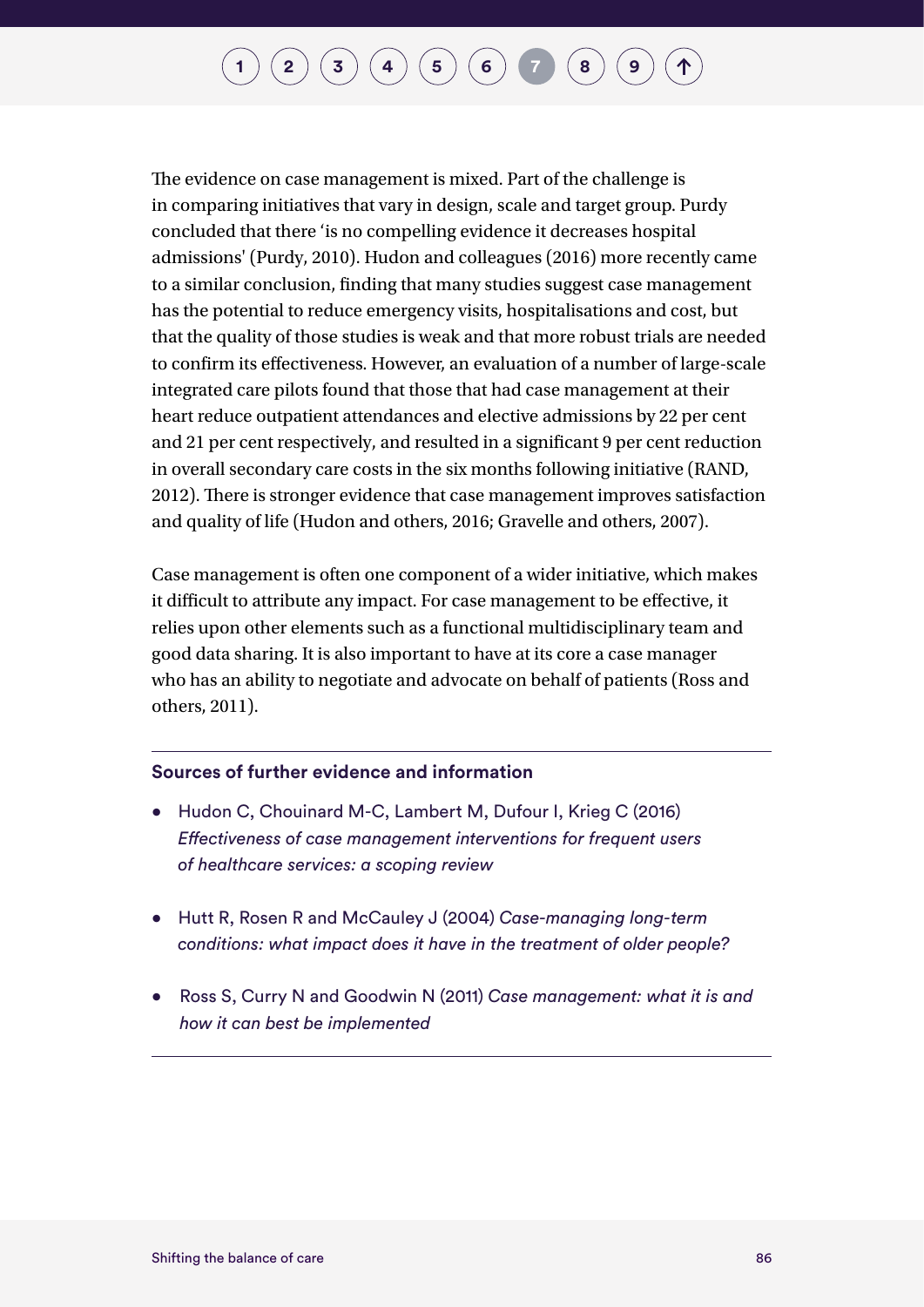The evidence on case management is mixed. Part of the challenge is in comparing initiatives that vary in design, scale and target group. Purdy concluded that there 'is no compelling evidence it decreases hospital admissions' (Purdy, 2010). Hudon and colleagues (2016) more recently came to a similar conclusion, finding that many studies suggest case management has the potential to reduce emergency visits, hospitalisations and cost, but that the quality of those studies is weak and that more robust trials are needed to confirm its effectiveness. However, an evaluation of a number of large-scale integrated care pilots found that those that had case management at their heart reduce outpatient attendances and elective admissions by 22 per cent and 21 per cent respectively, and resulted in a significant 9 per cent reduction in overall secondary care costs in the six months following initiative (RAND, 2012). There is stronger evidence that case management improves satisfaction and quality of life (Hudon and others, 2016; Gravelle and others, 2007).

Case management is often one component of a wider initiative, which makes it difficult to attribute any impact. For case management to be effective, it relies upon other elements such as a functional multidisciplinary team and good data sharing. It is also important to have at its core a case manager who has an ability to negotiate and advocate on behalf of patients (Ross and others, 2011).

**Sources of further evidence and information**

- Hudon C, Chouinard M-C, Lambert M, Dufour I, Krieg C (2016) *Effectiveness of case management interventions for frequent users of healthcare services: a scoping review*
- Hutt R, Rosen R and McCauley J (2004) *Case-managing long-term conditions: what impact does it have in the treatment of older people?*
- Ross S, Curry N and Goodwin N (2011) *Case management: what it is and how it can best be implemented*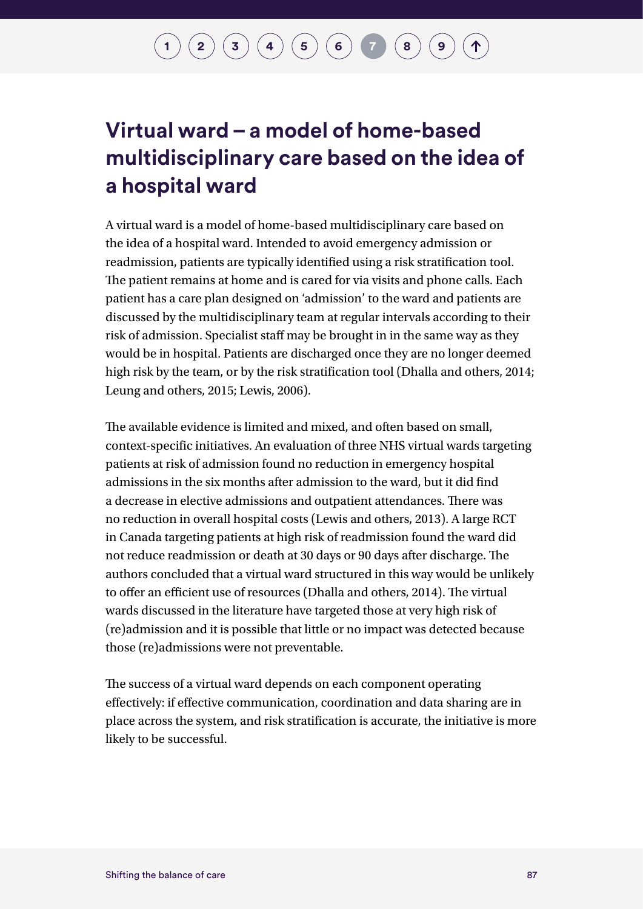## Virtual ward – a model of home-based multidisciplinary care based on the idea of a hospital ward

A virtual ward is a model of home-based multidisciplinary care based on the idea of a hospital ward. Intended to avoid emergency admission or readmission, patients are typically identified using a risk stratification tool. The patient remains at home and is cared for via visits and phone calls. Each patient has a care plan designed on 'admission' to the ward and patients are discussed by the multidisciplinary team at regular intervals according to their risk of admission. Specialist staff may be brought in in the same way as they would be in hospital. Patients are discharged once they are no longer deemed high risk by the team, or by the risk stratification tool (Dhalla and others, 2014; Leung and others, 2015; Lewis, 2006).

The available evidence is limited and mixed, and often based on small, context-specific initiatives. An evaluation of three NHS virtual wards targeting patients at risk of admission found no reduction in emergency hospital admissions in the six months after admission to the ward, but it did find a decrease in elective admissions and outpatient attendances. There was no reduction in overall hospital costs (Lewis and others, 2013). A large RCT in Canada targeting patients at high risk of readmission found the ward did not reduce readmission or death at 30 days or 90 days after discharge. The authors concluded that a virtual ward structured in this way would be unlikely to offer an efficient use of resources (Dhalla and others, 2014). The virtual wards discussed in the literature have targeted those at very high risk of (re)admission and it is possible that little or no impact was detected because those (re)admissions were not preventable.

The success of a virtual ward depends on each component operating effectively: if effective communication, coordination and data sharing are in place across the system, and risk stratification is accurate, the initiative is more likely to be successful.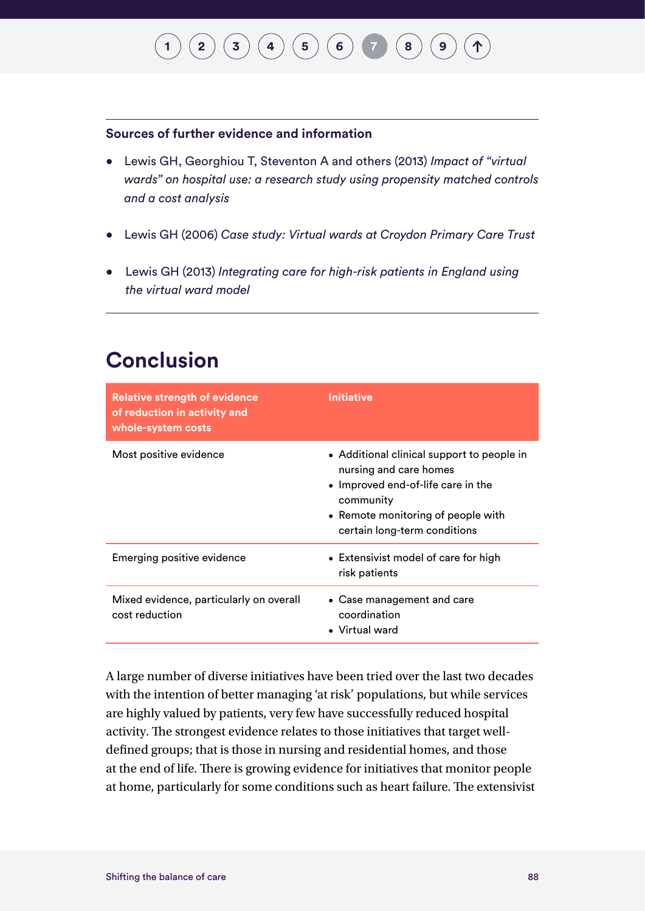**Sources of further evidence and information**

- Lewis GH, Georghiou T, Steventon A and others (2013) *Impact of "virtual wards" on hospital use: a research study using propensity matched controls and a cost analysis*
- Lewis GH (2006) *Case study: Virtual wards at Croydon Primary Care Trust*
- Lewis GH (2013) *Integrating care for high-risk patients in England using the virtual ward model*

# Conclusion

| Relative strength of evidence of reduction in activity and whole-system costs | Initiative |
| --- | --- |
| Most positive evidence | • Additional clinical support to people in nursing and care homes<br>• Improved end-of-life care in the community<br>• Remote monitoring of people with certain long-term conditions |
| Emerging positive evidence | • Extensivist model of care for high risk patients |
| Mixed evidence, particularly on overall cost reduction | • Case management and care coordination<br>• Virtual ward |

A large number of diverse initiatives have been tried over the last two decades with the intention of better managing 'at risk' populations, but while services are highly valued by patients, very few have successfully reduced hospital activity. The strongest evidence relates to those initiatives that target well-defined groups; that is those in nursing and residential homes, and those at the end of life. There is growing evidence for initiatives that monitor people at home, particularly for some conditions such as heart failure. The extensivist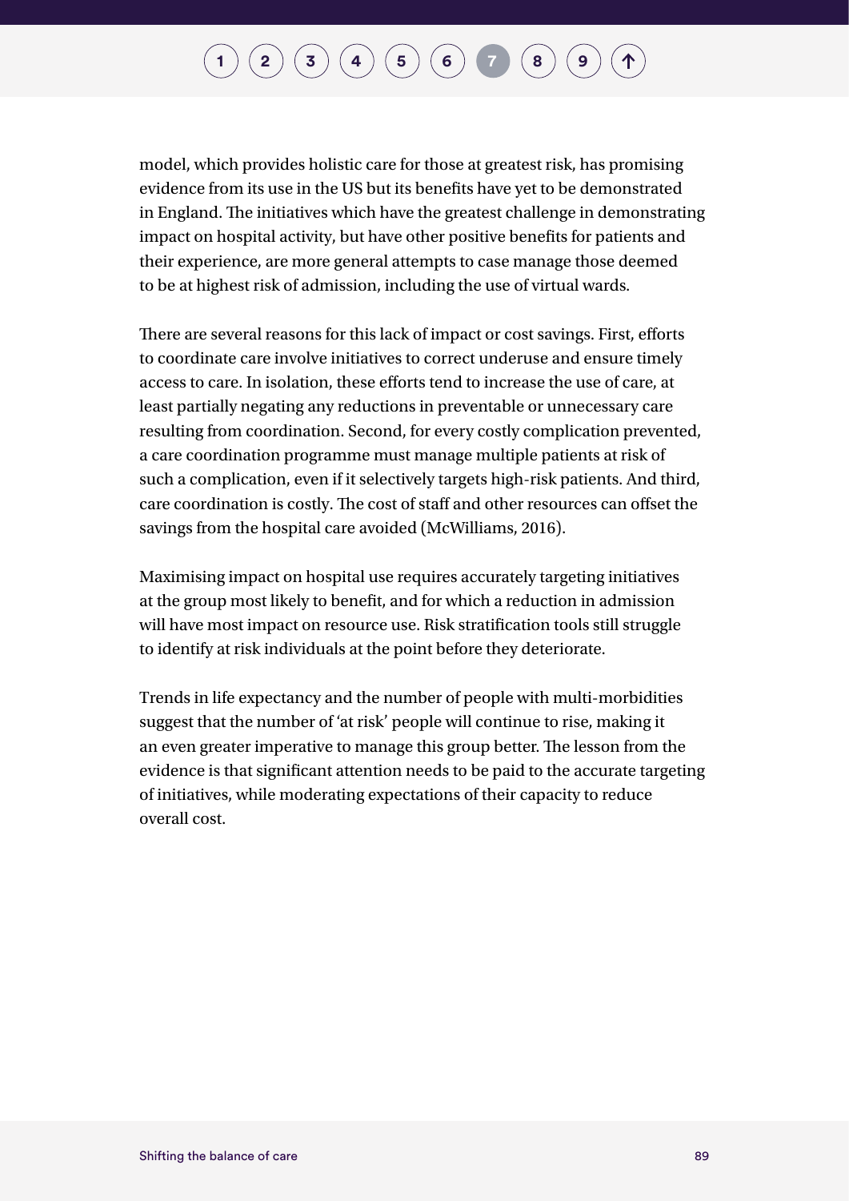model, which provides holistic care for those at greatest risk, has promising evidence from its use in the US but its benefits have yet to be demonstrated in England. The initiatives which have the greatest challenge in demonstrating impact on hospital activity, but have other positive benefits for patients and their experience, are more general attempts to case manage those deemed to be at highest risk of admission, including the use of virtual wards.

There are several reasons for this lack of impact or cost savings. First, efforts to coordinate care involve initiatives to correct underuse and ensure timely access to care. In isolation, these efforts tend to increase the use of care, at least partially negating any reductions in preventable or unnecessary care resulting from coordination. Second, for every costly complication prevented, a care coordination programme must manage multiple patients at risk of such a complication, even if it selectively targets high-risk patients. And third, care coordination is costly. The cost of staff and other resources can offset the savings from the hospital care avoided (McWilliams, 2016).

Maximising impact on hospital use requires accurately targeting initiatives at the group most likely to benefit, and for which a reduction in admission will have most impact on resource use. Risk stratification tools still struggle to identify at risk individuals at the point before they deteriorate.

Trends in life expectancy and the number of people with multi-morbidities suggest that the number of 'at risk' people will continue to rise, making it an even greater imperative to manage this group better. The lesson from the evidence is that significant attention needs to be paid to the accurate targeting of initiatives, while moderating expectations of their capacity to reduce overall cost.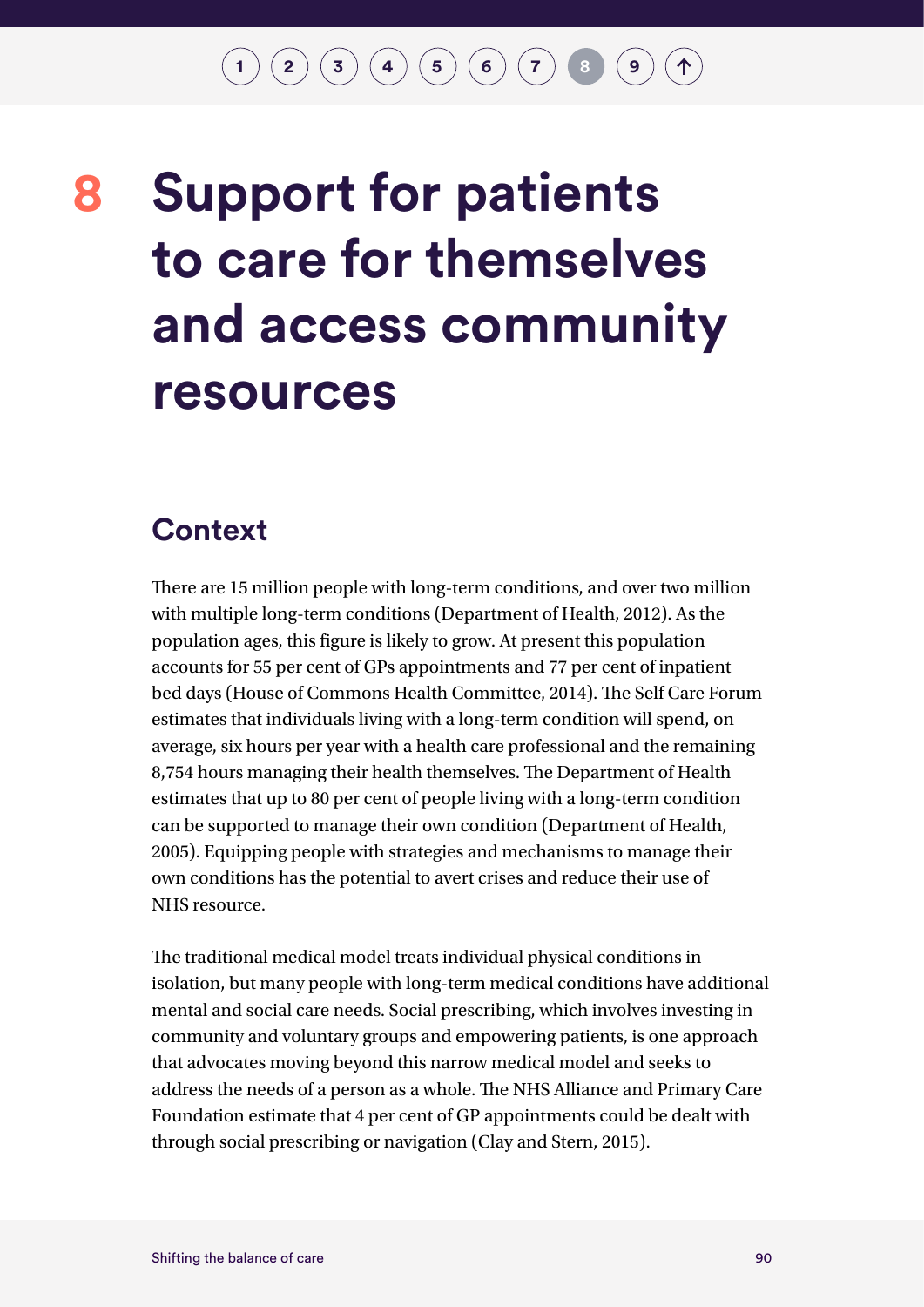# 8 Support for patients to care for themselves and access community resources

## Context

There are 15 million people with long-term conditions, and over two million with multiple long-term conditions (Department of Health, 2012). As the population ages, this figure is likely to grow. At present this population accounts for 55 per cent of GPs appointments and 77 per cent of inpatient bed days (House of Commons Health Committee, 2014). The Self Care Forum estimates that individuals living with a long-term condition will spend, on average, six hours per year with a health care professional and the remaining 8,754 hours managing their health themselves. The Department of Health estimates that up to 80 per cent of people living with a long-term condition can be supported to manage their own condition (Department of Health, 2005). Equipping people with strategies and mechanisms to manage their own conditions has the potential to avert crises and reduce their use of NHS resource.

The traditional medical model treats individual physical conditions in isolation, but many people with long-term medical conditions have additional mental and social care needs. Social prescribing, which involves investing in community and voluntary groups and empowering patients, is one approach that advocates moving beyond this narrow medical model and seeks to address the needs of a person as a whole. The NHS Alliance and Primary Care Foundation estimate that 4 per cent of GP appointments could be dealt with through social prescribing or navigation (Clay and Stern, 2015).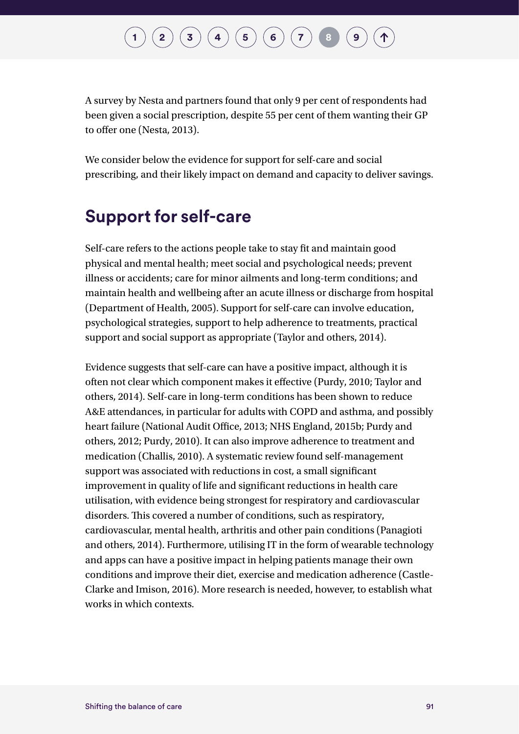A survey by Nesta and partners found that only 9 per cent of respondents had been given a social prescription, despite 55 per cent of them wanting their GP to offer one (Nesta, 2013).

We consider below the evidence for support for self-care and social prescribing, and their likely impact on demand and capacity to deliver savings.

## Support for self-care

Self-care refers to the actions people take to stay fit and maintain good physical and mental health; meet social and psychological needs; prevent illness or accidents; care for minor ailments and long-term conditions; and maintain health and wellbeing after an acute illness or discharge from hospital (Department of Health, 2005). Support for self-care can involve education, psychological strategies, support to help adherence to treatments, practical support and social support as appropriate (Taylor and others, 2014).

Evidence suggests that self-care can have a positive impact, although it is often not clear which component makes it effective (Purdy, 2010; Taylor and others, 2014). Self-care in long-term conditions has been shown to reduce A&E attendances, in particular for adults with COPD and asthma, and possibly heart failure (National Audit Office, 2013; NHS England, 2015b; Purdy and others, 2012; Purdy, 2010). It can also improve adherence to treatment and medication (Challis, 2010). A systematic review found self-management support was associated with reductions in cost, a small significant improvement in quality of life and significant reductions in health care utilisation, with evidence being strongest for respiratory and cardiovascular disorders. This covered a number of conditions, such as respiratory, cardiovascular, mental health, arthritis and other pain conditions (Panagioti and others, 2014). Furthermore, utilising IT in the form of wearable technology and apps can have a positive impact in helping patients manage their own conditions and improve their diet, exercise and medication adherence (Castle-Clarke and Imison, 2016). More research is needed, however, to establish what works in which contexts.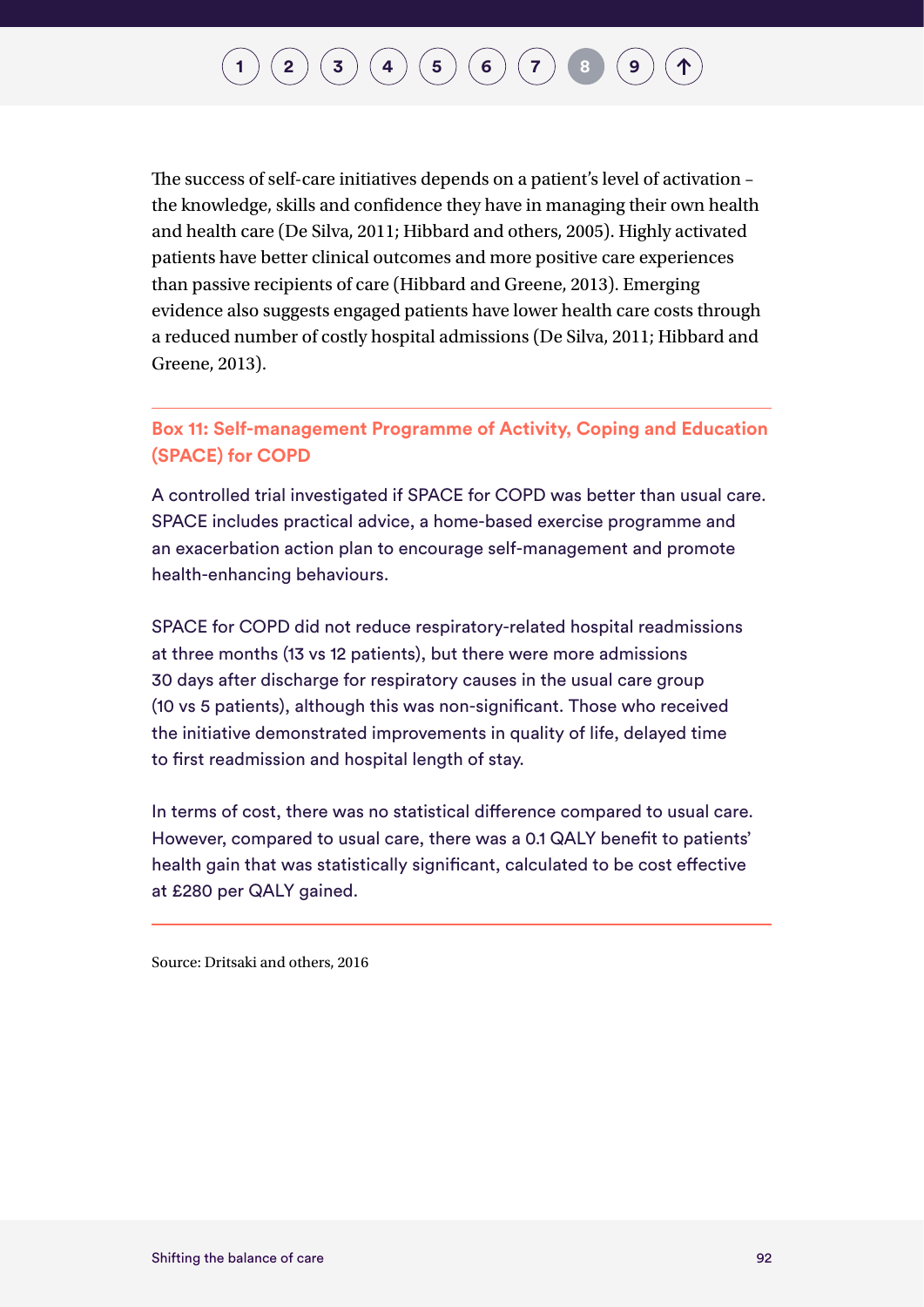The success of self-care initiatives depends on a patient's level of activation – the knowledge, skills and confidence they have in managing their own health and health care (De Silva, 2011; Hibbard and others, 2005). Highly activated patients have better clinical outcomes and more positive care experiences than passive recipients of care (Hibbard and Greene, 2013). Emerging evidence also suggests engaged patients have lower health care costs through a reduced number of costly hospital admissions (De Silva, 2011; Hibbard and Greene, 2013).

---

### Box 11: Self-management Programme of Activity, Coping and Education (SPACE) for COPD

A controlled trial investigated if SPACE for COPD was better than usual care. SPACE includes practical advice, a home-based exercise programme and an exacerbation action plan to encourage self-management and promote health-enhancing behaviours.

SPACE for COPD did not reduce respiratory-related hospital readmissions at three months (13 vs 12 patients), but there were more admissions 30 days after discharge for respiratory causes in the usual care group (10 vs 5 patients), although this was non-significant. Those who received the initiative demonstrated improvements in quality of life, delayed time to first readmission and hospital length of stay.

In terms of cost, there was no statistical difference compared to usual care. However, compared to usual care, there was a 0.1 QALY benefit to patients' health gain that was statistically significant, calculated to be cost effective at £280 per QALY gained.

---

Source: Dritsaki and others, 2016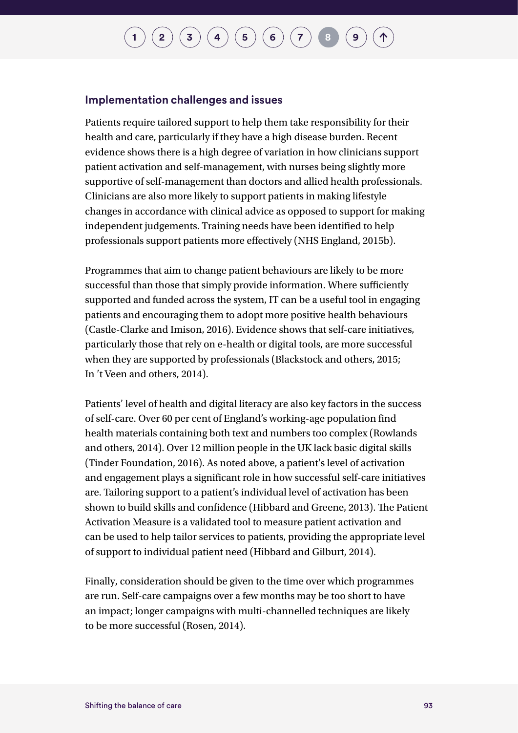## Implementation challenges and issues

Patients require tailored support to help them take responsibility for their health and care, particularly if they have a high disease burden. Recent evidence shows there is a high degree of variation in how clinicians support patient activation and self-management, with nurses being slightly more supportive of self-management than doctors and allied health professionals. Clinicians are also more likely to support patients in making lifestyle changes in accordance with clinical advice as opposed to support for making independent judgements. Training needs have been identified to help professionals support patients more effectively (NHS England, 2015b).

Programmes that aim to change patient behaviours are likely to be more successful than those that simply provide information. Where sufficiently supported and funded across the system, IT can be a useful tool in engaging patients and encouraging them to adopt more positive health behaviours (Castle-Clarke and Imison, 2016). Evidence shows that self-care initiatives, particularly those that rely on e-health or digital tools, are more successful when they are supported by professionals (Blackstock and others, 2015; In 't Veen and others, 2014).

Patients' level of health and digital literacy are also key factors in the success of self-care. Over 60 per cent of England's working-age population find health materials containing both text and numbers too complex (Rowlands and others, 2014). Over 12 million people in the UK lack basic digital skills (Tinder Foundation, 2016). As noted above, a patient's level of activation and engagement plays a significant role in how successful self-care initiatives are. Tailoring support to a patient's individual level of activation has been shown to build skills and confidence (Hibbard and Greene, 2013). The Patient Activation Measure is a validated tool to measure patient activation and can be used to help tailor services to patients, providing the appropriate level of support to individual patient need (Hibbard and Gilburt, 2014).

Finally, consideration should be given to the time over which programmes are run. Self-care campaigns over a few months may be too short to have an impact; longer campaigns with multi-channelled techniques are likely to be more successful (Rosen, 2014).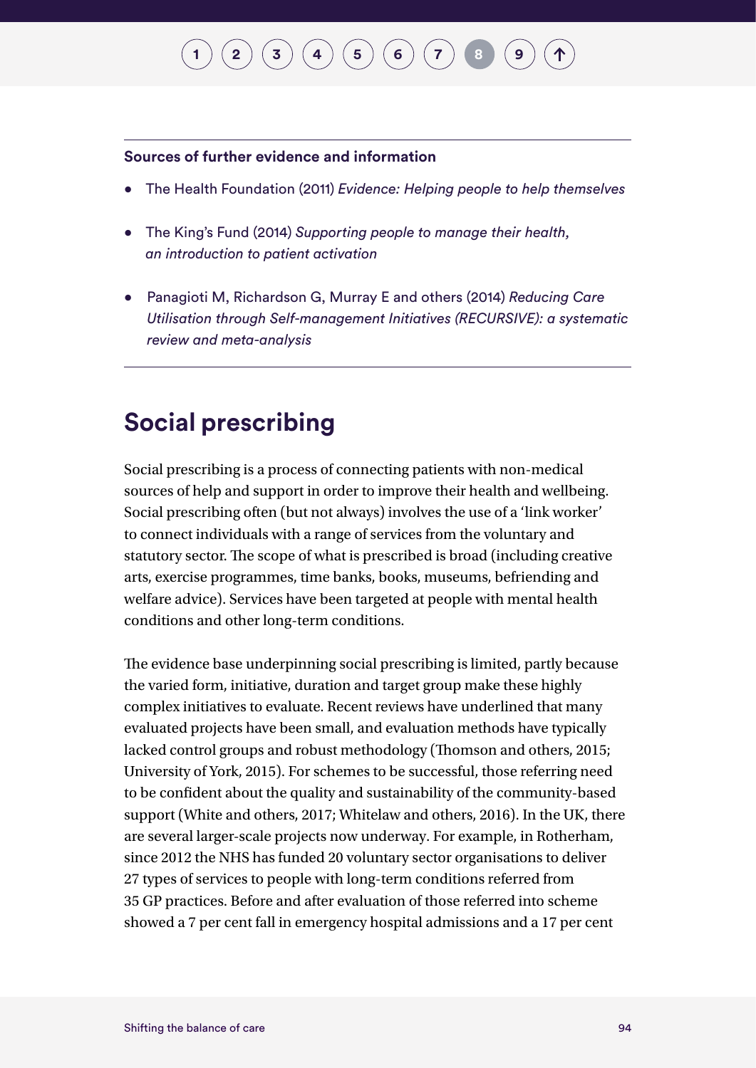**Sources of further evidence and information**

- The Health Foundation (2011) *Evidence: Helping people to help themselves*
- The King's Fund (2014) *Supporting people to manage their health, an introduction to patient activation*
- Panagioti M, Richardson G, Murray E and others (2014) *Reducing Care Utilisation through Self-management Initiatives (RECURSIVE): a systematic review and meta-analysis*

## Social prescribing

Social prescribing is a process of connecting patients with non-medical sources of help and support in order to improve their health and wellbeing. Social prescribing often (but not always) involves the use of a 'link worker' to connect individuals with a range of services from the voluntary and statutory sector. The scope of what is prescribed is broad (including creative arts, exercise programmes, time banks, books, museums, befriending and welfare advice). Services have been targeted at people with mental health conditions and other long-term conditions.

The evidence base underpinning social prescribing is limited, partly because the varied form, initiative, duration and target group make these highly complex initiatives to evaluate. Recent reviews have underlined that many evaluated projects have been small, and evaluation methods have typically lacked control groups and robust methodology (Thomson and others, 2015; University of York, 2015). For schemes to be successful, those referring need to be confident about the quality and sustainability of the community-based support (White and others, 2017; Whitelaw and others, 2016). In the UK, there are several larger-scale projects now underway. For example, in Rotherham, since 2012 the NHS has funded 20 voluntary sector organisations to deliver 27 types of services to people with long-term conditions referred from 35 GP practices. Before and after evaluation of those referred into scheme showed a 7 per cent fall in emergency hospital admissions and a 17 per cent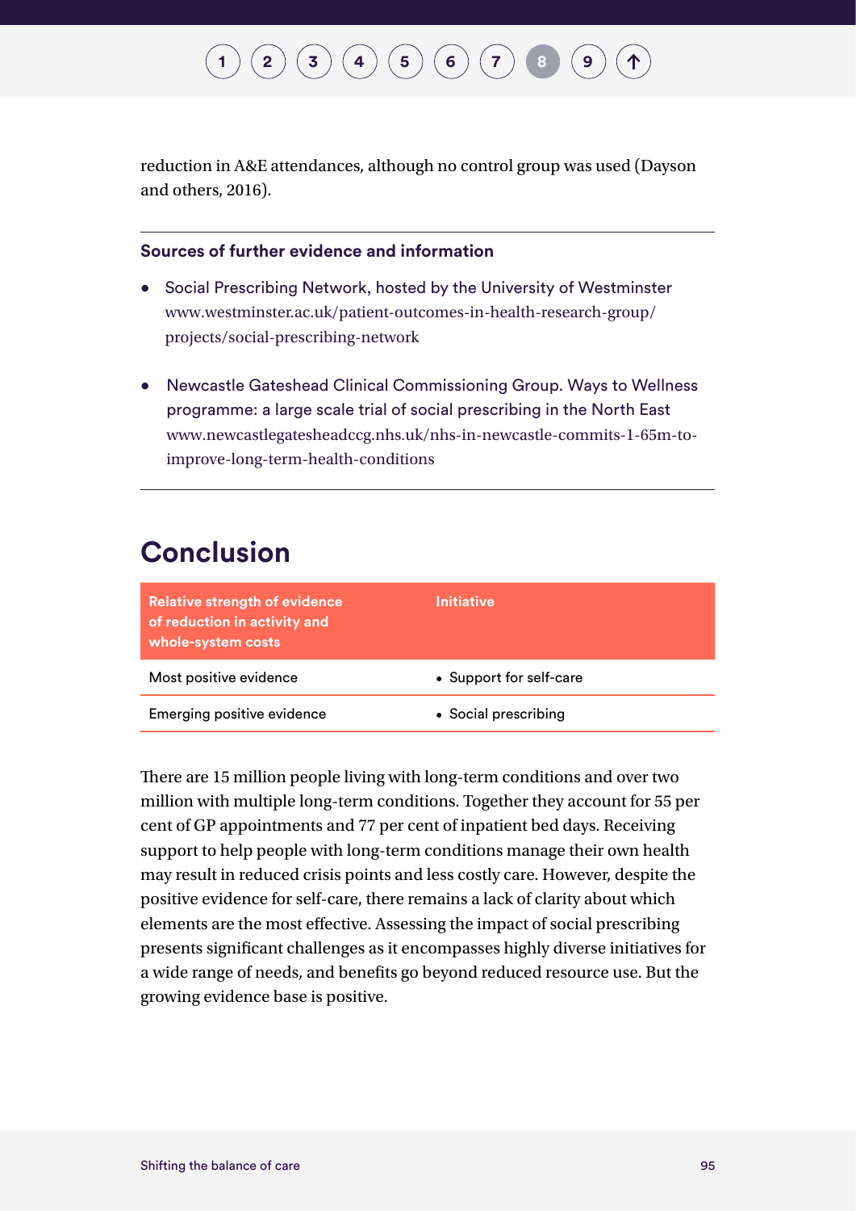reduction in A&E attendances, although no control group was used (Dayson and others, 2016).

---

**Sources of further evidence and information**

- Social Prescribing Network, hosted by the University of Westminster www.westminster.ac.uk/patient-outcomes-in-health-research-group/projects/social-prescribing-network
- Newcastle Gateshead Clinical Commissioning Group. Ways to Wellness programme: a large scale trial of social prescribing in the North East www.newcastlegatesheadccg.nhs.uk/nhs-in-newcastle-commits-1-65m-to-improve-long-term-health-conditions

---

## Conclusion

| Relative strength of evidence of reduction in activity and whole-system costs | Initiative |
|---|---|
| Most positive evidence | • Support for self-care |
| Emerging positive evidence | • Social prescribing |

There are 15 million people living with long-term conditions and over two million with multiple long-term conditions. Together they account for 55 per cent of GP appointments and 77 per cent of inpatient bed days. Receiving support to help people with long-term conditions manage their own health may result in reduced crisis points and less costly care. However, despite the positive evidence for self-care, there remains a lack of clarity about which elements are the most effective. Assessing the impact of social prescribing presents significant challenges as it encompasses highly diverse initiatives for a wide range of needs, and benefits go beyond reduced resource use. But the growing evidence base is positive.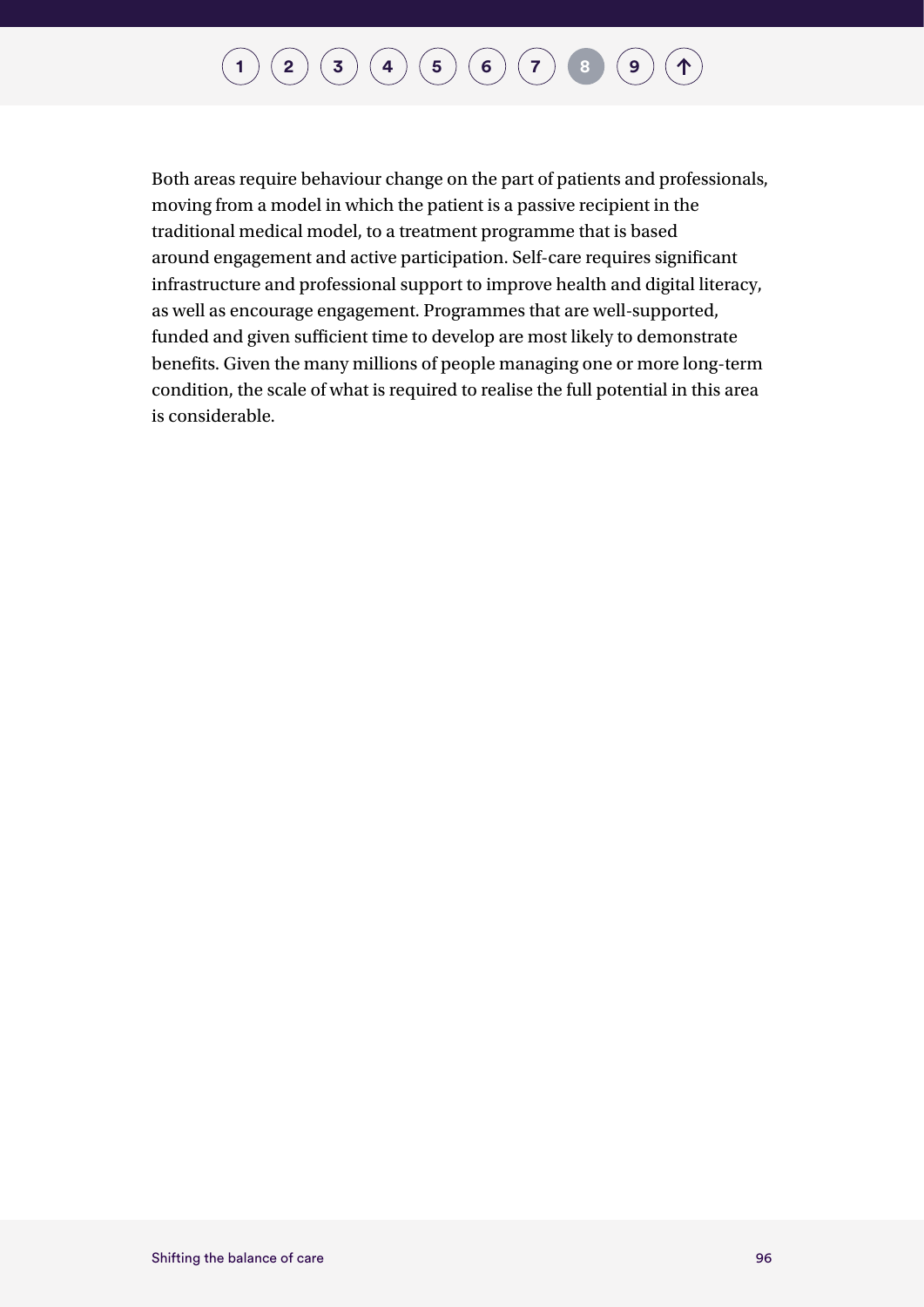Both areas require behaviour change on the part of patients and professionals, moving from a model in which the patient is a passive recipient in the traditional medical model, to a treatment programme that is based around engagement and active participation. Self-care requires significant infrastructure and professional support to improve health and digital literacy, as well as encourage engagement. Programmes that are well-supported, funded and given sufficient time to develop are most likely to demonstrate benefits. Given the many millions of people managing one or more long-term condition, the scale of what is required to realise the full potential in this area is considerable.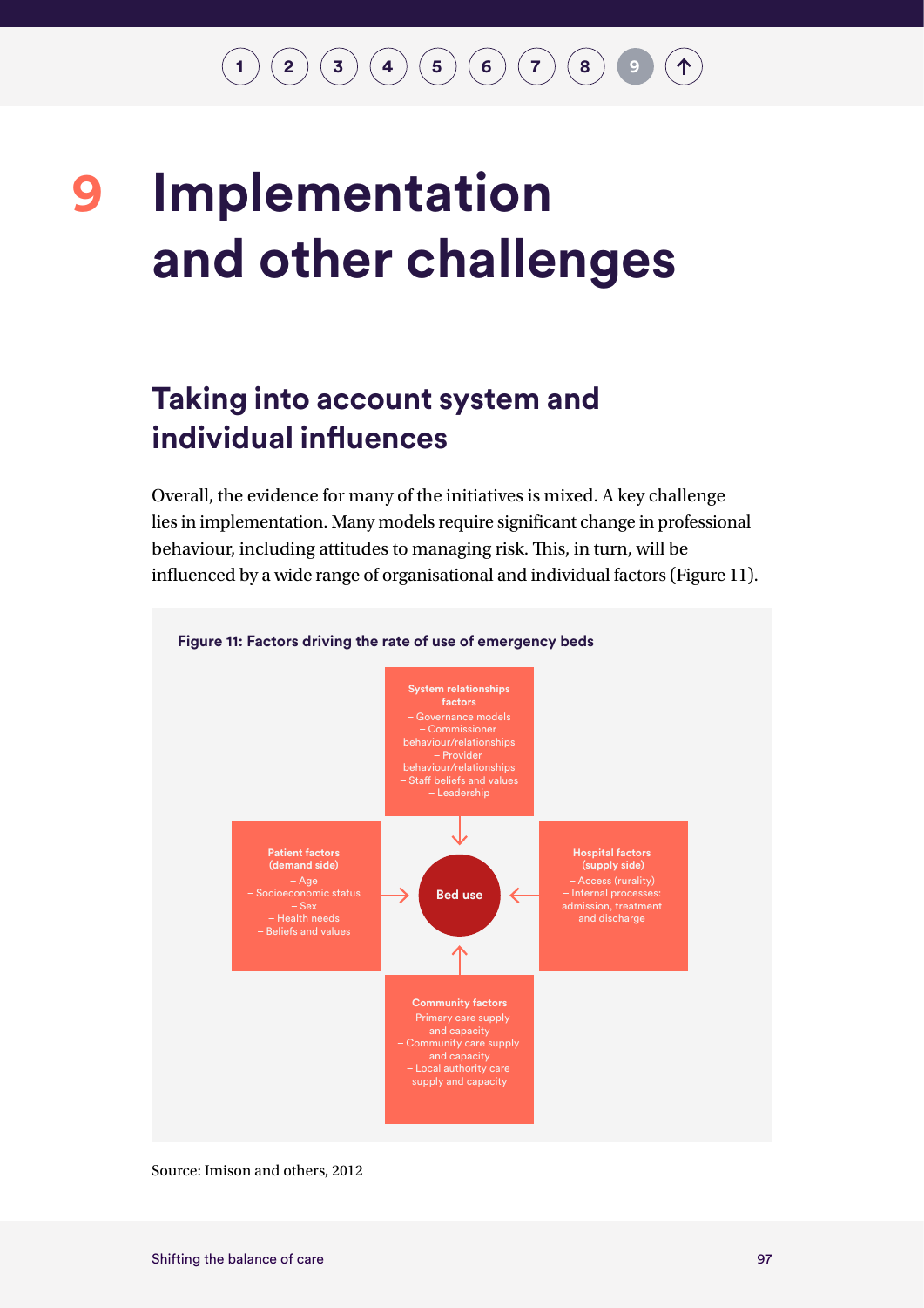# 9 Implementation and other challenges

## Taking into account system and individual influences

Overall, the evidence for many of the initiatives is mixed. A key challenge lies in implementation. Many models require significant change in professional behaviour, including attitudes to managing risk. This, in turn, will be influenced by a wide range of organisational and individual factors (Figure 11).

**Figure 11: Factors driving the rate of use of emergency beds**

**System relationships factors**
– Governance models
– Commissioner behaviour/relationships
– Provider behaviour/relationships
– Staff beliefs and values
– Leadership

**Patient factors (demand side)**
– Age
– Socioeconomic status
– Sex
– Health needs
– Beliefs and values

**Bed use**

**Hospital factors (supply side)**
– Access (rurality)
– Internal processes: admission, treatment and discharge

**Community factors**
– Primary care supply and capacity
– Community care supply and capacity
– Local authority care supply and capacity

Source: Imison and others, 2012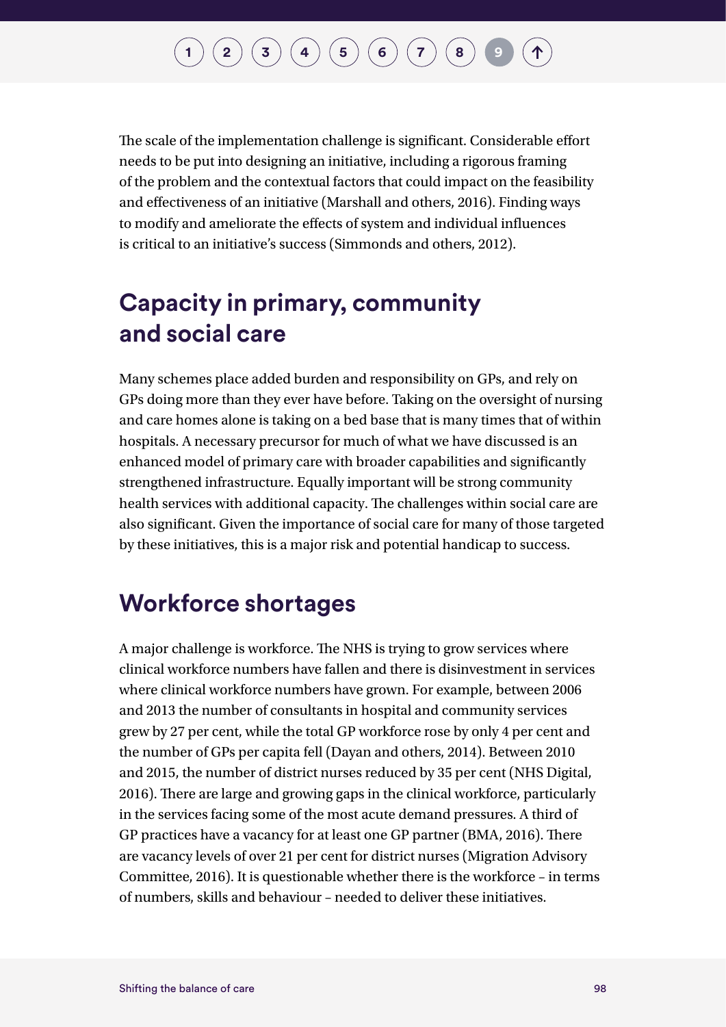The scale of the implementation challenge is significant. Considerable effort needs to be put into designing an initiative, including a rigorous framing of the problem and the contextual factors that could impact on the feasibility and effectiveness of an initiative (Marshall and others, 2016). Finding ways to modify and ameliorate the effects of system and individual influences is critical to an initiative's success (Simmonds and others, 2012).

## Capacity in primary, community and social care

Many schemes place added burden and responsibility on GPs, and rely on GPs doing more than they ever have before. Taking on the oversight of nursing and care homes alone is taking on a bed base that is many times that of within hospitals. A necessary precursor for much of what we have discussed is an enhanced model of primary care with broader capabilities and significantly strengthened infrastructure. Equally important will be strong community health services with additional capacity. The challenges within social care are also significant. Given the importance of social care for many of those targeted by these initiatives, this is a major risk and potential handicap to success.

## Workforce shortages

A major challenge is workforce. The NHS is trying to grow services where clinical workforce numbers have fallen and there is disinvestment in services where clinical workforce numbers have grown. For example, between 2006 and 2013 the number of consultants in hospital and community services grew by 27 per cent, while the total GP workforce rose by only 4 per cent and the number of GPs per capita fell (Dayan and others, 2014). Between 2010 and 2015, the number of district nurses reduced by 35 per cent (NHS Digital, 2016). There are large and growing gaps in the clinical workforce, particularly in the services facing some of the most acute demand pressures. A third of GP practices have a vacancy for at least one GP partner (BMA, 2016). There are vacancy levels of over 21 per cent for district nurses (Migration Advisory Committee, 2016). It is questionable whether there is the workforce – in terms of numbers, skills and behaviour – needed to deliver these initiatives.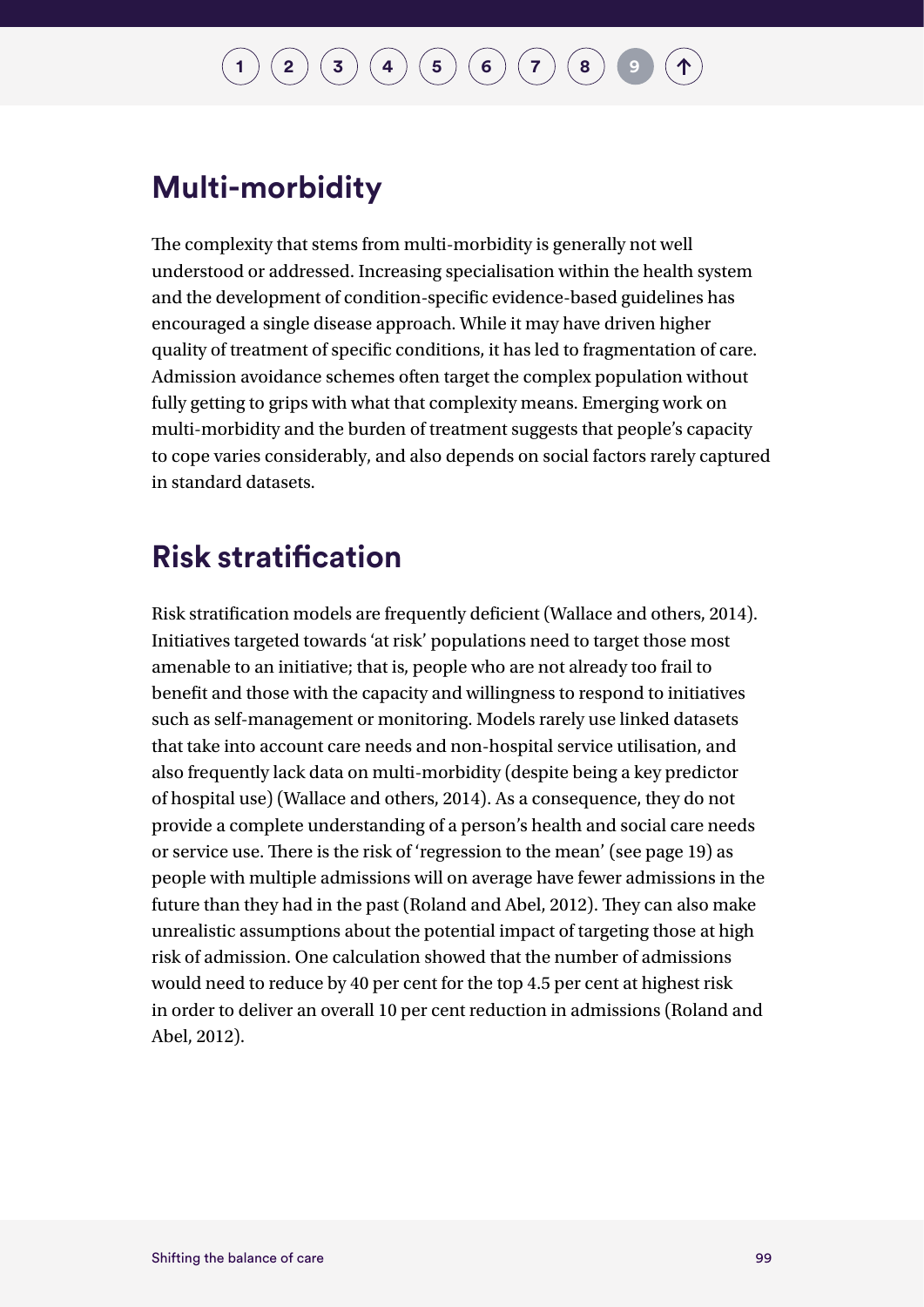## Multi-morbidity

The complexity that stems from multi-morbidity is generally not well understood or addressed. Increasing specialisation within the health system and the development of condition-specific evidence-based guidelines has encouraged a single disease approach. While it may have driven higher quality of treatment of specific conditions, it has led to fragmentation of care. Admission avoidance schemes often target the complex population without fully getting to grips with what that complexity means. Emerging work on multi-morbidity and the burden of treatment suggests that people's capacity to cope varies considerably, and also depends on social factors rarely captured in standard datasets.

## Risk stratification

Risk stratification models are frequently deficient (Wallace and others, 2014). Initiatives targeted towards 'at risk' populations need to target those most amenable to an initiative; that is, people who are not already too frail to benefit and those with the capacity and willingness to respond to initiatives such as self-management or monitoring. Models rarely use linked datasets that take into account care needs and non-hospital service utilisation, and also frequently lack data on multi-morbidity (despite being a key predictor of hospital use) (Wallace and others, 2014). As a consequence, they do not provide a complete understanding of a person's health and social care needs or service use. There is the risk of 'regression to the mean' (see page 19) as people with multiple admissions will on average have fewer admissions in the future than they had in the past (Roland and Abel, 2012). They can also make unrealistic assumptions about the potential impact of targeting those at high risk of admission. One calculation showed that the number of admissions would need to reduce by 40 per cent for the top 4.5 per cent at highest risk in order to deliver an overall 10 per cent reduction in admissions (Roland and Abel, 2012).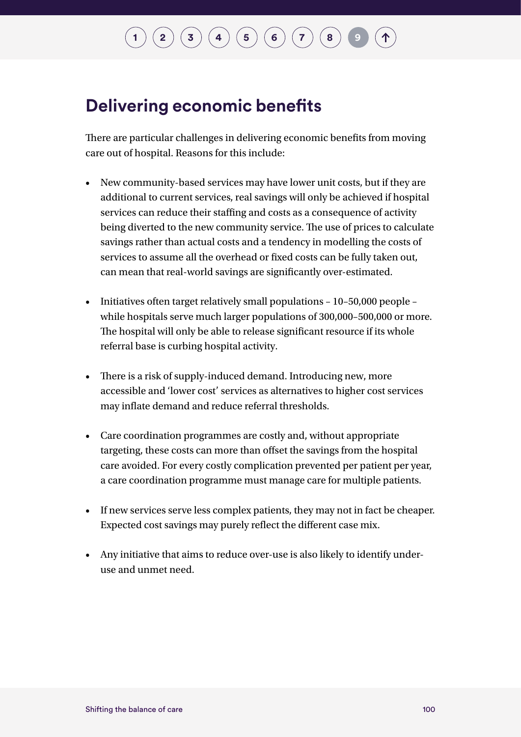## Delivering economic benefits

There are particular challenges in delivering economic benefits from moving care out of hospital. Reasons for this include:

- New community-based services may have lower unit costs, but if they are additional to current services, real savings will only be achieved if hospital services can reduce their staffing and costs as a consequence of activity being diverted to the new community service. The use of prices to calculate savings rather than actual costs and a tendency in modelling the costs of services to assume all the overhead or fixed costs can be fully taken out, can mean that real-world savings are significantly over-estimated.
- Initiatives often target relatively small populations – 10–50,000 people – while hospitals serve much larger populations of 300,000–500,000 or more. The hospital will only be able to release significant resource if its whole referral base is curbing hospital activity.
- There is a risk of supply-induced demand. Introducing new, more accessible and 'lower cost' services as alternatives to higher cost services may inflate demand and reduce referral thresholds.
- Care coordination programmes are costly and, without appropriate targeting, these costs can more than offset the savings from the hospital care avoided. For every costly complication prevented per patient per year, a care coordination programme must manage care for multiple patients.
- If new services serve less complex patients, they may not in fact be cheaper. Expected cost savings may purely reflect the different case mix.
- Any initiative that aims to reduce over-use is also likely to identify under-use and unmet need.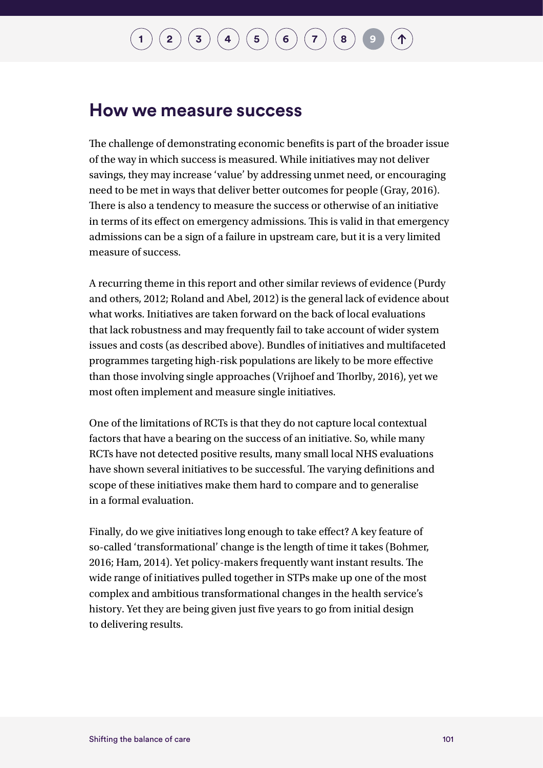## How we measure success

The challenge of demonstrating economic benefits is part of the broader issue of the way in which success is measured. While initiatives may not deliver savings, they may increase 'value' by addressing unmet need, or encouraging need to be met in ways that deliver better outcomes for people (Gray, 2016). There is also a tendency to measure the success or otherwise of an initiative in terms of its effect on emergency admissions. This is valid in that emergency admissions can be a sign of a failure in upstream care, but it is a very limited measure of success.

A recurring theme in this report and other similar reviews of evidence (Purdy and others, 2012; Roland and Abel, 2012) is the general lack of evidence about what works. Initiatives are taken forward on the back of local evaluations that lack robustness and may frequently fail to take account of wider system issues and costs (as described above). Bundles of initiatives and multifaceted programmes targeting high-risk populations are likely to be more effective than those involving single approaches (Vrijhoef and Thorlby, 2016), yet we most often implement and measure single initiatives.

One of the limitations of RCTs is that they do not capture local contextual factors that have a bearing on the success of an initiative. So, while many RCTs have not detected positive results, many small local NHS evaluations have shown several initiatives to be successful. The varying definitions and scope of these initiatives make them hard to compare and to generalise in a formal evaluation.

Finally, do we give initiatives long enough to take effect? A key feature of so-called 'transformational' change is the length of time it takes (Bohmer, 2016; Ham, 2014). Yet policy-makers frequently want instant results. The wide range of initiatives pulled together in STPs make up one of the most complex and ambitious transformational changes in the health service's history. Yet they are being given just five years to go from initial design to delivering results.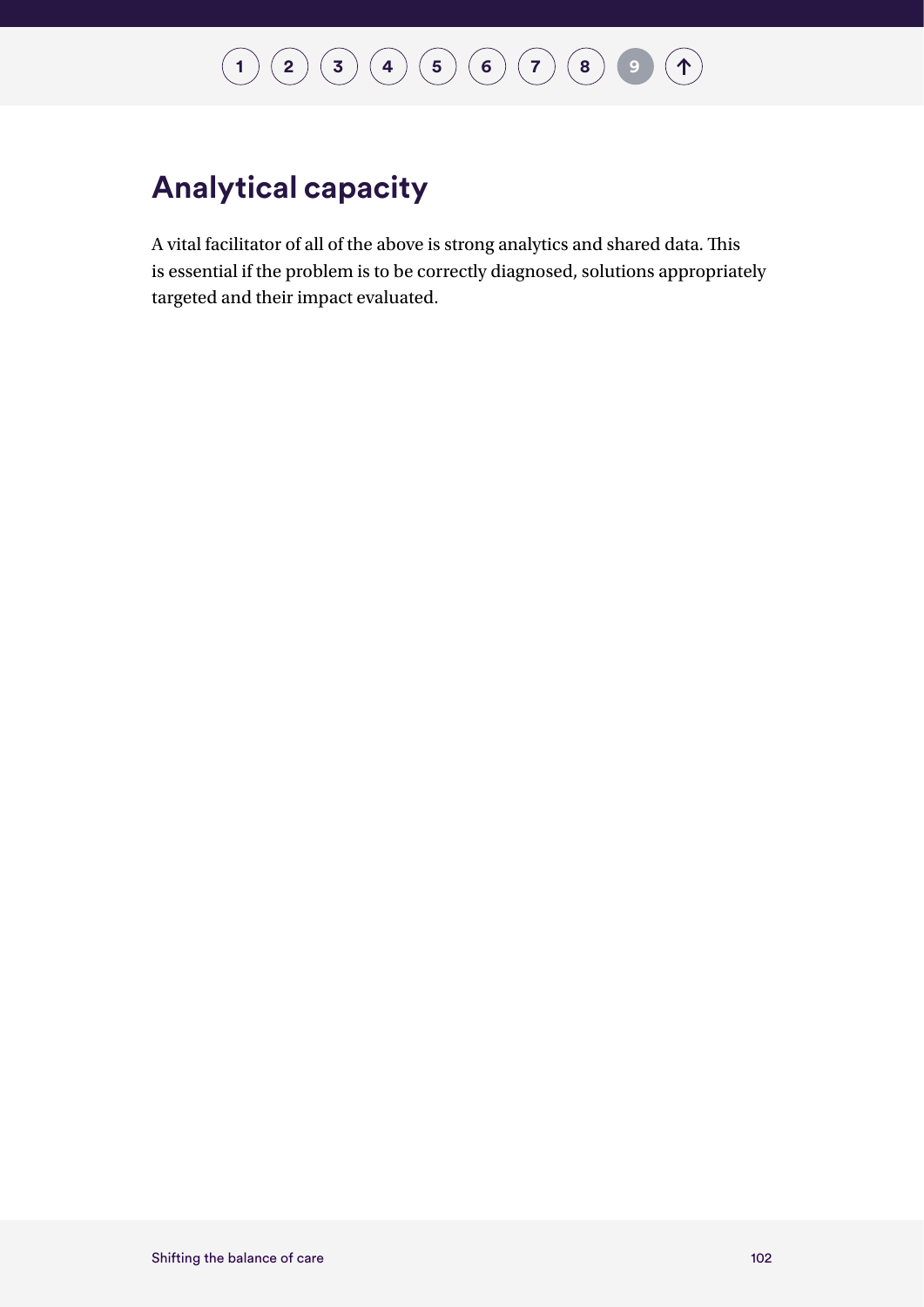## Analytical capacity

A vital facilitator of all of the above is strong analytics and shared data. This is essential if the problem is to be correctly diagnosed, solutions appropriately targeted and their impact evaluated.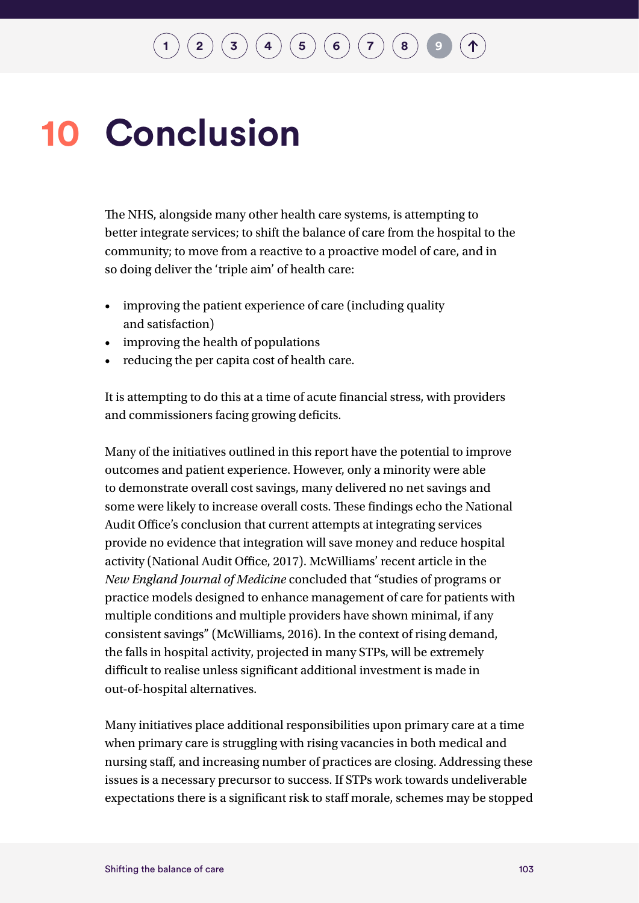# 10 Conclusion

The NHS, alongside many other health care systems, is attempting to better integrate services; to shift the balance of care from the hospital to the community; to move from a reactive to a proactive model of care, and in so doing deliver the 'triple aim' of health care:

- improving the patient experience of care (including quality and satisfaction)
- improving the health of populations
- reducing the per capita cost of health care.

It is attempting to do this at a time of acute financial stress, with providers and commissioners facing growing deficits.

Many of the initiatives outlined in this report have the potential to improve outcomes and patient experience. However, only a minority were able to demonstrate overall cost savings, many delivered no net savings and some were likely to increase overall costs. These findings echo the National Audit Office's conclusion that current attempts at integrating services provide no evidence that integration will save money and reduce hospital activity (National Audit Office, 2017). McWilliams' recent article in the *New England Journal of Medicine* concluded that "studies of programs or practice models designed to enhance management of care for patients with multiple conditions and multiple providers have shown minimal, if any consistent savings" (McWilliams, 2016). In the context of rising demand, the falls in hospital activity, projected in many STPs, will be extremely difficult to realise unless significant additional investment is made in out-of-hospital alternatives.

Many initiatives place additional responsibilities upon primary care at a time when primary care is struggling with rising vacancies in both medical and nursing staff, and increasing number of practices are closing. Addressing these issues is a necessary precursor to success. If STPs work towards undeliverable expectations there is a significant risk to staff morale, schemes may be stopped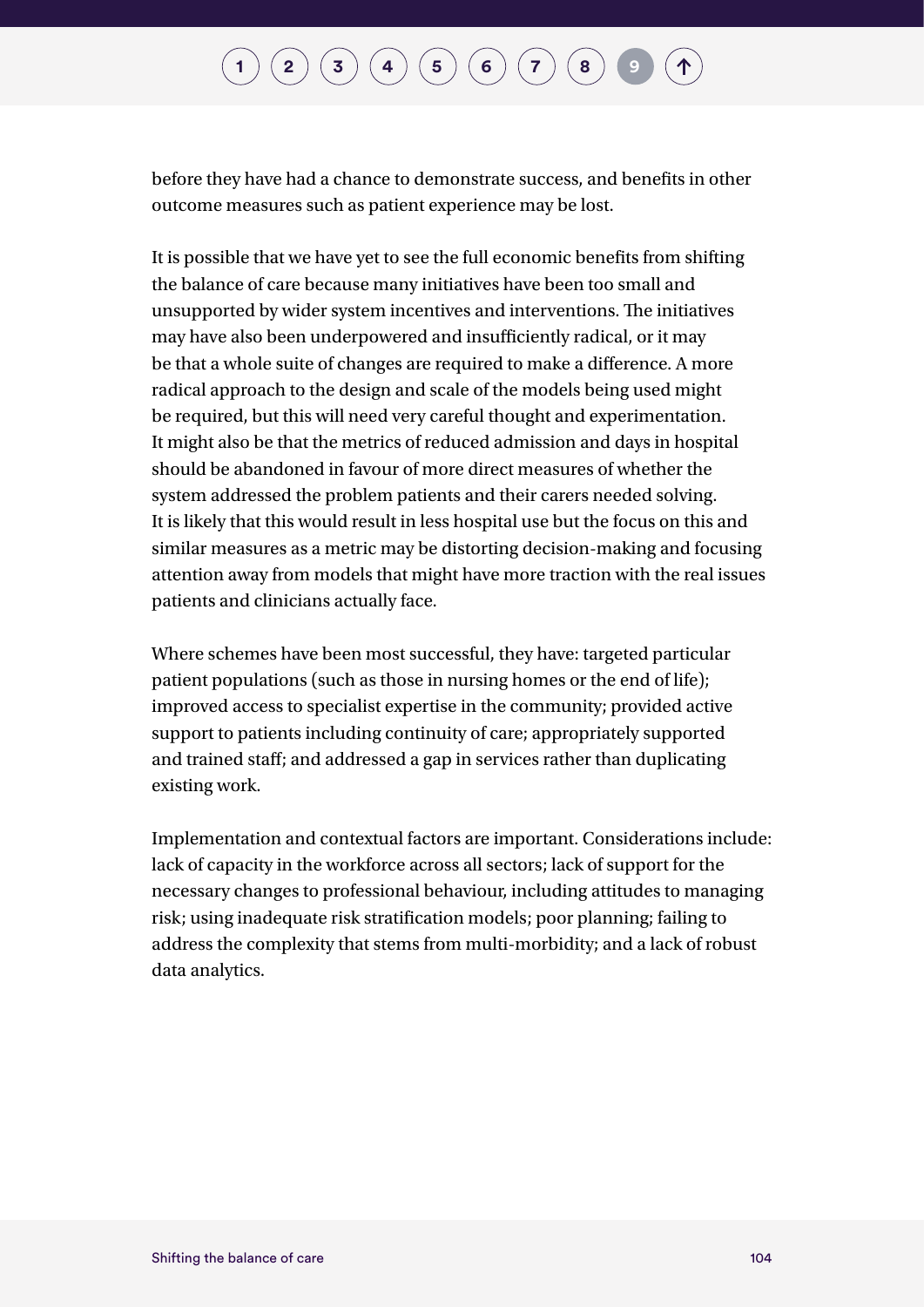before they have had a chance to demonstrate success, and benefits in other outcome measures such as patient experience may be lost.

It is possible that we have yet to see the full economic benefits from shifting the balance of care because many initiatives have been too small and unsupported by wider system incentives and interventions. The initiatives may have also been underpowered and insufficiently radical, or it may be that a whole suite of changes are required to make a difference. A more radical approach to the design and scale of the models being used might be required, but this will need very careful thought and experimentation. It might also be that the metrics of reduced admission and days in hospital should be abandoned in favour of more direct measures of whether the system addressed the problem patients and their carers needed solving. It is likely that this would result in less hospital use but the focus on this and similar measures as a metric may be distorting decision-making and focusing attention away from models that might have more traction with the real issues patients and clinicians actually face.

Where schemes have been most successful, they have: targeted particular patient populations (such as those in nursing homes or the end of life); improved access to specialist expertise in the community; provided active support to patients including continuity of care; appropriately supported and trained staff; and addressed a gap in services rather than duplicating existing work.

Implementation and contextual factors are important. Considerations include: lack of capacity in the workforce across all sectors; lack of support for the necessary changes to professional behaviour, including attitudes to managing risk; using inadequate risk stratification models; poor planning; failing to address the complexity that stems from multi-morbidity; and a lack of robust data analytics.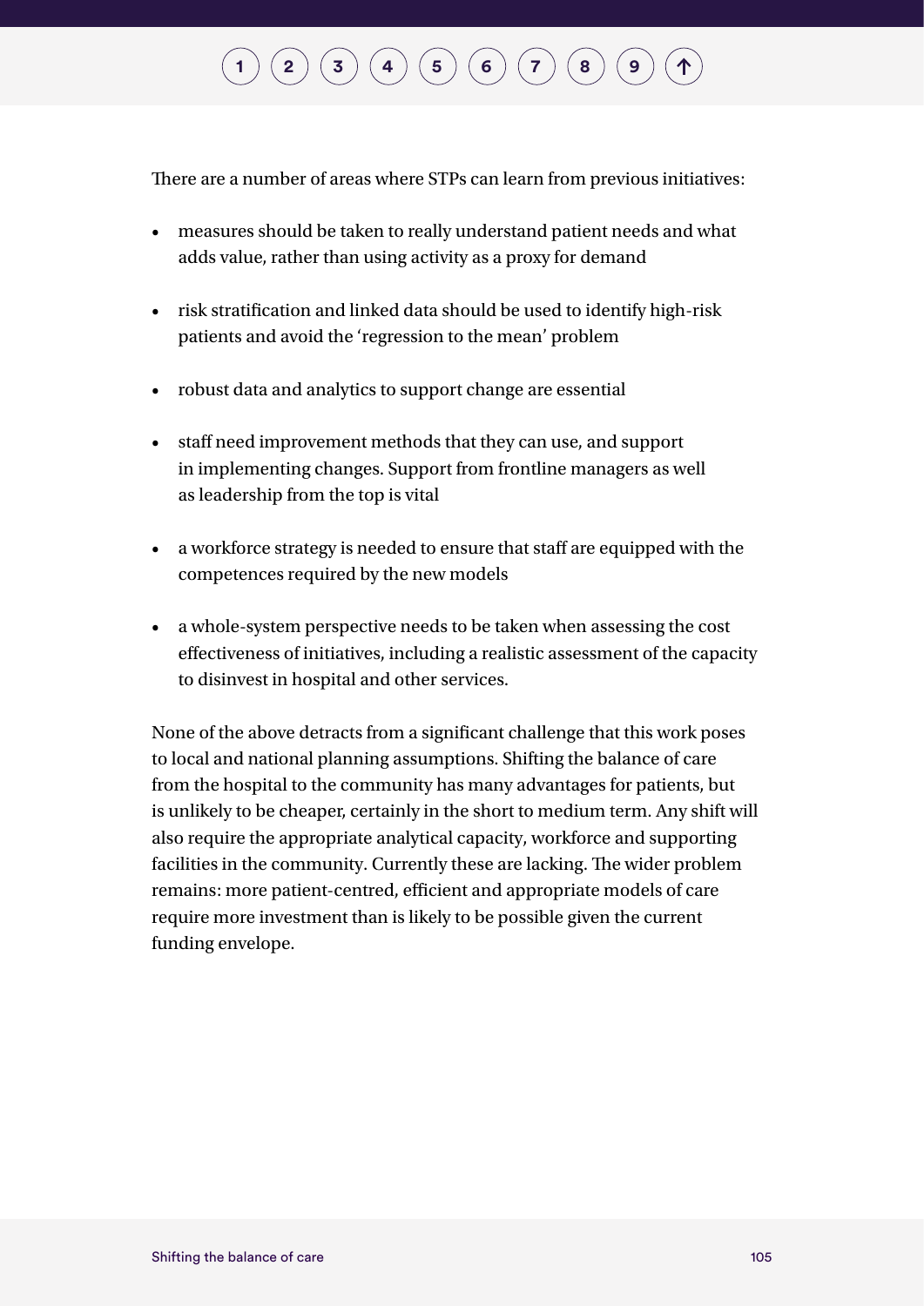There are a number of areas where STPs can learn from previous initiatives:

- measures should be taken to really understand patient needs and what adds value, rather than using activity as a proxy for demand
- risk stratification and linked data should be used to identify high-risk patients and avoid the 'regression to the mean' problem
- robust data and analytics to support change are essential
- staff need improvement methods that they can use, and support in implementing changes. Support from frontline managers as well as leadership from the top is vital
- a workforce strategy is needed to ensure that staff are equipped with the competences required by the new models
- a whole-system perspective needs to be taken when assessing the cost effectiveness of initiatives, including a realistic assessment of the capacity to disinvest in hospital and other services.

None of the above detracts from a significant challenge that this work poses to local and national planning assumptions. Shifting the balance of care from the hospital to the community has many advantages for patients, but is unlikely to be cheaper, certainly in the short to medium term. Any shift will also require the appropriate analytical capacity, workforce and supporting facilities in the community. Currently these are lacking. The wider problem remains: more patient-centred, efficient and appropriate models of care require more investment than is likely to be possible given the current funding envelope.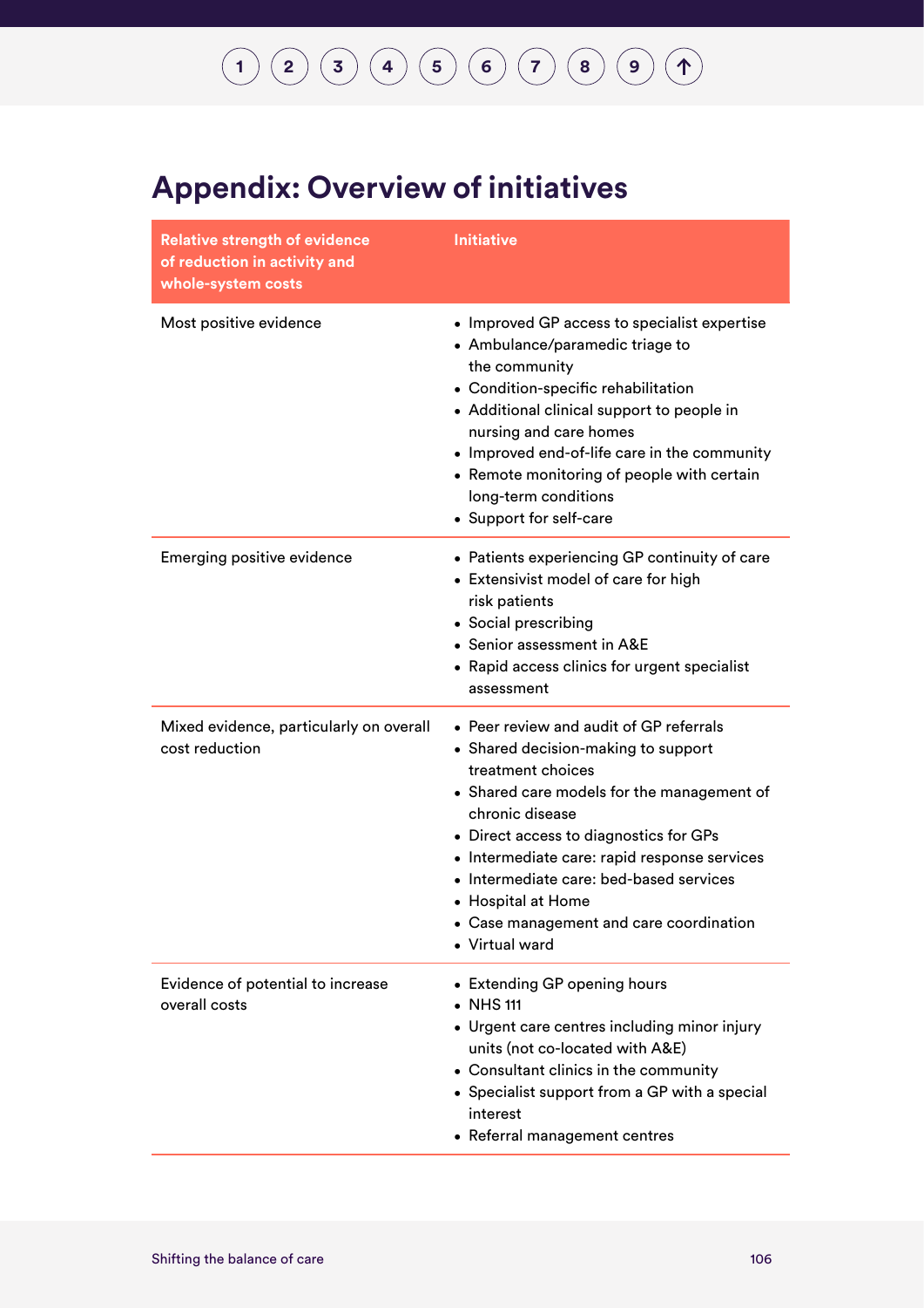# Appendix: Overview of initiatives

| Relative strength of evidence of reduction in activity and whole-system costs | Initiative |
|---|---|
| Most positive evidence | • Improved GP access to specialist expertise<br>• Ambulance/paramedic triage to the community<br>• Condition-specific rehabilitation<br>• Additional clinical support to people in nursing and care homes<br>• Improved end-of-life care in the community<br>• Remote monitoring of people with certain long-term conditions<br>• Support for self-care |
| Emerging positive evidence | • Patients experiencing GP continuity of care<br>• Extensivist model of care for high risk patients<br>• Social prescribing<br>• Senior assessment in A&E<br>• Rapid access clinics for urgent specialist assessment |
| Mixed evidence, particularly on overall cost reduction | • Peer review and audit of GP referrals<br>• Shared decision-making to support treatment choices<br>• Shared care models for the management of chronic disease<br>• Direct access to diagnostics for GPs<br>• Intermediate care: rapid response services<br>• Intermediate care: bed-based services<br>• Hospital at Home<br>• Case management and care coordination<br>• Virtual ward |
| Evidence of potential to increase overall costs | • Extending GP opening hours<br>• NHS 111<br>• Urgent care centres including minor injury units (not co-located with A&E)<br>• Consultant clinics in the community<br>• Specialist support from a GP with a special interest<br>• Referral management centres |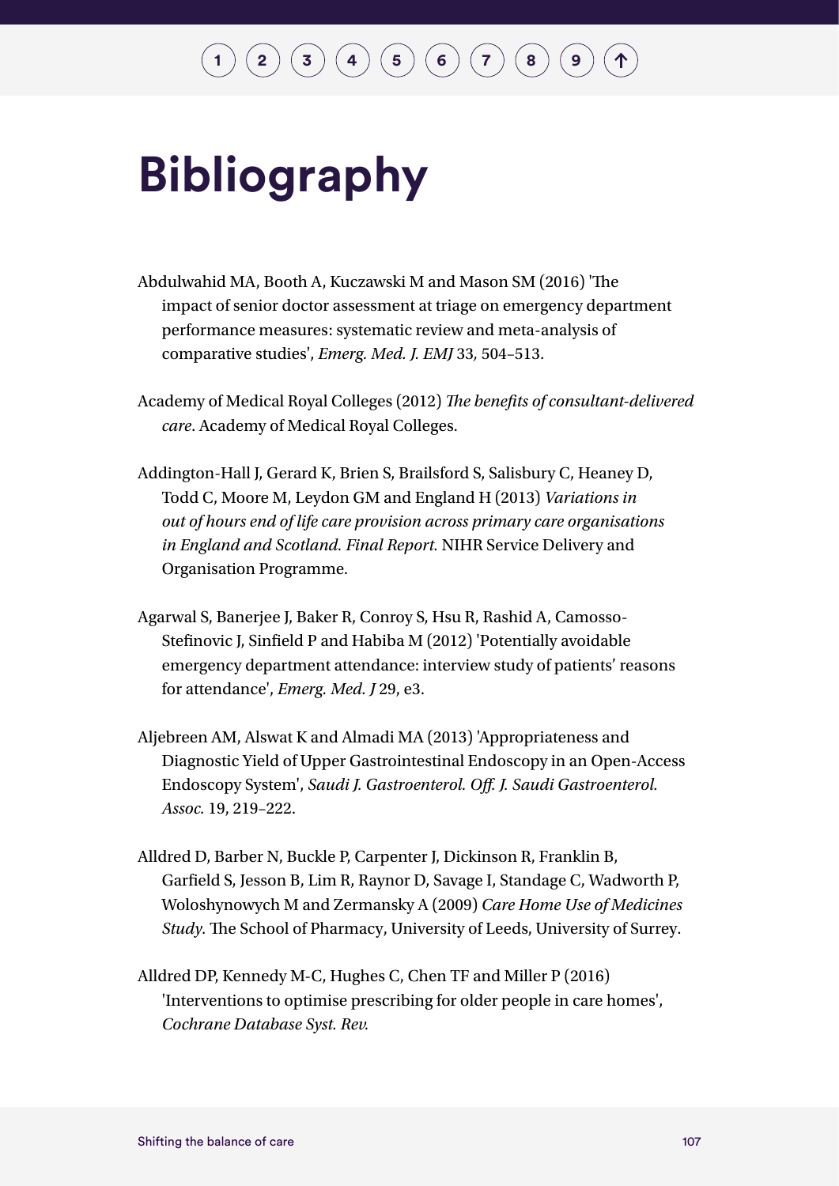# Bibliography

Abdulwahid MA, Booth A, Kuczawski M and Mason SM (2016) 'The impact of senior doctor assessment at triage on emergency department performance measures: systematic review and meta-analysis of comparative studies', *Emerg. Med. J. EMJ* 33, 504–513.

Academy of Medical Royal Colleges (2012) *The benefits of consultant-delivered care*. Academy of Medical Royal Colleges.

Addington-Hall J, Gerard K, Brien S, Brailsford S, Salisbury C, Heaney D, Todd C, Moore M, Leydon GM and England H (2013) *Variations in out of hours end of life care provision across primary care organisations in England and Scotland. Final Report.* NIHR Service Delivery and Organisation Programme.

Agarwal S, Banerjee J, Baker R, Conroy S, Hsu R, Rashid A, Camosso-Stefinovic J, Sinfield P and Habiba M (2012) 'Potentially avoidable emergency department attendance: interview study of patients' reasons for attendance', *Emerg. Med. J* 29, e3.

Aljebreen AM, Alswat K and Almadi MA (2013) 'Appropriateness and Diagnostic Yield of Upper Gastrointestinal Endoscopy in an Open-Access Endoscopy System', *Saudi J. Gastroenterol. Off. J. Saudi Gastroenterol. Assoc.* 19, 219–222.

Alldred D, Barber N, Buckle P, Carpenter J, Dickinson R, Franklin B, Garfield S, Jesson B, Lim R, Raynor D, Savage I, Standage C, Wadworth P, Woloshynowych M and Zermansky A (2009) *Care Home Use of Medicines Study.* The School of Pharmacy, University of Leeds, University of Surrey.

Alldred DP, Kennedy M-C, Hughes C, Chen TF and Miller P (2016) 'Interventions to optimise prescribing for older people in care homes', *Cochrane Database Syst. Rev.*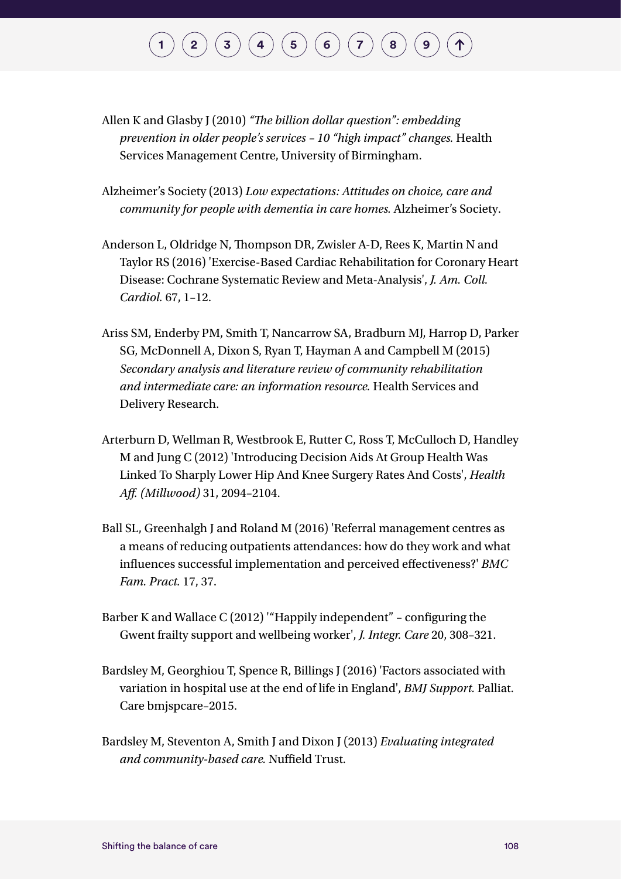Allen K and Glasby J (2010) *"The billion dollar question": embedding prevention in older people's services – 10 "high impact" changes.* Health Services Management Centre, University of Birmingham.

Alzheimer's Society (2013) *Low expectations: Attitudes on choice, care and community for people with dementia in care homes.* Alzheimer's Society.

Anderson L, Oldridge N, Thompson DR, Zwisler A-D, Rees K, Martin N and Taylor RS (2016) 'Exercise-Based Cardiac Rehabilitation for Coronary Heart Disease: Cochrane Systematic Review and Meta-Analysis', *J. Am. Coll. Cardiol.* 67, 1–12.

Ariss SM, Enderby PM, Smith T, Nancarrow SA, Bradburn MJ, Harrop D, Parker SG, McDonnell A, Dixon S, Ryan T, Hayman A and Campbell M (2015) *Secondary analysis and literature review of community rehabilitation and intermediate care: an information resource.* Health Services and Delivery Research.

Arterburn D, Wellman R, Westbrook E, Rutter C, Ross T, McCulloch D, Handley M and Jung C (2012) 'Introducing Decision Aids At Group Health Was Linked To Sharply Lower Hip And Knee Surgery Rates And Costs', *Health Aff. (Millwood)* 31, 2094–2104.

Ball SL, Greenhalgh J and Roland M (2016) 'Referral management centres as a means of reducing outpatients attendances: how do they work and what influences successful implementation and perceived effectiveness?' *BMC Fam. Pract.* 17, 37.

Barber K and Wallace C (2012) '"Happily independent" – configuring the Gwent frailty support and wellbeing worker', *J. Integr. Care* 20, 308–321.

Bardsley M, Georghiou T, Spence R, Billings J (2016) 'Factors associated with variation in hospital use at the end of life in England', *BMJ Support.* Palliat. Care bmjspcare–2015.

Bardsley M, Steventon A, Smith J and Dixon J (2013) *Evaluating integrated and community-based care.* Nuffield Trust.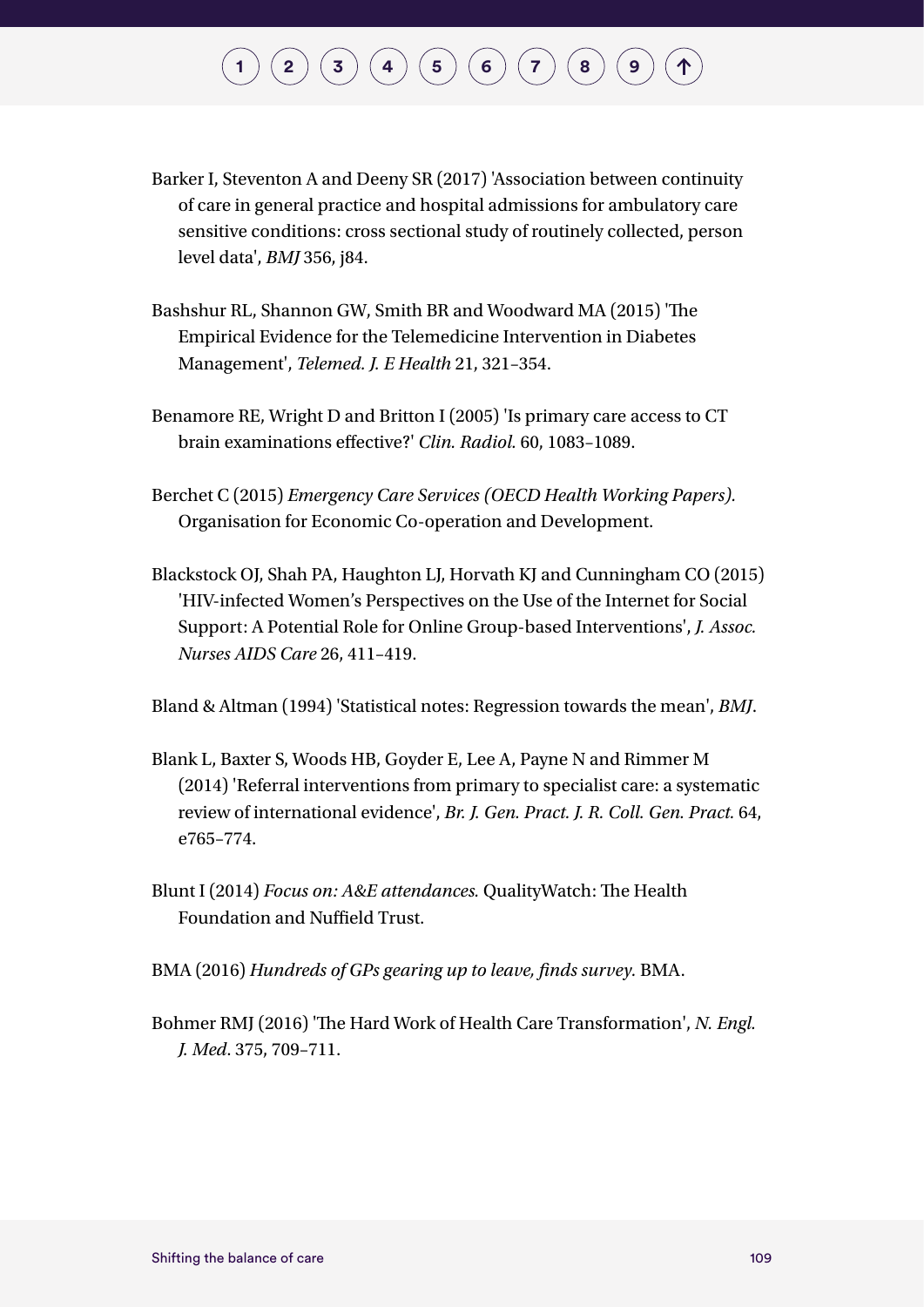Barker I, Steventon A and Deeny SR (2017) 'Association between continuity of care in general practice and hospital admissions for ambulatory care sensitive conditions: cross sectional study of routinely collected, person level data', *BMJ* 356, j84.

Bashshur RL, Shannon GW, Smith BR and Woodward MA (2015) 'The Empirical Evidence for the Telemedicine Intervention in Diabetes Management', *Telemed. J. E Health* 21, 321–354.

Benamore RE, Wright D and Britton I (2005) 'Is primary care access to CT brain examinations effective?' *Clin. Radiol.* 60, 1083–1089.

Berchet C (2015) *Emergency Care Services (OECD Health Working Papers).* Organisation for Economic Co-operation and Development.

Blackstock OJ, Shah PA, Haughton LJ, Horvath KJ and Cunningham CO (2015) 'HIV-infected Women's Perspectives on the Use of the Internet for Social Support: A Potential Role for Online Group-based Interventions', *J. Assoc. Nurses AIDS Care* 26, 411–419.

Bland & Altman (1994) 'Statistical notes: Regression towards the mean', *BMJ*.

Blank L, Baxter S, Woods HB, Goyder E, Lee A, Payne N and Rimmer M (2014) 'Referral interventions from primary to specialist care: a systematic review of international evidence', *Br. J. Gen. Pract. J. R. Coll. Gen. Pract.* 64, e765–774.

Blunt I (2014) *Focus on: A&E attendances.* QualityWatch: The Health Foundation and Nuffield Trust.

BMA (2016) *Hundreds of GPs gearing up to leave, finds survey.* BMA.

Bohmer RMJ (2016) 'The Hard Work of Health Care Transformation', *N. Engl. J. Med*. 375, 709–711.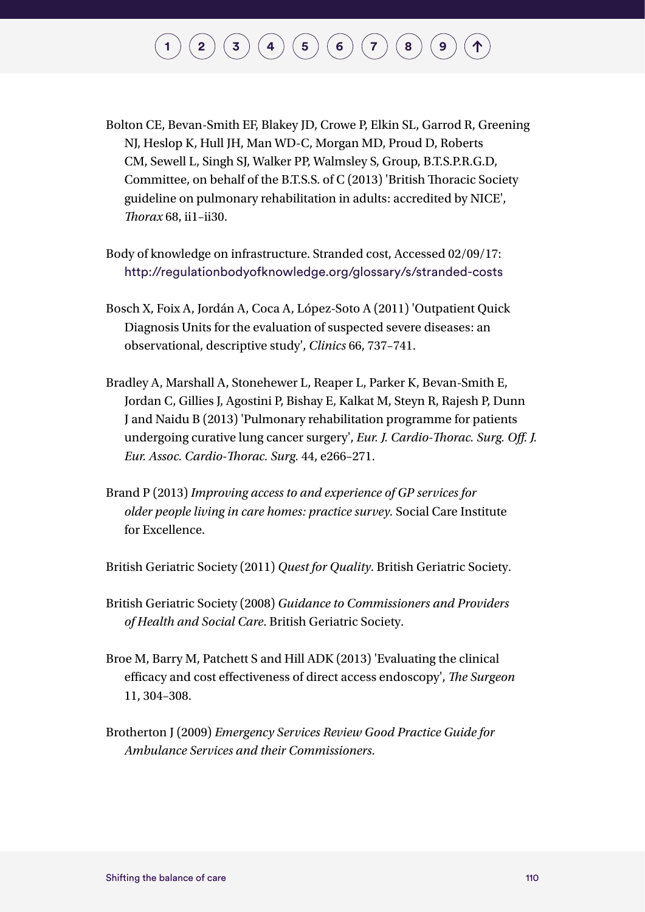Bolton CE, Bevan-Smith EF, Blakey JD, Crowe P, Elkin SL, Garrod R, Greening NJ, Heslop K, Hull JH, Man WD-C, Morgan MD, Proud D, Roberts CM, Sewell L, Singh SJ, Walker PP, Walmsley S, Group, B.T.S.P.R.G.D, Committee, on behalf of the B.T.S.S. of C (2013) 'British Thoracic Society guideline on pulmonary rehabilitation in adults: accredited by NICE', *Thorax* 68, ii1–ii30.

Body of knowledge on infrastructure. Stranded cost, Accessed 02/09/17: http://regulationbodyofknowledge.org/glossary/s/stranded-costs

Bosch X, Foix A, Jordán A, Coca A, López-Soto A (2011) 'Outpatient Quick Diagnosis Units for the evaluation of suspected severe diseases: an observational, descriptive study', *Clinics* 66, 737–741.

Bradley A, Marshall A, Stonehewer L, Reaper L, Parker K, Bevan-Smith E, Jordan C, Gillies J, Agostini P, Bishay E, Kalkat M, Steyn R, Rajesh P, Dunn J and Naidu B (2013) 'Pulmonary rehabilitation programme for patients undergoing curative lung cancer surgery', *Eur. J. Cardio-Thorac. Surg. Off. J. Eur. Assoc. Cardio-Thorac. Surg.* 44, e266–271.

Brand P (2013) *Improving access to and experience of GP services for older people living in care homes: practice survey.* Social Care Institute for Excellence.

British Geriatric Society (2011) *Quest for Quality*. British Geriatric Society.

British Geriatric Society (2008) *Guidance to Commissioners and Providers of Health and Social Care*. British Geriatric Society.

Broe M, Barry M, Patchett S and Hill ADK (2013) 'Evaluating the clinical efficacy and cost effectiveness of direct access endoscopy', *The Surgeon* 11, 304–308.

Brotherton J (2009) *Emergency Services Review Good Practice Guide for Ambulance Services and their Commissioners.*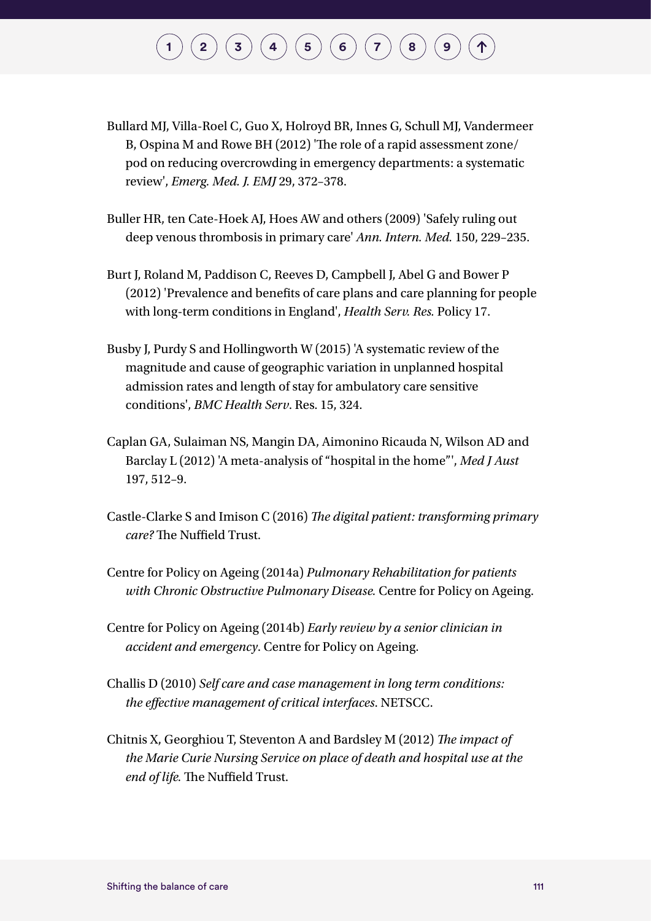Bullard MJ, Villa-Roel C, Guo X, Holroyd BR, Innes G, Schull MJ, Vandermeer B, Ospina M and Rowe BH (2012) 'The role of a rapid assessment zone/pod on reducing overcrowding in emergency departments: a systematic review', *Emerg. Med. J. EMJ* 29, 372–378.

Buller HR, ten Cate-Hoek AJ, Hoes AW and others (2009) 'Safely ruling out deep venous thrombosis in primary care' *Ann. Intern. Med.* 150, 229–235.

Burt J, Roland M, Paddison C, Reeves D, Campbell J, Abel G and Bower P (2012) 'Prevalence and benefits of care plans and care planning for people with long-term conditions in England', *Health Serv. Res.* Policy 17.

Busby J, Purdy S and Hollingworth W (2015) 'A systematic review of the magnitude and cause of geographic variation in unplanned hospital admission rates and length of stay for ambulatory care sensitive conditions', *BMC Health Serv*. Res. 15, 324.

Caplan GA, Sulaiman NS, Mangin DA, Aimonino Ricauda N, Wilson AD and Barclay L (2012) 'A meta-analysis of "hospital in the home"', *Med J Aust* 197, 512–9.

Castle-Clarke S and Imison C (2016) *The digital patient: transforming primary care?* The Nuffield Trust.

Centre for Policy on Ageing (2014a) *Pulmonary Rehabilitation for patients with Chronic Obstructive Pulmonary Disease.* Centre for Policy on Ageing.

Centre for Policy on Ageing (2014b) *Early review by a senior clinician in accident and emergency*. Centre for Policy on Ageing.

Challis D (2010) *Self care and case management in long term conditions: the effective management of critical interfaces*. NETSCC.

Chitnis X, Georghiou T, Steventon A and Bardsley M (2012) *The impact of the Marie Curie Nursing Service on place of death and hospital use at the end of life.* The Nuffield Trust.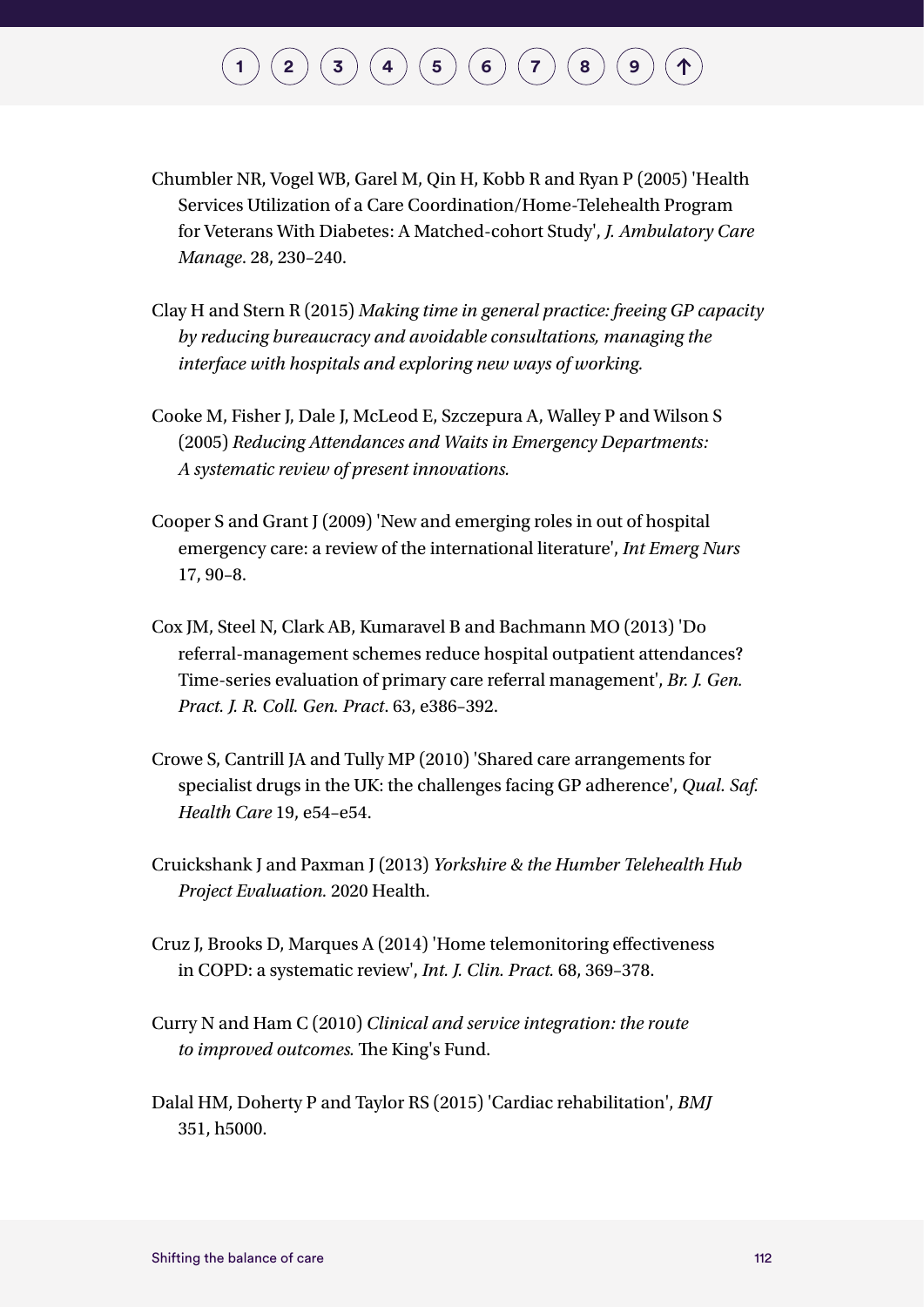Chumbler NR, Vogel WB, Garel M, Qin H, Kobb R and Ryan P (2005) 'Health Services Utilization of a Care Coordination/Home-Telehealth Program for Veterans With Diabetes: A Matched-cohort Study', *J. Ambulatory Care Manage*. 28, 230–240.

Clay H and Stern R (2015) *Making time in general practice: freeing GP capacity by reducing bureaucracy and avoidable consultations, managing the interface with hospitals and exploring new ways of working.*

Cooke M, Fisher J, Dale J, McLeod E, Szczepura A, Walley P and Wilson S (2005) *Reducing Attendances and Waits in Emergency Departments: A systematic review of present innovations.*

Cooper S and Grant J (2009) 'New and emerging roles in out of hospital emergency care: a review of the international literature', *Int Emerg Nurs* 17, 90–8.

Cox JM, Steel N, Clark AB, Kumaravel B and Bachmann MO (2013) 'Do referral-management schemes reduce hospital outpatient attendances? Time-series evaluation of primary care referral management', *Br. J. Gen. Pract. J. R. Coll. Gen. Pract*. 63, e386–392.

Crowe S, Cantrill JA and Tully MP (2010) 'Shared care arrangements for specialist drugs in the UK: the challenges facing GP adherence', *Qual. Saf. Health Care* 19, e54–e54.

Cruickshank J and Paxman J (2013) *Yorkshire & the Humber Telehealth Hub Project Evaluation.* 2020 Health.

Cruz J, Brooks D, Marques A (2014) 'Home telemonitoring effectiveness in COPD: a systematic review', *Int. J. Clin. Pract.* 68, 369–378.

Curry N and Ham C (2010) *Clinical and service integration: the route to improved outcomes.* The King's Fund.

Dalal HM, Doherty P and Taylor RS (2015) 'Cardiac rehabilitation', *BMJ* 351, h5000.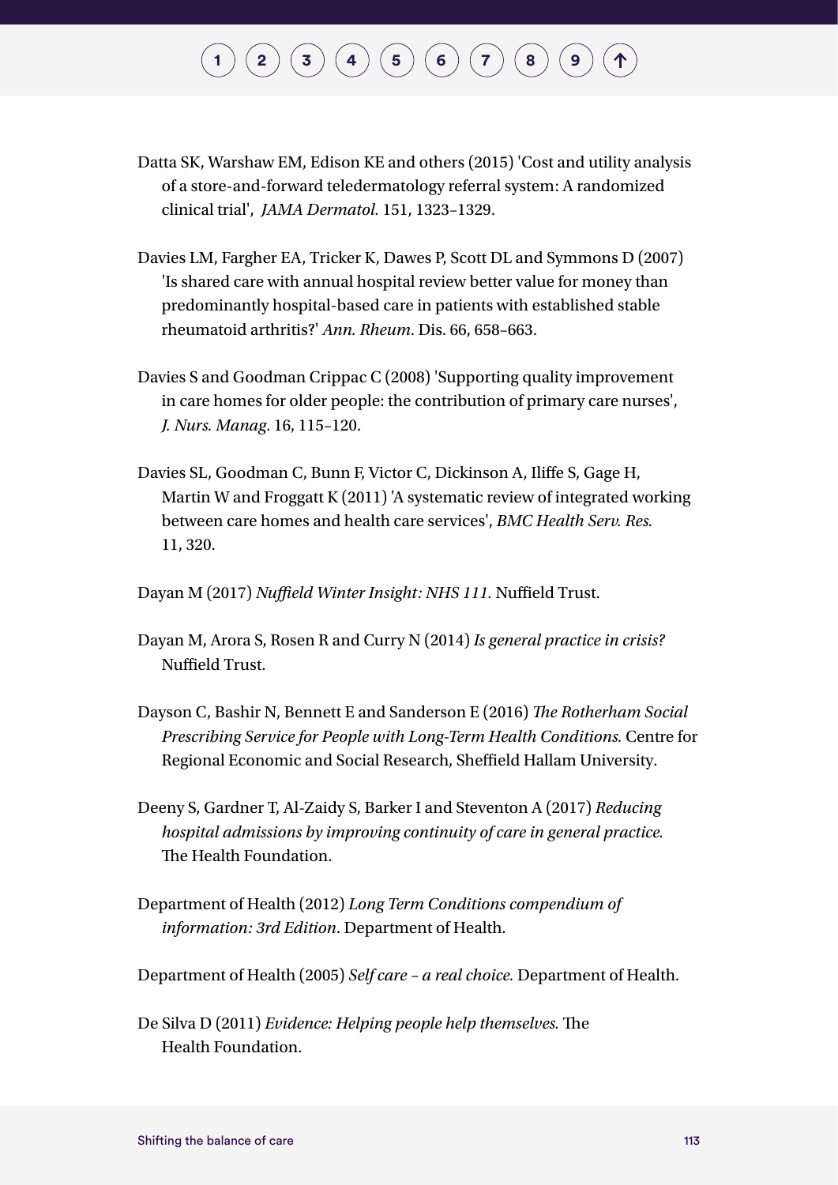Datta SK, Warshaw EM, Edison KE and others (2015) 'Cost and utility analysis of a store-and-forward teledermatology referral system: A randomized clinical trial', *JAMA Dermatol.* 151, 1323–1329.

Davies LM, Fargher EA, Tricker K, Dawes P, Scott DL and Symmons D (2007) 'Is shared care with annual hospital review better value for money than predominantly hospital-based care in patients with established stable rheumatoid arthritis?' *Ann. Rheum*. Dis. 66, 658–663.

Davies S and Goodman Crippac C (2008) 'Supporting quality improvement in care homes for older people: the contribution of primary care nurses', *J. Nurs. Manag.* 16, 115–120.

Davies SL, Goodman C, Bunn F, Victor C, Dickinson A, Iliffe S, Gage H, Martin W and Froggatt K (2011) 'A systematic review of integrated working between care homes and health care services', *BMC Health Serv. Res.* 11, 320.

Dayan M (2017) *Nuffield Winter Insight: NHS 111.* Nuffield Trust.

Dayan M, Arora S, Rosen R and Curry N (2014) *Is general practice in crisis?* Nuffield Trust.

Dayson C, Bashir N, Bennett E and Sanderson E (2016) *The Rotherham Social Prescribing Service for People with Long-Term Health Conditions.* Centre for Regional Economic and Social Research, Sheffield Hallam University.

Deeny S, Gardner T, Al-Zaidy S, Barker I and Steventon A (2017) *Reducing hospital admissions by improving continuity of care in general practice.* The Health Foundation.

Department of Health (2012) *Long Term Conditions compendium of information: 3rd Edition*. Department of Health.

Department of Health (2005) *Self care – a real choice.* Department of Health.

De Silva D (2011) *Evidence: Helping people help themselves.* The Health Foundation.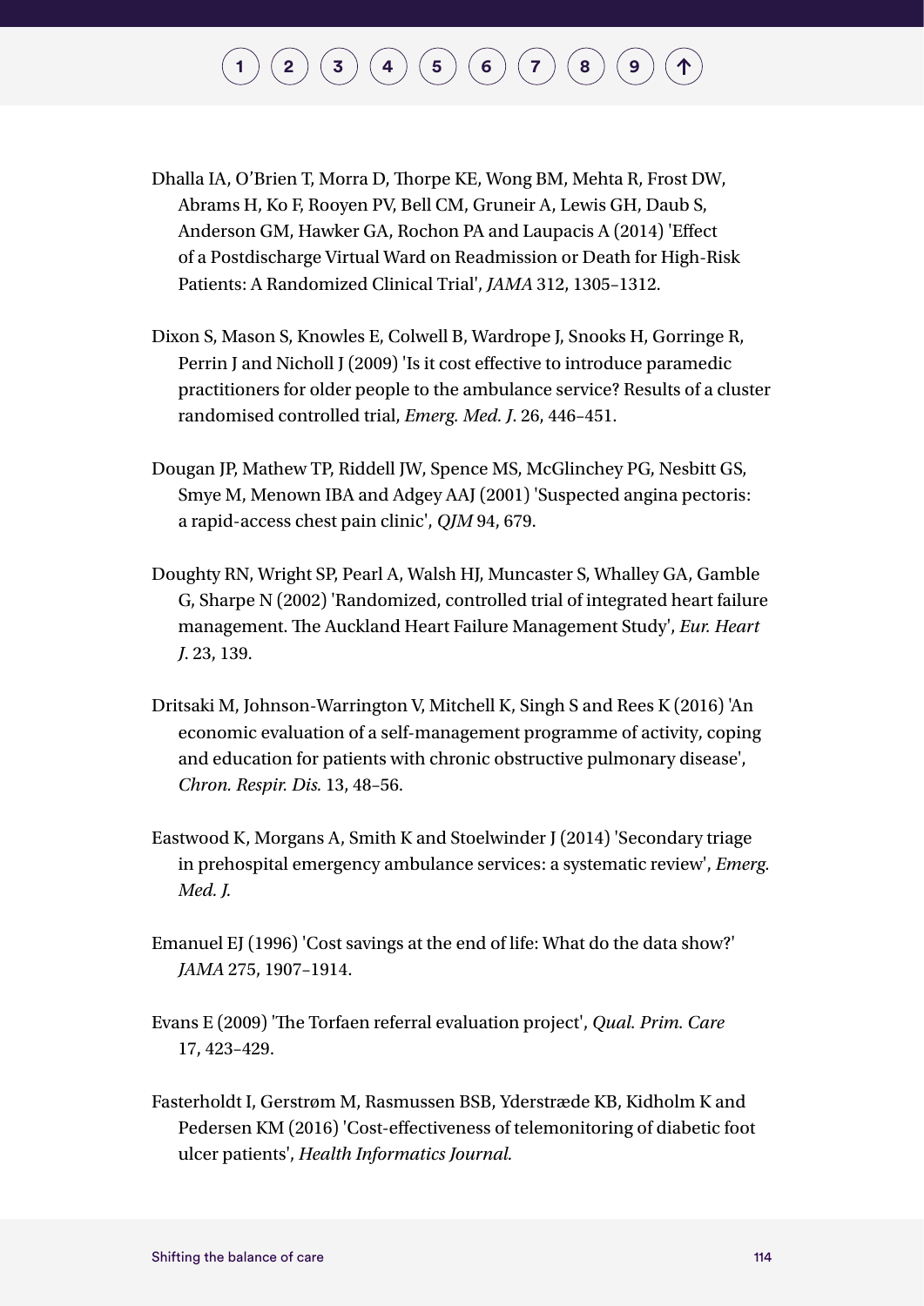Dhalla IA, O'Brien T, Morra D, Thorpe KE, Wong BM, Mehta R, Frost DW, Abrams H, Ko F, Rooyen PV, Bell CM, Gruneir A, Lewis GH, Daub S, Anderson GM, Hawker GA, Rochon PA and Laupacis A (2014) 'Effect of a Postdischarge Virtual Ward on Readmission or Death for High-Risk Patients: A Randomized Clinical Trial', *JAMA* 312, 1305–1312.

Dixon S, Mason S, Knowles E, Colwell B, Wardrope J, Snooks H, Gorringe R, Perrin J and Nicholl J (2009) 'Is it cost effective to introduce paramedic practitioners for older people to the ambulance service? Results of a cluster randomised controlled trial, *Emerg. Med. J*. 26, 446–451.

Dougan JP, Mathew TP, Riddell JW, Spence MS, McGlinchey PG, Nesbitt GS, Smye M, Menown IBA and Adgey AAJ (2001) 'Suspected angina pectoris: a rapid-access chest pain clinic', *QJM* 94, 679.

Doughty RN, Wright SP, Pearl A, Walsh HJ, Muncaster S, Whalley GA, Gamble G, Sharpe N (2002) 'Randomized, controlled trial of integrated heart failure management. The Auckland Heart Failure Management Study', *Eur. Heart J*. 23, 139.

Dritsaki M, Johnson-Warrington V, Mitchell K, Singh S and Rees K (2016) 'An economic evaluation of a self-management programme of activity, coping and education for patients with chronic obstructive pulmonary disease', *Chron. Respir. Dis.* 13, 48–56.

Eastwood K, Morgans A, Smith K and Stoelwinder J (2014) 'Secondary triage in prehospital emergency ambulance services: a systematic review', *Emerg. Med. J.*

Emanuel EJ (1996) 'Cost savings at the end of life: What do the data show?' *JAMA* 275, 1907–1914.

Evans E (2009) 'The Torfaen referral evaluation project', *Qual. Prim. Care* 17, 423–429.

Fasterholdt I, Gerstrøm M, Rasmussen BSB, Yderstræde KB, Kidholm K and Pedersen KM (2016) 'Cost-effectiveness of telemonitoring of diabetic foot ulcer patients', *Health Informatics Journal.*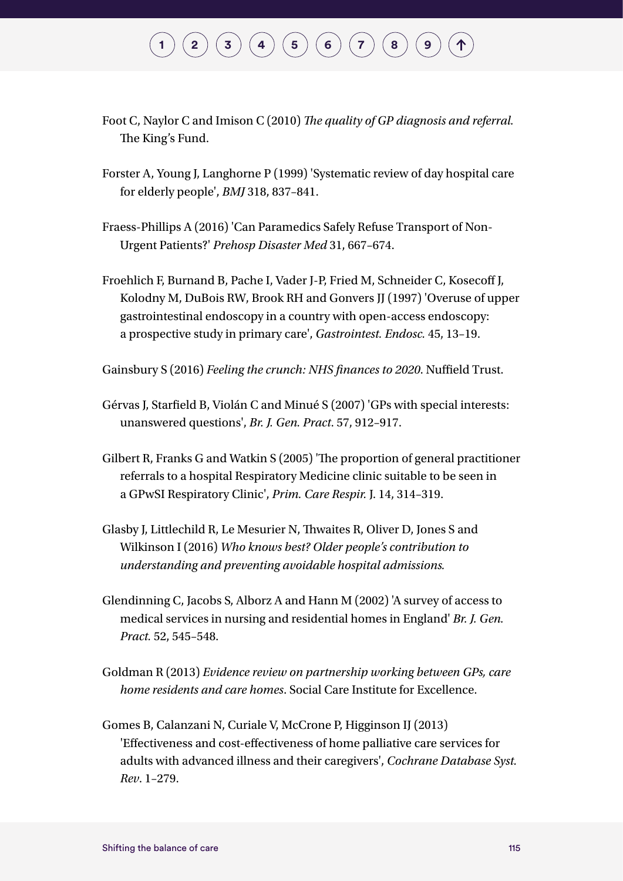Foot C, Naylor C and Imison C (2010) *The quality of GP diagnosis and referral*. The King's Fund.

Forster A, Young J, Langhorne P (1999) 'Systematic review of day hospital care for elderly people', *BMJ* 318, 837–841.

Fraess-Phillips A (2016) 'Can Paramedics Safely Refuse Transport of Non-Urgent Patients?' *Prehosp Disaster Med* 31, 667–674.

Froehlich F, Burnand B, Pache I, Vader J-P, Fried M, Schneider C, Kosecoff J, Kolodny M, DuBois RW, Brook RH and Gonvers JJ (1997) 'Overuse of upper gastrointestinal endoscopy in a country with open-access endoscopy: a prospective study in primary care', *Gastrointest. Endosc.* 45, 13–19.

Gainsbury S (2016) *Feeling the crunch: NHS finances to 2020*. Nuffield Trust.

Gérvas J, Starfield B, Violán C and Minué S (2007) 'GPs with special interests: unanswered questions', *Br. J. Gen. Pract*. 57, 912–917.

Gilbert R, Franks G and Watkin S (2005) 'The proportion of general practitioner referrals to a hospital Respiratory Medicine clinic suitable to be seen in a GPwSI Respiratory Clinic', *Prim. Care Respir.* J. 14, 314–319.

Glasby J, Littlechild R, Le Mesurier N, Thwaites R, Oliver D, Jones S and Wilkinson I (2016) *Who knows best? Older people's contribution to understanding and preventing avoidable hospital admissions.*

Glendinning C, Jacobs S, Alborz A and Hann M (2002) 'A survey of access to medical services in nursing and residential homes in England' *Br. J. Gen. Pract.* 52, 545–548.

Goldman R (2013) *Evidence review on partnership working between GPs, care home residents and care homes*. Social Care Institute for Excellence.

Gomes B, Calanzani N, Curiale V, McCrone P, Higginson IJ (2013) 'Effectiveness and cost-effectiveness of home palliative care services for adults with advanced illness and their caregivers', *Cochrane Database Syst. Rev*. 1–279.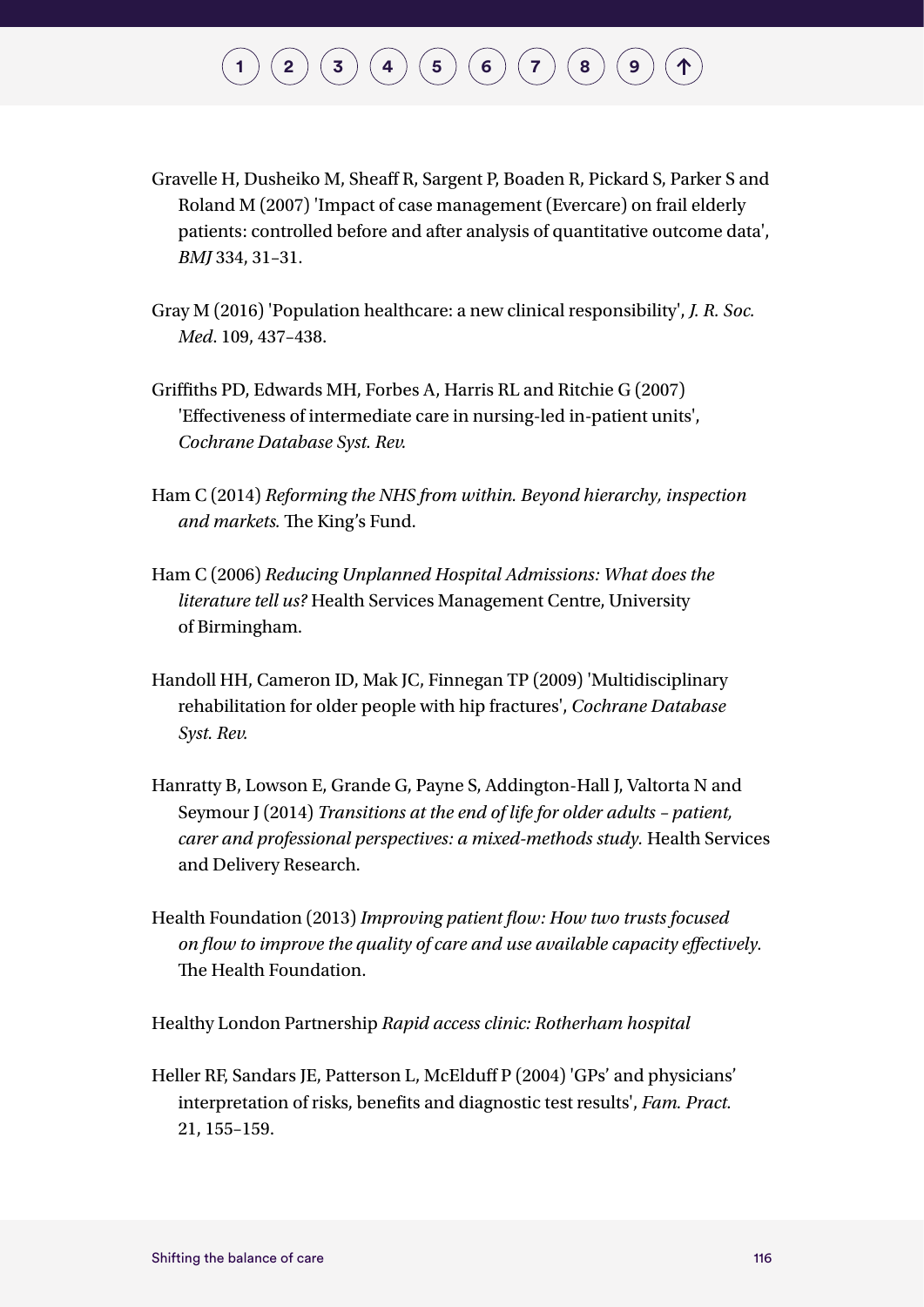Gravelle H, Dusheiko M, Sheaff R, Sargent P, Boaden R, Pickard S, Parker S and Roland M (2007) 'Impact of case management (Evercare) on frail elderly patients: controlled before and after analysis of quantitative outcome data', *BMJ* 334, 31–31.

Gray M (2016) 'Population healthcare: a new clinical responsibility', *J. R. Soc. Med*. 109, 437–438.

Griffiths PD, Edwards MH, Forbes A, Harris RL and Ritchie G (2007) 'Effectiveness of intermediate care in nursing-led in-patient units', *Cochrane Database Syst. Rev.*

Ham C (2014) *Reforming the NHS from within. Beyond hierarchy, inspection and markets.* The King's Fund.

Ham C (2006) *Reducing Unplanned Hospital Admissions: What does the literature tell us?* Health Services Management Centre, University of Birmingham.

Handoll HH, Cameron ID, Mak JC, Finnegan TP (2009) 'Multidisciplinary rehabilitation for older people with hip fractures', *Cochrane Database Syst. Rev.*

Hanratty B, Lowson E, Grande G, Payne S, Addington-Hall J, Valtorta N and Seymour J (2014) *Transitions at the end of life for older adults – patient, carer and professional perspectives: a mixed-methods study.* Health Services and Delivery Research.

Health Foundation (2013) *Improving patient flow: How two trusts focused on flow to improve the quality of care and use available capacity effectively.* The Health Foundation.

Healthy London Partnership *Rapid access clinic: Rotherham hospital*

Heller RF, Sandars JE, Patterson L, McElduff P (2004) 'GPs' and physicians' interpretation of risks, benefits and diagnostic test results', *Fam. Pract.* 21, 155–159.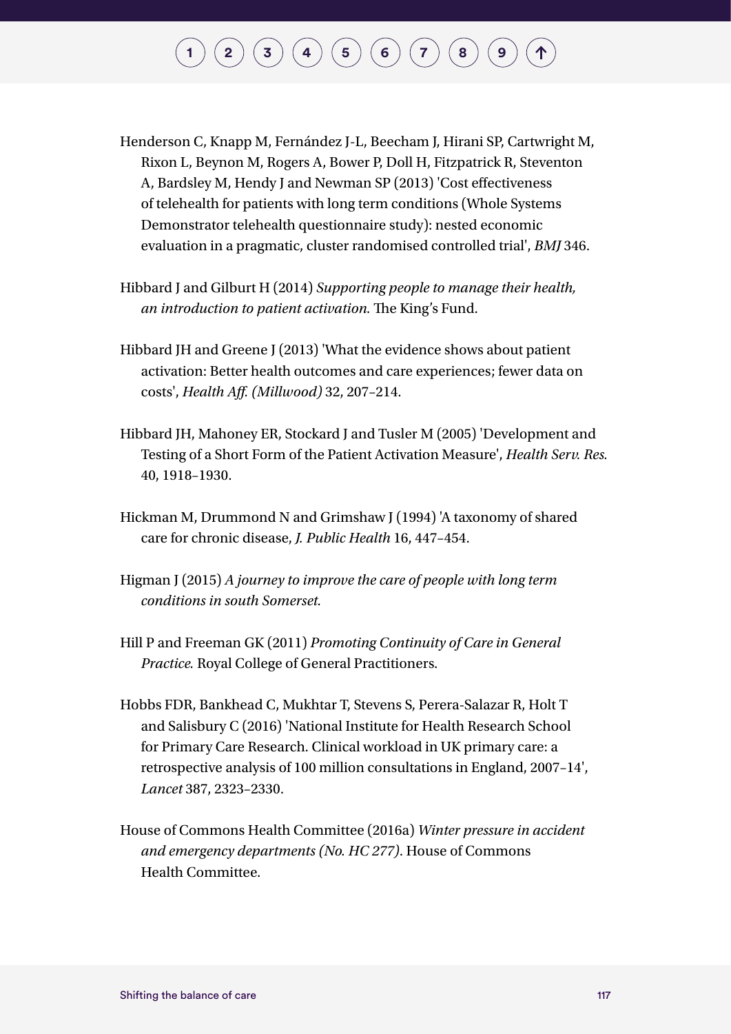Henderson C, Knapp M, Fernández J-L, Beecham J, Hirani SP, Cartwright M, Rixon L, Beynon M, Rogers A, Bower P, Doll H, Fitzpatrick R, Steventon A, Bardsley M, Hendy J and Newman SP (2013) 'Cost effectiveness of telehealth for patients with long term conditions (Whole Systems Demonstrator telehealth questionnaire study): nested economic evaluation in a pragmatic, cluster randomised controlled trial', *BMJ* 346.

Hibbard J and Gilburt H (2014) *Supporting people to manage their health, an introduction to patient activation.* The King's Fund.

Hibbard JH and Greene J (2013) 'What the evidence shows about patient activation: Better health outcomes and care experiences; fewer data on costs', *Health Aff. (Millwood)* 32, 207–214.

Hibbard JH, Mahoney ER, Stockard J and Tusler M (2005) 'Development and Testing of a Short Form of the Patient Activation Measure', *Health Serv. Res.* 40, 1918–1930.

Hickman M, Drummond N and Grimshaw J (1994) 'A taxonomy of shared care for chronic disease, *J. Public Health* 16, 447–454.

Higman J (2015) *A journey to improve the care of people with long term conditions in south Somerset.*

Hill P and Freeman GK (2011) *Promoting Continuity of Care in General Practice.* Royal College of General Practitioners.

Hobbs FDR, Bankhead C, Mukhtar T, Stevens S, Perera-Salazar R, Holt T and Salisbury C (2016) 'National Institute for Health Research School for Primary Care Research. Clinical workload in UK primary care: a retrospective analysis of 100 million consultations in England, 2007–14', *Lancet* 387, 2323–2330.

House of Commons Health Committee (2016a) *Winter pressure in accident and emergency departments (No. HC 277)*. House of Commons Health Committee.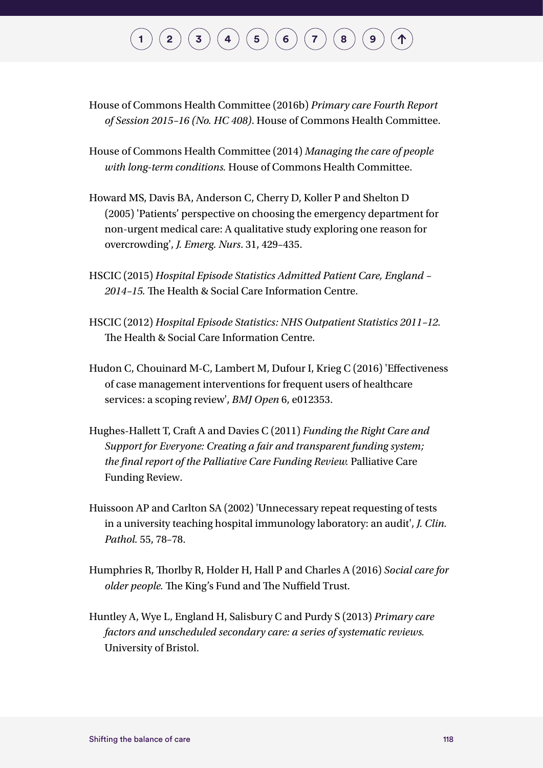House of Commons Health Committee (2016b) *Primary care Fourth Report of Session 2015–16 (No. HC 408)*. House of Commons Health Committee.

House of Commons Health Committee (2014) *Managing the care of people with long-term conditions.* House of Commons Health Committee.

Howard MS, Davis BA, Anderson C, Cherry D, Koller P and Shelton D (2005) 'Patients' perspective on choosing the emergency department for non-urgent medical care: A qualitative study exploring one reason for overcrowding', *J. Emerg. Nurs*. 31, 429–435.

HSCIC (2015) *Hospital Episode Statistics Admitted Patient Care, England – 2014–15.* The Health & Social Care Information Centre.

HSCIC (2012) *Hospital Episode Statistics: NHS Outpatient Statistics 2011–12*. The Health & Social Care Information Centre.

Hudon C, Chouinard M-C, Lambert M, Dufour I, Krieg C (2016) 'Effectiveness of case management interventions for frequent users of healthcare services: a scoping review', *BMJ Open* 6, e012353.

Hughes-Hallett T, Craft A and Davies C (2011) *Funding the Right Care and Support for Everyone: Creating a fair and transparent funding system; the final report of the Palliative Care Funding Review.* Palliative Care Funding Review.

Huissoon AP and Carlton SA (2002) 'Unnecessary repeat requesting of tests in a university teaching hospital immunology laboratory: an audit', *J. Clin. Pathol.* 55, 78–78.

Humphries R, Thorlby R, Holder H, Hall P and Charles A (2016) *Social care for older people.* The King's Fund and The Nuffield Trust.

Huntley A, Wye L, England H, Salisbury C and Purdy S (2013) *Primary care factors and unscheduled secondary care: a series of systematic reviews.* University of Bristol.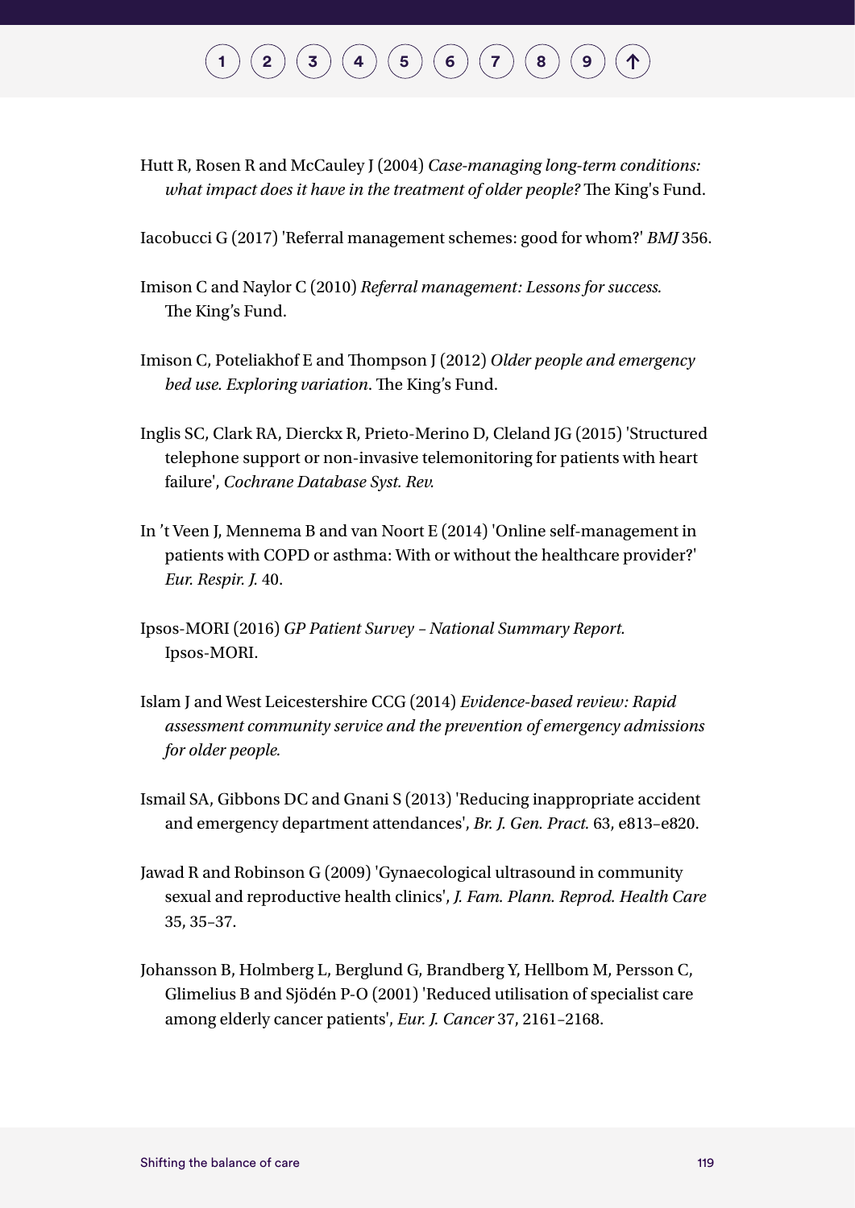Hutt R, Rosen R and McCauley J (2004) *Case-managing long-term conditions: what impact does it have in the treatment of older people?* The King's Fund.

Iacobucci G (2017) 'Referral management schemes: good for whom?' *BMJ* 356.

Imison C and Naylor C (2010) *Referral management: Lessons for success.* The King's Fund.

Imison C, Poteliakhof E and Thompson J (2012) *Older people and emergency bed use. Exploring variation*. The King's Fund.

Inglis SC, Clark RA, Dierckx R, Prieto-Merino D, Cleland JG (2015) 'Structured telephone support or non-invasive telemonitoring for patients with heart failure', *Cochrane Database Syst. Rev.*

In 't Veen J, Mennema B and van Noort E (2014) 'Online self-management in patients with COPD or asthma: With or without the healthcare provider?' *Eur. Respir. J.* 40.

Ipsos-MORI (2016) *GP Patient Survey – National Summary Report.* Ipsos-MORI.

Islam J and West Leicestershire CCG (2014) *Evidence-based review: Rapid assessment community service and the prevention of emergency admissions for older people.*

Ismail SA, Gibbons DC and Gnani S (2013) 'Reducing inappropriate accident and emergency department attendances', *Br. J. Gen. Pract.* 63, e813–e820.

Jawad R and Robinson G (2009) 'Gynaecological ultrasound in community sexual and reproductive health clinics', *J. Fam. Plann. Reprod. Health Care* 35, 35–37.

Johansson B, Holmberg L, Berglund G, Brandberg Y, Hellbom M, Persson C, Glimelius B and Sjödén P-O (2001) 'Reduced utilisation of specialist care among elderly cancer patients', *Eur. J. Cancer* 37, 2161–2168.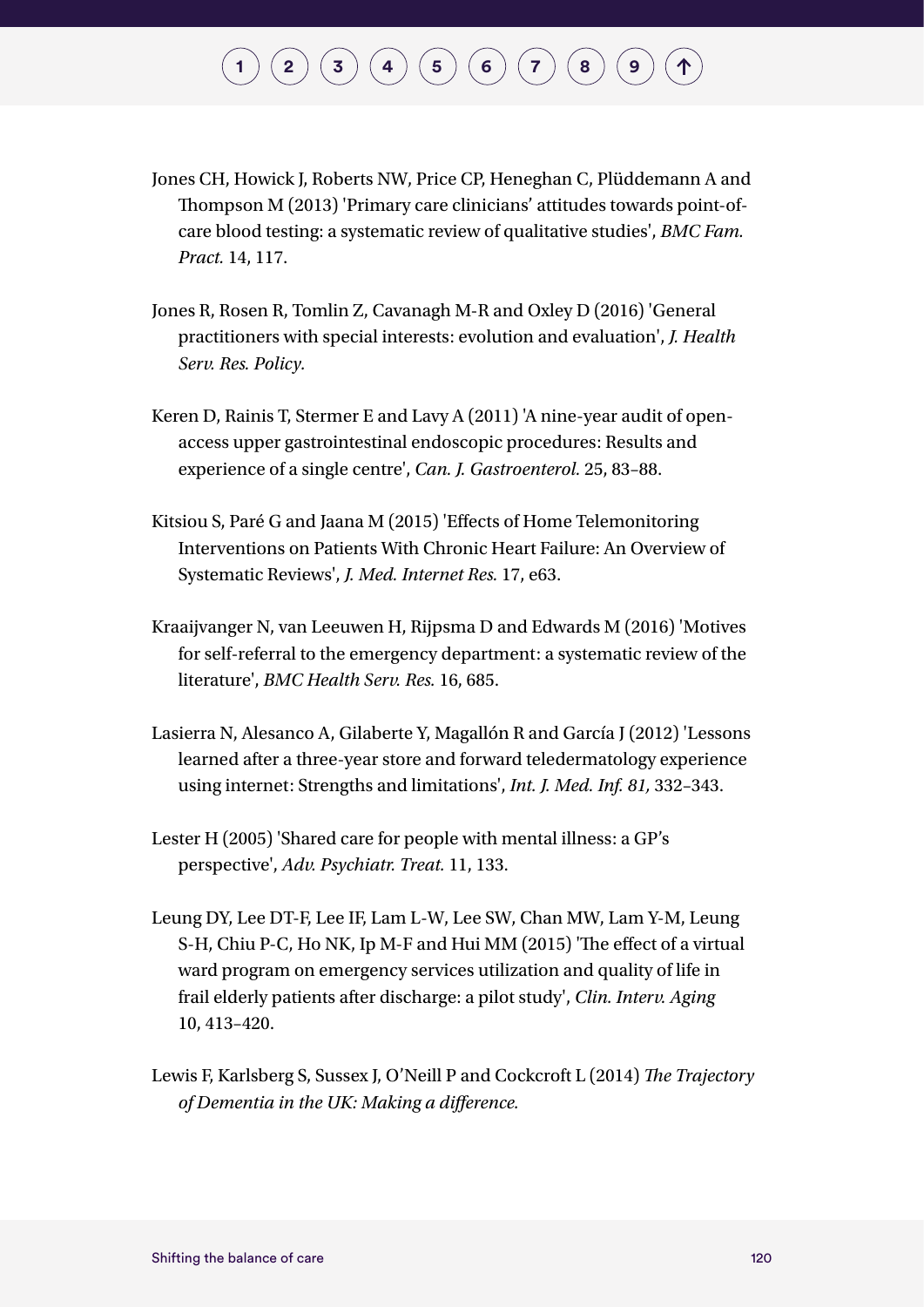Jones CH, Howick J, Roberts NW, Price CP, Heneghan C, Plüddemann A and Thompson M (2013) 'Primary care clinicians' attitudes towards point-of-care blood testing: a systematic review of qualitative studies', *BMC Fam. Pract.* 14, 117.

Jones R, Rosen R, Tomlin Z, Cavanagh M-R and Oxley D (2016) 'General practitioners with special interests: evolution and evaluation', *J. Health Serv. Res. Policy.*

Keren D, Rainis T, Stermer E and Lavy A (2011) 'A nine-year audit of open-access upper gastrointestinal endoscopic procedures: Results and experience of a single centre', *Can. J. Gastroenterol.* 25, 83–88.

Kitsiou S, Paré G and Jaana M (2015) 'Effects of Home Telemonitoring Interventions on Patients With Chronic Heart Failure: An Overview of Systematic Reviews', *J. Med. Internet Res.* 17, e63.

Kraaijvanger N, van Leeuwen H, Rijpsma D and Edwards M (2016) 'Motives for self-referral to the emergency department: a systematic review of the literature', *BMC Health Serv. Res.* 16, 685.

Lasierra N, Alesanco A, Gilaberte Y, Magallón R and García J (2012) 'Lessons learned after a three-year store and forward teledermatology experience using internet: Strengths and limitations', *Int. J. Med. Inf. 81,* 332–343.

Lester H (2005) 'Shared care for people with mental illness: a GP's perspective', *Adv. Psychiatr. Treat.* 11, 133.

Leung DY, Lee DT-F, Lee IF, Lam L-W, Lee SW, Chan MW, Lam Y-M, Leung S-H, Chiu P-C, Ho NK, Ip M-F and Hui MM (2015) 'The effect of a virtual ward program on emergency services utilization and quality of life in frail elderly patients after discharge: a pilot study', *Clin. Interv. Aging* 10, 413–420.

Lewis F, Karlsberg S, Sussex J, O'Neill P and Cockcroft L (2014) *The Trajectory of Dementia in the UK: Making a difference.*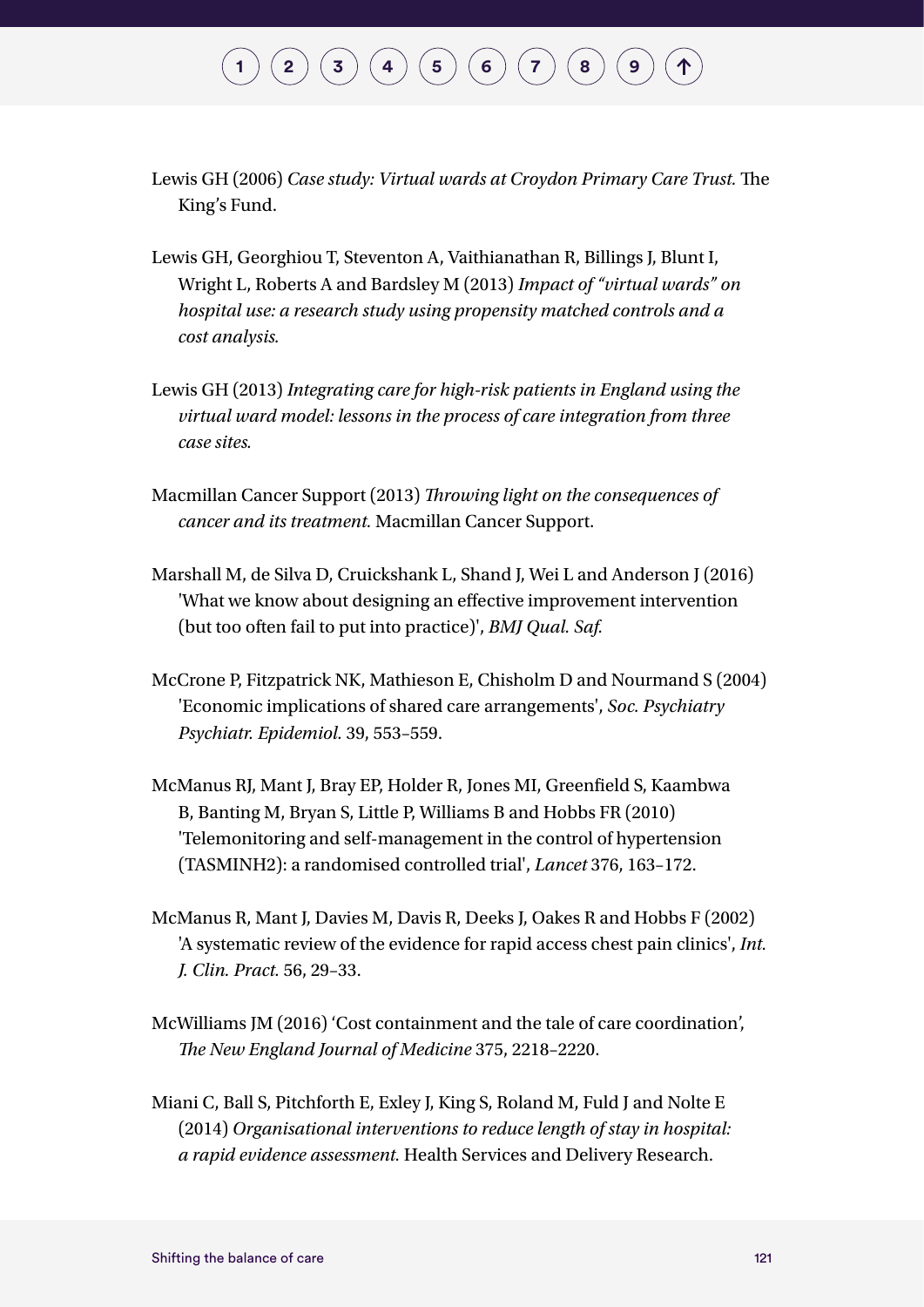Lewis GH (2006) *Case study: Virtual wards at Croydon Primary Care Trust.* The King's Fund.

Lewis GH, Georghiou T, Steventon A, Vaithianathan R, Billings J, Blunt I, Wright L, Roberts A and Bardsley M (2013) *Impact of "virtual wards" on hospital use: a research study using propensity matched controls and a cost analysis.*

Lewis GH (2013) *Integrating care for high-risk patients in England using the virtual ward model: lessons in the process of care integration from three case sites.*

Macmillan Cancer Support (2013) *Throwing light on the consequences of cancer and its treatment.* Macmillan Cancer Support.

Marshall M, de Silva D, Cruickshank L, Shand J, Wei L and Anderson J (2016) 'What we know about designing an effective improvement intervention (but too often fail to put into practice)', *BMJ Qual. Saf.*

McCrone P, Fitzpatrick NK, Mathieson E, Chisholm D and Nourmand S (2004) 'Economic implications of shared care arrangements', *Soc. Psychiatry Psychiatr. Epidemiol.* 39, 553–559.

McManus RJ, Mant J, Bray EP, Holder R, Jones MI, Greenfield S, Kaambwa B, Banting M, Bryan S, Little P, Williams B and Hobbs FR (2010) 'Telemonitoring and self-management in the control of hypertension (TASMINH2): a randomised controlled trial', *Lancet* 376, 163–172.

McManus R, Mant J, Davies M, Davis R, Deeks J, Oakes R and Hobbs F (2002) 'A systematic review of the evidence for rapid access chest pain clinics', *Int. J. Clin. Pract.* 56, 29–33.

McWilliams JM (2016) 'Cost containment and the tale of care coordination', *The New England Journal of Medicine* 375, 2218–2220.

Miani C, Ball S, Pitchforth E, Exley J, King S, Roland M, Fuld J and Nolte E (2014) *Organisational interventions to reduce length of stay in hospital: a rapid evidence assessment.* Health Services and Delivery Research.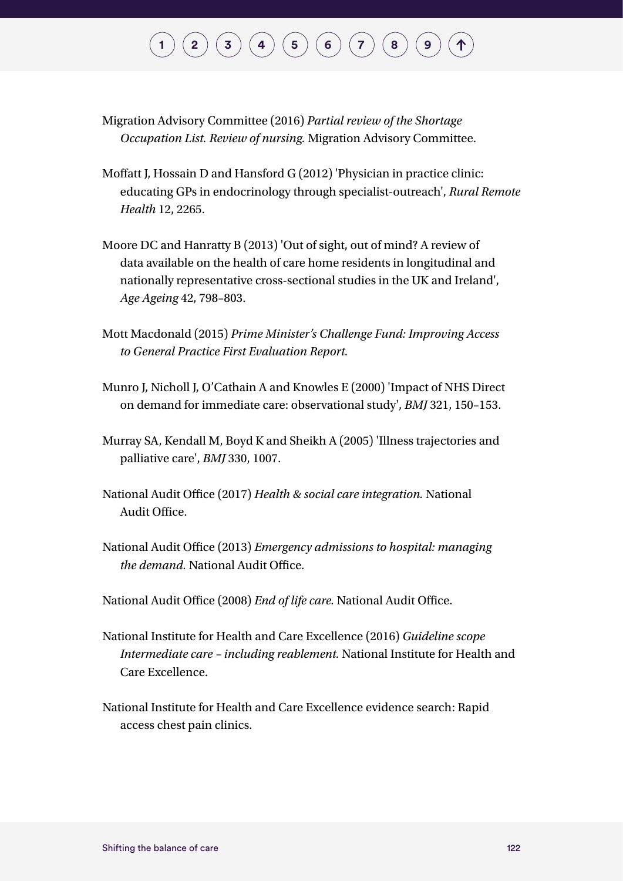Migration Advisory Committee (2016) *Partial review of the Shortage Occupation List. Review of nursing.* Migration Advisory Committee.

Moffatt J, Hossain D and Hansford G (2012) 'Physician in practice clinic: educating GPs in endocrinology through specialist-outreach', *Rural Remote Health* 12, 2265.

Moore DC and Hanratty B (2013) 'Out of sight, out of mind? A review of data available on the health of care home residents in longitudinal and nationally representative cross-sectional studies in the UK and Ireland', *Age Ageing* 42, 798–803.

Mott Macdonald (2015) *Prime Minister's Challenge Fund: Improving Access to General Practice First Evaluation Report.*

Munro J, Nicholl J, O'Cathain A and Knowles E (2000) 'Impact of NHS Direct on demand for immediate care: observational study', *BMJ* 321, 150–153.

Murray SA, Kendall M, Boyd K and Sheikh A (2005) 'Illness trajectories and palliative care', *BMJ* 330, 1007.

National Audit Office (2017) *Health & social care integration.* National Audit Office.

National Audit Office (2013) *Emergency admissions to hospital: managing the demand.* National Audit Office.

National Audit Office (2008) *End of life care.* National Audit Office.

National Institute for Health and Care Excellence (2016) *Guideline scope Intermediate care – including reablement.* National Institute for Health and Care Excellence.

National Institute for Health and Care Excellence evidence search: Rapid access chest pain clinics.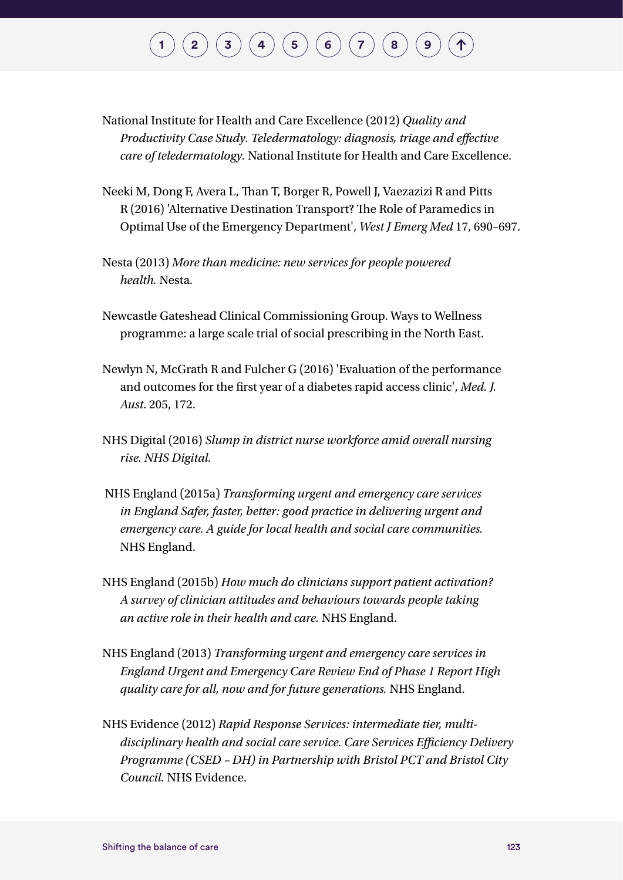National Institute for Health and Care Excellence (2012) *Quality and Productivity Case Study. Teledermatology: diagnosis, triage and effective care of teledermatology.* National Institute for Health and Care Excellence.

Neeki M, Dong F, Avera L, Than T, Borger R, Powell J, Vaezazizi R and Pitts R (2016) 'Alternative Destination Transport? The Role of Paramedics in Optimal Use of the Emergency Department', *West J Emerg Med* 17, 690–697.

Nesta (2013) *More than medicine: new services for people powered health.* Nesta.

Newcastle Gateshead Clinical Commissioning Group. Ways to Wellness programme: a large scale trial of social prescribing in the North East.

Newlyn N, McGrath R and Fulcher G (2016) 'Evaluation of the performance and outcomes for the first year of a diabetes rapid access clinic', *Med. J. Aust*. 205, 172.

NHS Digital (2016) *Slump in district nurse workforce amid overall nursing rise. NHS Digital.*

NHS England (2015a) *Transforming urgent and emergency care services in England Safer, faster, better: good practice in delivering urgent and emergency care. A guide for local health and social care communities.* NHS England.

NHS England (2015b) *How much do clinicians support patient activation? A survey of clinician attitudes and behaviours towards people taking an active role in their health and care.* NHS England.

NHS England (2013) *Transforming urgent and emergency care services in England Urgent and Emergency Care Review End of Phase 1 Report High quality care for all, now and for future generations.* NHS England.

NHS Evidence (2012) *Rapid Response Services: intermediate tier, multi-disciplinary health and social care service. Care Services Efficiency Delivery Programme (CSED – DH) in Partnership with Bristol PCT and Bristol City Council.* NHS Evidence.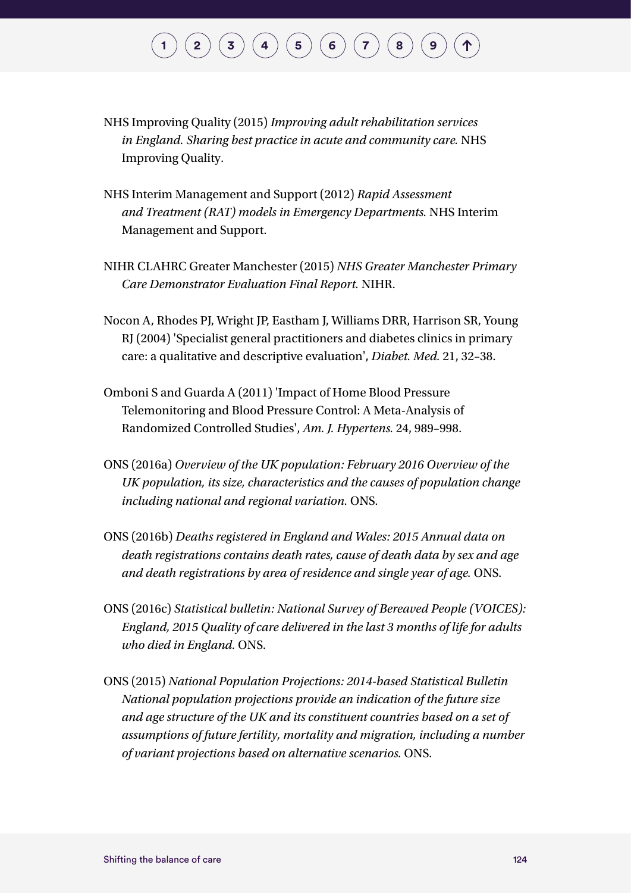NHS Improving Quality (2015) *Improving adult rehabilitation services in England. Sharing best practice in acute and community care.* NHS Improving Quality.

NHS Interim Management and Support (2012) *Rapid Assessment and Treatment (RAT) models in Emergency Departments.* NHS Interim Management and Support.

NIHR CLAHRC Greater Manchester (2015) *NHS Greater Manchester Primary Care Demonstrator Evaluation Final Report.* NIHR.

Nocon A, Rhodes PJ, Wright JP, Eastham J, Williams DRR, Harrison SR, Young RJ (2004) 'Specialist general practitioners and diabetes clinics in primary care: a qualitative and descriptive evaluation', *Diabet. Med.* 21, 32–38.

Omboni S and Guarda A (2011) 'Impact of Home Blood Pressure Telemonitoring and Blood Pressure Control: A Meta-Analysis of Randomized Controlled Studies', *Am. J. Hypertens.* 24, 989–998.

ONS (2016a) *Overview of the UK population: February 2016 Overview of the UK population, its size, characteristics and the causes of population change including national and regional variation.* ONS.

ONS (2016b) *Deaths registered in England and Wales: 2015 Annual data on death registrations contains death rates, cause of death data by sex and age and death registrations by area of residence and single year of age.* ONS.

ONS (2016c) *Statistical bulletin: National Survey of Bereaved People (VOICES): England, 2015 Quality of care delivered in the last 3 months of life for adults who died in England.* ONS.

ONS (2015) *National Population Projections: 2014-based Statistical Bulletin National population projections provide an indication of the future size and age structure of the UK and its constituent countries based on a set of assumptions of future fertility, mortality and migration, including a number of variant projections based on alternative scenarios.* ONS.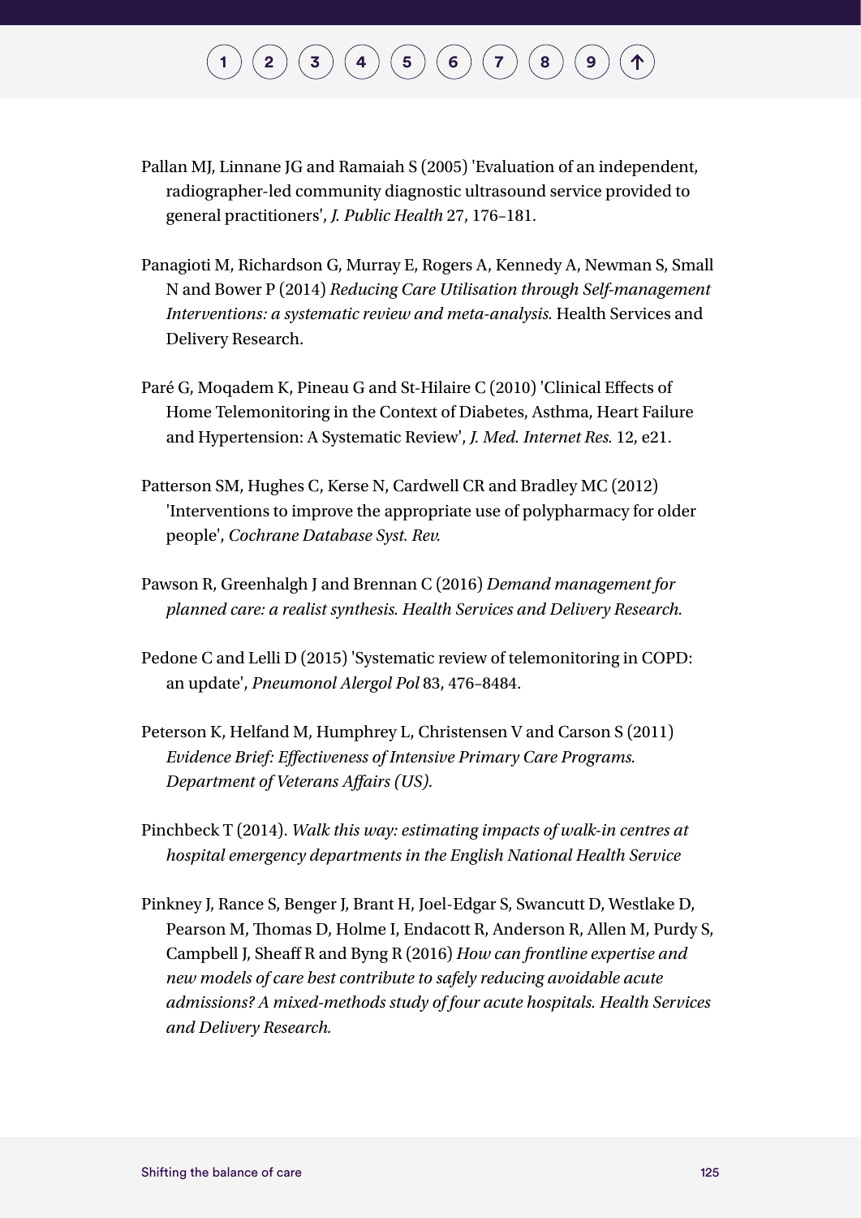Pallan MJ, Linnane JG and Ramaiah S (2005) 'Evaluation of an independent, radiographer-led community diagnostic ultrasound service provided to general practitioners', *J. Public Health* 27, 176–181.

Panagioti M, Richardson G, Murray E, Rogers A, Kennedy A, Newman S, Small N and Bower P (2014) *Reducing Care Utilisation through Self-management Interventions: a systematic review and meta-analysis.* Health Services and Delivery Research.

Paré G, Moqadem K, Pineau G and St-Hilaire C (2010) 'Clinical Effects of Home Telemonitoring in the Context of Diabetes, Asthma, Heart Failure and Hypertension: A Systematic Review', *J. Med. Internet Res.* 12, e21.

Patterson SM, Hughes C, Kerse N, Cardwell CR and Bradley MC (2012) 'Interventions to improve the appropriate use of polypharmacy for older people', *Cochrane Database Syst. Rev.*

Pawson R, Greenhalgh J and Brennan C (2016) *Demand management for planned care: a realist synthesis. Health Services and Delivery Research.*

Pedone C and Lelli D (2015) 'Systematic review of telemonitoring in COPD: an update', *Pneumonol Alergol Pol* 83, 476–8484.

Peterson K, Helfand M, Humphrey L, Christensen V and Carson S (2011) *Evidence Brief: Effectiveness of Intensive Primary Care Programs. Department of Veterans Affairs (US).*

Pinchbeck T (2014). *Walk this way: estimating impacts of walk-in centres at hospital emergency departments in the English National Health Service*

Pinkney J, Rance S, Benger J, Brant H, Joel-Edgar S, Swancutt D, Westlake D, Pearson M, Thomas D, Holme I, Endacott R, Anderson R, Allen M, Purdy S, Campbell J, Sheaff R and Byng R (2016) *How can frontline expertise and new models of care best contribute to safely reducing avoidable acute admissions? A mixed-methods study of four acute hospitals. Health Services and Delivery Research.*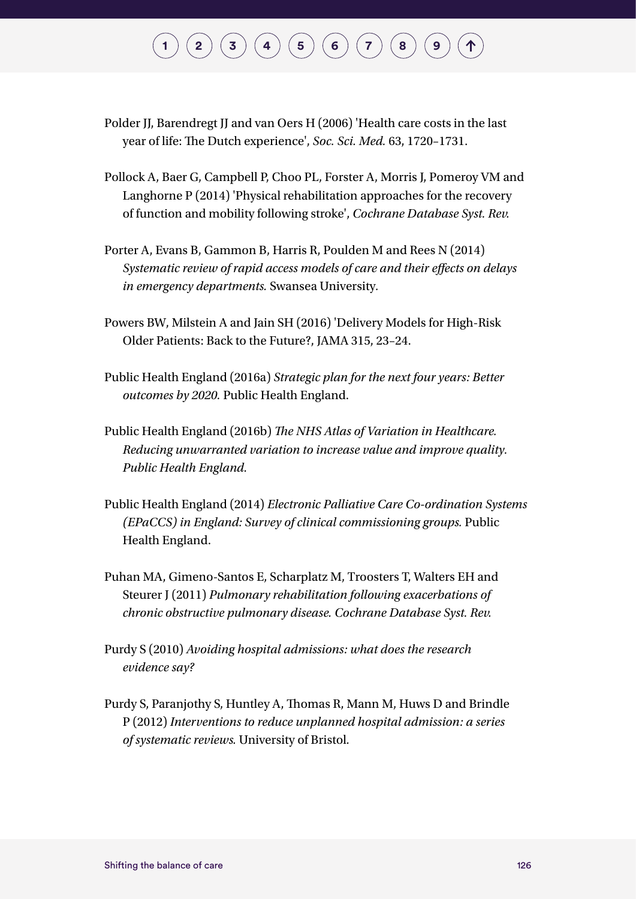Polder JJ, Barendregt JJ and van Oers H (2006) 'Health care costs in the last year of life: The Dutch experience', *Soc. Sci. Med.* 63, 1720–1731.

Pollock A, Baer G, Campbell P, Choo PL, Forster A, Morris J, Pomeroy VM and Langhorne P (2014) 'Physical rehabilitation approaches for the recovery of function and mobility following stroke', *Cochrane Database Syst. Rev.*

Porter A, Evans B, Gammon B, Harris R, Poulden M and Rees N (2014) *Systematic review of rapid access models of care and their effects on delays in emergency departments.* Swansea University.

Powers BW, Milstein A and Jain SH (2016) 'Delivery Models for High-Risk Older Patients: Back to the Future?, JAMA 315, 23–24.

Public Health England (2016a) *Strategic plan for the next four years: Better outcomes by 2020.* Public Health England.

Public Health England (2016b) *The NHS Atlas of Variation in Healthcare. Reducing unwarranted variation to increase value and improve quality. Public Health England.*

Public Health England (2014) *Electronic Palliative Care Co-ordination Systems (EPaCCS) in England: Survey of clinical commissioning groups.* Public Health England.

Puhan MA, Gimeno-Santos E, Scharplatz M, Troosters T, Walters EH and Steurer J (2011) *Pulmonary rehabilitation following exacerbations of chronic obstructive pulmonary disease. Cochrane Database Syst. Rev.*

Purdy S (2010) *Avoiding hospital admissions: what does the research evidence say?*

Purdy S, Paranjothy S, Huntley A, Thomas R, Mann M, Huws D and Brindle P (2012) *Interventions to reduce unplanned hospital admission: a series of systematic reviews.* University of Bristol.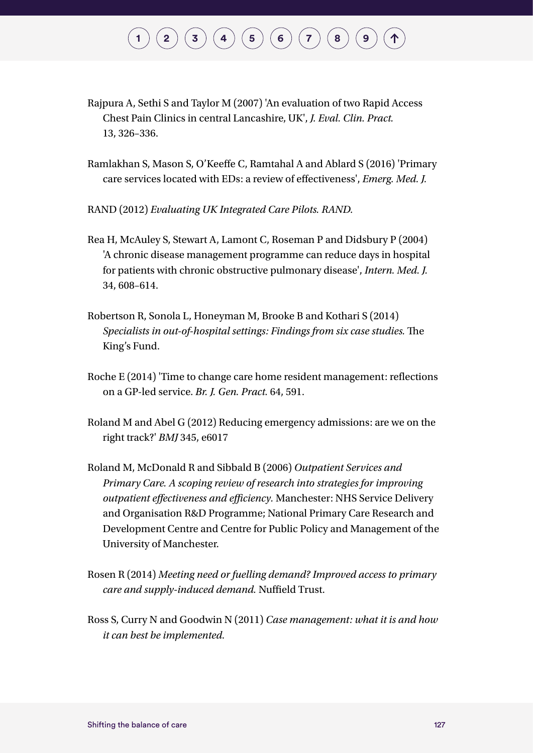Rajpura A, Sethi S and Taylor M (2007) 'An evaluation of two Rapid Access Chest Pain Clinics in central Lancashire, UK', *J. Eval. Clin. Pract.* 13, 326–336.

Ramlakhan S, Mason S, O'Keeffe C, Ramtahal A and Ablard S (2016) 'Primary care services located with EDs: a review of effectiveness', *Emerg. Med. J.*

RAND (2012) *Evaluating UK Integrated Care Pilots. RAND.*

Rea H, McAuley S, Stewart A, Lamont C, Roseman P and Didsbury P (2004) 'A chronic disease management programme can reduce days in hospital for patients with chronic obstructive pulmonary disease', *Intern. Med. J.* 34, 608–614.

Robertson R, Sonola L, Honeyman M, Brooke B and Kothari S (2014) *Specialists in out-of-hospital settings: Findings from six case studies.* The King's Fund.

Roche E (2014) 'Time to change care home resident management: reflections on a GP-led service. *Br. J. Gen. Pract.* 64, 591.

Roland M and Abel G (2012) Reducing emergency admissions: are we on the right track?' *BMJ* 345, e6017

Roland M, McDonald R and Sibbald B (2006) *Outpatient Services and Primary Care. A scoping review of research into strategies for improving outpatient effectiveness and efficiency.* Manchester: NHS Service Delivery and Organisation R&D Programme; National Primary Care Research and Development Centre and Centre for Public Policy and Management of the University of Manchester.

Rosen R (2014) *Meeting need or fuelling demand? Improved access to primary care and supply-induced demand.* Nuffield Trust.

Ross S, Curry N and Goodwin N (2011) *Case management: what it is and how it can best be implemented.*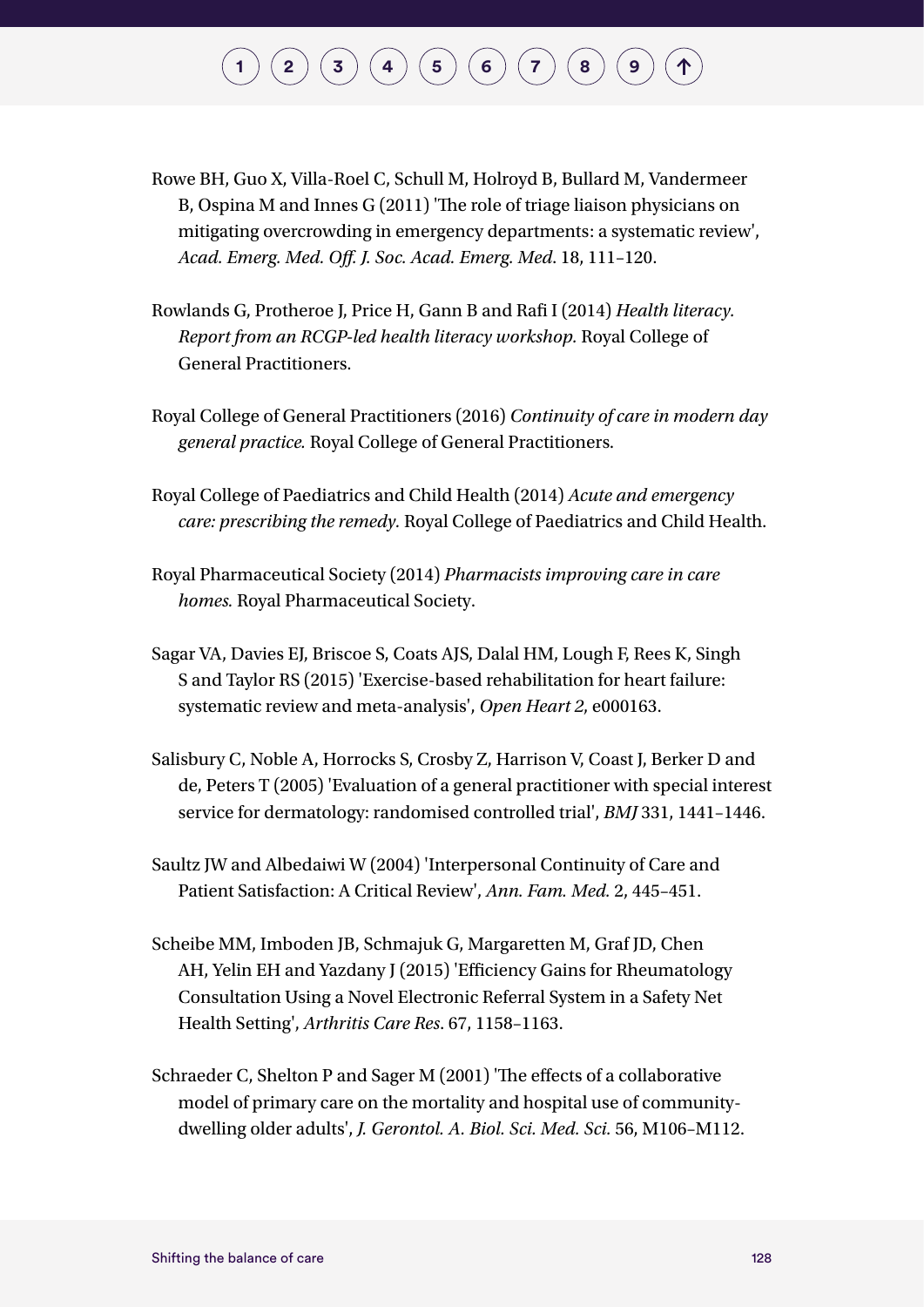Rowe BH, Guo X, Villa-Roel C, Schull M, Holroyd B, Bullard M, Vandermeer B, Ospina M and Innes G (2011) 'The role of triage liaison physicians on mitigating overcrowding in emergency departments: a systematic review', *Acad. Emerg. Med. Off. J. Soc. Acad. Emerg. Med.* 18, 111–120.

Rowlands G, Protheroe J, Price H, Gann B and Rafi I (2014) *Health literacy. Report from an RCGP-led health literacy workshop.* Royal College of General Practitioners.

Royal College of General Practitioners (2016) *Continuity of care in modern day general practice.* Royal College of General Practitioners.

Royal College of Paediatrics and Child Health (2014) *Acute and emergency care: prescribing the remedy.* Royal College of Paediatrics and Child Health.

Royal Pharmaceutical Society (2014) *Pharmacists improving care in care homes.* Royal Pharmaceutical Society.

Sagar VA, Davies EJ, Briscoe S, Coats AJS, Dalal HM, Lough F, Rees K, Singh S and Taylor RS (2015) 'Exercise-based rehabilitation for heart failure: systematic review and meta-analysis', *Open Heart 2*, e000163.

Salisbury C, Noble A, Horrocks S, Crosby Z, Harrison V, Coast J, Berker D and de, Peters T (2005) 'Evaluation of a general practitioner with special interest service for dermatology: randomised controlled trial', *BMJ* 331, 1441–1446.

Saultz JW and Albedaiwi W (2004) 'Interpersonal Continuity of Care and Patient Satisfaction: A Critical Review', *Ann. Fam. Med.* 2, 445–451.

Scheibe MM, Imboden JB, Schmajuk G, Margaretten M, Graf JD, Chen AH, Yelin EH and Yazdany J (2015) 'Efficiency Gains for Rheumatology Consultation Using a Novel Electronic Referral System in a Safety Net Health Setting', *Arthritis Care Res.* 67, 1158–1163.

Schraeder C, Shelton P and Sager M (2001) 'The effects of a collaborative model of primary care on the mortality and hospital use of community-dwelling older adults', *J. Gerontol. A. Biol. Sci. Med. Sci.* 56, M106–M112.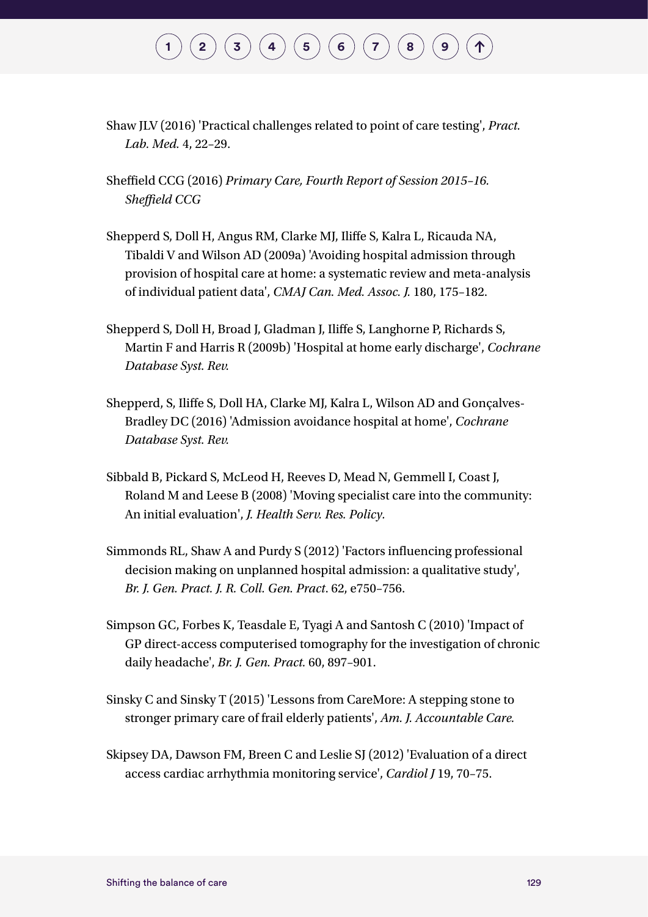Shaw JLV (2016) 'Practical challenges related to point of care testing', *Pract. Lab. Med.* 4, 22–29.

Sheffield CCG (2016) *Primary Care, Fourth Report of Session 2015–16. Sheffield CCG*

Shepperd S, Doll H, Angus RM, Clarke MJ, Iliffe S, Kalra L, Ricauda NA, Tibaldi V and Wilson AD (2009a) 'Avoiding hospital admission through provision of hospital care at home: a systematic review and meta-analysis of individual patient data', *CMAJ Can. Med. Assoc. J.* 180, 175–182.

Shepperd S, Doll H, Broad J, Gladman J, Iliffe S, Langhorne P, Richards S, Martin F and Harris R (2009b) 'Hospital at home early discharge', *Cochrane Database Syst. Rev.*

Shepperd, S, Iliffe S, Doll HA, Clarke MJ, Kalra L, Wilson AD and Gonçalves-Bradley DC (2016) 'Admission avoidance hospital at home', *Cochrane Database Syst. Rev.*

Sibbald B, Pickard S, McLeod H, Reeves D, Mead N, Gemmell I, Coast J, Roland M and Leese B (2008) 'Moving specialist care into the community: An initial evaluation', *J. Health Serv. Res. Policy.*

Simmonds RL, Shaw A and Purdy S (2012) 'Factors influencing professional decision making on unplanned hospital admission: a qualitative study', *Br. J. Gen. Pract. J. R. Coll. Gen. Pract*. 62, e750–756.

Simpson GC, Forbes K, Teasdale E, Tyagi A and Santosh C (2010) 'Impact of GP direct-access computerised tomography for the investigation of chronic daily headache', *Br. J. Gen. Pract.* 60, 897–901.

Sinsky C and Sinsky T (2015) 'Lessons from CareMore: A stepping stone to stronger primary care of frail elderly patients', *Am. J. Accountable Care.*

Skipsey DA, Dawson FM, Breen C and Leslie SJ (2012) 'Evaluation of a direct access cardiac arrhythmia monitoring service', *Cardiol J* 19, 70–75.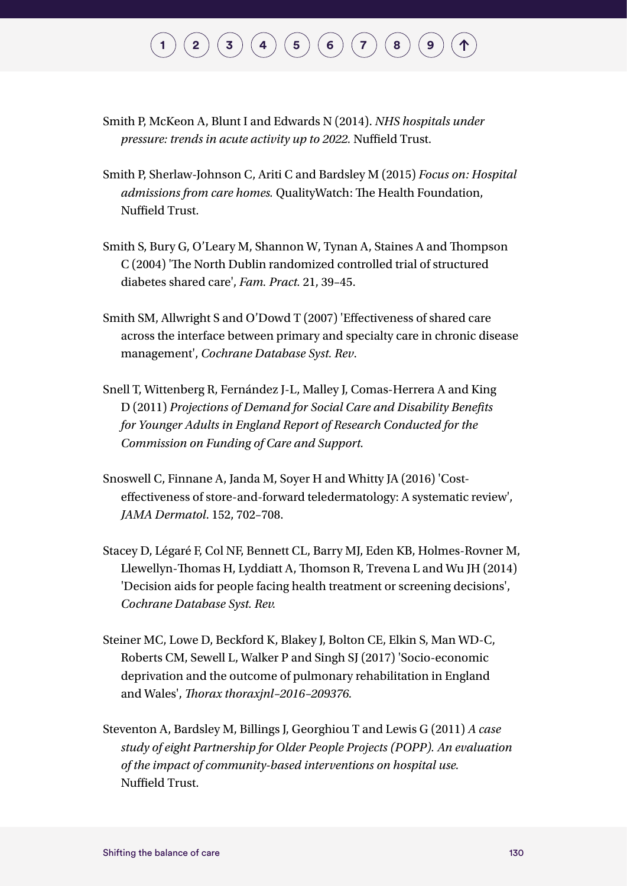Smith P, McKeon A, Blunt I and Edwards N (2014). *NHS hospitals under pressure: trends in acute activity up to 2022.* Nuffield Trust.

Smith P, Sherlaw-Johnson C, Ariti C and Bardsley M (2015) *Focus on: Hospital admissions from care homes.* QualityWatch: The Health Foundation, Nuffield Trust.

Smith S, Bury G, O'Leary M, Shannon W, Tynan A, Staines A and Thompson C (2004) 'The North Dublin randomized controlled trial of structured diabetes shared care', *Fam. Pract.* 21, 39–45.

Smith SM, Allwright S and O'Dowd T (2007) 'Effectiveness of shared care across the interface between primary and specialty care in chronic disease management', *Cochrane Database Syst. Rev*.

Snell T, Wittenberg R, Fernández J-L, Malley J, Comas-Herrera A and King D (2011) *Projections of Demand for Social Care and Disability Benefits for Younger Adults in England Report of Research Conducted for the Commission on Funding of Care and Support.*

Snoswell C, Finnane A, Janda M, Soyer H and Whitty JA (2016) 'Cost-effectiveness of store-and-forward teledermatology: A systematic review', *JAMA Dermatol*. 152, 702–708.

Stacey D, Légaré F, Col NF, Bennett CL, Barry MJ, Eden KB, Holmes-Rovner M, Llewellyn-Thomas H, Lyddiatt A, Thomson R, Trevena L and Wu JH (2014) 'Decision aids for people facing health treatment or screening decisions', *Cochrane Database Syst. Rev.*

Steiner MC, Lowe D, Beckford K, Blakey J, Bolton CE, Elkin S, Man WD-C, Roberts CM, Sewell L, Walker P and Singh SJ (2017) 'Socio-economic deprivation and the outcome of pulmonary rehabilitation in England and Wales', *Thorax thoraxjnl–2016–209376.*

Steventon A, Bardsley M, Billings J, Georghiou T and Lewis G (2011) *A case study of eight Partnership for Older People Projects (POPP). An evaluation of the impact of community-based interventions on hospital use.* Nuffield Trust.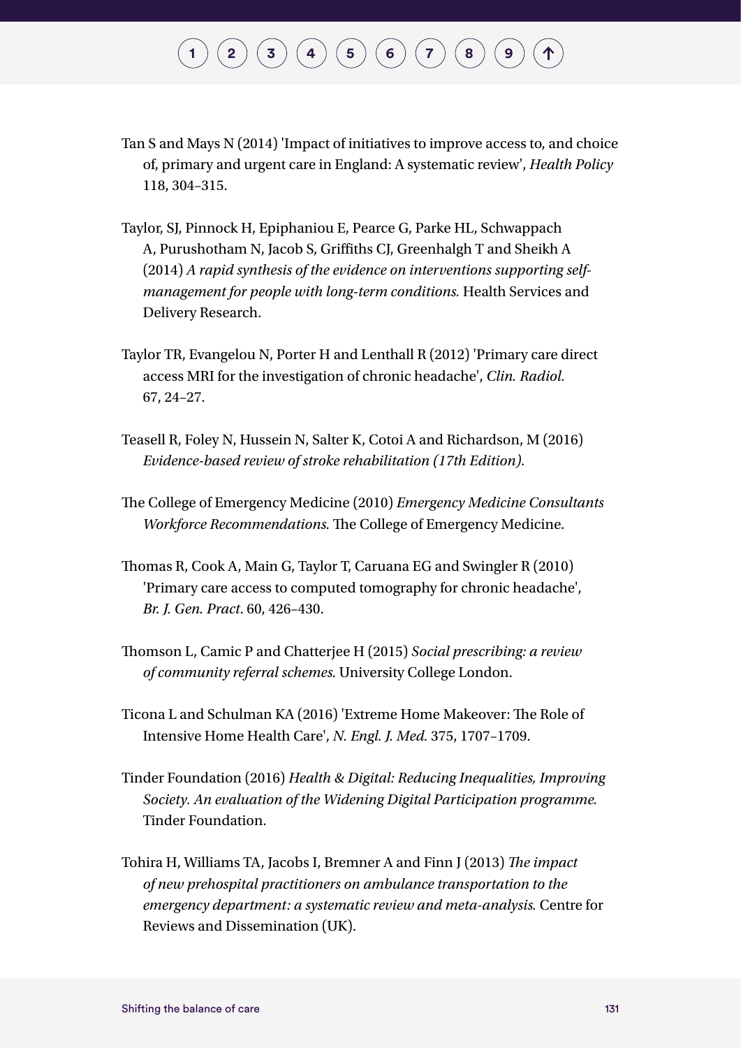Tan S and Mays N (2014) 'Impact of initiatives to improve access to, and choice of, primary and urgent care in England: A systematic review', *Health Policy* 118, 304–315.

Taylor, SJ, Pinnock H, Epiphaniou E, Pearce G, Parke HL, Schwappach A, Purushotham N, Jacob S, Griffiths CJ, Greenhalgh T and Sheikh A (2014) *A rapid synthesis of the evidence on interventions supporting self-management for people with long-term conditions.* Health Services and Delivery Research.

Taylor TR, Evangelou N, Porter H and Lenthall R (2012) 'Primary care direct access MRI for the investigation of chronic headache', *Clin. Radiol.* 67, 24–27.

Teasell R, Foley N, Hussein N, Salter K, Cotoi A and Richardson, M (2016) *Evidence-based review of stroke rehabilitation (17th Edition)*.

The College of Emergency Medicine (2010) *Emergency Medicine Consultants Workforce Recommendations.* The College of Emergency Medicine.

Thomas R, Cook A, Main G, Taylor T, Caruana EG and Swingler R (2010) 'Primary care access to computed tomography for chronic headache', *Br. J. Gen. Pract*. 60, 426–430.

Thomson L, Camic P and Chatterjee H (2015) *Social prescribing: a review of community referral schemes.* University College London.

Ticona L and Schulman KA (2016) 'Extreme Home Makeover: The Role of Intensive Home Health Care', *N. Engl. J. Med.* 375, 1707–1709.

Tinder Foundation (2016) *Health & Digital: Reducing Inequalities, Improving Society. An evaluation of the Widening Digital Participation programme.* Tinder Foundation.

Tohira H, Williams TA, Jacobs I, Bremner A and Finn J (2013) *The impact of new prehospital practitioners on ambulance transportation to the emergency department: a systematic review and meta-analysis.* Centre for Reviews and Dissemination (UK).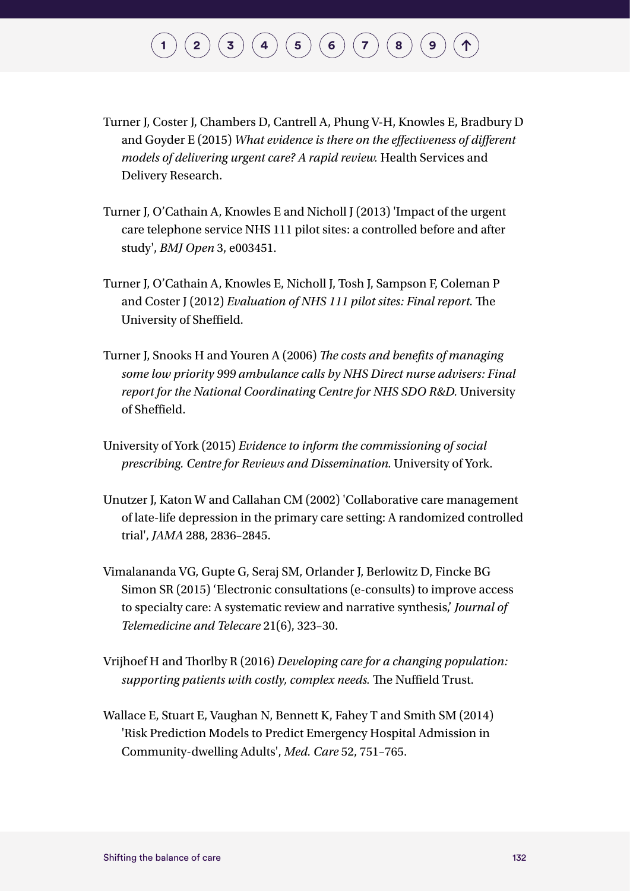Turner J, Coster J, Chambers D, Cantrell A, Phung V-H, Knowles E, Bradbury D and Goyder E (2015) *What evidence is there on the effectiveness of different models of delivering urgent care? A rapid review.* Health Services and Delivery Research.

Turner J, O'Cathain A, Knowles E and Nicholl J (2013) 'Impact of the urgent care telephone service NHS 111 pilot sites: a controlled before and after study', *BMJ Open* 3, e003451.

Turner J, O'Cathain A, Knowles E, Nicholl J, Tosh J, Sampson F, Coleman P and Coster J (2012) *Evaluation of NHS 111 pilot sites: Final report.* The University of Sheffield.

Turner J, Snooks H and Youren A (2006) *The costs and benefits of managing some low priority 999 ambulance calls by NHS Direct nurse advisers: Final report for the National Coordinating Centre for NHS SDO R&D.* University of Sheffield.

University of York (2015) *Evidence to inform the commissioning of social prescribing. Centre for Reviews and Dissemination.* University of York.

Unutzer J, Katon W and Callahan CM (2002) 'Collaborative care management of late-life depression in the primary care setting: A randomized controlled trial', *JAMA* 288, 2836–2845.

Vimalananda VG, Gupte G, Seraj SM, Orlander J, Berlowitz D, Fincke BG Simon SR (2015) 'Electronic consultations (e-consults) to improve access to specialty care: A systematic review and narrative synthesis,' *Journal of Telemedicine and Telecare* 21(6), 323–30.

Vrijhoef H and Thorlby R (2016) *Developing care for a changing population: supporting patients with costly, complex needs.* The Nuffield Trust.

Wallace E, Stuart E, Vaughan N, Bennett K, Fahey T and Smith SM (2014) 'Risk Prediction Models to Predict Emergency Hospital Admission in Community-dwelling Adults', *Med. Care* 52, 751–765.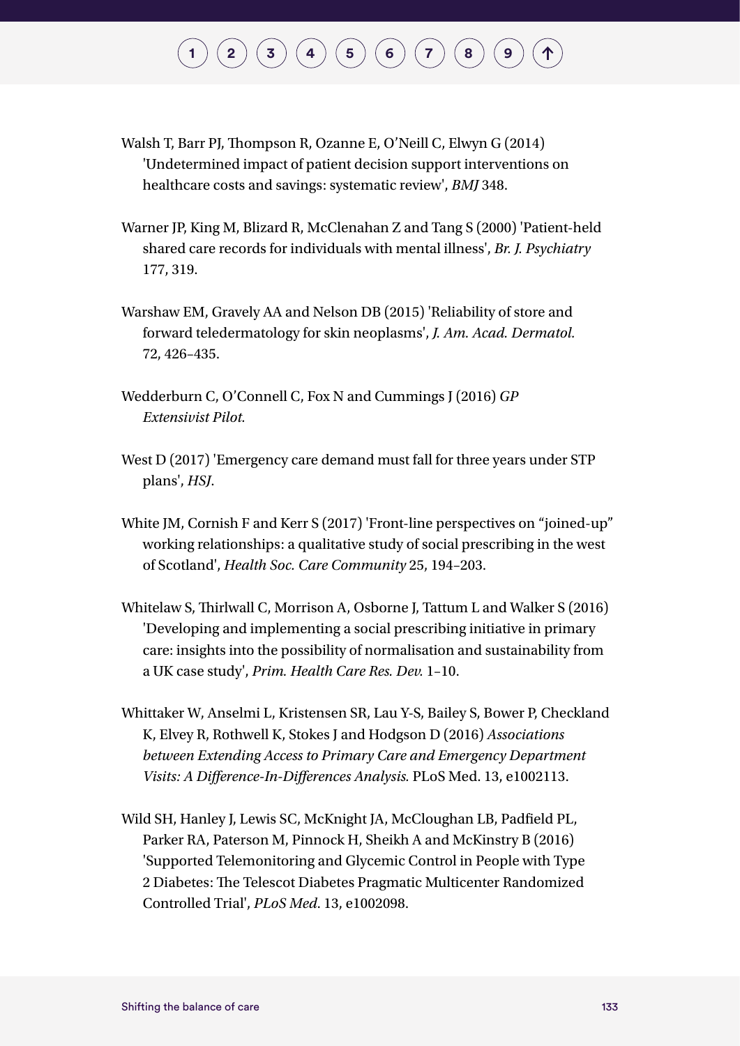Walsh T, Barr PJ, Thompson R, Ozanne E, O'Neill C, Elwyn G (2014) 'Undetermined impact of patient decision support interventions on healthcare costs and savings: systematic review', *BMJ* 348.

Warner JP, King M, Blizard R, McClenahan Z and Tang S (2000) 'Patient-held shared care records for individuals with mental illness', *Br. J. Psychiatry* 177, 319.

Warshaw EM, Gravely AA and Nelson DB (2015) 'Reliability of store and forward teledermatology for skin neoplasms', *J. Am. Acad. Dermatol.* 72, 426–435.

Wedderburn C, O'Connell C, Fox N and Cummings J (2016) *GP Extensivist Pilot.*

West D (2017) 'Emergency care demand must fall for three years under STP plans', *HSJ*.

White JM, Cornish F and Kerr S (2017) 'Front-line perspectives on "joined-up" working relationships: a qualitative study of social prescribing in the west of Scotland', *Health Soc. Care Community* 25, 194–203.

Whitelaw S, Thirlwall C, Morrison A, Osborne J, Tattum L and Walker S (2016) 'Developing and implementing a social prescribing initiative in primary care: insights into the possibility of normalisation and sustainability from a UK case study', *Prim. Health Care Res. Dev.* 1–10.

Whittaker W, Anselmi L, Kristensen SR, Lau Y-S, Bailey S, Bower P, Checkland K, Elvey R, Rothwell K, Stokes J and Hodgson D (2016) *Associations between Extending Access to Primary Care and Emergency Department Visits: A Difference-In-Differences Analysis.* PLoS Med. 13, e1002113.

Wild SH, Hanley J, Lewis SC, McKnight JA, McCloughan LB, Padfield PL, Parker RA, Paterson M, Pinnock H, Sheikh A and McKinstry B (2016) 'Supported Telemonitoring and Glycemic Control in People with Type 2 Diabetes: The Telescot Diabetes Pragmatic Multicenter Randomized Controlled Trial', *PLoS Med*. 13, e1002098.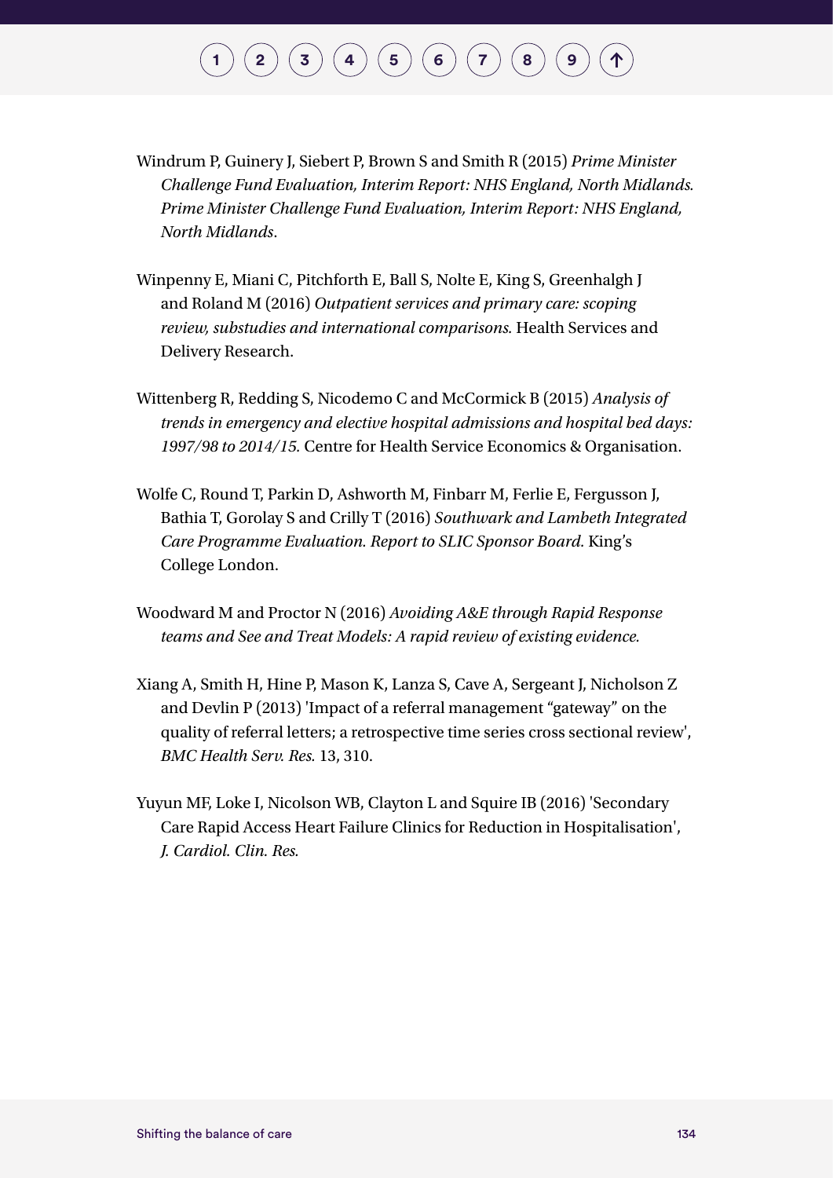Windrum P, Guinery J, Siebert P, Brown S and Smith R (2015) *Prime Minister Challenge Fund Evaluation, Interim Report: NHS England, North Midlands. Prime Minister Challenge Fund Evaluation, Interim Report: NHS England, North Midlands*.

Winpenny E, Miani C, Pitchforth E, Ball S, Nolte E, King S, Greenhalgh J and Roland M (2016) *Outpatient services and primary care: scoping review, substudies and international comparisons.* Health Services and Delivery Research.

Wittenberg R, Redding S, Nicodemo C and McCormick B (2015) *Analysis of trends in emergency and elective hospital admissions and hospital bed days: 1997/98 to 2014/15.* Centre for Health Service Economics & Organisation.

Wolfe C, Round T, Parkin D, Ashworth M, Finbarr M, Ferlie E, Fergusson J, Bathia T, Gorolay S and Crilly T (2016) *Southwark and Lambeth Integrated Care Programme Evaluation. Report to SLIC Sponsor Board.* King's College London.

Woodward M and Proctor N (2016) *Avoiding A&E through Rapid Response teams and See and Treat Models: A rapid review of existing evidence.*

Xiang A, Smith H, Hine P, Mason K, Lanza S, Cave A, Sergeant J, Nicholson Z and Devlin P (2013) 'Impact of a referral management "gateway" on the quality of referral letters; a retrospective time series cross sectional review', *BMC Health Serv. Res.* 13, 310.

Yuyun MF, Loke I, Nicolson WB, Clayton L and Squire IB (2016) 'Secondary Care Rapid Access Heart Failure Clinics for Reduction in Hospitalisation', *J. Cardiol. Clin. Res.*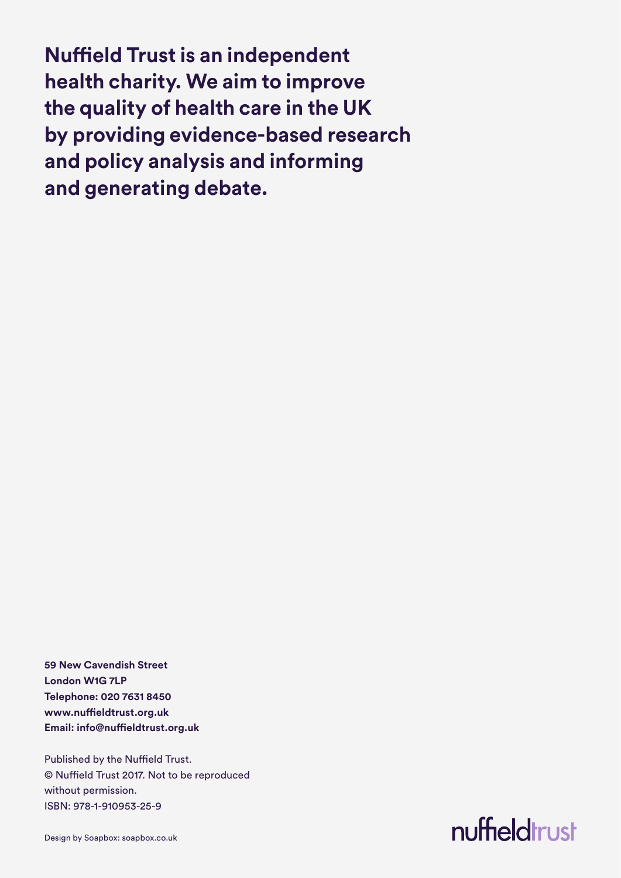**Nuffield Trust is an independent health charity. We aim to improve the quality of health care in the UK by providing evidence-based research and policy analysis and informing and generating debate.**

**59 New Cavendish Street**
**London W1G 7LP**
**Telephone: 020 7631 8450**
**www.nuffieldtrust.org.uk**
**Email: info@nuffieldtrust.org.uk**

Published by the Nuffield Trust.
© Nuffield Trust 2017. Not to be reproduced without permission.
ISBN: 978-1-910953-25-9

Design by Soapbox: soapbox.co.uk

nuffieldtrust